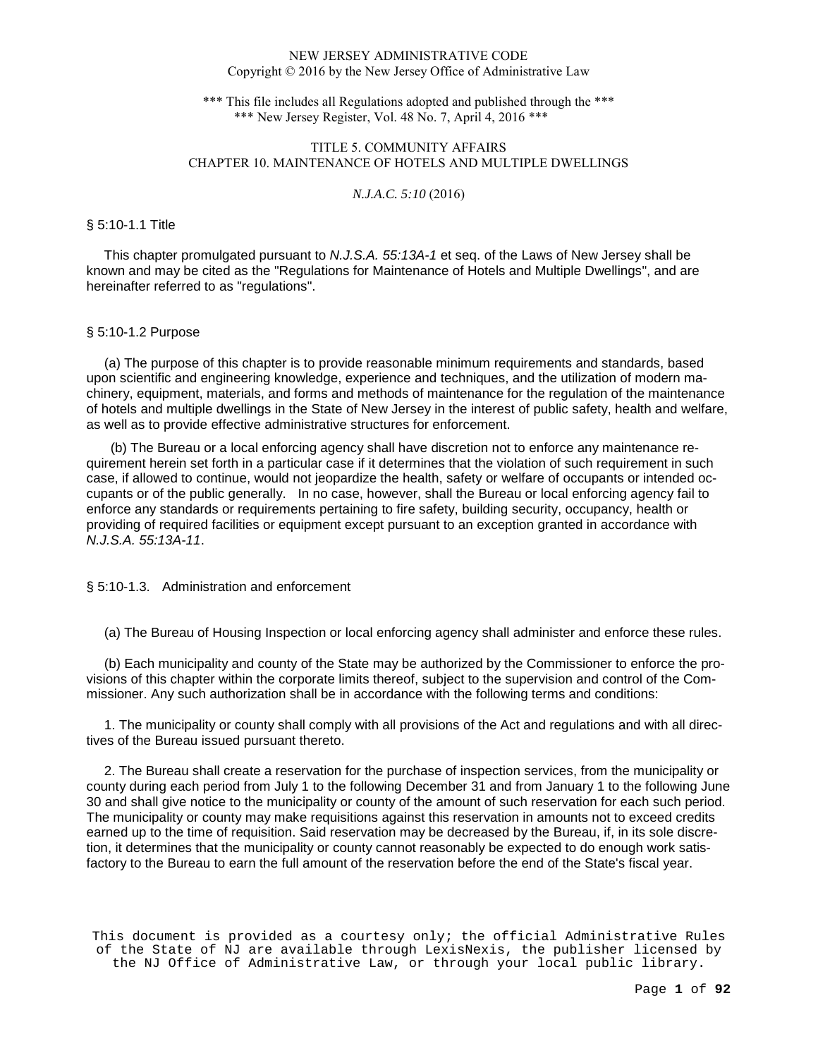NEW JERSEY ADMINISTRATIVE CODE
Copyright © 2016 by the New Jersey Office of Administrative Law

*** This file includes all Regulations adopted and published through the ***
*** New Jersey Register, Vol. 48 No. 7, April 4, 2016 ***

# TITLE 5. COMMUNITY AFFAIRS
## CHAPTER 10. MAINTENANCE OF HOTELS AND MULTIPLE DWELLINGS

*N.J.A.C. 5:10* (2016)

### § 5:10-1.1 Title

This chapter promulgated pursuant to *N.J.S.A. 55:13A-1* et seq. of the Laws of New Jersey shall be known and may be cited as the "Regulations for Maintenance of Hotels and Multiple Dwellings", and are hereinafter referred to as "regulations".

### § 5:10-1.2 Purpose

(a) The purpose of this chapter is to provide reasonable minimum requirements and standards, based upon scientific and engineering knowledge, experience and techniques, and the utilization of modern machinery, equipment, materials, and forms and methods of maintenance for the regulation of the maintenance of hotels and multiple dwellings in the State of New Jersey in the interest of public safety, health and welfare, as well as to provide effective administrative structures for enforcement.

(b) The Bureau or a local enforcing agency shall have discretion not to enforce any maintenance requirement herein set forth in a particular case if it determines that the violation of such requirement in such case, if allowed to continue, would not jeopardize the health, safety or welfare of occupants or intended occupants or of the public generally. In no case, however, shall the Bureau or local enforcing agency fail to enforce any standards or requirements pertaining to fire safety, building security, occupancy, health or providing of required facilities or equipment except pursuant to an exception granted in accordance with *N.J.S.A. 55:13A-11*.

### § 5:10-1.3. Administration and enforcement

(a) The Bureau of Housing Inspection or local enforcing agency shall administer and enforce these rules.

(b) Each municipality and county of the State may be authorized by the Commissioner to enforce the provisions of this chapter within the corporate limits thereof, subject to the supervision and control of the Commissioner. Any such authorization shall be in accordance with the following terms and conditions:

1. The municipality or county shall comply with all provisions of the Act and regulations and with all directives of the Bureau issued pursuant thereto.

2. The Bureau shall create a reservation for the purchase of inspection services, from the municipality or county during each period from July 1 to the following December 31 and from January 1 to the following June 30 and shall give notice to the municipality or county of the amount of such reservation for each such period. The municipality or county may make requisitions against this reservation in amounts not to exceed credits earned up to the time of requisition. Said reservation may be decreased by the Bureau, if, in its sole discretion, it determines that the municipality or county cannot reasonably be expected to do enough work satisfactory to the Bureau to earn the full amount of the reservation before the end of the State's fiscal year.

This document is provided as a courtesy only; the official Administrative Rules of the State of NJ are available through LexisNexis, the publisher licensed by the NJ Office of Administrative Law, or through your local public library.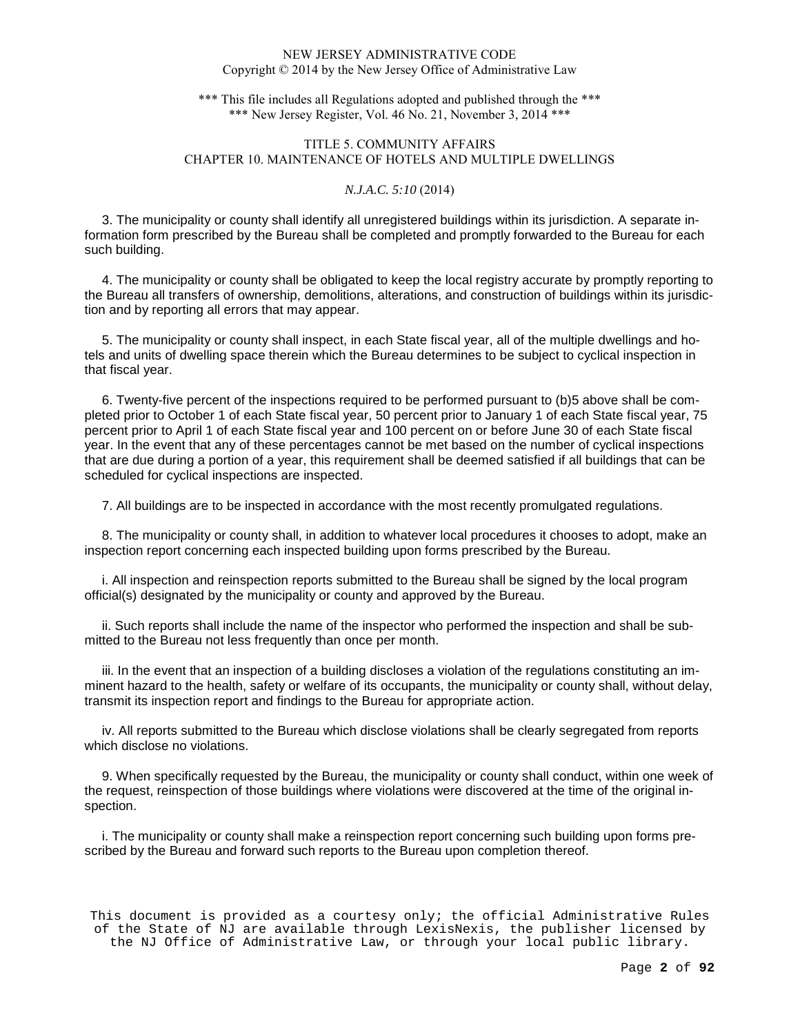3. The municipality or county shall identify all unregistered buildings within its jurisdiction. A separate information form prescribed by the Bureau shall be completed and promptly forwarded to the Bureau for each such building.

4. The municipality or county shall be obligated to keep the local registry accurate by promptly reporting to the Bureau all transfers of ownership, demolitions, alterations, and construction of buildings within its jurisdiction and by reporting all errors that may appear.

5. The municipality or county shall inspect, in each State fiscal year, all of the multiple dwellings and hotels and units of dwelling space therein which the Bureau determines to be subject to cyclical inspection in that fiscal year.

6. Twenty-five percent of the inspections required to be performed pursuant to (b)5 above shall be completed prior to October 1 of each State fiscal year, 50 percent prior to January 1 of each State fiscal year, 75 percent prior to April 1 of each State fiscal year and 100 percent on or before June 30 of each State fiscal year. In the event that any of these percentages cannot be met based on the number of cyclical inspections that are due during a portion of a year, this requirement shall be deemed satisfied if all buildings that can be scheduled for cyclical inspections are inspected.

7. All buildings are to be inspected in accordance with the most recently promulgated regulations.

8. The municipality or county shall, in addition to whatever local procedures it chooses to adopt, make an inspection report concerning each inspected building upon forms prescribed by the Bureau.

i. All inspection and reinspection reports submitted to the Bureau shall be signed by the local program official(s) designated by the municipality or county and approved by the Bureau.

ii. Such reports shall include the name of the inspector who performed the inspection and shall be submitted to the Bureau not less frequently than once per month.

iii. In the event that an inspection of a building discloses a violation of the regulations constituting an imminent hazard to the health, safety or welfare of its occupants, the municipality or county shall, without delay, transmit its inspection report and findings to the Bureau for appropriate action.

iv. All reports submitted to the Bureau which disclose violations shall be clearly segregated from reports which disclose no violations.

9. When specifically requested by the Bureau, the municipality or county shall conduct, within one week of the request, reinspection of those buildings where violations were discovered at the time of the original inspection.

i. The municipality or county shall make a reinspection report concerning such building upon forms prescribed by the Bureau and forward such reports to the Bureau upon completion thereof.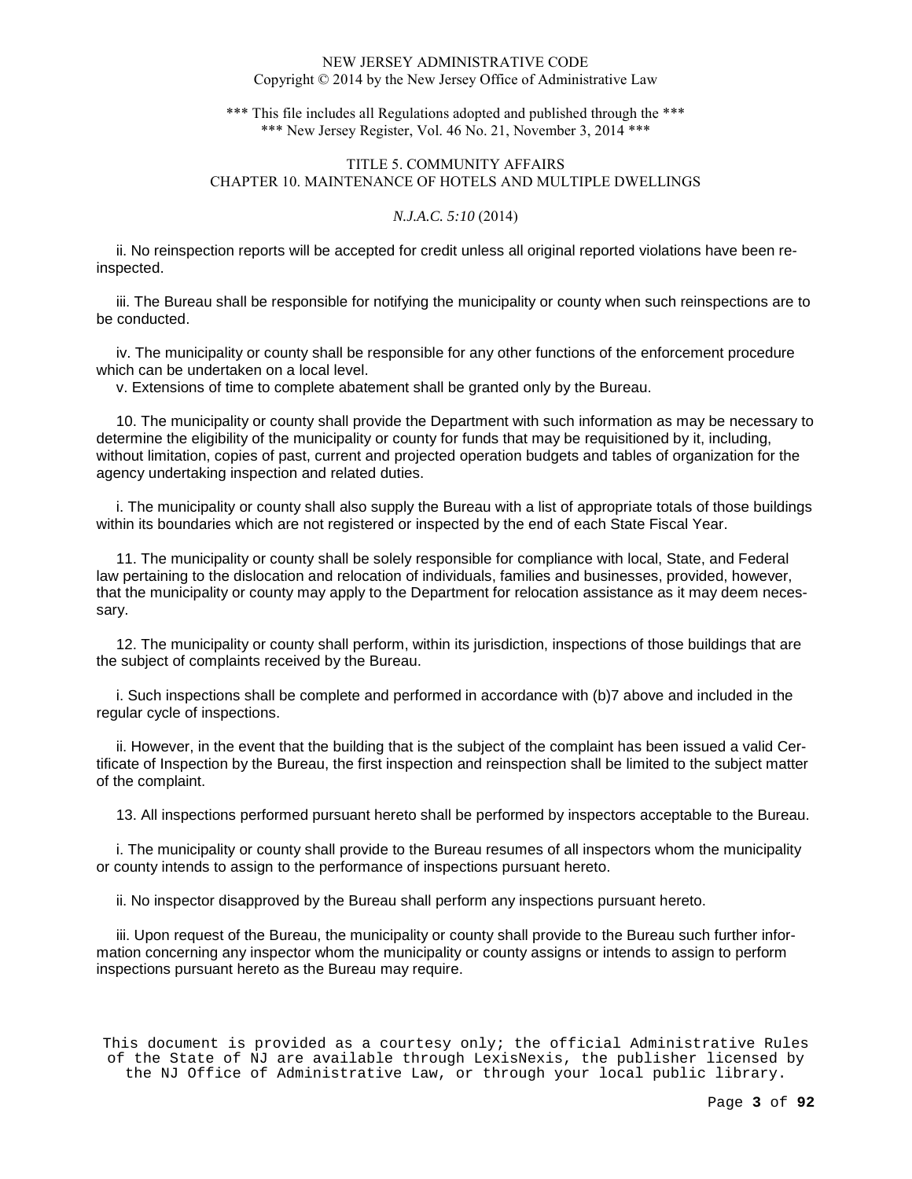ii. No reinspection reports will be accepted for credit unless all original reported violations have been reinspected.

iii. The Bureau shall be responsible for notifying the municipality or county when such reinspections are to be conducted.

iv. The municipality or county shall be responsible for any other functions of the enforcement procedure which can be undertaken on a local level.

v. Extensions of time to complete abatement shall be granted only by the Bureau.

10. The municipality or county shall provide the Department with such information as may be necessary to determine the eligibility of the municipality or county for funds that may be requisitioned by it, including, without limitation, copies of past, current and projected operation budgets and tables of organization for the agency undertaking inspection and related duties.

i. The municipality or county shall also supply the Bureau with a list of appropriate totals of those buildings within its boundaries which are not registered or inspected by the end of each State Fiscal Year.

11. The municipality or county shall be solely responsible for compliance with local, State, and Federal law pertaining to the dislocation and relocation of individuals, families and businesses, provided, however, that the municipality or county may apply to the Department for relocation assistance as it may deem necessary.

12. The municipality or county shall perform, within its jurisdiction, inspections of those buildings that are the subject of complaints received by the Bureau.

i. Such inspections shall be complete and performed in accordance with (b)7 above and included in the regular cycle of inspections.

ii. However, in the event that the building that is the subject of the complaint has been issued a valid Certificate of Inspection by the Bureau, the first inspection and reinspection shall be limited to the subject matter of the complaint.

13. All inspections performed pursuant hereto shall be performed by inspectors acceptable to the Bureau.

i. The municipality or county shall provide to the Bureau resumes of all inspectors whom the municipality or county intends to assign to the performance of inspections pursuant hereto.

ii. No inspector disapproved by the Bureau shall perform any inspections pursuant hereto.

iii. Upon request of the Bureau, the municipality or county shall provide to the Bureau such further information concerning any inspector whom the municipality or county assigns or intends to assign to perform inspections pursuant hereto as the Bureau may require.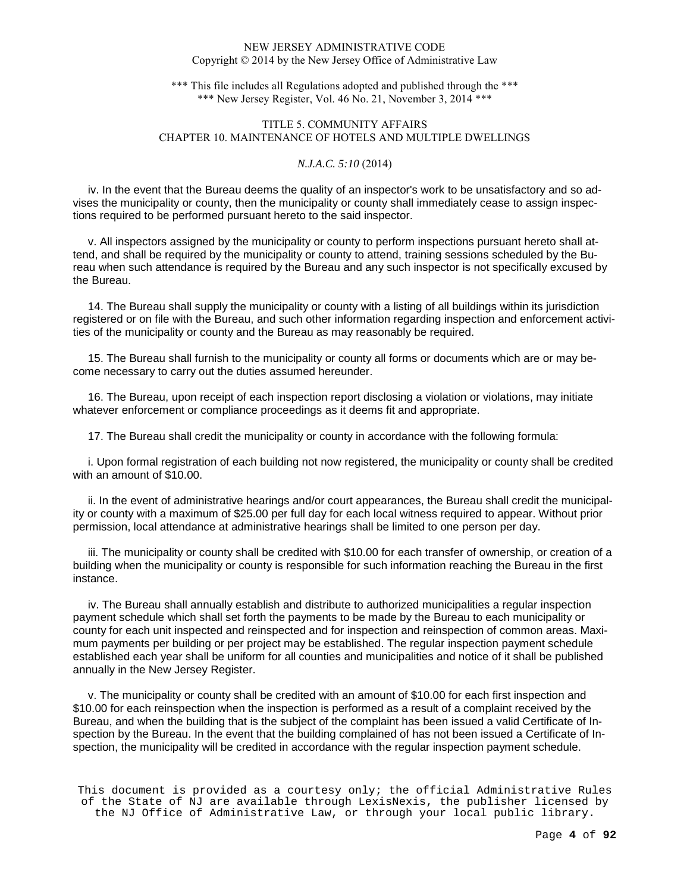iv. In the event that the Bureau deems the quality of an inspector's work to be unsatisfactory and so advises the municipality or county, then the municipality or county shall immediately cease to assign inspections required to be performed pursuant hereto to the said inspector.

v. All inspectors assigned by the municipality or county to perform inspections pursuant hereto shall attend, and shall be required by the municipality or county to attend, training sessions scheduled by the Bureau when such attendance is required by the Bureau and any such inspector is not specifically excused by the Bureau.

14. The Bureau shall supply the municipality or county with a listing of all buildings within its jurisdiction registered or on file with the Bureau, and such other information regarding inspection and enforcement activities of the municipality or county and the Bureau as may reasonably be required.

15. The Bureau shall furnish to the municipality or county all forms or documents which are or may become necessary to carry out the duties assumed hereunder.

16. The Bureau, upon receipt of each inspection report disclosing a violation or violations, may initiate whatever enforcement or compliance proceedings as it deems fit and appropriate.

17. The Bureau shall credit the municipality or county in accordance with the following formula:

i. Upon formal registration of each building not now registered, the municipality or county shall be credited with an amount of $10.00.

ii. In the event of administrative hearings and/or court appearances, the Bureau shall credit the municipality or county with a maximum of $25.00 per full day for each local witness required to appear. Without prior permission, local attendance at administrative hearings shall be limited to one person per day.

iii. The municipality or county shall be credited with $10.00 for each transfer of ownership, or creation of a building when the municipality or county is responsible for such information reaching the Bureau in the first instance.

iv. The Bureau shall annually establish and distribute to authorized municipalities a regular inspection payment schedule which shall set forth the payments to be made by the Bureau to each municipality or county for each unit inspected and reinspected and for inspection and reinspection of common areas. Maximum payments per building or per project may be established. The regular inspection payment schedule established each year shall be uniform for all counties and municipalities and notice of it shall be published annually in the New Jersey Register.

v. The municipality or county shall be credited with an amount of $10.00 for each first inspection and $10.00 for each reinspection when the inspection is performed as a result of a complaint received by the Bureau, and when the building that is the subject of the complaint has been issued a valid Certificate of Inspection by the Bureau. In the event that the building complained of has not been issued a Certificate of Inspection, the municipality will be credited in accordance with the regular inspection payment schedule.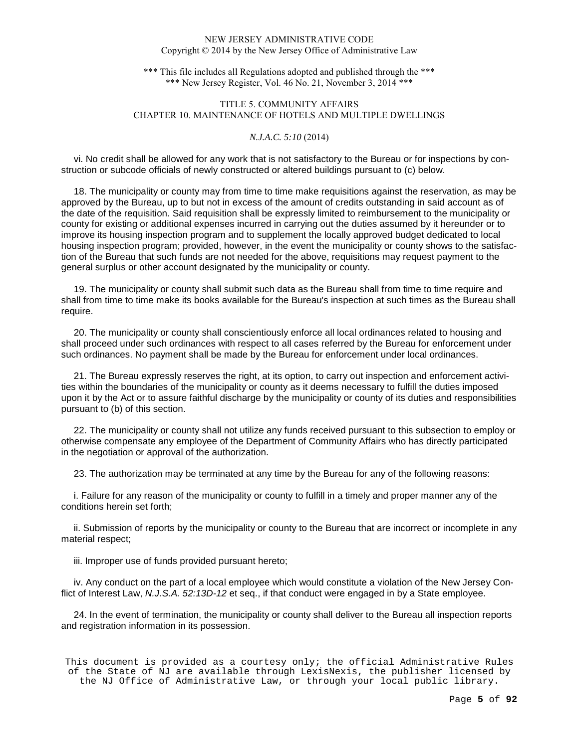vi. No credit shall be allowed for any work that is not satisfactory to the Bureau or for inspections by construction or subcode officials of newly constructed or altered buildings pursuant to (c) below.

18. The municipality or county may from time to time make requisitions against the reservation, as may be approved by the Bureau, up to but not in excess of the amount of credits outstanding in said account as of the date of the requisition. Said requisition shall be expressly limited to reimbursement to the municipality or county for existing or additional expenses incurred in carrying out the duties assumed by it hereunder or to improve its housing inspection program and to supplement the locally approved budget dedicated to local housing inspection program; provided, however, in the event the municipality or county shows to the satisfaction of the Bureau that such funds are not needed for the above, requisitions may request payment to the general surplus or other account designated by the municipality or county.

19. The municipality or county shall submit such data as the Bureau shall from time to time require and shall from time to time make its books available for the Bureau's inspection at such times as the Bureau shall require.

20. The municipality or county shall conscientiously enforce all local ordinances related to housing and shall proceed under such ordinances with respect to all cases referred by the Bureau for enforcement under such ordinances. No payment shall be made by the Bureau for enforcement under local ordinances.

21. The Bureau expressly reserves the right, at its option, to carry out inspection and enforcement activities within the boundaries of the municipality or county as it deems necessary to fulfill the duties imposed upon it by the Act or to assure faithful discharge by the municipality or county of its duties and responsibilities pursuant to (b) of this section.

22. The municipality or county shall not utilize any funds received pursuant to this subsection to employ or otherwise compensate any employee of the Department of Community Affairs who has directly participated in the negotiation or approval of the authorization.

23. The authorization may be terminated at any time by the Bureau for any of the following reasons:

i. Failure for any reason of the municipality or county to fulfill in a timely and proper manner any of the conditions herein set forth;

ii. Submission of reports by the municipality or county to the Bureau that are incorrect or incomplete in any material respect;

iii. Improper use of funds provided pursuant hereto;

iv. Any conduct on the part of a local employee which would constitute a violation of the New Jersey Conflict of Interest Law, *N.J.S.A. 52:13D-12* et seq., if that conduct were engaged in by a State employee.

24. In the event of termination, the municipality or county shall deliver to the Bureau all inspection reports and registration information in its possession.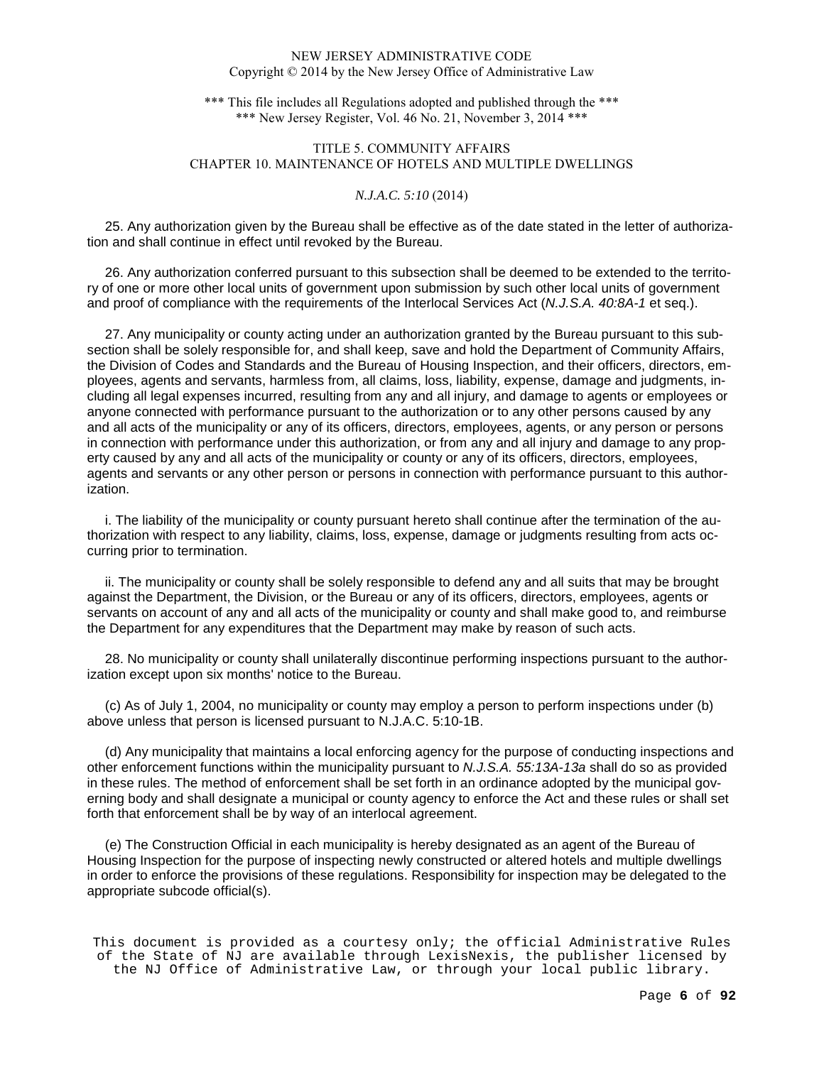25. Any authorization given by the Bureau shall be effective as of the date stated in the letter of authorization and shall continue in effect until revoked by the Bureau.

26. Any authorization conferred pursuant to this subsection shall be deemed to be extended to the territory of one or more other local units of government upon submission by such other local units of government and proof of compliance with the requirements of the Interlocal Services Act (*N.J.S.A. 40:8A-1* et seq.).

27. Any municipality or county acting under an authorization granted by the Bureau pursuant to this subsection shall be solely responsible for, and shall keep, save and hold the Department of Community Affairs, the Division of Codes and Standards and the Bureau of Housing Inspection, and their officers, directors, employees, agents and servants, harmless from, all claims, loss, liability, expense, damage and judgments, including all legal expenses incurred, resulting from any and all injury, and damage to agents or employees or anyone connected with performance pursuant to the authorization or to any other persons caused by any and all acts of the municipality or any of its officers, directors, employees, agents, or any person or persons in connection with performance under this authorization, or from any and all injury and damage to any property caused by any and all acts of the municipality or county or any of its officers, directors, employees, agents and servants or any other person or persons in connection with performance pursuant to this authorization.

i. The liability of the municipality or county pursuant hereto shall continue after the termination of the authorization with respect to any liability, claims, loss, expense, damage or judgments resulting from acts occurring prior to termination.

ii. The municipality or county shall be solely responsible to defend any and all suits that may be brought against the Department, the Division, or the Bureau or any of its officers, directors, employees, agents or servants on account of any and all acts of the municipality or county and shall make good to, and reimburse the Department for any expenditures that the Department may make by reason of such acts.

28. No municipality or county shall unilaterally discontinue performing inspections pursuant to the authorization except upon six months' notice to the Bureau.

(c) As of July 1, 2004, no municipality or county may employ a person to perform inspections under (b) above unless that person is licensed pursuant to N.J.A.C. 5:10-1B.

(d) Any municipality that maintains a local enforcing agency for the purpose of conducting inspections and other enforcement functions within the municipality pursuant to *N.J.S.A. 55:13A-13a* shall do so as provided in these rules. The method of enforcement shall be set forth in an ordinance adopted by the municipal governing body and shall designate a municipal or county agency to enforce the Act and these rules or shall set forth that enforcement shall be by way of an interlocal agreement.

(e) The Construction Official in each municipality is hereby designated as an agent of the Bureau of Housing Inspection for the purpose of inspecting newly constructed or altered hotels and multiple dwellings in order to enforce the provisions of these regulations. Responsibility for inspection may be delegated to the appropriate subcode official(s).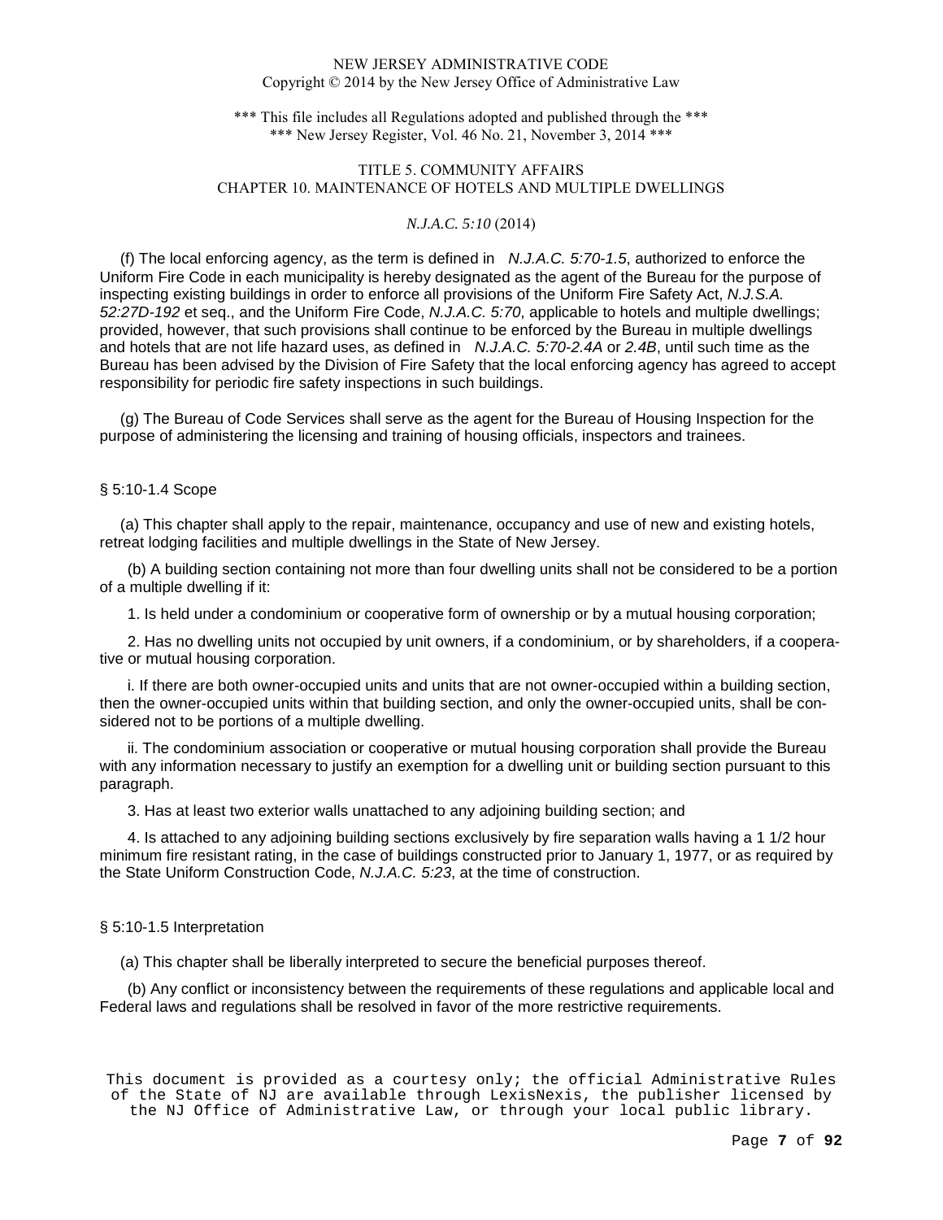(f) The local enforcing agency, as the term is defined in *N.J.A.C. 5:70-1.5*, authorized to enforce the Uniform Fire Code in each municipality is hereby designated as the agent of the Bureau for the purpose of inspecting existing buildings in order to enforce all provisions of the Uniform Fire Safety Act, *N.J.S.A. 52:27D-192* et seq., and the Uniform Fire Code, *N.J.A.C. 5:70*, applicable to hotels and multiple dwellings; provided, however, that such provisions shall continue to be enforced by the Bureau in multiple dwellings and hotels that are not life hazard uses, as defined in *N.J.A.C. 5:70-2.4A* or *2.4B*, until such time as the Bureau has been advised by the Division of Fire Safety that the local enforcing agency has agreed to accept responsibility for periodic fire safety inspections in such buildings.

(g) The Bureau of Code Services shall serve as the agent for the Bureau of Housing Inspection for the purpose of administering the licensing and training of housing officials, inspectors and trainees.

### § 5:10-1.4 Scope

(a) This chapter shall apply to the repair, maintenance, occupancy and use of new and existing hotels, retreat lodging facilities and multiple dwellings in the State of New Jersey.

(b) A building section containing not more than four dwelling units shall not be considered to be a portion of a multiple dwelling if it:

1. Is held under a condominium or cooperative form of ownership or by a mutual housing corporation;

2. Has no dwelling units not occupied by unit owners, if a condominium, or by shareholders, if a cooperative or mutual housing corporation.

i. If there are both owner-occupied units and units that are not owner-occupied within a building section, then the owner-occupied units within that building section, and only the owner-occupied units, shall be considered not to be portions of a multiple dwelling.

ii. The condominium association or cooperative or mutual housing corporation shall provide the Bureau with any information necessary to justify an exemption for a dwelling unit or building section pursuant to this paragraph.

3. Has at least two exterior walls unattached to any adjoining building section; and

4. Is attached to any adjoining building sections exclusively by fire separation walls having a 1 1/2 hour minimum fire resistant rating, in the case of buildings constructed prior to January 1, 1977, or as required by the State Uniform Construction Code, *N.J.A.C. 5:23*, at the time of construction.

### § 5:10-1.5 Interpretation

(a) This chapter shall be liberally interpreted to secure the beneficial purposes thereof.

(b) Any conflict or inconsistency between the requirements of these regulations and applicable local and Federal laws and regulations shall be resolved in favor of the more restrictive requirements.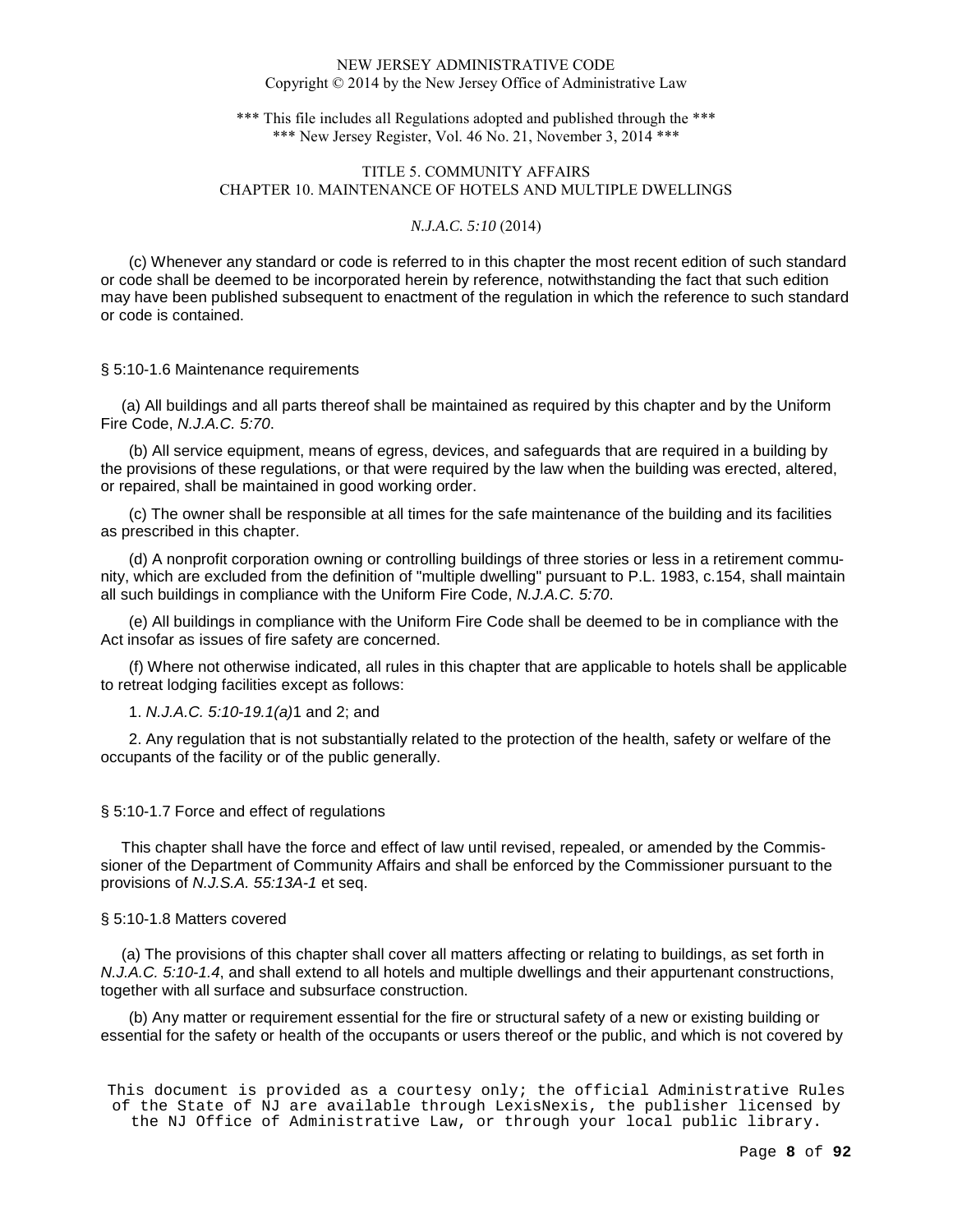(c) Whenever any standard or code is referred to in this chapter the most recent edition of such standard or code shall be deemed to be incorporated herein by reference, notwithstanding the fact that such edition may have been published subsequent to enactment of the regulation in which the reference to such standard or code is contained.

§ 5:10-1.6 Maintenance requirements

(a) All buildings and all parts thereof shall be maintained as required by this chapter and by the Uniform Fire Code, *N.J.A.C. 5:70*.

(b) All service equipment, means of egress, devices, and safeguards that are required in a building by the provisions of these regulations, or that were required by the law when the building was erected, altered, or repaired, shall be maintained in good working order.

(c) The owner shall be responsible at all times for the safe maintenance of the building and its facilities as prescribed in this chapter.

(d) A nonprofit corporation owning or controlling buildings of three stories or less in a retirement community, which are excluded from the definition of "multiple dwelling" pursuant to P.L. 1983, c.154, shall maintain all such buildings in compliance with the Uniform Fire Code, *N.J.A.C. 5:70*.

(e) All buildings in compliance with the Uniform Fire Code shall be deemed to be in compliance with the Act insofar as issues of fire safety are concerned.

(f) Where not otherwise indicated, all rules in this chapter that are applicable to hotels shall be applicable to retreat lodging facilities except as follows:

1. *N.J.A.C. 5:10-19.1(a)*1 and 2; and

2. Any regulation that is not substantially related to the protection of the health, safety or welfare of the occupants of the facility or of the public generally.

§ 5:10-1.7 Force and effect of regulations

This chapter shall have the force and effect of law until revised, repealed, or amended by the Commissioner of the Department of Community Affairs and shall be enforced by the Commissioner pursuant to the provisions of *N.J.S.A. 55:13A-1* et seq.

§ 5:10-1.8 Matters covered

(a) The provisions of this chapter shall cover all matters affecting or relating to buildings, as set forth in *N.J.A.C. 5:10-1.4*, and shall extend to all hotels and multiple dwellings and their appurtenant constructions, together with all surface and subsurface construction.

(b) Any matter or requirement essential for the fire or structural safety of a new or existing building or essential for the safety or health of the occupants or users thereof or the public, and which is not covered by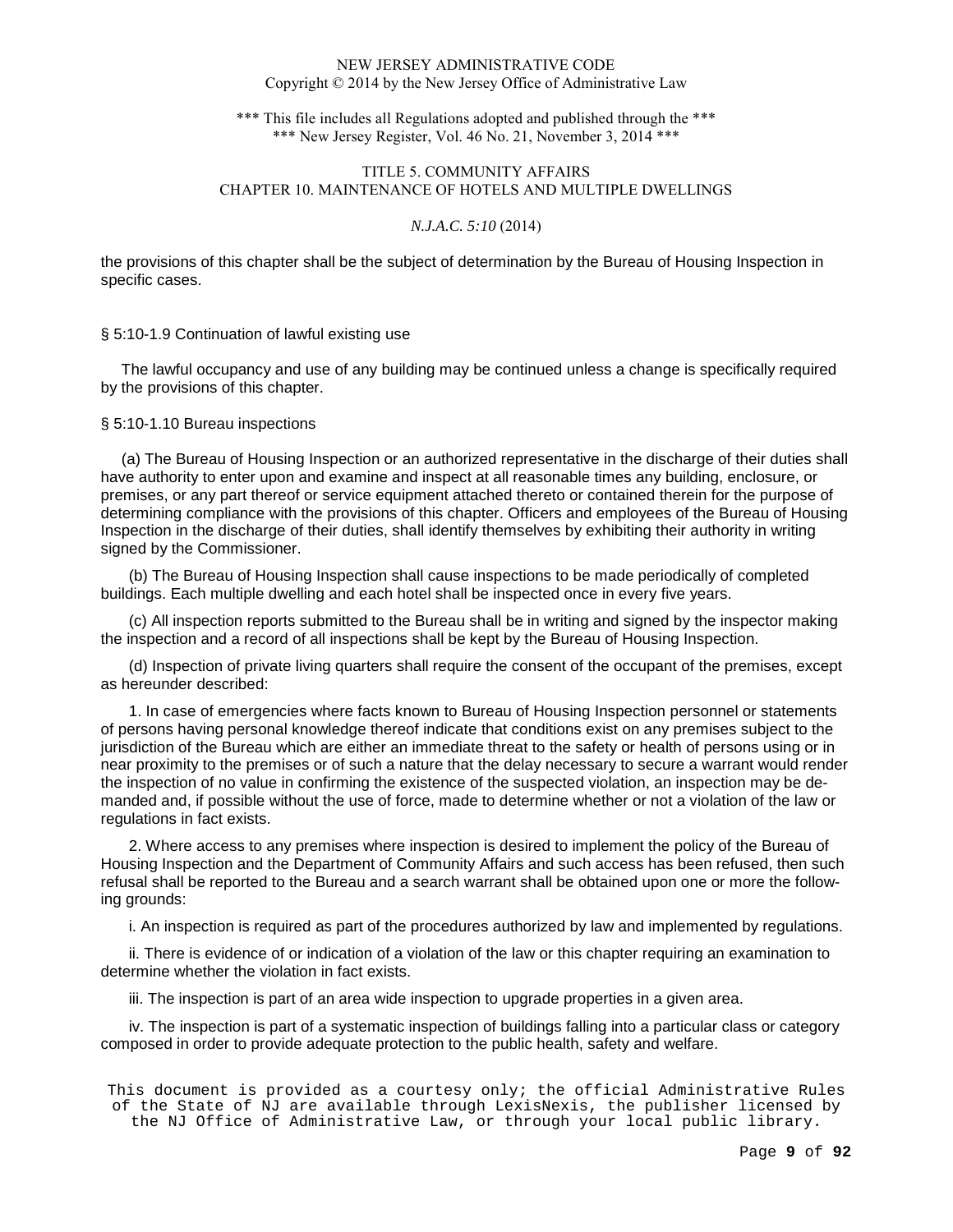the provisions of this chapter shall be the subject of determination by the Bureau of Housing Inspection in specific cases.

§ 5:10-1.9 Continuation of lawful existing use

The lawful occupancy and use of any building may be continued unless a change is specifically required by the provisions of this chapter.

§ 5:10-1.10 Bureau inspections

(a) The Bureau of Housing Inspection or an authorized representative in the discharge of their duties shall have authority to enter upon and examine and inspect at all reasonable times any building, enclosure, or premises, or any part thereof or service equipment attached thereto or contained therein for the purpose of determining compliance with the provisions of this chapter. Officers and employees of the Bureau of Housing Inspection in the discharge of their duties, shall identify themselves by exhibiting their authority in writing signed by the Commissioner.

(b) The Bureau of Housing Inspection shall cause inspections to be made periodically of completed buildings. Each multiple dwelling and each hotel shall be inspected once in every five years.

(c) All inspection reports submitted to the Bureau shall be in writing and signed by the inspector making the inspection and a record of all inspections shall be kept by the Bureau of Housing Inspection.

(d) Inspection of private living quarters shall require the consent of the occupant of the premises, except as hereunder described:

1. In case of emergencies where facts known to Bureau of Housing Inspection personnel or statements of persons having personal knowledge thereof indicate that conditions exist on any premises subject to the jurisdiction of the Bureau which are either an immediate threat to the safety or health of persons using or in near proximity to the premises or of such a nature that the delay necessary to secure a warrant would render the inspection of no value in confirming the existence of the suspected violation, an inspection may be demanded and, if possible without the use of force, made to determine whether or not a violation of the law or regulations in fact exists.

2. Where access to any premises where inspection is desired to implement the policy of the Bureau of Housing Inspection and the Department of Community Affairs and such access has been refused, then such refusal shall be reported to the Bureau and a search warrant shall be obtained upon one or more the following grounds:

i. An inspection is required as part of the procedures authorized by law and implemented by regulations.

ii. There is evidence of or indication of a violation of the law or this chapter requiring an examination to determine whether the violation in fact exists.

iii. The inspection is part of an area wide inspection to upgrade properties in a given area.

iv. The inspection is part of a systematic inspection of buildings falling into a particular class or category composed in order to provide adequate protection to the public health, safety and welfare.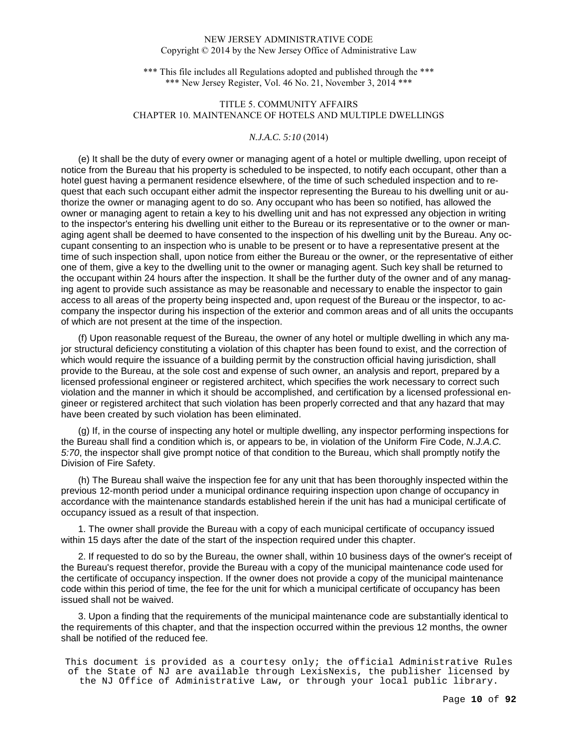(e) It shall be the duty of every owner or managing agent of a hotel or multiple dwelling, upon receipt of notice from the Bureau that his property is scheduled to be inspected, to notify each occupant, other than a hotel guest having a permanent residence elsewhere, of the time of such scheduled inspection and to request that each such occupant either admit the inspector representing the Bureau to his dwelling unit or authorize the owner or managing agent to do so. Any occupant who has been so notified, has allowed the owner or managing agent to retain a key to his dwelling unit and has not expressed any objection in writing to the inspector's entering his dwelling unit either to the Bureau or its representative or to the owner or managing agent shall be deemed to have consented to the inspection of his dwelling unit by the Bureau. Any occupant consenting to an inspection who is unable to be present or to have a representative present at the time of such inspection shall, upon notice from either the Bureau or the owner, or the representative of either one of them, give a key to the dwelling unit to the owner or managing agent. Such key shall be returned to the occupant within 24 hours after the inspection. It shall be the further duty of the owner and of any managing agent to provide such assistance as may be reasonable and necessary to enable the inspector to gain access to all areas of the property being inspected and, upon request of the Bureau or the inspector, to accompany the inspector during his inspection of the exterior and common areas and of all units the occupants of which are not present at the time of the inspection.

(f) Upon reasonable request of the Bureau, the owner of any hotel or multiple dwelling in which any major structural deficiency constituting a violation of this chapter has been found to exist, and the correction of which would require the issuance of a building permit by the construction official having jurisdiction, shall provide to the Bureau, at the sole cost and expense of such owner, an analysis and report, prepared by a licensed professional engineer or registered architect, which specifies the work necessary to correct such violation and the manner in which it should be accomplished, and certification by a licensed professional engineer or registered architect that such violation has been properly corrected and that any hazard that may have been created by such violation has been eliminated.

(g) If, in the course of inspecting any hotel or multiple dwelling, any inspector performing inspections for the Bureau shall find a condition which is, or appears to be, in violation of the Uniform Fire Code, *N.J.A.C. 5:70*, the inspector shall give prompt notice of that condition to the Bureau, which shall promptly notify the Division of Fire Safety.

(h) The Bureau shall waive the inspection fee for any unit that has been thoroughly inspected within the previous 12-month period under a municipal ordinance requiring inspection upon change of occupancy in accordance with the maintenance standards established herein if the unit has had a municipal certificate of occupancy issued as a result of that inspection.

1. The owner shall provide the Bureau with a copy of each municipal certificate of occupancy issued within 15 days after the date of the start of the inspection required under this chapter.

2. If requested to do so by the Bureau, the owner shall, within 10 business days of the owner's receipt of the Bureau's request therefor, provide the Bureau with a copy of the municipal maintenance code used for the certificate of occupancy inspection. If the owner does not provide a copy of the municipal maintenance code within this period of time, the fee for the unit for which a municipal certificate of occupancy has been issued shall not be waived.

3. Upon a finding that the requirements of the municipal maintenance code are substantially identical to the requirements of this chapter, and that the inspection occurred within the previous 12 months, the owner shall be notified of the reduced fee.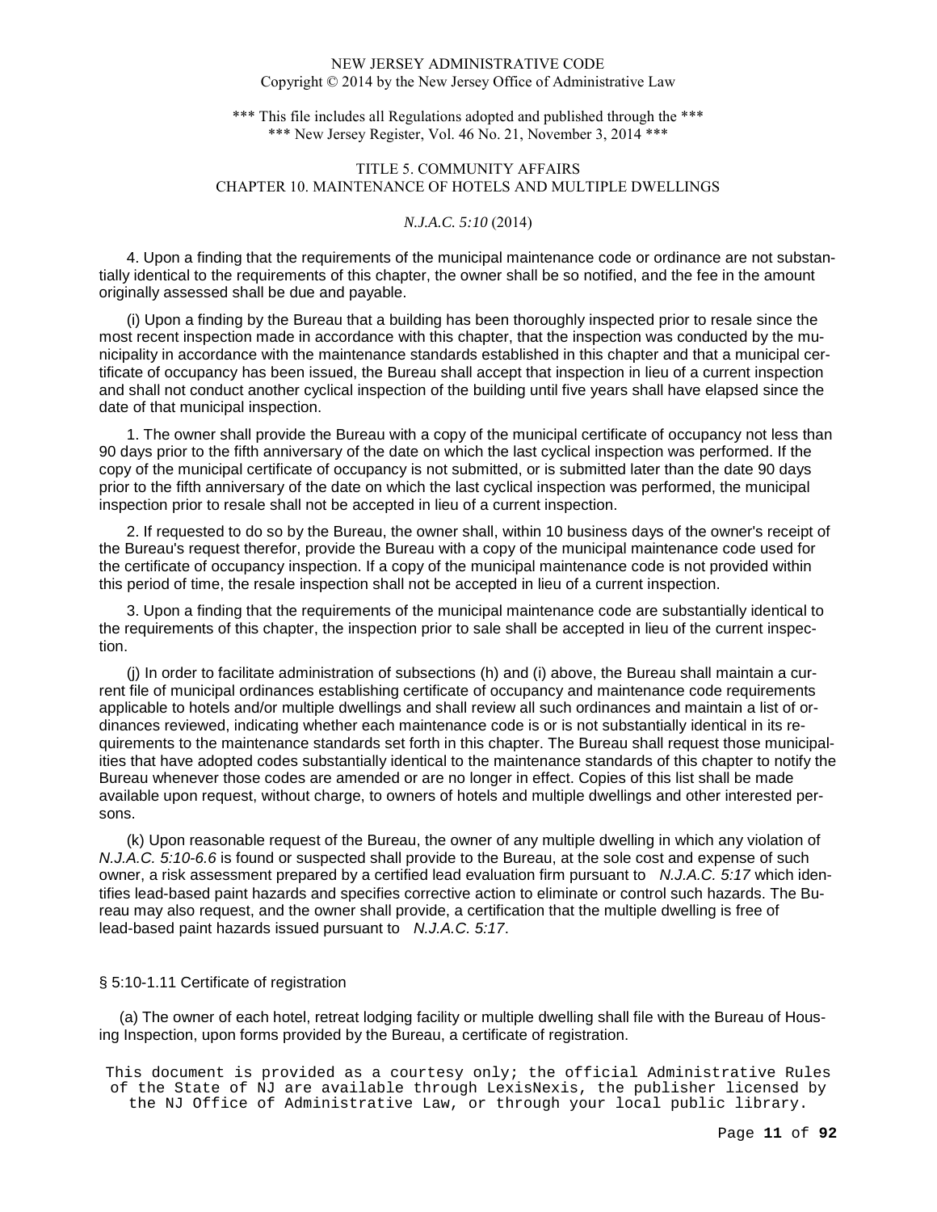4. Upon a finding that the requirements of the municipal maintenance code or ordinance are not substantially identical to the requirements of this chapter, the owner shall be so notified, and the fee in the amount originally assessed shall be due and payable.

(i) Upon a finding by the Bureau that a building has been thoroughly inspected prior to resale since the most recent inspection made in accordance with this chapter, that the inspection was conducted by the municipality in accordance with the maintenance standards established in this chapter and that a municipal certificate of occupancy has been issued, the Bureau shall accept that inspection in lieu of a current inspection and shall not conduct another cyclical inspection of the building until five years shall have elapsed since the date of that municipal inspection.

1. The owner shall provide the Bureau with a copy of the municipal certificate of occupancy not less than 90 days prior to the fifth anniversary of the date on which the last cyclical inspection was performed. If the copy of the municipal certificate of occupancy is not submitted, or is submitted later than the date 90 days prior to the fifth anniversary of the date on which the last cyclical inspection was performed, the municipal inspection prior to resale shall not be accepted in lieu of a current inspection.

2. If requested to do so by the Bureau, the owner shall, within 10 business days of the owner's receipt of the Bureau's request therefor, provide the Bureau with a copy of the municipal maintenance code used for the certificate of occupancy inspection. If a copy of the municipal maintenance code is not provided within this period of time, the resale inspection shall not be accepted in lieu of a current inspection.

3. Upon a finding that the requirements of the municipal maintenance code are substantially identical to the requirements of this chapter, the inspection prior to sale shall be accepted in lieu of the current inspection.

(j) In order to facilitate administration of subsections (h) and (i) above, the Bureau shall maintain a current file of municipal ordinances establishing certificate of occupancy and maintenance code requirements applicable to hotels and/or multiple dwellings and shall review all such ordinances and maintain a list of ordinances reviewed, indicating whether each maintenance code is or is not substantially identical in its requirements to the maintenance standards set forth in this chapter. The Bureau shall request those municipalities that have adopted codes substantially identical to the maintenance standards of this chapter to notify the Bureau whenever those codes are amended or are no longer in effect. Copies of this list shall be made available upon request, without charge, to owners of hotels and multiple dwellings and other interested persons.

(k) Upon reasonable request of the Bureau, the owner of any multiple dwelling in which any violation of *N.J.A.C. 5:10-6.6* is found or suspected shall provide to the Bureau, at the sole cost and expense of such owner, a risk assessment prepared by a certified lead evaluation firm pursuant to *N.J.A.C. 5:17* which identifies lead-based paint hazards and specifies corrective action to eliminate or control such hazards. The Bureau may also request, and the owner shall provide, a certification that the multiple dwelling is free of lead-based paint hazards issued pursuant to *N.J.A.C. 5:17*.

## § 5:10-1.11 Certificate of registration

(a) The owner of each hotel, retreat lodging facility or multiple dwelling shall file with the Bureau of Housing Inspection, upon forms provided by the Bureau, a certificate of registration.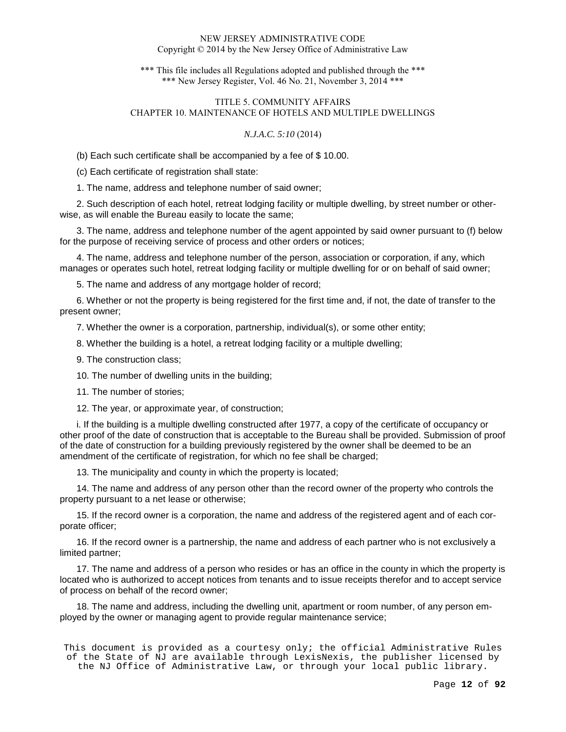(b) Each such certificate shall be accompanied by a fee of $ 10.00.

(c) Each certificate of registration shall state:

1. The name, address and telephone number of said owner;

2. Such description of each hotel, retreat lodging facility or multiple dwelling, by street number or otherwise, as will enable the Bureau easily to locate the same;

3. The name, address and telephone number of the agent appointed by said owner pursuant to (f) below for the purpose of receiving service of process and other orders or notices;

4. The name, address and telephone number of the person, association or corporation, if any, which manages or operates such hotel, retreat lodging facility or multiple dwelling for or on behalf of said owner;

5. The name and address of any mortgage holder of record;

6. Whether or not the property is being registered for the first time and, if not, the date of transfer to the present owner;

7. Whether the owner is a corporation, partnership, individual(s), or some other entity;

8. Whether the building is a hotel, a retreat lodging facility or a multiple dwelling;

9. The construction class;

10. The number of dwelling units in the building;

11. The number of stories;

12. The year, or approximate year, of construction;

i. If the building is a multiple dwelling constructed after 1977, a copy of the certificate of occupancy or other proof of the date of construction that is acceptable to the Bureau shall be provided. Submission of proof of the date of construction for a building previously registered by the owner shall be deemed to be an amendment of the certificate of registration, for which no fee shall be charged;

13. The municipality and county in which the property is located;

14. The name and address of any person other than the record owner of the property who controls the property pursuant to a net lease or otherwise;

15. If the record owner is a corporation, the name and address of the registered agent and of each corporate officer;

16. If the record owner is a partnership, the name and address of each partner who is not exclusively a limited partner;

17. The name and address of a person who resides or has an office in the county in which the property is located who is authorized to accept notices from tenants and to issue receipts therefor and to accept service of process on behalf of the record owner;

18. The name and address, including the dwelling unit, apartment or room number, of any person employed by the owner or managing agent to provide regular maintenance service;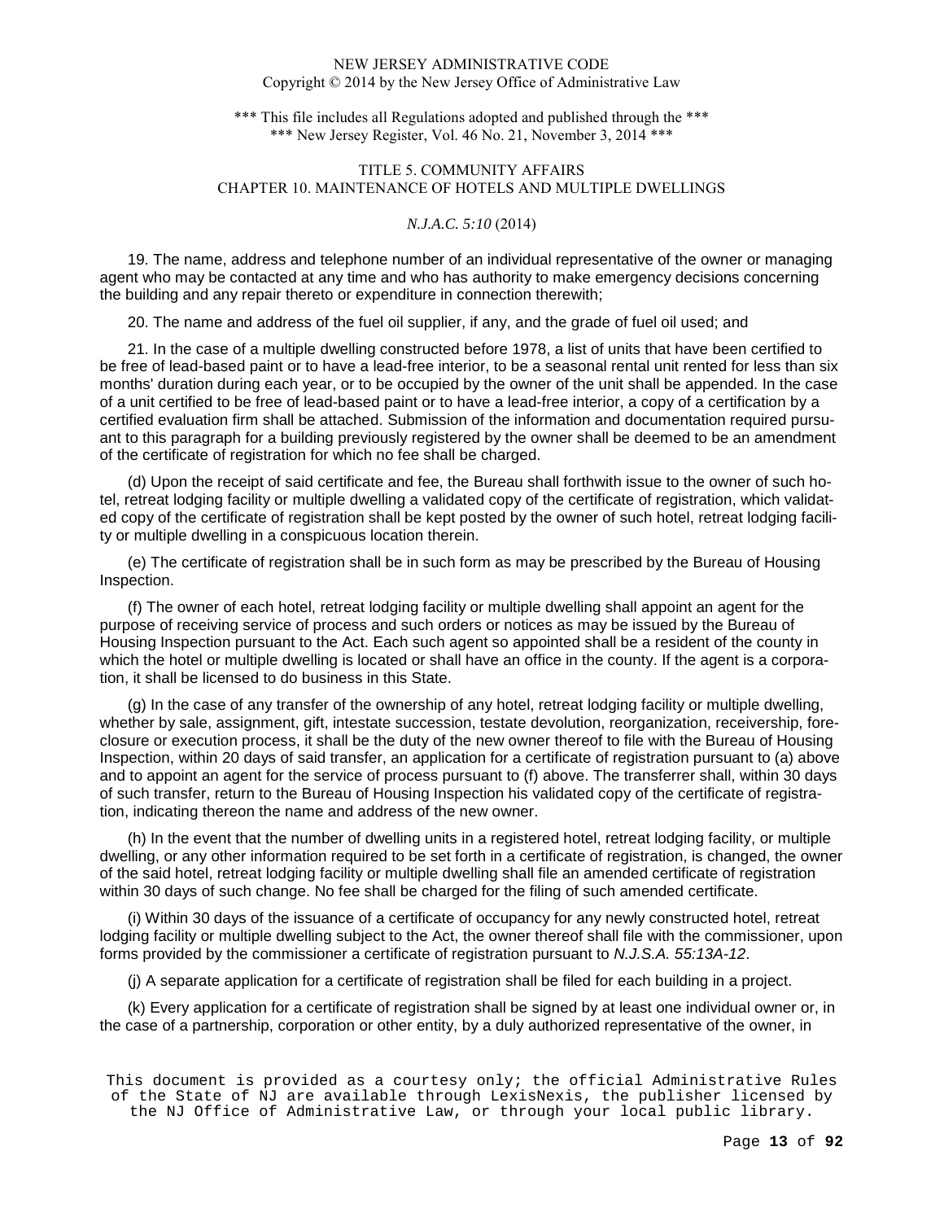19. The name, address and telephone number of an individual representative of the owner or managing agent who may be contacted at any time and who has authority to make emergency decisions concerning the building and any repair thereto or expenditure in connection therewith;

20. The name and address of the fuel oil supplier, if any, and the grade of fuel oil used; and

21. In the case of a multiple dwelling constructed before 1978, a list of units that have been certified to be free of lead-based paint or to have a lead-free interior, to be a seasonal rental unit rented for less than six months' duration during each year, or to be occupied by the owner of the unit shall be appended. In the case of a unit certified to be free of lead-based paint or to have a lead-free interior, a copy of a certification by a certified evaluation firm shall be attached. Submission of the information and documentation required pursuant to this paragraph for a building previously registered by the owner shall be deemed to be an amendment of the certificate of registration for which no fee shall be charged.

(d) Upon the receipt of said certificate and fee, the Bureau shall forthwith issue to the owner of such hotel, retreat lodging facility or multiple dwelling a validated copy of the certificate of registration, which validated copy of the certificate of registration shall be kept posted by the owner of such hotel, retreat lodging facility or multiple dwelling in a conspicuous location therein.

(e) The certificate of registration shall be in such form as may be prescribed by the Bureau of Housing Inspection.

(f) The owner of each hotel, retreat lodging facility or multiple dwelling shall appoint an agent for the purpose of receiving service of process and such orders or notices as may be issued by the Bureau of Housing Inspection pursuant to the Act. Each such agent so appointed shall be a resident of the county in which the hotel or multiple dwelling is located or shall have an office in the county. If the agent is a corporation, it shall be licensed to do business in this State.

(g) In the case of any transfer of the ownership of any hotel, retreat lodging facility or multiple dwelling, whether by sale, assignment, gift, intestate succession, testate devolution, reorganization, receivership, foreclosure or execution process, it shall be the duty of the new owner thereof to file with the Bureau of Housing Inspection, within 20 days of said transfer, an application for a certificate of registration pursuant to (a) above and to appoint an agent for the service of process pursuant to (f) above. The transferrer shall, within 30 days of such transfer, return to the Bureau of Housing Inspection his validated copy of the certificate of registration, indicating thereon the name and address of the new owner.

(h) In the event that the number of dwelling units in a registered hotel, retreat lodging facility, or multiple dwelling, or any other information required to be set forth in a certificate of registration, is changed, the owner of the said hotel, retreat lodging facility or multiple dwelling shall file an amended certificate of registration within 30 days of such change. No fee shall be charged for the filing of such amended certificate.

(i) Within 30 days of the issuance of a certificate of occupancy for any newly constructed hotel, retreat lodging facility or multiple dwelling subject to the Act, the owner thereof shall file with the commissioner, upon forms provided by the commissioner a certificate of registration pursuant to *N.J.S.A. 55:13A-12*.

(j) A separate application for a certificate of registration shall be filed for each building in a project.

(k) Every application for a certificate of registration shall be signed by at least one individual owner or, in the case of a partnership, corporation or other entity, by a duly authorized representative of the owner, in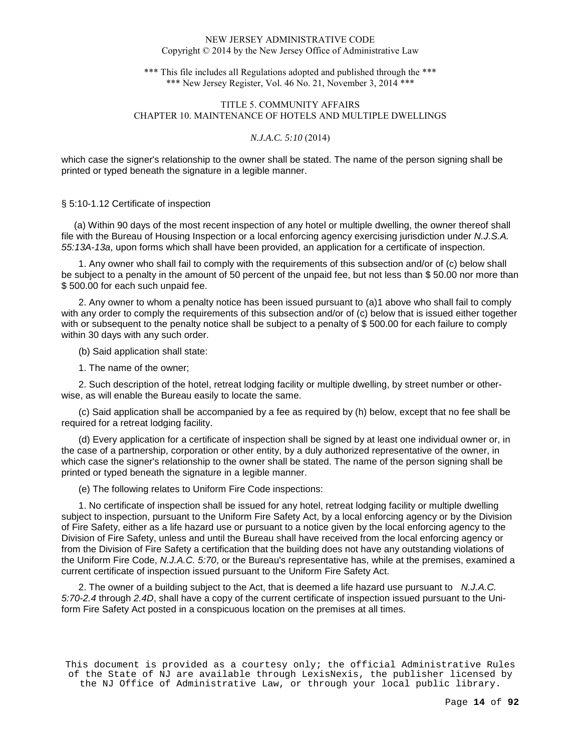which case the signer's relationship to the owner shall be stated. The name of the person signing shall be printed or typed beneath the signature in a legible manner.

§ 5:10-1.12 Certificate of inspection

(a) Within 90 days of the most recent inspection of any hotel or multiple dwelling, the owner thereof shall file with the Bureau of Housing Inspection or a local enforcing agency exercising jurisdiction under *N.J.S.A. 55:13A-13a*, upon forms which shall have been provided, an application for a certificate of inspection.

1. Any owner who shall fail to comply with the requirements of this subsection and/or of (c) below shall be subject to a penalty in the amount of 50 percent of the unpaid fee, but not less than $ 50.00 nor more than $ 500.00 for each such unpaid fee.

2. Any owner to whom a penalty notice has been issued pursuant to (a)1 above who shall fail to comply with any order to comply the requirements of this subsection and/or of (c) below that is issued either together with or subsequent to the penalty notice shall be subject to a penalty of $ 500.00 for each failure to comply within 30 days with any such order.

(b) Said application shall state:

1. The name of the owner;

2. Such description of the hotel, retreat lodging facility or multiple dwelling, by street number or otherwise, as will enable the Bureau easily to locate the same.

(c) Said application shall be accompanied by a fee as required by (h) below, except that no fee shall be required for a retreat lodging facility.

(d) Every application for a certificate of inspection shall be signed by at least one individual owner or, in the case of a partnership, corporation or other entity, by a duly authorized representative of the owner, in which case the signer's relationship to the owner shall be stated. The name of the person signing shall be printed or typed beneath the signature in a legible manner.

(e) The following relates to Uniform Fire Code inspections:

1. No certificate of inspection shall be issued for any hotel, retreat lodging facility or multiple dwelling subject to inspection, pursuant to the Uniform Fire Safety Act, by a local enforcing agency or by the Division of Fire Safety, either as a life hazard use or pursuant to a notice given by the local enforcing agency to the Division of Fire Safety, unless and until the Bureau shall have received from the local enforcing agency or from the Division of Fire Safety a certification that the building does not have any outstanding violations of the Uniform Fire Code, *N.J.A.C. 5:70*, or the Bureau's representative has, while at the premises, examined a current certificate of inspection issued pursuant to the Uniform Fire Safety Act.

2. The owner of a building subject to the Act, that is deemed a life hazard use pursuant to *N.J.A.C. 5:70-2.4* through *2.4D*, shall have a copy of the current certificate of inspection issued pursuant to the Uniform Fire Safety Act posted in a conspicuous location on the premises at all times.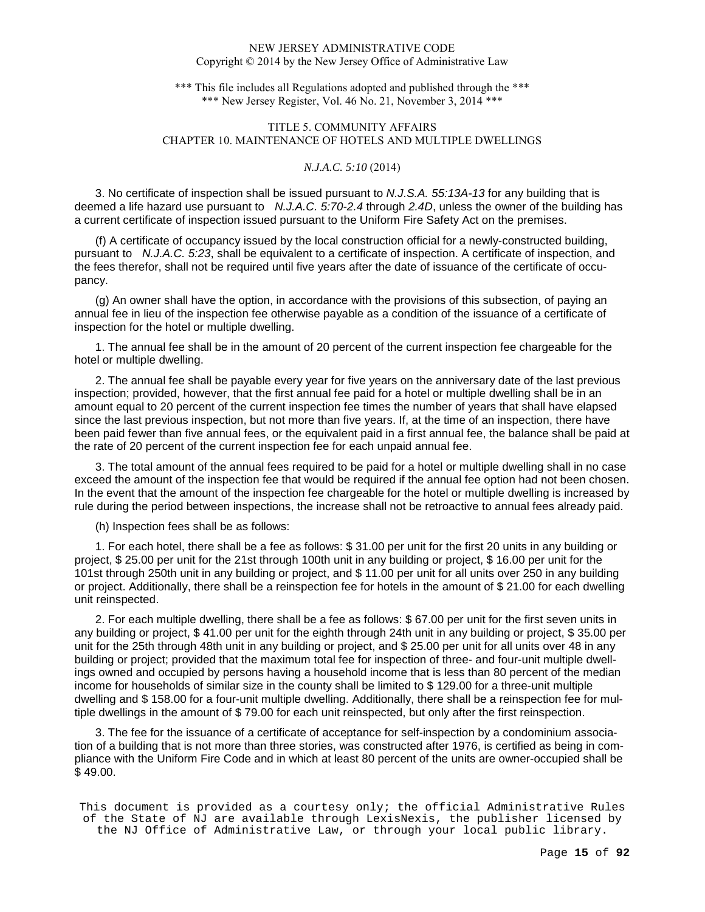3. No certificate of inspection shall be issued pursuant to *N.J.S.A. 55:13A-13* for any building that is deemed a life hazard use pursuant to *N.J.A.C. 5:70-2.4* through *2.4D*, unless the owner of the building has a current certificate of inspection issued pursuant to the Uniform Fire Safety Act on the premises.

(f) A certificate of occupancy issued by the local construction official for a newly-constructed building, pursuant to *N.J.A.C. 5:23*, shall be equivalent to a certificate of inspection. A certificate of inspection, and the fees therefor, shall not be required until five years after the date of issuance of the certificate of occupancy.

(g) An owner shall have the option, in accordance with the provisions of this subsection, of paying an annual fee in lieu of the inspection fee otherwise payable as a condition of the issuance of a certificate of inspection for the hotel or multiple dwelling.

1. The annual fee shall be in the amount of 20 percent of the current inspection fee chargeable for the hotel or multiple dwelling.

2. The annual fee shall be payable every year for five years on the anniversary date of the last previous inspection; provided, however, that the first annual fee paid for a hotel or multiple dwelling shall be in an amount equal to 20 percent of the current inspection fee times the number of years that shall have elapsed since the last previous inspection, but not more than five years. If, at the time of an inspection, there have been paid fewer than five annual fees, or the equivalent paid in a first annual fee, the balance shall be paid at the rate of 20 percent of the current inspection fee for each unpaid annual fee.

3. The total amount of the annual fees required to be paid for a hotel or multiple dwelling shall in no case exceed the amount of the inspection fee that would be required if the annual fee option had not been chosen. In the event that the amount of the inspection fee chargeable for the hotel or multiple dwelling is increased by rule during the period between inspections, the increase shall not be retroactive to annual fees already paid.

(h) Inspection fees shall be as follows:

1. For each hotel, there shall be a fee as follows: $ 31.00 per unit for the first 20 units in any building or project, $ 25.00 per unit for the 21st through 100th unit in any building or project, $ 16.00 per unit for the 101st through 250th unit in any building or project, and $ 11.00 per unit for all units over 250 in any building or project. Additionally, there shall be a reinspection fee for hotels in the amount of $ 21.00 for each dwelling unit reinspected.

2. For each multiple dwelling, there shall be a fee as follows: $ 67.00 per unit for the first seven units in any building or project, $ 41.00 per unit for the eighth through 24th unit in any building or project, $ 35.00 per unit for the 25th through 48th unit in any building or project, and $ 25.00 per unit for all units over 48 in any building or project; provided that the maximum total fee for inspection of three- and four-unit multiple dwellings owned and occupied by persons having a household income that is less than 80 percent of the median income for households of similar size in the county shall be limited to $ 129.00 for a three-unit multiple dwelling and $ 158.00 for a four-unit multiple dwelling. Additionally, there shall be a reinspection fee for multiple dwellings in the amount of $ 79.00 for each unit reinspected, but only after the first reinspection.

3. The fee for the issuance of a certificate of acceptance for self-inspection by a condominium association of a building that is not more than three stories, was constructed after 1976, is certified as being in compliance with the Uniform Fire Code and in which at least 80 percent of the units are owner-occupied shall be $ 49.00.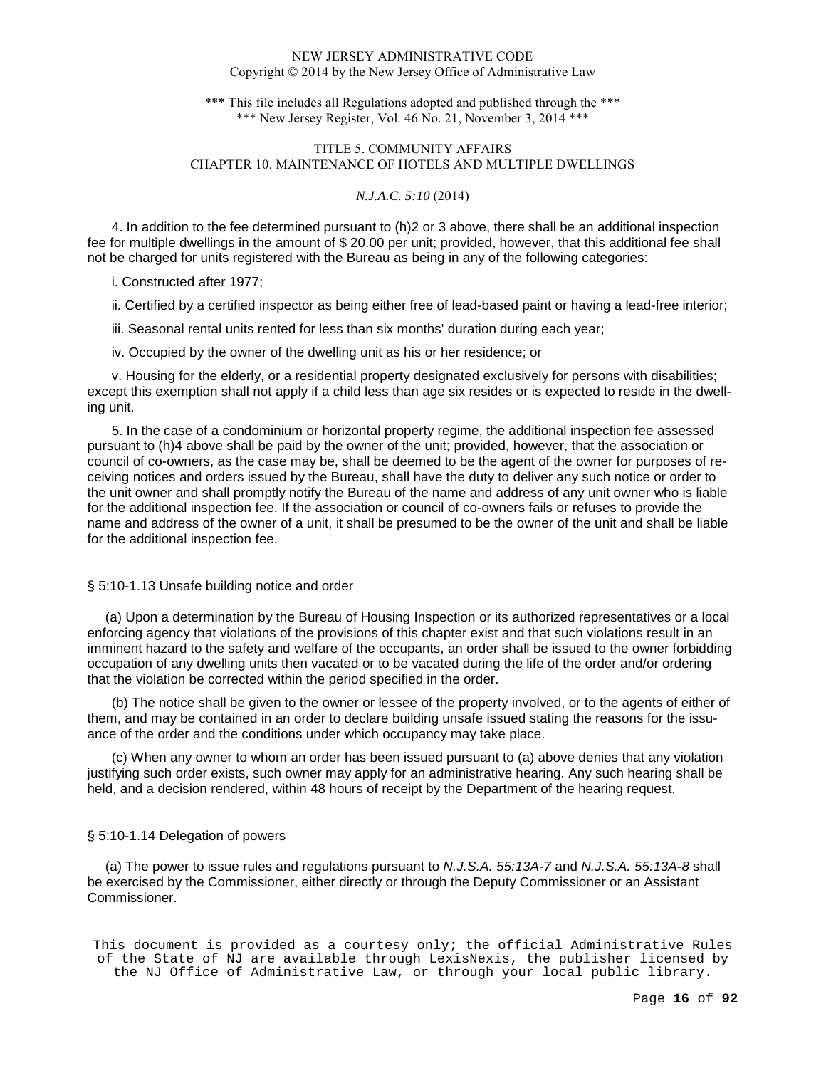4. In addition to the fee determined pursuant to (h)2 or 3 above, there shall be an additional inspection fee for multiple dwellings in the amount of $ 20.00 per unit; provided, however, that this additional fee shall not be charged for units registered with the Bureau as being in any of the following categories:

i. Constructed after 1977;

ii. Certified by a certified inspector as being either free of lead-based paint or having a lead-free interior;

iii. Seasonal rental units rented for less than six months' duration during each year;

iv. Occupied by the owner of the dwelling unit as his or her residence; or

v. Housing for the elderly, or a residential property designated exclusively for persons with disabilities; except this exemption shall not apply if a child less than age six resides or is expected to reside in the dwelling unit.

5. In the case of a condominium or horizontal property regime, the additional inspection fee assessed pursuant to (h)4 above shall be paid by the owner of the unit; provided, however, that the association or council of co-owners, as the case may be, shall be deemed to be the agent of the owner for purposes of receiving notices and orders issued by the Bureau, shall have the duty to deliver any such notice or order to the unit owner and shall promptly notify the Bureau of the name and address of any unit owner who is liable for the additional inspection fee. If the association or council of co-owners fails or refuses to provide the name and address of the owner of a unit, it shall be presumed to be the owner of the unit and shall be liable for the additional inspection fee.

## § 5:10-1.13 Unsafe building notice and order

(a) Upon a determination by the Bureau of Housing Inspection or its authorized representatives or a local enforcing agency that violations of the provisions of this chapter exist and that such violations result in an imminent hazard to the safety and welfare of the occupants, an order shall be issued to the owner forbidding occupation of any dwelling units then vacated or to be vacated during the life of the order and/or ordering that the violation be corrected within the period specified in the order.

(b) The notice shall be given to the owner or lessee of the property involved, or to the agents of either of them, and may be contained in an order to declare building unsafe issued stating the reasons for the issuance of the order and the conditions under which occupancy may take place.

(c) When any owner to whom an order has been issued pursuant to (a) above denies that any violation justifying such order exists, such owner may apply for an administrative hearing. Any such hearing shall be held, and a decision rendered, within 48 hours of receipt by the Department of the hearing request.

## § 5:10-1.14 Delegation of powers

(a) The power to issue rules and regulations pursuant to *N.J.S.A. 55:13A-7* and *N.J.S.A. 55:13A-8* shall be exercised by the Commissioner, either directly or through the Deputy Commissioner or an Assistant Commissioner.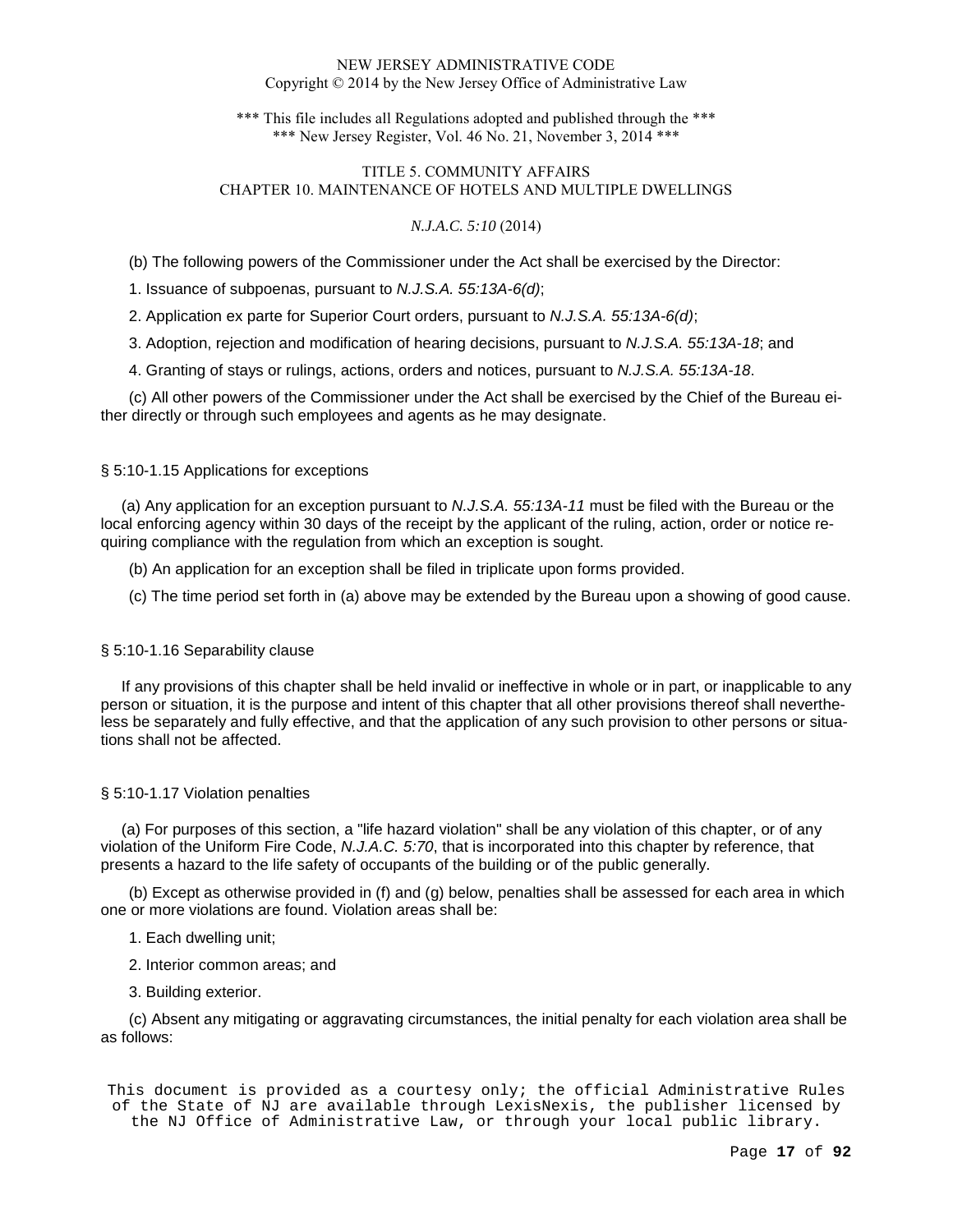(b) The following powers of the Commissioner under the Act shall be exercised by the Director:

1. Issuance of subpoenas, pursuant to *N.J.S.A. 55:13A-6(d)*;

2. Application ex parte for Superior Court orders, pursuant to *N.J.S.A. 55:13A-6(d)*;

3. Adoption, rejection and modification of hearing decisions, pursuant to *N.J.S.A. 55:13A-18*; and

4. Granting of stays or rulings, actions, orders and notices, pursuant to *N.J.S.A. 55:13A-18*.

(c) All other powers of the Commissioner under the Act shall be exercised by the Chief of the Bureau either directly or through such employees and agents as he may designate.

§ 5:10-1.15 Applications for exceptions

(a) Any application for an exception pursuant to *N.J.S.A. 55:13A-11* must be filed with the Bureau or the local enforcing agency within 30 days of the receipt by the applicant of the ruling, action, order or notice requiring compliance with the regulation from which an exception is sought.

(b) An application for an exception shall be filed in triplicate upon forms provided.

(c) The time period set forth in (a) above may be extended by the Bureau upon a showing of good cause.

§ 5:10-1.16 Separability clause

If any provisions of this chapter shall be held invalid or ineffective in whole or in part, or inapplicable to any person or situation, it is the purpose and intent of this chapter that all other provisions thereof shall nevertheless be separately and fully effective, and that the application of any such provision to other persons or situations shall not be affected.

§ 5:10-1.17 Violation penalties

(a) For purposes of this section, a "life hazard violation" shall be any violation of this chapter, or of any violation of the Uniform Fire Code, *N.J.A.C. 5:70*, that is incorporated into this chapter by reference, that presents a hazard to the life safety of occupants of the building or of the public generally.

(b) Except as otherwise provided in (f) and (g) below, penalties shall be assessed for each area in which one or more violations are found. Violation areas shall be:

1. Each dwelling unit;

2. Interior common areas; and

3. Building exterior.

(c) Absent any mitigating or aggravating circumstances, the initial penalty for each violation area shall be as follows:

This document is provided as a courtesy only; the official Administrative Rules of the State of NJ are available through LexisNexis, the publisher licensed by the NJ Office of Administrative Law, or through your local public library.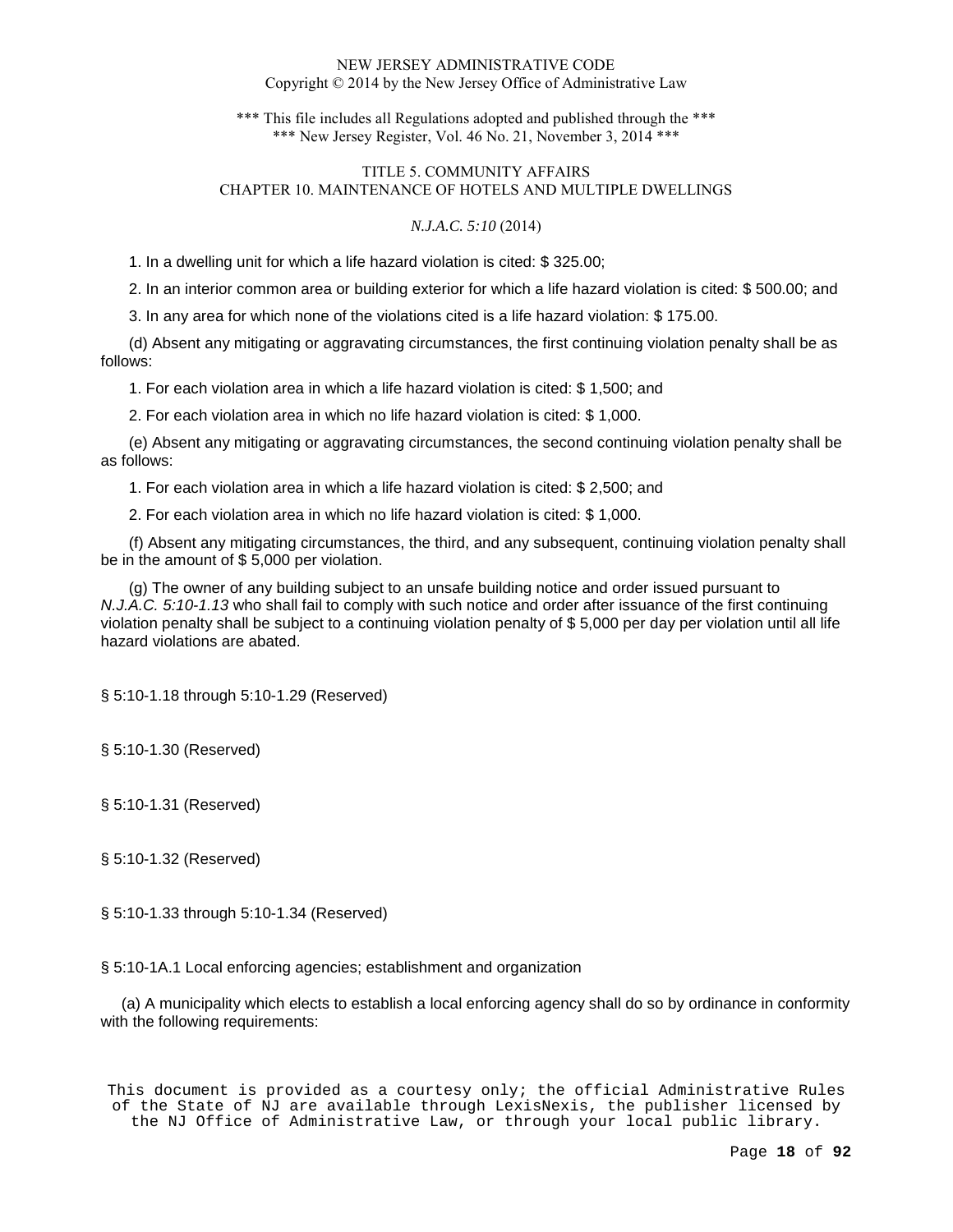1. In a dwelling unit for which a life hazard violation is cited: $ 325.00;

2. In an interior common area or building exterior for which a life hazard violation is cited: $ 500.00; and

3. In any area for which none of the violations cited is a life hazard violation: $ 175.00.

(d) Absent any mitigating or aggravating circumstances, the first continuing violation penalty shall be as follows:

1. For each violation area in which a life hazard violation is cited: $ 1,500; and

2. For each violation area in which no life hazard violation is cited: $ 1,000.

(e) Absent any mitigating or aggravating circumstances, the second continuing violation penalty shall be as follows:

1. For each violation area in which a life hazard violation is cited: $ 2,500; and

2. For each violation area in which no life hazard violation is cited: $ 1,000.

(f) Absent any mitigating circumstances, the third, and any subsequent, continuing violation penalty shall be in the amount of $ 5,000 per violation.

(g) The owner of any building subject to an unsafe building notice and order issued pursuant to *N.J.A.C. 5:10-1.13* who shall fail to comply with such notice and order after issuance of the first continuing violation penalty shall be subject to a continuing violation penalty of $ 5,000 per day per violation until all life hazard violations are abated.

§ 5:10-1.18 through 5:10-1.29 (Reserved)

§ 5:10-1.30 (Reserved)

§ 5:10-1.31 (Reserved)

§ 5:10-1.32 (Reserved)

§ 5:10-1.33 through 5:10-1.34 (Reserved)

§ 5:10-1A.1 Local enforcing agencies; establishment and organization

(a) A municipality which elects to establish a local enforcing agency shall do so by ordinance in conformity with the following requirements:

This document is provided as a courtesy only; the official Administrative Rules of the State of NJ are available through LexisNexis, the publisher licensed by the NJ Office of Administrative Law, or through your local public library.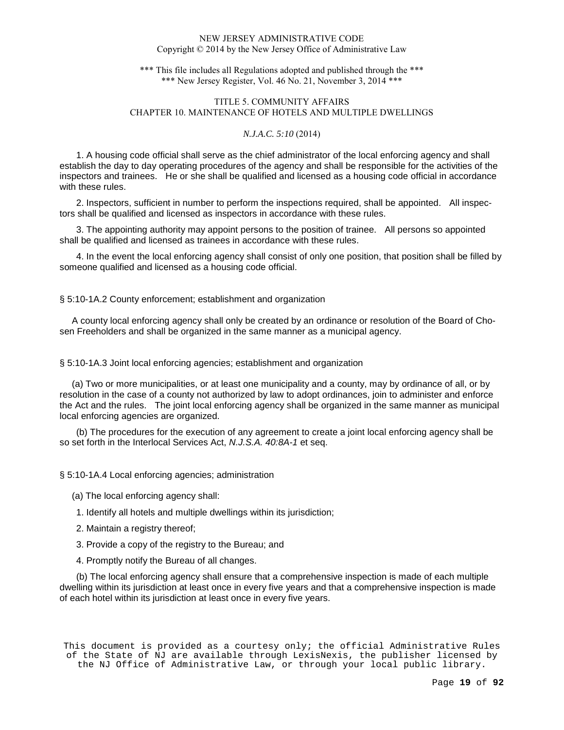1. A housing code official shall serve as the chief administrator of the local enforcing agency and shall establish the day to day operating procedures of the agency and shall be responsible for the activities of the inspectors and trainees. He or she shall be qualified and licensed as a housing code official in accordance with these rules.

2. Inspectors, sufficient in number to perform the inspections required, shall be appointed. All inspectors shall be qualified and licensed as inspectors in accordance with these rules.

3. The appointing authority may appoint persons to the position of trainee. All persons so appointed shall be qualified and licensed as trainees in accordance with these rules.

4. In the event the local enforcing agency shall consist of only one position, that position shall be filled by someone qualified and licensed as a housing code official.

§ 5:10-1A.2 County enforcement; establishment and organization

A county local enforcing agency shall only be created by an ordinance or resolution of the Board of Chosen Freeholders and shall be organized in the same manner as a municipal agency.

§ 5:10-1A.3 Joint local enforcing agencies; establishment and organization

(a) Two or more municipalities, or at least one municipality and a county, may by ordinance of all, or by resolution in the case of a county not authorized by law to adopt ordinances, join to administer and enforce the Act and the rules. The joint local enforcing agency shall be organized in the same manner as municipal local enforcing agencies are organized.

(b) The procedures for the execution of any agreement to create a joint local enforcing agency shall be so set forth in the Interlocal Services Act, *N.J.S.A. 40:8A-1* et seq.

§ 5:10-1A.4 Local enforcing agencies; administration

(a) The local enforcing agency shall:

1. Identify all hotels and multiple dwellings within its jurisdiction;

2. Maintain a registry thereof;

3. Provide a copy of the registry to the Bureau; and

4. Promptly notify the Bureau of all changes.

(b) The local enforcing agency shall ensure that a comprehensive inspection is made of each multiple dwelling within its jurisdiction at least once in every five years and that a comprehensive inspection is made of each hotel within its jurisdiction at least once in every five years.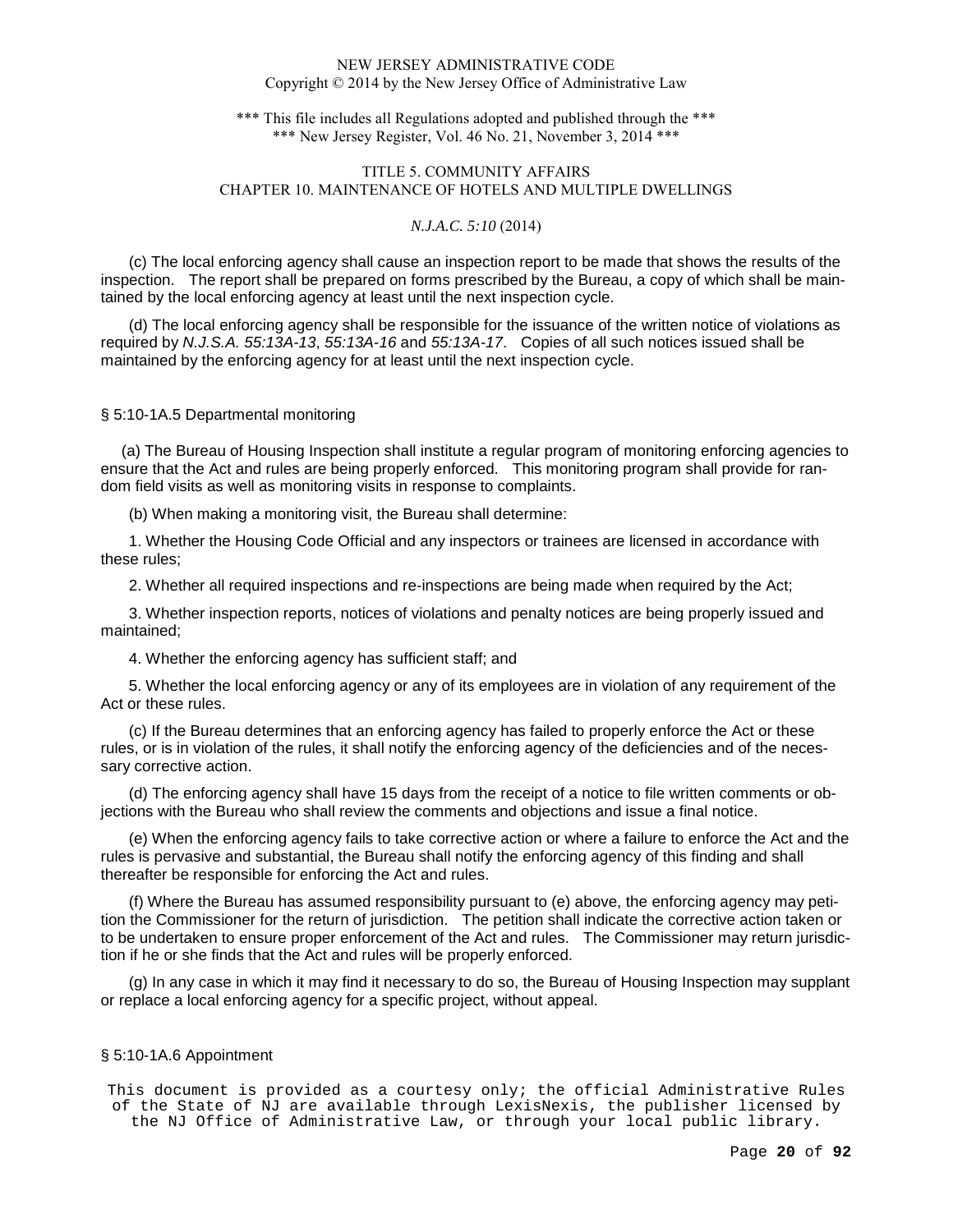(c) The local enforcing agency shall cause an inspection report to be made that shows the results of the inspection. The report shall be prepared on forms prescribed by the Bureau, a copy of which shall be maintained by the local enforcing agency at least until the next inspection cycle.

(d) The local enforcing agency shall be responsible for the issuance of the written notice of violations as required by *N.J.S.A. 55:13A-13*, *55:13A-16* and *55:13A-17*. Copies of all such notices issued shall be maintained by the enforcing agency for at least until the next inspection cycle.

§ 5:10-1A.5 Departmental monitoring

(a) The Bureau of Housing Inspection shall institute a regular program of monitoring enforcing agencies to ensure that the Act and rules are being properly enforced. This monitoring program shall provide for random field visits as well as monitoring visits in response to complaints.

(b) When making a monitoring visit, the Bureau shall determine:

1. Whether the Housing Code Official and any inspectors or trainees are licensed in accordance with these rules;

2. Whether all required inspections and re-inspections are being made when required by the Act;

3. Whether inspection reports, notices of violations and penalty notices are being properly issued and maintained;

4. Whether the enforcing agency has sufficient staff; and

5. Whether the local enforcing agency or any of its employees are in violation of any requirement of the Act or these rules.

(c) If the Bureau determines that an enforcing agency has failed to properly enforce the Act or these rules, or is in violation of the rules, it shall notify the enforcing agency of the deficiencies and of the necessary corrective action.

(d) The enforcing agency shall have 15 days from the receipt of a notice to file written comments or objections with the Bureau who shall review the comments and objections and issue a final notice.

(e) When the enforcing agency fails to take corrective action or where a failure to enforce the Act and the rules is pervasive and substantial, the Bureau shall notify the enforcing agency of this finding and shall thereafter be responsible for enforcing the Act and rules.

(f) Where the Bureau has assumed responsibility pursuant to (e) above, the enforcing agency may petition the Commissioner for the return of jurisdiction. The petition shall indicate the corrective action taken or to be undertaken to ensure proper enforcement of the Act and rules. The Commissioner may return jurisdiction if he or she finds that the Act and rules will be properly enforced.

(g) In any case in which it may find it necessary to do so, the Bureau of Housing Inspection may supplant or replace a local enforcing agency for a specific project, without appeal.

§ 5:10-1A.6 Appointment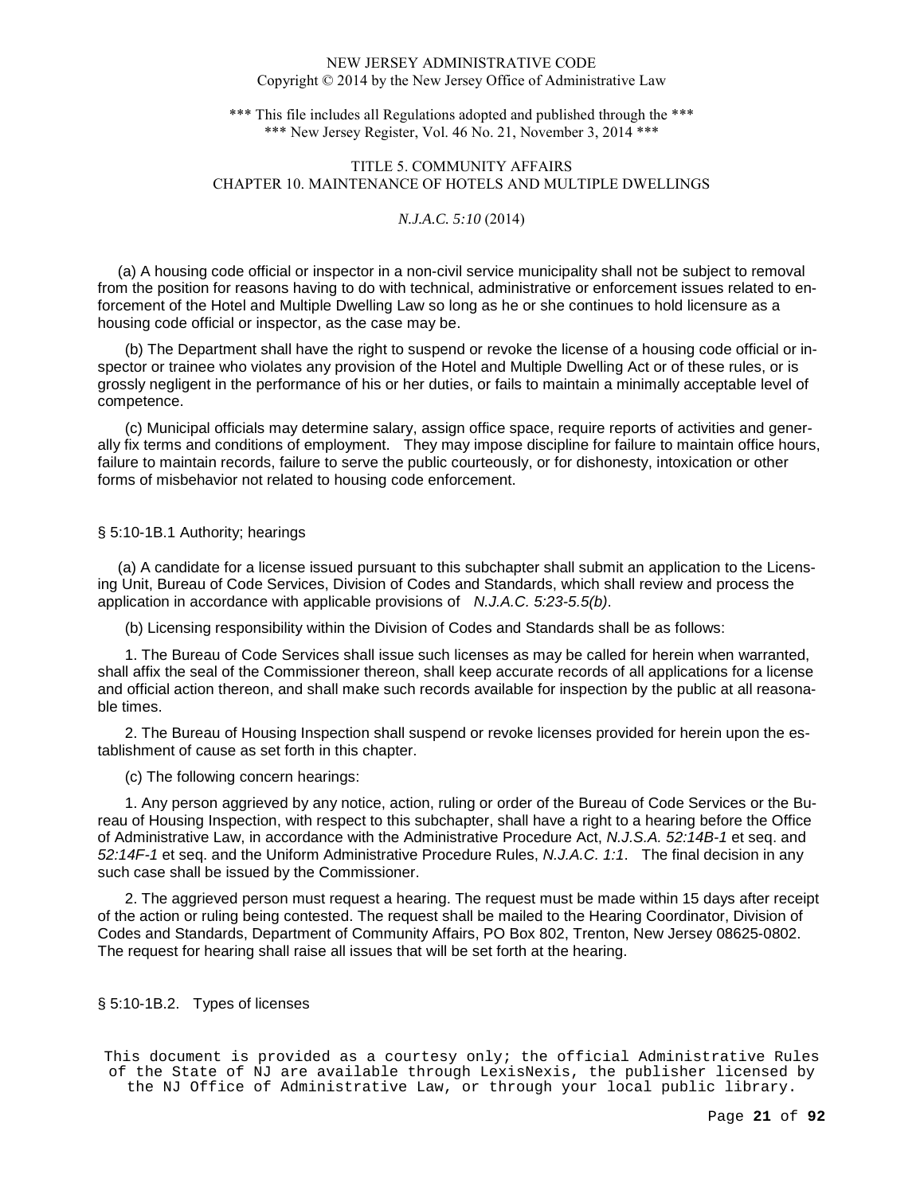(a) A housing code official or inspector in a non-civil service municipality shall not be subject to removal from the position for reasons having to do with technical, administrative or enforcement issues related to enforcement of the Hotel and Multiple Dwelling Law so long as he or she continues to hold licensure as a housing code official or inspector, as the case may be.

(b) The Department shall have the right to suspend or revoke the license of a housing code official or inspector or trainee who violates any provision of the Hotel and Multiple Dwelling Act or of these rules, or is grossly negligent in the performance of his or her duties, or fails to maintain a minimally acceptable level of competence.

(c) Municipal officials may determine salary, assign office space, require reports of activities and generally fix terms and conditions of employment. They may impose discipline for failure to maintain office hours, failure to maintain records, failure to serve the public courteously, or for dishonesty, intoxication or other forms of misbehavior not related to housing code enforcement.

§ 5:10-1B.1 Authority; hearings

(a) A candidate for a license issued pursuant to this subchapter shall submit an application to the Licensing Unit, Bureau of Code Services, Division of Codes and Standards, which shall review and process the application in accordance with applicable provisions of *N.J.A.C. 5:23-5.5(b)*.

(b) Licensing responsibility within the Division of Codes and Standards shall be as follows:

1. The Bureau of Code Services shall issue such licenses as may be called for herein when warranted, shall affix the seal of the Commissioner thereon, shall keep accurate records of all applications for a license and official action thereon, and shall make such records available for inspection by the public at all reasonable times.

2. The Bureau of Housing Inspection shall suspend or revoke licenses provided for herein upon the establishment of cause as set forth in this chapter.

(c) The following concern hearings:

1. Any person aggrieved by any notice, action, ruling or order of the Bureau of Code Services or the Bureau of Housing Inspection, with respect to this subchapter, shall have a right to a hearing before the Office of Administrative Law, in accordance with the Administrative Procedure Act, *N.J.S.A. 52:14B-1* et seq. and *52:14F-1* et seq. and the Uniform Administrative Procedure Rules, *N.J.A.C. 1:1*. The final decision in any such case shall be issued by the Commissioner.

2. The aggrieved person must request a hearing. The request must be made within 15 days after receipt of the action or ruling being contested. The request shall be mailed to the Hearing Coordinator, Division of Codes and Standards, Department of Community Affairs, PO Box 802, Trenton, New Jersey 08625-0802. The request for hearing shall raise all issues that will be set forth at the hearing.

§ 5:10-1B.2. Types of licenses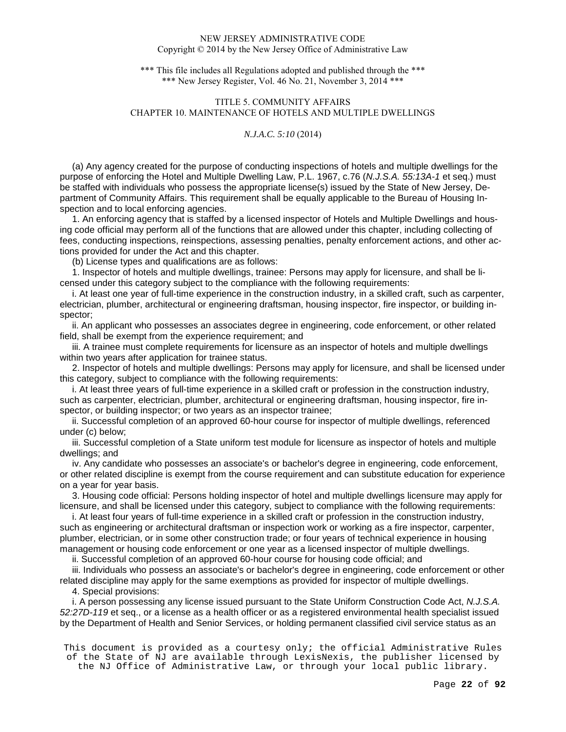(a) Any agency created for the purpose of conducting inspections of hotels and multiple dwellings for the purpose of enforcing the Hotel and Multiple Dwelling Law, P.L. 1967, c.76 (*N.J.S.A. 55:13A-1* et seq.) must be staffed with individuals who possess the appropriate license(s) issued by the State of New Jersey, Department of Community Affairs. This requirement shall be equally applicable to the Bureau of Housing Inspection and to local enforcing agencies.

1. An enforcing agency that is staffed by a licensed inspector of Hotels and Multiple Dwellings and housing code official may perform all of the functions that are allowed under this chapter, including collecting of fees, conducting inspections, reinspections, assessing penalties, penalty enforcement actions, and other actions provided for under the Act and this chapter.

(b) License types and qualifications are as follows:

1. Inspector of hotels and multiple dwellings, trainee: Persons may apply for licensure, and shall be licensed under this category subject to the compliance with the following requirements:

i. At least one year of full-time experience in the construction industry, in a skilled craft, such as carpenter, electrician, plumber, architectural or engineering draftsman, housing inspector, fire inspector, or building inspector;

ii. An applicant who possesses an associates degree in engineering, code enforcement, or other related field, shall be exempt from the experience requirement; and

iii. A trainee must complete requirements for licensure as an inspector of hotels and multiple dwellings within two years after application for trainee status.

2. Inspector of hotels and multiple dwellings: Persons may apply for licensure, and shall be licensed under this category, subject to compliance with the following requirements:

i. At least three years of full-time experience in a skilled craft or profession in the construction industry, such as carpenter, electrician, plumber, architectural or engineering draftsman, housing inspector, fire inspector, or building inspector; or two years as an inspector trainee;

ii. Successful completion of an approved 60-hour course for inspector of multiple dwellings, referenced under (c) below;

iii. Successful completion of a State uniform test module for licensure as inspector of hotels and multiple dwellings; and

iv. Any candidate who possesses an associate's or bachelor's degree in engineering, code enforcement, or other related discipline is exempt from the course requirement and can substitute education for experience on a year for year basis.

3. Housing code official: Persons holding inspector of hotel and multiple dwellings licensure may apply for licensure, and shall be licensed under this category, subject to compliance with the following requirements:

i. At least four years of full-time experience in a skilled craft or profession in the construction industry, such as engineering or architectural draftsman or inspection work or working as a fire inspector, carpenter, plumber, electrician, or in some other construction trade; or four years of technical experience in housing management or housing code enforcement or one year as a licensed inspector of multiple dwellings.

ii. Successful completion of an approved 60-hour course for housing code official; and

iii. Individuals who possess an associate's or bachelor's degree in engineering, code enforcement or other related discipline may apply for the same exemptions as provided for inspector of multiple dwellings.

4. Special provisions:

i. A person possessing any license issued pursuant to the State Uniform Construction Code Act, *N.J.S.A. 52:27D-119* et seq., or a license as a health officer or as a registered environmental health specialist issued by the Department of Health and Senior Services, or holding permanent classified civil service status as an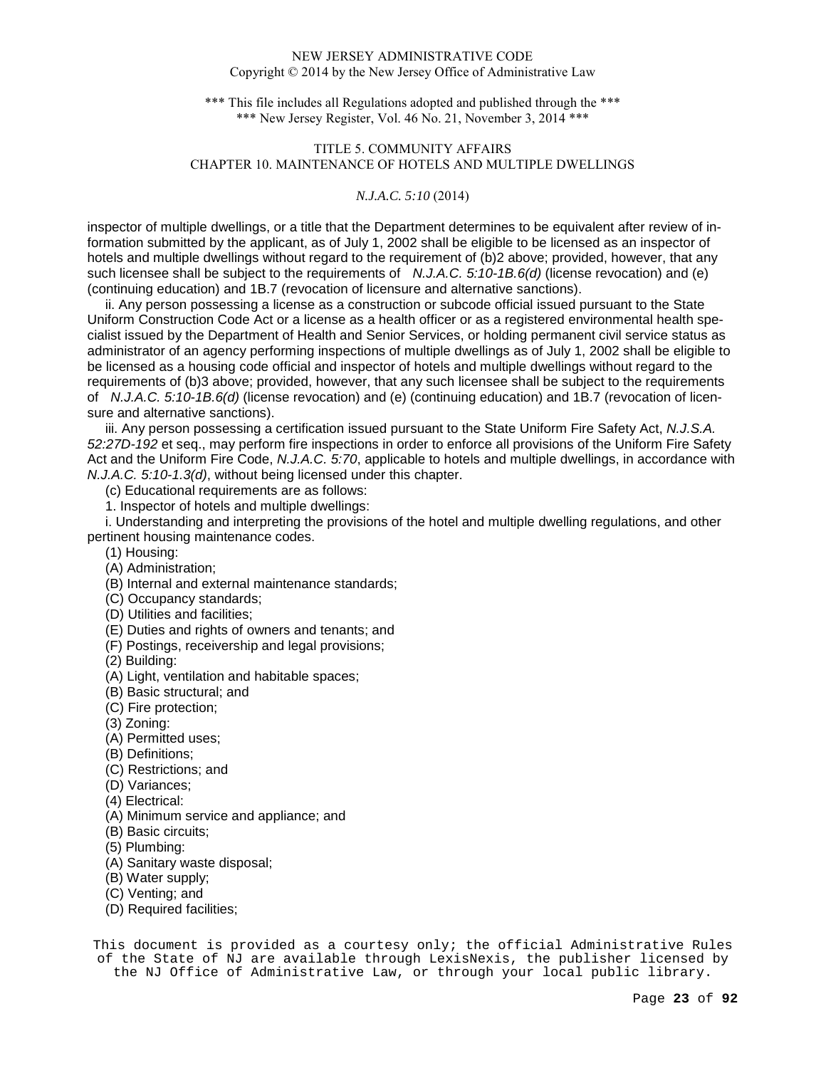inspector of multiple dwellings, or a title that the Department determines to be equivalent after review of information submitted by the applicant, as of July 1, 2002 shall be eligible to be licensed as an inspector of hotels and multiple dwellings without regard to the requirement of (b)2 above; provided, however, that any such licensee shall be subject to the requirements of *N.J.A.C. 5:10-1B.6(d)* (license revocation) and (e) (continuing education) and 1B.7 (revocation of licensure and alternative sanctions).

ii. Any person possessing a license as a construction or subcode official issued pursuant to the State Uniform Construction Code Act or a license as a health officer or as a registered environmental health specialist issued by the Department of Health and Senior Services, or holding permanent civil service status as administrator of an agency performing inspections of multiple dwellings as of July 1, 2002 shall be eligible to be licensed as a housing code official and inspector of hotels and multiple dwellings without regard to the requirements of (b)3 above; provided, however, that any such licensee shall be subject to the requirements of *N.J.A.C. 5:10-1B.6(d)* (license revocation) and (e) (continuing education) and 1B.7 (revocation of licensure and alternative sanctions).

iii. Any person possessing a certification issued pursuant to the State Uniform Fire Safety Act, *N.J.S.A. 52:27D-192* et seq., may perform fire inspections in order to enforce all provisions of the Uniform Fire Safety Act and the Uniform Fire Code, *N.J.A.C. 5:70*, applicable to hotels and multiple dwellings, in accordance with *N.J.A.C. 5:10-1.3(d)*, without being licensed under this chapter.

(c) Educational requirements are as follows:

1. Inspector of hotels and multiple dwellings:

i. Understanding and interpreting the provisions of the hotel and multiple dwelling regulations, and other pertinent housing maintenance codes.

(1) Housing:

(A) Administration;

(B) Internal and external maintenance standards;

(C) Occupancy standards;

(D) Utilities and facilities;

(E) Duties and rights of owners and tenants; and

(F) Postings, receivership and legal provisions;

(2) Building:

(A) Light, ventilation and habitable spaces;

(B) Basic structural; and

(C) Fire protection;

(3) Zoning:

(A) Permitted uses;

(B) Definitions;

(C) Restrictions; and

(D) Variances;

(4) Electrical:

(A) Minimum service and appliance; and

(B) Basic circuits;

(5) Plumbing:

(A) Sanitary waste disposal;

(B) Water supply;

(C) Venting; and

(D) Required facilities;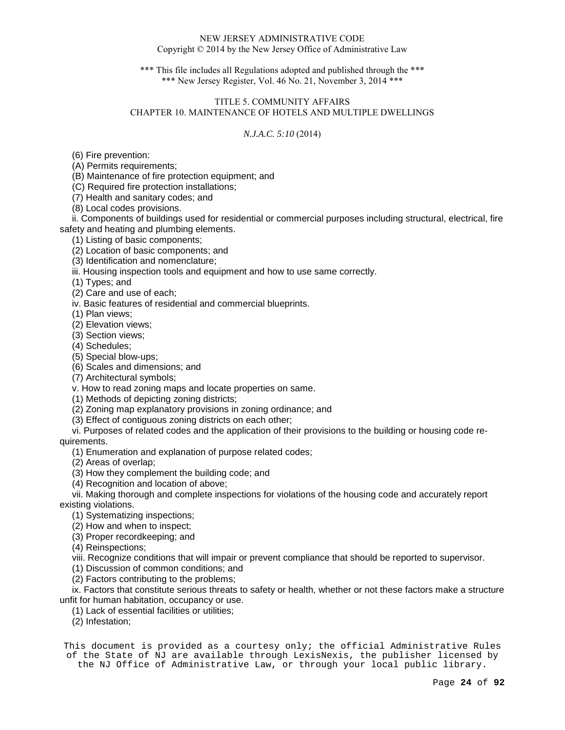(6) Fire prevention:

(A) Permits requirements;

(B) Maintenance of fire protection equipment; and

(C) Required fire protection installations;

(7) Health and sanitary codes; and

(8) Local codes provisions.

ii. Components of buildings used for residential or commercial purposes including structural, electrical, fire safety and heating and plumbing elements.

(1) Listing of basic components;

(2) Location of basic components; and

(3) Identification and nomenclature;

iii. Housing inspection tools and equipment and how to use same correctly.

(1) Types; and

(2) Care and use of each;

iv. Basic features of residential and commercial blueprints.

(1) Plan views;

(2) Elevation views;

(3) Section views;

(4) Schedules;

(5) Special blow-ups;

(6) Scales and dimensions; and

(7) Architectural symbols;

v. How to read zoning maps and locate properties on same.

(1) Methods of depicting zoning districts;

(2) Zoning map explanatory provisions in zoning ordinance; and

(3) Effect of contiguous zoning districts on each other;

vi. Purposes of related codes and the application of their provisions to the building or housing code requirements.

(1) Enumeration and explanation of purpose related codes;

(2) Areas of overlap;

(3) How they complement the building code; and

(4) Recognition and location of above;

vii. Making thorough and complete inspections for violations of the housing code and accurately report existing violations.

(1) Systematizing inspections;

(2) How and when to inspect;

(3) Proper recordkeeping; and

(4) Reinspections;

viii. Recognize conditions that will impair or prevent compliance that should be reported to supervisor.

(1) Discussion of common conditions; and

(2) Factors contributing to the problems;

ix. Factors that constitute serious threats to safety or health, whether or not these factors make a structure unfit for human habitation, occupancy or use.

(1) Lack of essential facilities or utilities;

(2) Infestation;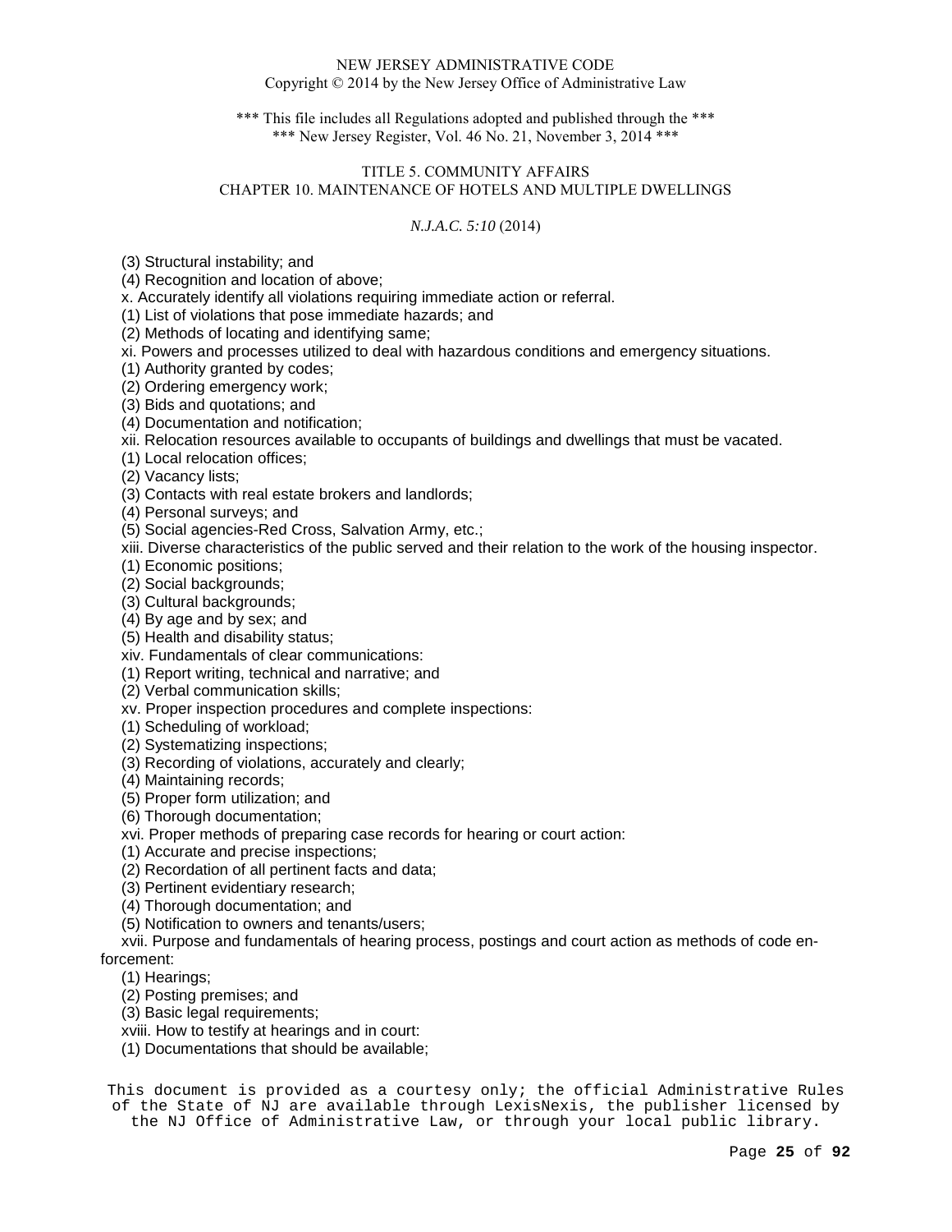(3) Structural instability; and

(4) Recognition and location of above;

x. Accurately identify all violations requiring immediate action or referral.

(1) List of violations that pose immediate hazards; and

(2) Methods of locating and identifying same;

xi. Powers and processes utilized to deal with hazardous conditions and emergency situations.

(1) Authority granted by codes;

(2) Ordering emergency work;

(3) Bids and quotations; and

(4) Documentation and notification;

xii. Relocation resources available to occupants of buildings and dwellings that must be vacated.

(1) Local relocation offices;

(2) Vacancy lists;

(3) Contacts with real estate brokers and landlords;

(4) Personal surveys; and

(5) Social agencies-Red Cross, Salvation Army, etc.;

xiii. Diverse characteristics of the public served and their relation to the work of the housing inspector.

(1) Economic positions;

(2) Social backgrounds;

(3) Cultural backgrounds;

(4) By age and by sex; and

(5) Health and disability status;

xiv. Fundamentals of clear communications:

(1) Report writing, technical and narrative; and

(2) Verbal communication skills;

xv. Proper inspection procedures and complete inspections:

(1) Scheduling of workload;

(2) Systematizing inspections;

(3) Recording of violations, accurately and clearly;

(4) Maintaining records;

(5) Proper form utilization; and

(6) Thorough documentation;

xvi. Proper methods of preparing case records for hearing or court action:

(1) Accurate and precise inspections;

(2) Recordation of all pertinent facts and data;

(3) Pertinent evidentiary research;

(4) Thorough documentation; and

(5) Notification to owners and tenants/users;

xvii. Purpose and fundamentals of hearing process, postings and court action as methods of code enforcement:

(1) Hearings;

(2) Posting premises; and

(3) Basic legal requirements;

xviii. How to testify at hearings and in court:

(1) Documentations that should be available;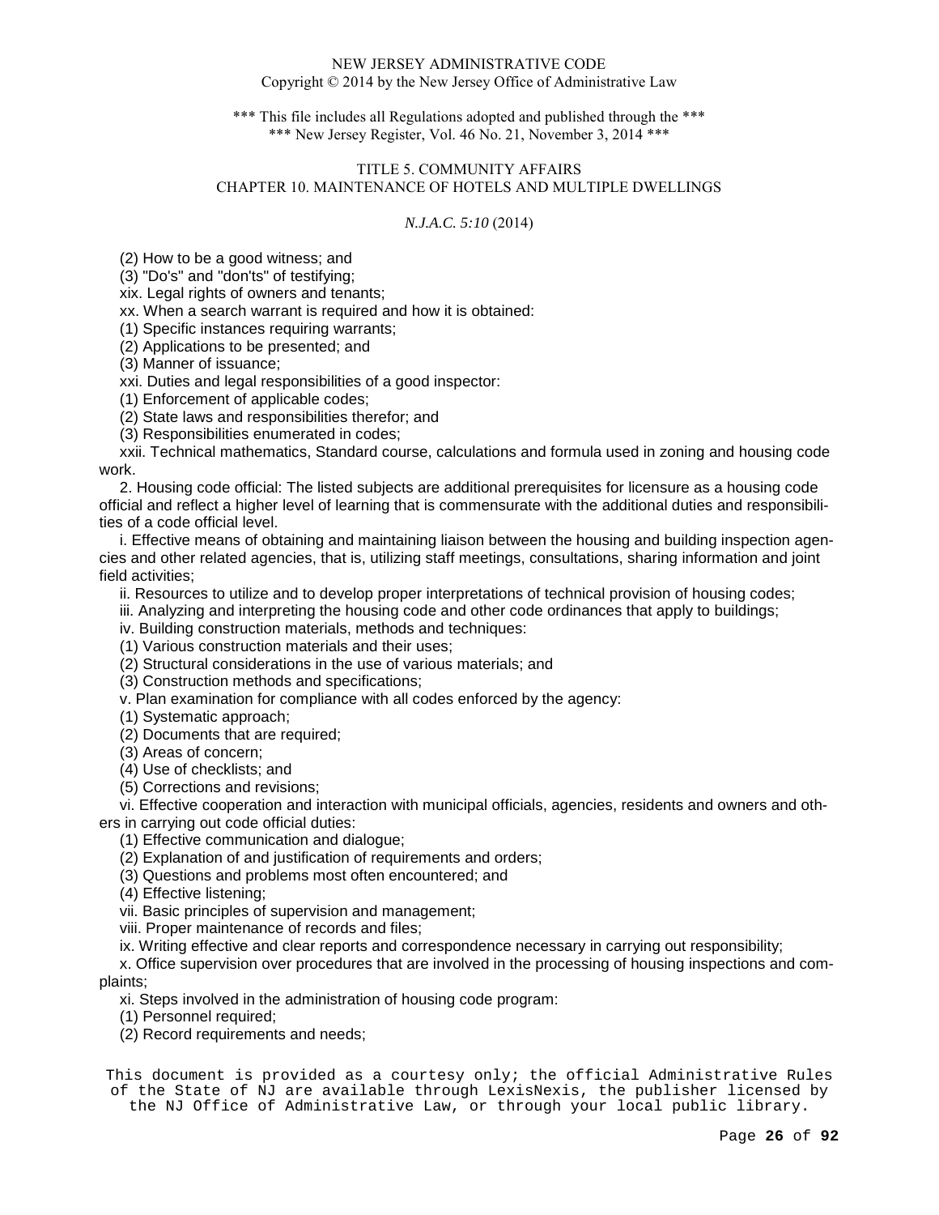(2) How to be a good witness; and

(3) "Do's" and "don'ts" of testifying;

xix. Legal rights of owners and tenants;

xx. When a search warrant is required and how it is obtained:

(1) Specific instances requiring warrants;

(2) Applications to be presented; and

(3) Manner of issuance;

xxi. Duties and legal responsibilities of a good inspector:

(1) Enforcement of applicable codes;

(2) State laws and responsibilities therefor; and

(3) Responsibilities enumerated in codes;

xxii. Technical mathematics, Standard course, calculations and formula used in zoning and housing code work.

2. Housing code official: The listed subjects are additional prerequisites for licensure as a housing code official and reflect a higher level of learning that is commensurate with the additional duties and responsibilities of a code official level.

i. Effective means of obtaining and maintaining liaison between the housing and building inspection agencies and other related agencies, that is, utilizing staff meetings, consultations, sharing information and joint field activities;

ii. Resources to utilize and to develop proper interpretations of technical provision of housing codes;

iii. Analyzing and interpreting the housing code and other code ordinances that apply to buildings;

iv. Building construction materials, methods and techniques:

(1) Various construction materials and their uses;

(2) Structural considerations in the use of various materials; and

(3) Construction methods and specifications;

v. Plan examination for compliance with all codes enforced by the agency:

(1) Systematic approach;

(2) Documents that are required;

(3) Areas of concern;

(4) Use of checklists; and

(5) Corrections and revisions;

vi. Effective cooperation and interaction with municipal officials, agencies, residents and owners and others in carrying out code official duties:

(1) Effective communication and dialogue;

(2) Explanation of and justification of requirements and orders;

(3) Questions and problems most often encountered; and

(4) Effective listening;

vii. Basic principles of supervision and management;

viii. Proper maintenance of records and files;

ix. Writing effective and clear reports and correspondence necessary in carrying out responsibility;

x. Office supervision over procedures that are involved in the processing of housing inspections and complaints;

xi. Steps involved in the administration of housing code program:

(1) Personnel required;

(2) Record requirements and needs;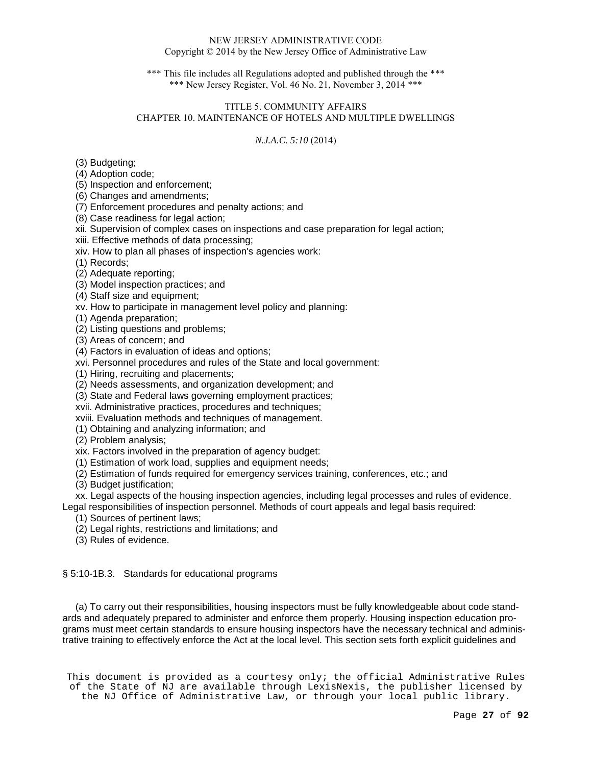(3) Budgeting;

(4) Adoption code;

(5) Inspection and enforcement;

(6) Changes and amendments;

(7) Enforcement procedures and penalty actions; and

(8) Case readiness for legal action;

xii. Supervision of complex cases on inspections and case preparation for legal action;

xiii. Effective methods of data processing;

xiv. How to plan all phases of inspection's agencies work:

(1) Records;

(2) Adequate reporting;

(3) Model inspection practices; and

(4) Staff size and equipment;

xv. How to participate in management level policy and planning:

(1) Agenda preparation;

(2) Listing questions and problems;

(3) Areas of concern; and

(4) Factors in evaluation of ideas and options;

xvi. Personnel procedures and rules of the State and local government:

(1) Hiring, recruiting and placements;

(2) Needs assessments, and organization development; and

(3) State and Federal laws governing employment practices;

xvii. Administrative practices, procedures and techniques;

xviii. Evaluation methods and techniques of management.

(1) Obtaining and analyzing information; and

(2) Problem analysis;

xix. Factors involved in the preparation of agency budget:

(1) Estimation of work load, supplies and equipment needs;

(2) Estimation of funds required for emergency services training, conferences, etc.; and

(3) Budget justification;

xx. Legal aspects of the housing inspection agencies, including legal processes and rules of evidence. Legal responsibilities of inspection personnel. Methods of court appeals and legal basis required:

(1) Sources of pertinent laws;

(2) Legal rights, restrictions and limitations; and

(3) Rules of evidence.

§ 5:10-1B.3. Standards for educational programs

(a) To carry out their responsibilities, housing inspectors must be fully knowledgeable about code standards and adequately prepared to administer and enforce them properly. Housing inspection education programs must meet certain standards to ensure housing inspectors have the necessary technical and administrative training to effectively enforce the Act at the local level. This section sets forth explicit guidelines and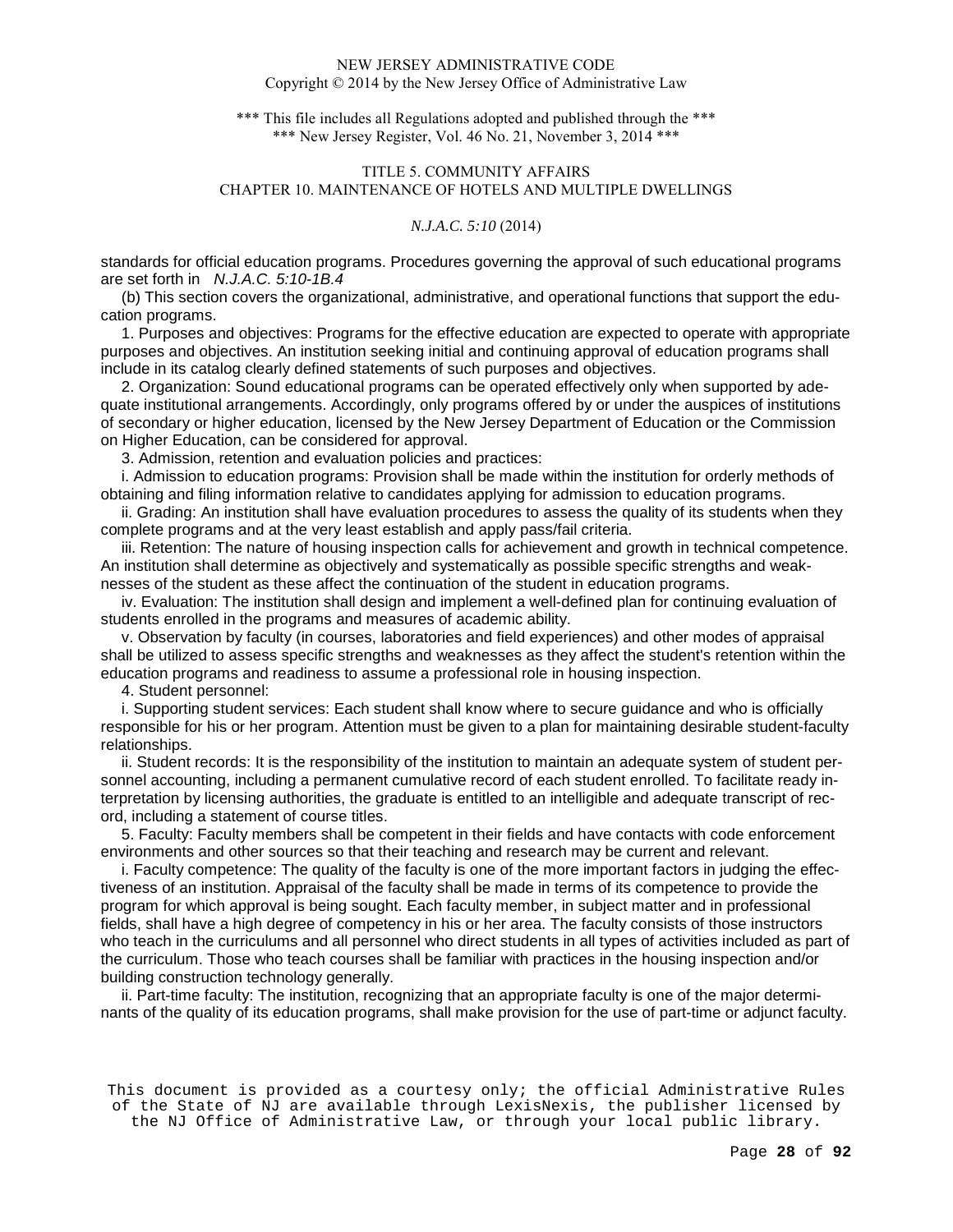standards for official education programs. Procedures governing the approval of such educational programs are set forth in *N.J.A.C. 5:10-1B.4*

(b) This section covers the organizational, administrative, and operational functions that support the education programs.

1. Purposes and objectives: Programs for the effective education are expected to operate with appropriate purposes and objectives. An institution seeking initial and continuing approval of education programs shall include in its catalog clearly defined statements of such purposes and objectives.

2. Organization: Sound educational programs can be operated effectively only when supported by adequate institutional arrangements. Accordingly, only programs offered by or under the auspices of institutions of secondary or higher education, licensed by the New Jersey Department of Education or the Commission on Higher Education, can be considered for approval.

3. Admission, retention and evaluation policies and practices:

i. Admission to education programs: Provision shall be made within the institution for orderly methods of obtaining and filing information relative to candidates applying for admission to education programs.

ii. Grading: An institution shall have evaluation procedures to assess the quality of its students when they complete programs and at the very least establish and apply pass/fail criteria.

iii. Retention: The nature of housing inspection calls for achievement and growth in technical competence. An institution shall determine as objectively and systematically as possible specific strengths and weaknesses of the student as these affect the continuation of the student in education programs.

iv. Evaluation: The institution shall design and implement a well-defined plan for continuing evaluation of students enrolled in the programs and measures of academic ability.

v. Observation by faculty (in courses, laboratories and field experiences) and other modes of appraisal shall be utilized to assess specific strengths and weaknesses as they affect the student's retention within the education programs and readiness to assume a professional role in housing inspection.

4. Student personnel:

i. Supporting student services: Each student shall know where to secure guidance and who is officially responsible for his or her program. Attention must be given to a plan for maintaining desirable student-faculty relationships.

ii. Student records: It is the responsibility of the institution to maintain an adequate system of student personnel accounting, including a permanent cumulative record of each student enrolled. To facilitate ready interpretation by licensing authorities, the graduate is entitled to an intelligible and adequate transcript of record, including a statement of course titles.

5. Faculty: Faculty members shall be competent in their fields and have contacts with code enforcement environments and other sources so that their teaching and research may be current and relevant.

i. Faculty competence: The quality of the faculty is one of the more important factors in judging the effectiveness of an institution. Appraisal of the faculty shall be made in terms of its competence to provide the program for which approval is being sought. Each faculty member, in subject matter and in professional fields, shall have a high degree of competency in his or her area. The faculty consists of those instructors who teach in the curriculums and all personnel who direct students in all types of activities included as part of the curriculum. Those who teach courses shall be familiar with practices in the housing inspection and/or building construction technology generally.

ii. Part-time faculty: The institution, recognizing that an appropriate faculty is one of the major determinants of the quality of its education programs, shall make provision for the use of part-time or adjunct faculty.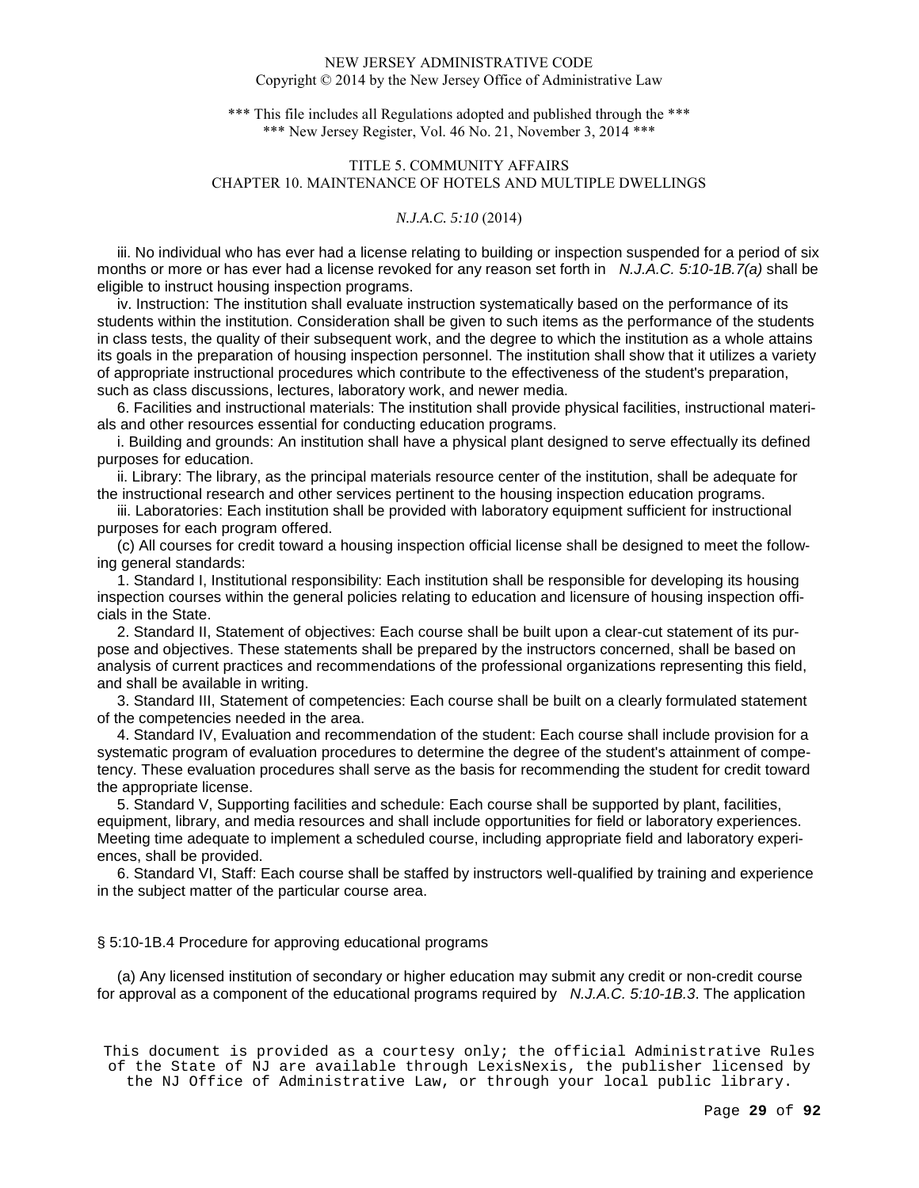iii. No individual who has ever had a license relating to building or inspection suspended for a period of six months or more or has ever had a license revoked for any reason set forth in *N.J.A.C. 5:10-1B.7(a)* shall be eligible to instruct housing inspection programs.

iv. Instruction: The institution shall evaluate instruction systematically based on the performance of its students within the institution. Consideration shall be given to such items as the performance of the students in class tests, the quality of their subsequent work, and the degree to which the institution as a whole attains its goals in the preparation of housing inspection personnel. The institution shall show that it utilizes a variety of appropriate instructional procedures which contribute to the effectiveness of the student's preparation, such as class discussions, lectures, laboratory work, and newer media.

6. Facilities and instructional materials: The institution shall provide physical facilities, instructional materials and other resources essential for conducting education programs.

i. Building and grounds: An institution shall have a physical plant designed to serve effectually its defined purposes for education.

ii. Library: The library, as the principal materials resource center of the institution, shall be adequate for the instructional research and other services pertinent to the housing inspection education programs.

iii. Laboratories: Each institution shall be provided with laboratory equipment sufficient for instructional purposes for each program offered.

(c) All courses for credit toward a housing inspection official license shall be designed to meet the following general standards:

1. Standard I, Institutional responsibility: Each institution shall be responsible for developing its housing inspection courses within the general policies relating to education and licensure of housing inspection officials in the State.

2. Standard II, Statement of objectives: Each course shall be built upon a clear-cut statement of its purpose and objectives. These statements shall be prepared by the instructors concerned, shall be based on analysis of current practices and recommendations of the professional organizations representing this field, and shall be available in writing.

3. Standard III, Statement of competencies: Each course shall be built on a clearly formulated statement of the competencies needed in the area.

4. Standard IV, Evaluation and recommendation of the student: Each course shall include provision for a systematic program of evaluation procedures to determine the degree of the student's attainment of competency. These evaluation procedures shall serve as the basis for recommending the student for credit toward the appropriate license.

5. Standard V, Supporting facilities and schedule: Each course shall be supported by plant, facilities, equipment, library, and media resources and shall include opportunities for field or laboratory experiences. Meeting time adequate to implement a scheduled course, including appropriate field and laboratory experiences, shall be provided.

6. Standard VI, Staff: Each course shall be staffed by instructors well-qualified by training and experience in the subject matter of the particular course area.

§ 5:10-1B.4 Procedure for approving educational programs

(a) Any licensed institution of secondary or higher education may submit any credit or non-credit course for approval as a component of the educational programs required by *N.J.A.C. 5:10-1B.3*. The application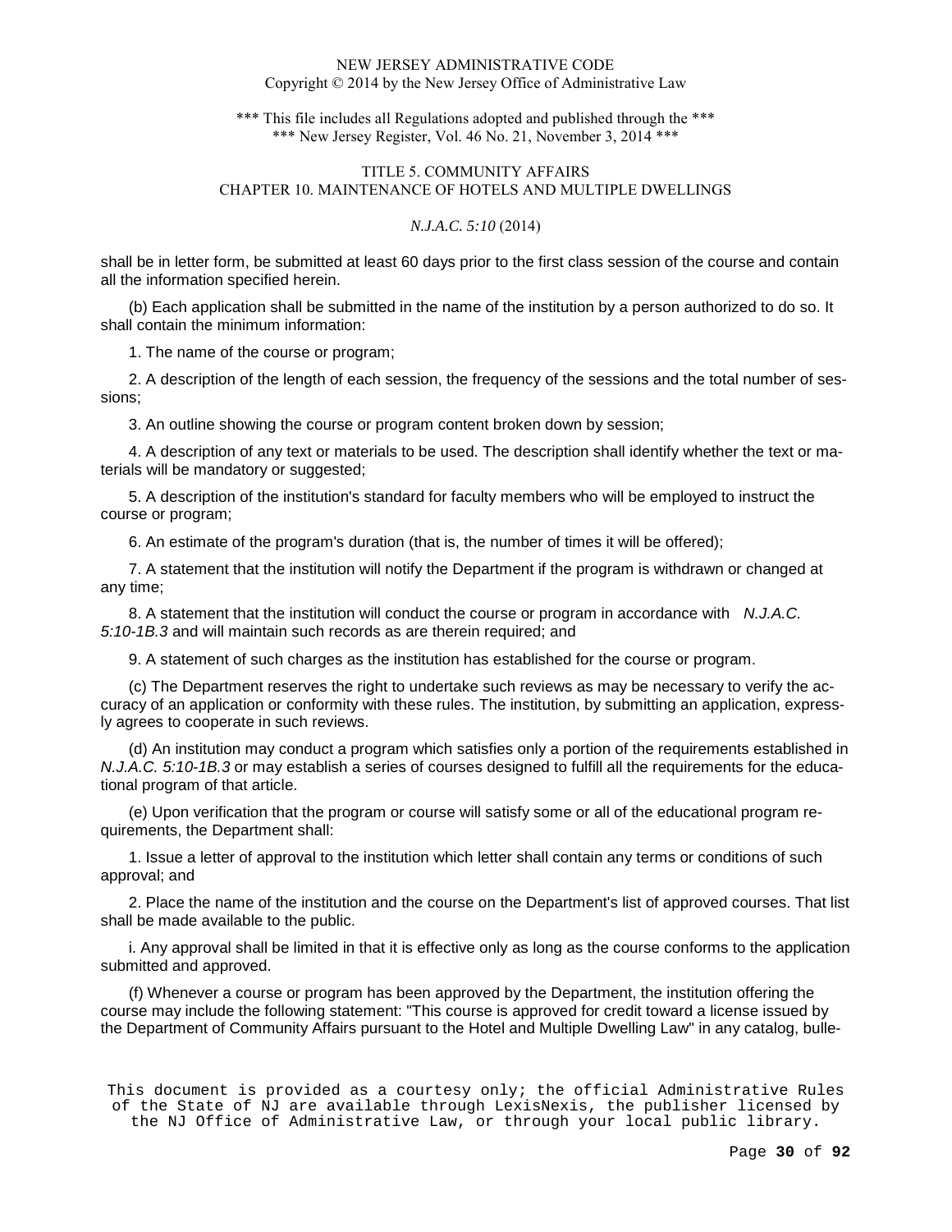shall be in letter form, be submitted at least 60 days prior to the first class session of the course and contain all the information specified herein.

(b) Each application shall be submitted in the name of the institution by a person authorized to do so. It shall contain the minimum information:

1. The name of the course or program;

2. A description of the length of each session, the frequency of the sessions and the total number of sessions;

3. An outline showing the course or program content broken down by session;

4. A description of any text or materials to be used. The description shall identify whether the text or materials will be mandatory or suggested;

5. A description of the institution's standard for faculty members who will be employed to instruct the course or program;

6. An estimate of the program's duration (that is, the number of times it will be offered);

7. A statement that the institution will notify the Department if the program is withdrawn or changed at any time;

8. A statement that the institution will conduct the course or program in accordance with *N.J.A.C. 5:10-1B.3* and will maintain such records as are therein required; and

9. A statement of such charges as the institution has established for the course or program.

(c) The Department reserves the right to undertake such reviews as may be necessary to verify the accuracy of an application or conformity with these rules. The institution, by submitting an application, expressly agrees to cooperate in such reviews.

(d) An institution may conduct a program which satisfies only a portion of the requirements established in *N.J.A.C. 5:10-1B.3* or may establish a series of courses designed to fulfill all the requirements for the educational program of that article.

(e) Upon verification that the program or course will satisfy some or all of the educational program requirements, the Department shall:

1. Issue a letter of approval to the institution which letter shall contain any terms or conditions of such approval; and

2. Place the name of the institution and the course on the Department's list of approved courses. That list shall be made available to the public.

i. Any approval shall be limited in that it is effective only as long as the course conforms to the application submitted and approved.

(f) Whenever a course or program has been approved by the Department, the institution offering the course may include the following statement: "This course is approved for credit toward a license issued by the Department of Community Affairs pursuant to the Hotel and Multiple Dwelling Law" in any catalog, bulle-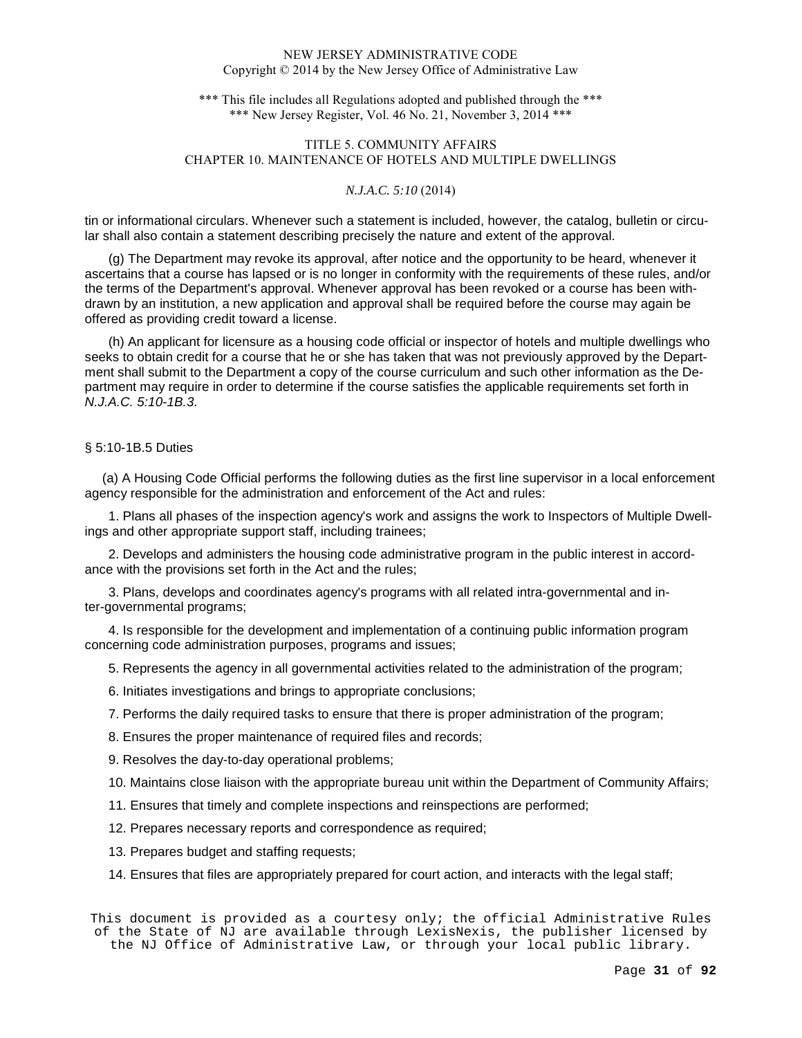tin or informational circulars. Whenever such a statement is included, however, the catalog, bulletin or circular shall also contain a statement describing precisely the nature and extent of the approval.

(g) The Department may revoke its approval, after notice and the opportunity to be heard, whenever it ascertains that a course has lapsed or is no longer in conformity with the requirements of these rules, and/or the terms of the Department's approval. Whenever approval has been revoked or a course has been withdrawn by an institution, a new application and approval shall be required before the course may again be offered as providing credit toward a license.

(h) An applicant for licensure as a housing code official or inspector of hotels and multiple dwellings who seeks to obtain credit for a course that he or she has taken that was not previously approved by the Department shall submit to the Department a copy of the course curriculum and such other information as the Department may require in order to determine if the course satisfies the applicable requirements set forth in *N.J.A.C. 5:10-1B.3*.

## § 5:10-1B.5 Duties

(a) A Housing Code Official performs the following duties as the first line supervisor in a local enforcement agency responsible for the administration and enforcement of the Act and rules:

1. Plans all phases of the inspection agency's work and assigns the work to Inspectors of Multiple Dwellings and other appropriate support staff, including trainees;

2. Develops and administers the housing code administrative program in the public interest in accordance with the provisions set forth in the Act and the rules;

3. Plans, develops and coordinates agency's programs with all related intra-governmental and inter-governmental programs;

4. Is responsible for the development and implementation of a continuing public information program concerning code administration purposes, programs and issues;

5. Represents the agency in all governmental activities related to the administration of the program;

6. Initiates investigations and brings to appropriate conclusions;

7. Performs the daily required tasks to ensure that there is proper administration of the program;

8. Ensures the proper maintenance of required files and records;

9. Resolves the day-to-day operational problems;

10. Maintains close liaison with the appropriate bureau unit within the Department of Community Affairs;

11. Ensures that timely and complete inspections and reinspections are performed;

12. Prepares necessary reports and correspondence as required;

13. Prepares budget and staffing requests;

14. Ensures that files are appropriately prepared for court action, and interacts with the legal staff;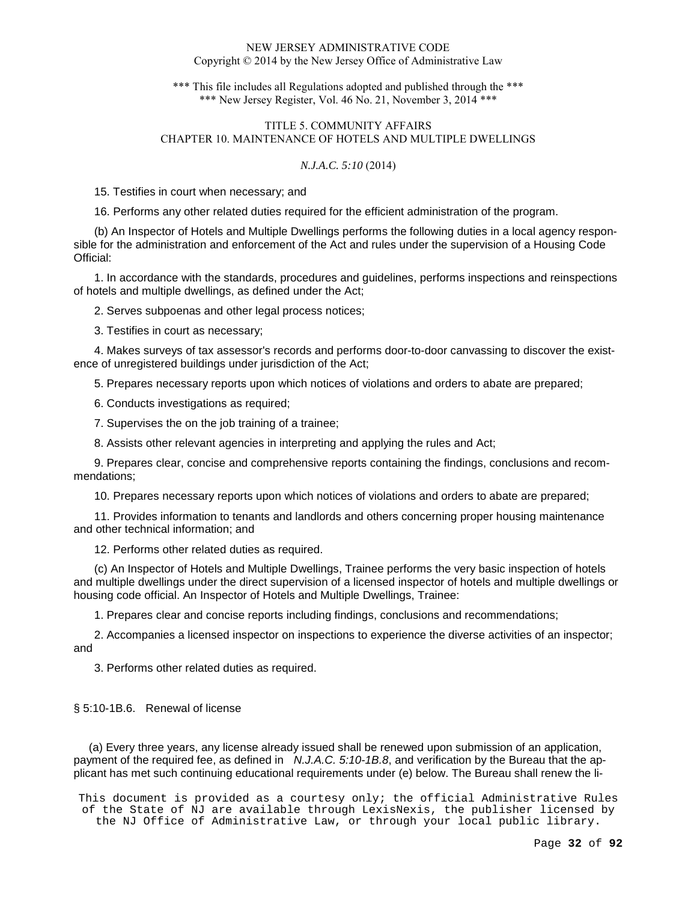15. Testifies in court when necessary; and

16. Performs any other related duties required for the efficient administration of the program.

(b) An Inspector of Hotels and Multiple Dwellings performs the following duties in a local agency responsible for the administration and enforcement of the Act and rules under the supervision of a Housing Code Official:

1. In accordance with the standards, procedures and guidelines, performs inspections and reinspections of hotels and multiple dwellings, as defined under the Act;

2. Serves subpoenas and other legal process notices;

3. Testifies in court as necessary;

4. Makes surveys of tax assessor's records and performs door-to-door canvassing to discover the existence of unregistered buildings under jurisdiction of the Act;

5. Prepares necessary reports upon which notices of violations and orders to abate are prepared;

6. Conducts investigations as required;

7. Supervises the on the job training of a trainee;

8. Assists other relevant agencies in interpreting and applying the rules and Act;

9. Prepares clear, concise and comprehensive reports containing the findings, conclusions and recommendations;

10. Prepares necessary reports upon which notices of violations and orders to abate are prepared;

11. Provides information to tenants and landlords and others concerning proper housing maintenance and other technical information; and

12. Performs other related duties as required.

(c) An Inspector of Hotels and Multiple Dwellings, Trainee performs the very basic inspection of hotels and multiple dwellings under the direct supervision of a licensed inspector of hotels and multiple dwellings or housing code official. An Inspector of Hotels and Multiple Dwellings, Trainee:

1. Prepares clear and concise reports including findings, conclusions and recommendations;

2. Accompanies a licensed inspector on inspections to experience the diverse activities of an inspector; and

3. Performs other related duties as required.

## § 5:10-1B.6. Renewal of license

(a) Every three years, any license already issued shall be renewed upon submission of an application, payment of the required fee, as defined in *N.J.A.C. 5:10-1B.8*, and verification by the Bureau that the applicant has met such continuing educational requirements under (e) below. The Bureau shall renew the li-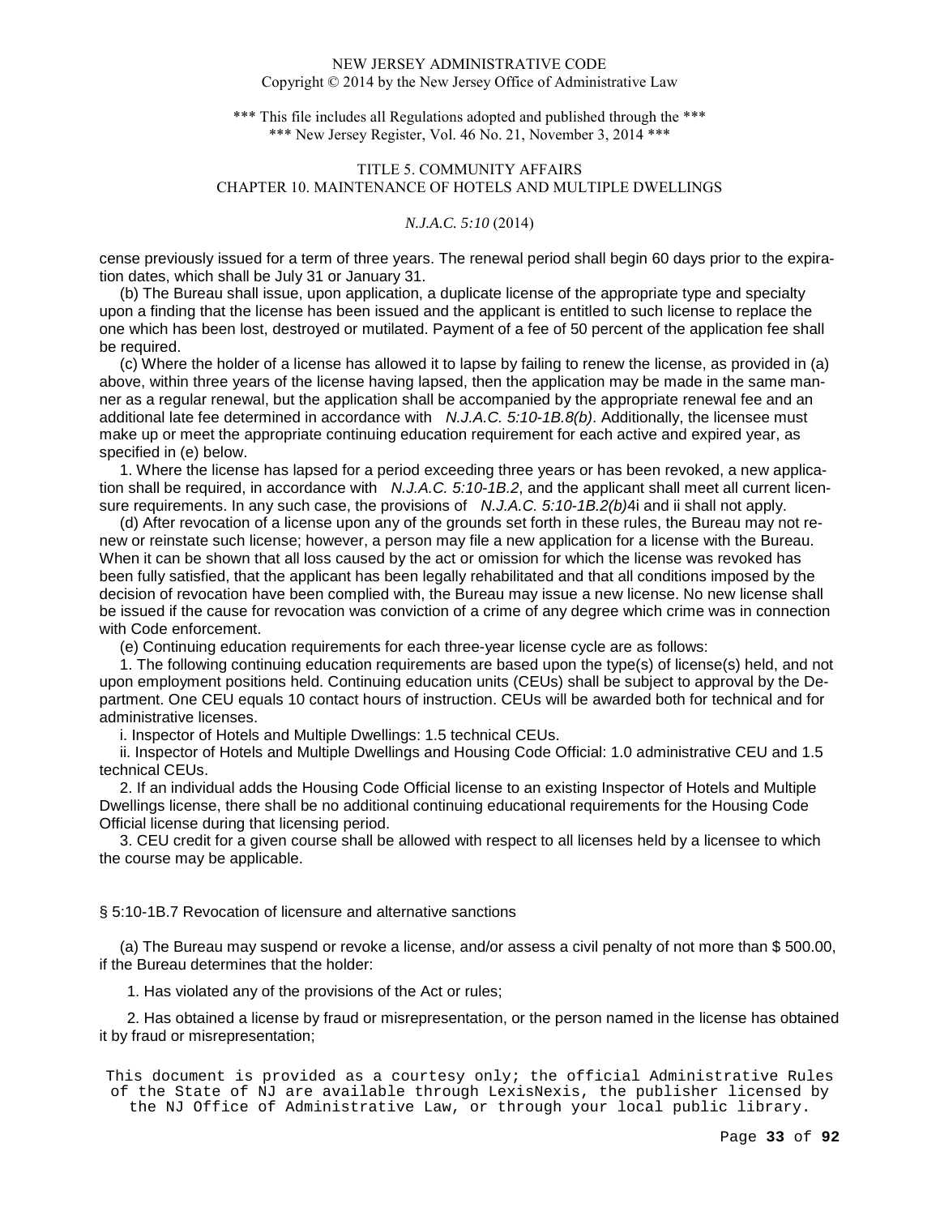cense previously issued for a term of three years. The renewal period shall begin 60 days prior to the expiration dates, which shall be July 31 or January 31.

(b) The Bureau shall issue, upon application, a duplicate license of the appropriate type and specialty upon a finding that the license has been issued and the applicant is entitled to such license to replace the one which has been lost, destroyed or mutilated. Payment of a fee of 50 percent of the application fee shall be required.

(c) Where the holder of a license has allowed it to lapse by failing to renew the license, as provided in (a) above, within three years of the license having lapsed, then the application may be made in the same manner as a regular renewal, but the application shall be accompanied by the appropriate renewal fee and an additional late fee determined in accordance with *N.J.A.C. 5:10-1B.8(b)*. Additionally, the licensee must make up or meet the appropriate continuing education requirement for each active and expired year, as specified in (e) below.

1. Where the license has lapsed for a period exceeding three years or has been revoked, a new application shall be required, in accordance with *N.J.A.C. 5:10-1B.2*, and the applicant shall meet all current licensure requirements. In any such case, the provisions of *N.J.A.C. 5:10-1B.2(b)*4i and ii shall not apply.

(d) After revocation of a license upon any of the grounds set forth in these rules, the Bureau may not renew or reinstate such license; however, a person may file a new application for a license with the Bureau. When it can be shown that all loss caused by the act or omission for which the license was revoked has been fully satisfied, that the applicant has been legally rehabilitated and that all conditions imposed by the decision of revocation have been complied with, the Bureau may issue a new license. No new license shall be issued if the cause for revocation was conviction of a crime of any degree which crime was in connection with Code enforcement.

(e) Continuing education requirements for each three-year license cycle are as follows:

1. The following continuing education requirements are based upon the type(s) of license(s) held, and not upon employment positions held. Continuing education units (CEUs) shall be subject to approval by the Department. One CEU equals 10 contact hours of instruction. CEUs will be awarded both for technical and for administrative licenses.

i. Inspector of Hotels and Multiple Dwellings: 1.5 technical CEUs.

ii. Inspector of Hotels and Multiple Dwellings and Housing Code Official: 1.0 administrative CEU and 1.5 technical CEUs.

2. If an individual adds the Housing Code Official license to an existing Inspector of Hotels and Multiple Dwellings license, there shall be no additional continuing educational requirements for the Housing Code Official license during that licensing period.

3. CEU credit for a given course shall be allowed with respect to all licenses held by a licensee to which the course may be applicable.

§ 5:10-1B.7 Revocation of licensure and alternative sanctions

(a) The Bureau may suspend or revoke a license, and/or assess a civil penalty of not more than $ 500.00, if the Bureau determines that the holder:

1. Has violated any of the provisions of the Act or rules;

2. Has obtained a license by fraud or misrepresentation, or the person named in the license has obtained it by fraud or misrepresentation;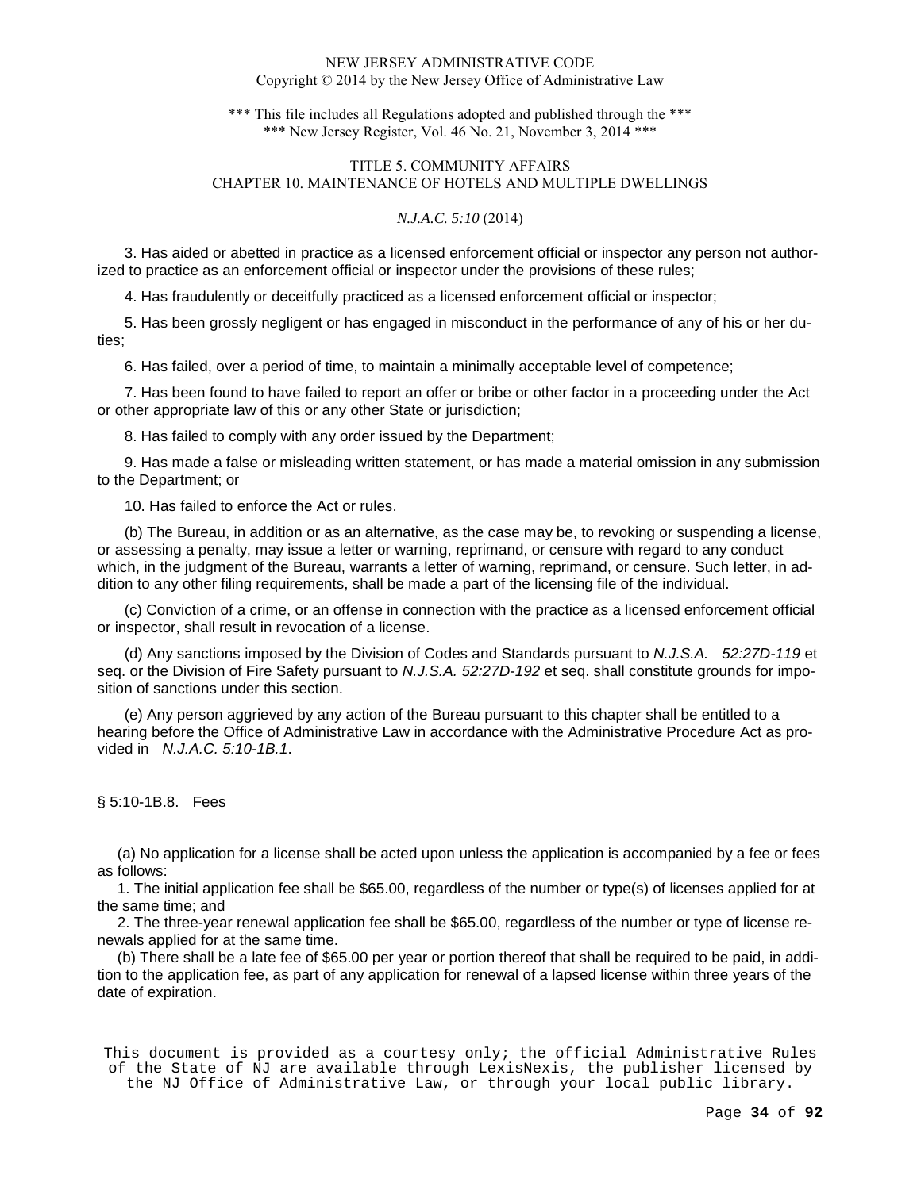3. Has aided or abetted in practice as a licensed enforcement official or inspector any person not authorized to practice as an enforcement official or inspector under the provisions of these rules;

4. Has fraudulently or deceitfully practiced as a licensed enforcement official or inspector;

5. Has been grossly negligent or has engaged in misconduct in the performance of any of his or her duties;

6. Has failed, over a period of time, to maintain a minimally acceptable level of competence;

7. Has been found to have failed to report an offer or bribe or other factor in a proceeding under the Act or other appropriate law of this or any other State or jurisdiction;

8. Has failed to comply with any order issued by the Department;

9. Has made a false or misleading written statement, or has made a material omission in any submission to the Department; or

10. Has failed to enforce the Act or rules.

(b) The Bureau, in addition or as an alternative, as the case may be, to revoking or suspending a license, or assessing a penalty, may issue a letter or warning, reprimand, or censure with regard to any conduct which, in the judgment of the Bureau, warrants a letter of warning, reprimand, or censure. Such letter, in addition to any other filing requirements, shall be made a part of the licensing file of the individual.

(c) Conviction of a crime, or an offense in connection with the practice as a licensed enforcement official or inspector, shall result in revocation of a license.

(d) Any sanctions imposed by the Division of Codes and Standards pursuant to *N.J.S.A. 52:27D-119* et seq. or the Division of Fire Safety pursuant to *N.J.S.A. 52:27D-192* et seq. shall constitute grounds for imposition of sanctions under this section.

(e) Any person aggrieved by any action of the Bureau pursuant to this chapter shall be entitled to a hearing before the Office of Administrative Law in accordance with the Administrative Procedure Act as provided in *N.J.A.C. 5:10-1B.1*.

§ 5:10-1B.8. Fees

(a) No application for a license shall be acted upon unless the application is accompanied by a fee or fees as follows:

1. The initial application fee shall be $65.00, regardless of the number or type(s) of licenses applied for at the same time; and

2. The three-year renewal application fee shall be $65.00, regardless of the number or type of license renewals applied for at the same time.

(b) There shall be a late fee of $65.00 per year or portion thereof that shall be required to be paid, in addition to the application fee, as part of any application for renewal of a lapsed license within three years of the date of expiration.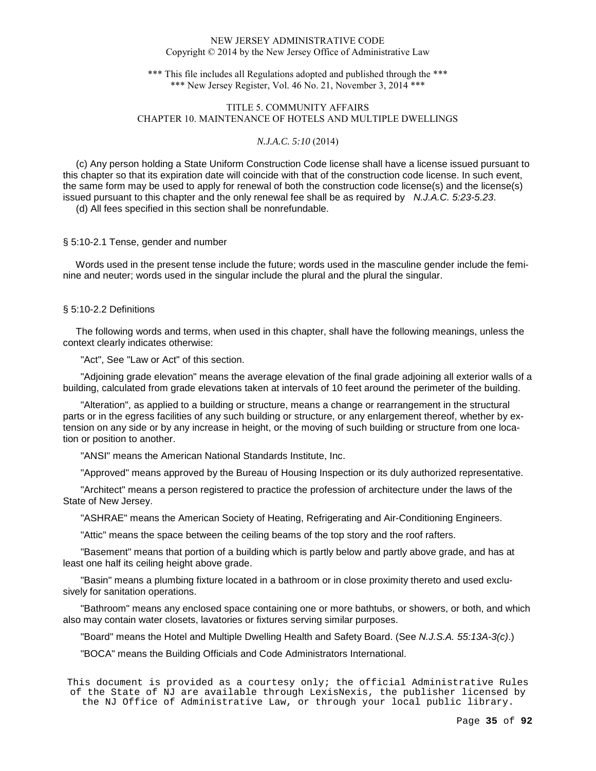(c) Any person holding a State Uniform Construction Code license shall have a license issued pursuant to this chapter so that its expiration date will coincide with that of the construction code license. In such event, the same form may be used to apply for renewal of both the construction code license(s) and the license(s) issued pursuant to this chapter and the only renewal fee shall be as required by *N.J.A.C. 5:23-5.23*.

(d) All fees specified in this section shall be nonrefundable.

§ 5:10-2.1 Tense, gender and number

Words used in the present tense include the future; words used in the masculine gender include the feminine and neuter; words used in the singular include the plural and the plural the singular.

§ 5:10-2.2 Definitions

The following words and terms, when used in this chapter, shall have the following meanings, unless the context clearly indicates otherwise:

"Act", See "Law or Act" of this section.

"Adjoining grade elevation" means the average elevation of the final grade adjoining all exterior walls of a building, calculated from grade elevations taken at intervals of 10 feet around the perimeter of the building.

"Alteration", as applied to a building or structure, means a change or rearrangement in the structural parts or in the egress facilities of any such building or structure, or any enlargement thereof, whether by extension on any side or by any increase in height, or the moving of such building or structure from one location or position to another.

"ANSI" means the American National Standards Institute, Inc.

"Approved" means approved by the Bureau of Housing Inspection or its duly authorized representative.

"Architect" means a person registered to practice the profession of architecture under the laws of the State of New Jersey.

"ASHRAE" means the American Society of Heating, Refrigerating and Air-Conditioning Engineers.

"Attic" means the space between the ceiling beams of the top story and the roof rafters.

"Basement" means that portion of a building which is partly below and partly above grade, and has at least one half its ceiling height above grade.

"Basin" means a plumbing fixture located in a bathroom or in close proximity thereto and used exclusively for sanitation operations.

"Bathroom" means any enclosed space containing one or more bathtubs, or showers, or both, and which also may contain water closets, lavatories or fixtures serving similar purposes.

"Board" means the Hotel and Multiple Dwelling Health and Safety Board. (See *N.J.S.A. 55:13A-3(c)*.)

"BOCA" means the Building Officials and Code Administrators International.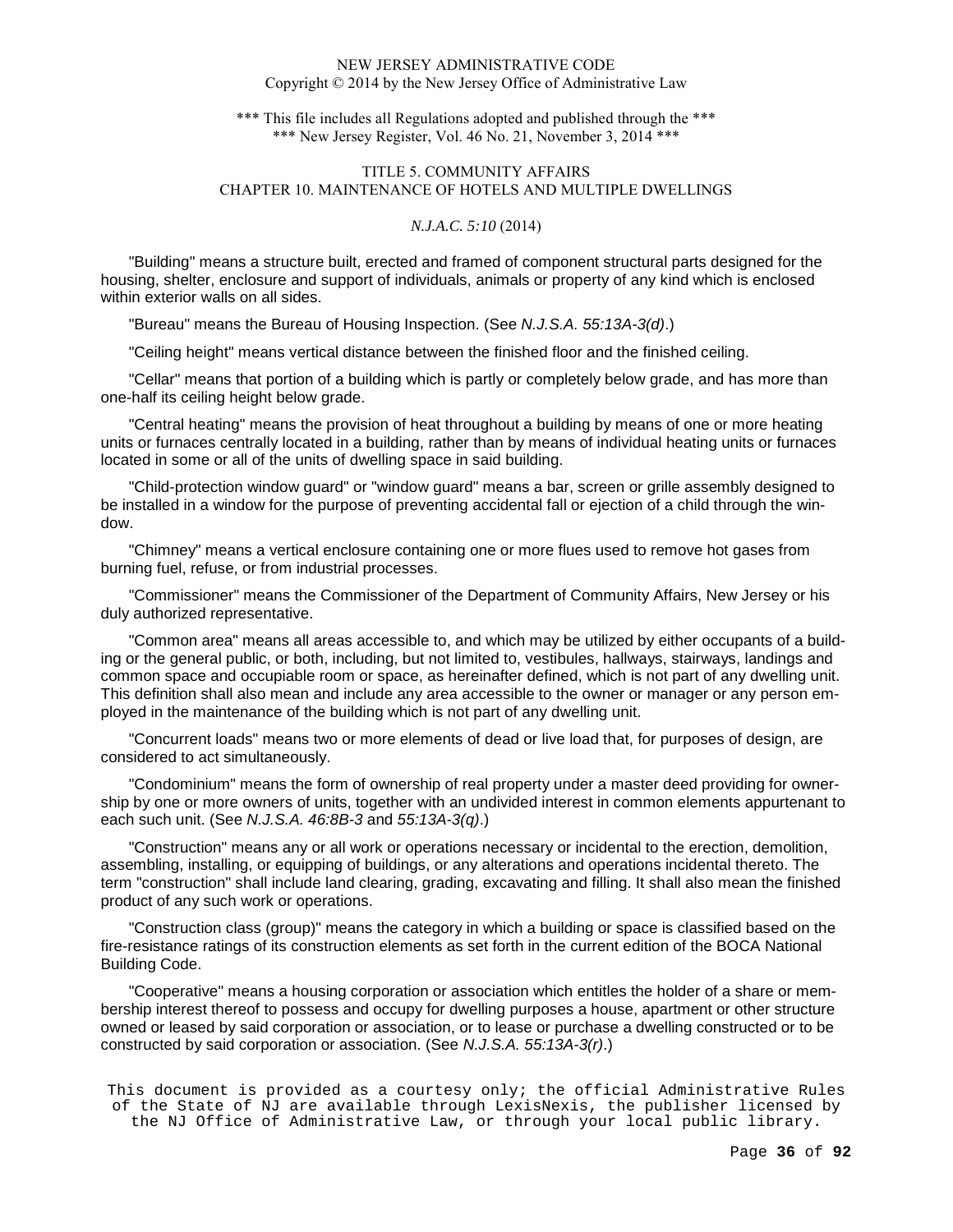"Building" means a structure built, erected and framed of component structural parts designed for the housing, shelter, enclosure and support of individuals, animals or property of any kind which is enclosed within exterior walls on all sides.

"Bureau" means the Bureau of Housing Inspection. (See *N.J.S.A. 55:13A-3(d)*.)

"Ceiling height" means vertical distance between the finished floor and the finished ceiling.

"Cellar" means that portion of a building which is partly or completely below grade, and has more than one-half its ceiling height below grade.

"Central heating" means the provision of heat throughout a building by means of one or more heating units or furnaces centrally located in a building, rather than by means of individual heating units or furnaces located in some or all of the units of dwelling space in said building.

"Child-protection window guard" or "window guard" means a bar, screen or grille assembly designed to be installed in a window for the purpose of preventing accidental fall or ejection of a child through the window.

"Chimney" means a vertical enclosure containing one or more flues used to remove hot gases from burning fuel, refuse, or from industrial processes.

"Commissioner" means the Commissioner of the Department of Community Affairs, New Jersey or his duly authorized representative.

"Common area" means all areas accessible to, and which may be utilized by either occupants of a building or the general public, or both, including, but not limited to, vestibules, hallways, stairways, landings and common space and occupiable room or space, as hereinafter defined, which is not part of any dwelling unit. This definition shall also mean and include any area accessible to the owner or manager or any person employed in the maintenance of the building which is not part of any dwelling unit.

"Concurrent loads" means two or more elements of dead or live load that, for purposes of design, are considered to act simultaneously.

"Condominium" means the form of ownership of real property under a master deed providing for ownership by one or more owners of units, together with an undivided interest in common elements appurtenant to each such unit. (See *N.J.S.A. 46:8B-3* and *55:13A-3(q)*.)

"Construction" means any or all work or operations necessary or incidental to the erection, demolition, assembling, installing, or equipping of buildings, or any alterations and operations incidental thereto. The term "construction" shall include land clearing, grading, excavating and filling. It shall also mean the finished product of any such work or operations.

"Construction class (group)" means the category in which a building or space is classified based on the fire-resistance ratings of its construction elements as set forth in the current edition of the BOCA National Building Code.

"Cooperative" means a housing corporation or association which entitles the holder of a share or membership interest thereof to possess and occupy for dwelling purposes a house, apartment or other structure owned or leased by said corporation or association, or to lease or purchase a dwelling constructed or to be constructed by said corporation or association. (See *N.J.S.A. 55:13A-3(r)*.)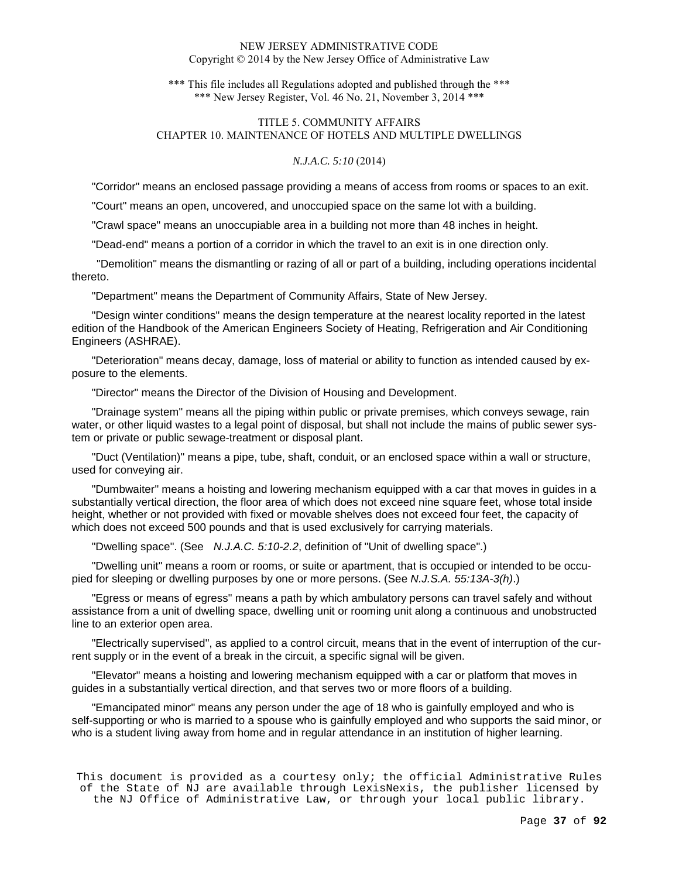"Corridor" means an enclosed passage providing a means of access from rooms or spaces to an exit.

"Court" means an open, uncovered, and unoccupied space on the same lot with a building.

"Crawl space" means an unoccupiable area in a building not more than 48 inches in height.

"Dead-end" means a portion of a corridor in which the travel to an exit is in one direction only.

"Demolition" means the dismantling or razing of all or part of a building, including operations incidental thereto.

"Department" means the Department of Community Affairs, State of New Jersey.

"Design winter conditions" means the design temperature at the nearest locality reported in the latest edition of the Handbook of the American Engineers Society of Heating, Refrigeration and Air Conditioning Engineers (ASHRAE).

"Deterioration" means decay, damage, loss of material or ability to function as intended caused by exposure to the elements.

"Director" means the Director of the Division of Housing and Development.

"Drainage system" means all the piping within public or private premises, which conveys sewage, rain water, or other liquid wastes to a legal point of disposal, but shall not include the mains of public sewer system or private or public sewage-treatment or disposal plant.

"Duct (Ventilation)" means a pipe, tube, shaft, conduit, or an enclosed space within a wall or structure, used for conveying air.

"Dumbwaiter" means a hoisting and lowering mechanism equipped with a car that moves in guides in a substantially vertical direction, the floor area of which does not exceed nine square feet, whose total inside height, whether or not provided with fixed or movable shelves does not exceed four feet, the capacity of which does not exceed 500 pounds and that is used exclusively for carrying materials.

"Dwelling space". (See *N.J.A.C. 5:10-2.2*, definition of "Unit of dwelling space".)

"Dwelling unit" means a room or rooms, or suite or apartment, that is occupied or intended to be occupied for sleeping or dwelling purposes by one or more persons. (See *N.J.S.A. 55:13A-3(h)*.)

"Egress or means of egress" means a path by which ambulatory persons can travel safely and without assistance from a unit of dwelling space, dwelling unit or rooming unit along a continuous and unobstructed line to an exterior open area.

"Electrically supervised", as applied to a control circuit, means that in the event of interruption of the current supply or in the event of a break in the circuit, a specific signal will be given.

"Elevator" means a hoisting and lowering mechanism equipped with a car or platform that moves in guides in a substantially vertical direction, and that serves two or more floors of a building.

"Emancipated minor" means any person under the age of 18 who is gainfully employed and who is self-supporting or who is married to a spouse who is gainfully employed and who supports the said minor, or who is a student living away from home and in regular attendance in an institution of higher learning.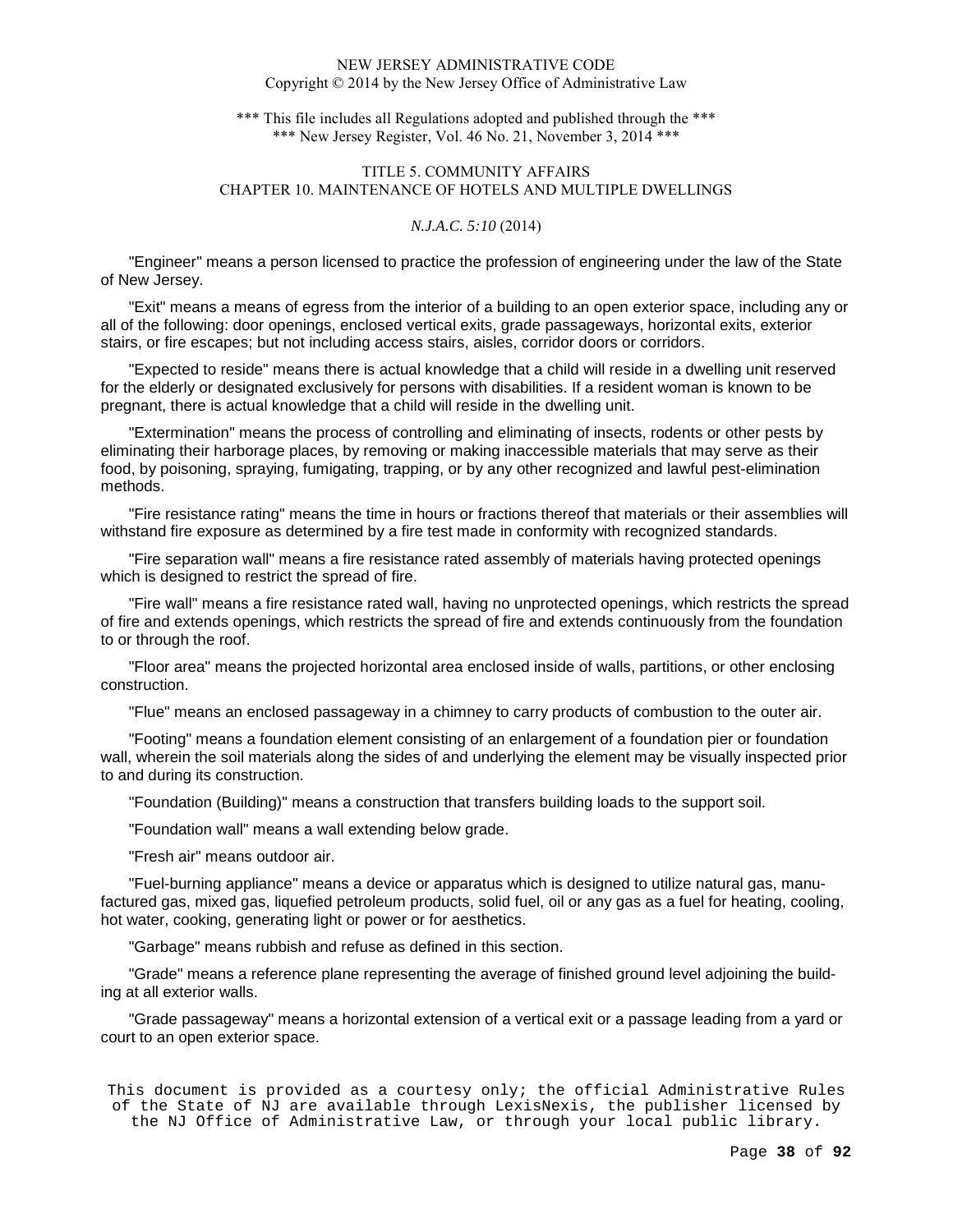"Engineer" means a person licensed to practice the profession of engineering under the law of the State of New Jersey.

"Exit" means a means of egress from the interior of a building to an open exterior space, including any or all of the following: door openings, enclosed vertical exits, grade passageways, horizontal exits, exterior stairs, or fire escapes; but not including access stairs, aisles, corridor doors or corridors.

"Expected to reside" means there is actual knowledge that a child will reside in a dwelling unit reserved for the elderly or designated exclusively for persons with disabilities. If a resident woman is known to be pregnant, there is actual knowledge that a child will reside in the dwelling unit.

"Extermination" means the process of controlling and eliminating of insects, rodents or other pests by eliminating their harborage places, by removing or making inaccessible materials that may serve as their food, by poisoning, spraying, fumigating, trapping, or by any other recognized and lawful pest-elimination methods.

"Fire resistance rating" means the time in hours or fractions thereof that materials or their assemblies will withstand fire exposure as determined by a fire test made in conformity with recognized standards.

"Fire separation wall" means a fire resistance rated assembly of materials having protected openings which is designed to restrict the spread of fire.

"Fire wall" means a fire resistance rated wall, having no unprotected openings, which restricts the spread of fire and extends openings, which restricts the spread of fire and extends continuously from the foundation to or through the roof.

"Floor area" means the projected horizontal area enclosed inside of walls, partitions, or other enclosing construction.

"Flue" means an enclosed passageway in a chimney to carry products of combustion to the outer air.

"Footing" means a foundation element consisting of an enlargement of a foundation pier or foundation wall, wherein the soil materials along the sides of and underlying the element may be visually inspected prior to and during its construction.

"Foundation (Building)" means a construction that transfers building loads to the support soil.

"Foundation wall" means a wall extending below grade.

"Fresh air" means outdoor air.

"Fuel-burning appliance" means a device or apparatus which is designed to utilize natural gas, manufactured gas, mixed gas, liquefied petroleum products, solid fuel, oil or any gas as a fuel for heating, cooling, hot water, cooking, generating light or power or for aesthetics.

"Garbage" means rubbish and refuse as defined in this section.

"Grade" means a reference plane representing the average of finished ground level adjoining the building at all exterior walls.

"Grade passageway" means a horizontal extension of a vertical exit or a passage leading from a yard or court to an open exterior space.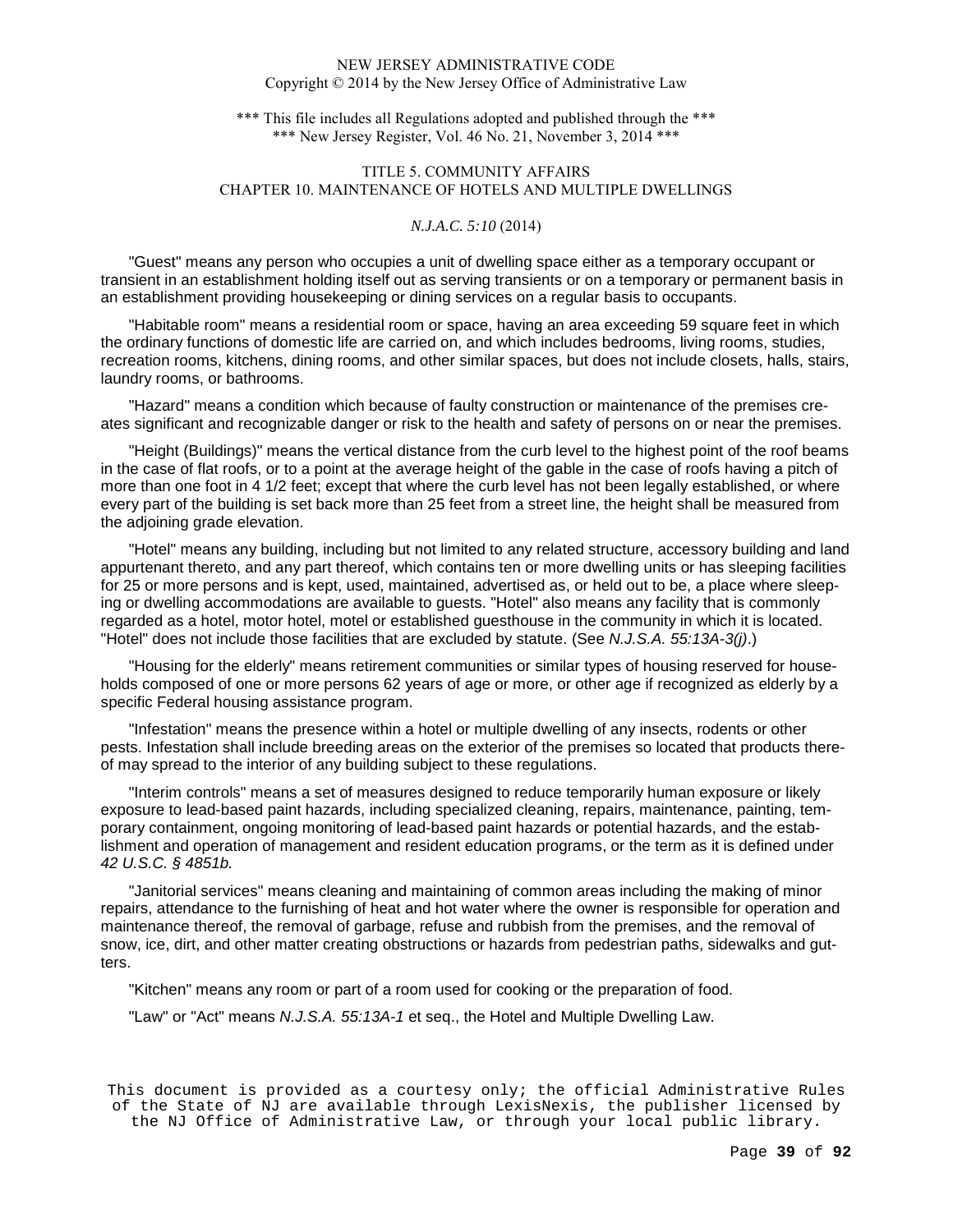"Guest" means any person who occupies a unit of dwelling space either as a temporary occupant or transient in an establishment holding itself out as serving transients or on a temporary or permanent basis in an establishment providing housekeeping or dining services on a regular basis to occupants.

"Habitable room" means a residential room or space, having an area exceeding 59 square feet in which the ordinary functions of domestic life are carried on, and which includes bedrooms, living rooms, studies, recreation rooms, kitchens, dining rooms, and other similar spaces, but does not include closets, halls, stairs, laundry rooms, or bathrooms.

"Hazard" means a condition which because of faulty construction or maintenance of the premises creates significant and recognizable danger or risk to the health and safety of persons on or near the premises.

"Height (Buildings)" means the vertical distance from the curb level to the highest point of the roof beams in the case of flat roofs, or to a point at the average height of the gable in the case of roofs having a pitch of more than one foot in 4 1/2 feet; except that where the curb level has not been legally established, or where every part of the building is set back more than 25 feet from a street line, the height shall be measured from the adjoining grade elevation.

"Hotel" means any building, including but not limited to any related structure, accessory building and land appurtenant thereto, and any part thereof, which contains ten or more dwelling units or has sleeping facilities for 25 or more persons and is kept, used, maintained, advertised as, or held out to be, a place where sleeping or dwelling accommodations are available to guests. "Hotel" also means any facility that is commonly regarded as a hotel, motor hotel, motel or established guesthouse in the community in which it is located. "Hotel" does not include those facilities that are excluded by statute. (See *N.J.S.A. 55:13A-3(j)*.)

"Housing for the elderly" means retirement communities or similar types of housing reserved for households composed of one or more persons 62 years of age or more, or other age if recognized as elderly by a specific Federal housing assistance program.

"Infestation" means the presence within a hotel or multiple dwelling of any insects, rodents or other pests. Infestation shall include breeding areas on the exterior of the premises so located that products thereof may spread to the interior of any building subject to these regulations.

"Interim controls" means a set of measures designed to reduce temporarily human exposure or likely exposure to lead-based paint hazards, including specialized cleaning, repairs, maintenance, painting, temporary containment, ongoing monitoring of lead-based paint hazards or potential hazards, and the establishment and operation of management and resident education programs, or the term as it is defined under *42 U.S.C. § 4851b.*

"Janitorial services" means cleaning and maintaining of common areas including the making of minor repairs, attendance to the furnishing of heat and hot water where the owner is responsible for operation and maintenance thereof, the removal of garbage, refuse and rubbish from the premises, and the removal of snow, ice, dirt, and other matter creating obstructions or hazards from pedestrian paths, sidewalks and gutters.

"Kitchen" means any room or part of a room used for cooking or the preparation of food.

"Law" or "Act" means *N.J.S.A. 55:13A-1* et seq., the Hotel and Multiple Dwelling Law.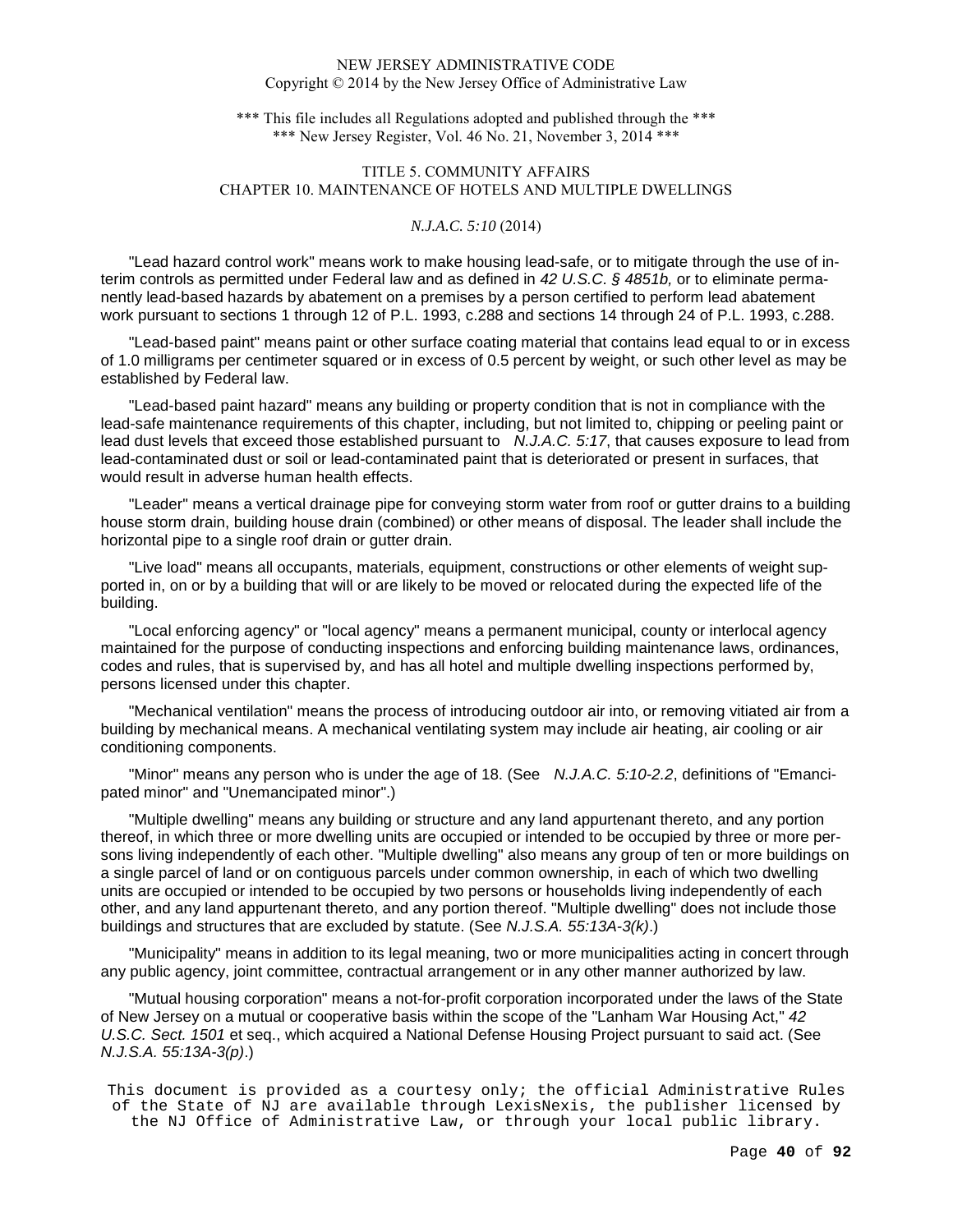"Lead hazard control work" means work to make housing lead-safe, or to mitigate through the use of interim controls as permitted under Federal law and as defined in *42 U.S.C. § 4851b,* or to eliminate permanently lead-based hazards by abatement on a premises by a person certified to perform lead abatement work pursuant to sections 1 through 12 of P.L. 1993, c.288 and sections 14 through 24 of P.L. 1993, c.288.

"Lead-based paint" means paint or other surface coating material that contains lead equal to or in excess of 1.0 milligrams per centimeter squared or in excess of 0.5 percent by weight, or such other level as may be established by Federal law.

"Lead-based paint hazard" means any building or property condition that is not in compliance with the lead-safe maintenance requirements of this chapter, including, but not limited to, chipping or peeling paint or lead dust levels that exceed those established pursuant to *N.J.A.C. 5:17*, that causes exposure to lead from lead-contaminated dust or soil or lead-contaminated paint that is deteriorated or present in surfaces, that would result in adverse human health effects.

"Leader" means a vertical drainage pipe for conveying storm water from roof or gutter drains to a building house storm drain, building house drain (combined) or other means of disposal. The leader shall include the horizontal pipe to a single roof drain or gutter drain.

"Live load" means all occupants, materials, equipment, constructions or other elements of weight supported in, on or by a building that will or are likely to be moved or relocated during the expected life of the building.

"Local enforcing agency" or "local agency" means a permanent municipal, county or interlocal agency maintained for the purpose of conducting inspections and enforcing building maintenance laws, ordinances, codes and rules, that is supervised by, and has all hotel and multiple dwelling inspections performed by, persons licensed under this chapter.

"Mechanical ventilation" means the process of introducing outdoor air into, or removing vitiated air from a building by mechanical means. A mechanical ventilating system may include air heating, air cooling or air conditioning components.

"Minor" means any person who is under the age of 18. (See *N.J.A.C. 5:10-2.2*, definitions of "Emancipated minor" and "Unemancipated minor".)

"Multiple dwelling" means any building or structure and any land appurtenant thereto, and any portion thereof, in which three or more dwelling units are occupied or intended to be occupied by three or more persons living independently of each other. "Multiple dwelling" also means any group of ten or more buildings on a single parcel of land or on contiguous parcels under common ownership, in each of which two dwelling units are occupied or intended to be occupied by two persons or households living independently of each other, and any land appurtenant thereto, and any portion thereof. "Multiple dwelling" does not include those buildings and structures that are excluded by statute. (See *N.J.S.A. 55:13A-3(k)*.)

"Municipality" means in addition to its legal meaning, two or more municipalities acting in concert through any public agency, joint committee, contractual arrangement or in any other manner authorized by law.

"Mutual housing corporation" means a not-for-profit corporation incorporated under the laws of the State of New Jersey on a mutual or cooperative basis within the scope of the "Lanham War Housing Act," *42 U.S.C. Sect. 1501* et seq., which acquired a National Defense Housing Project pursuant to said act. (See *N.J.S.A. 55:13A-3(p)*.)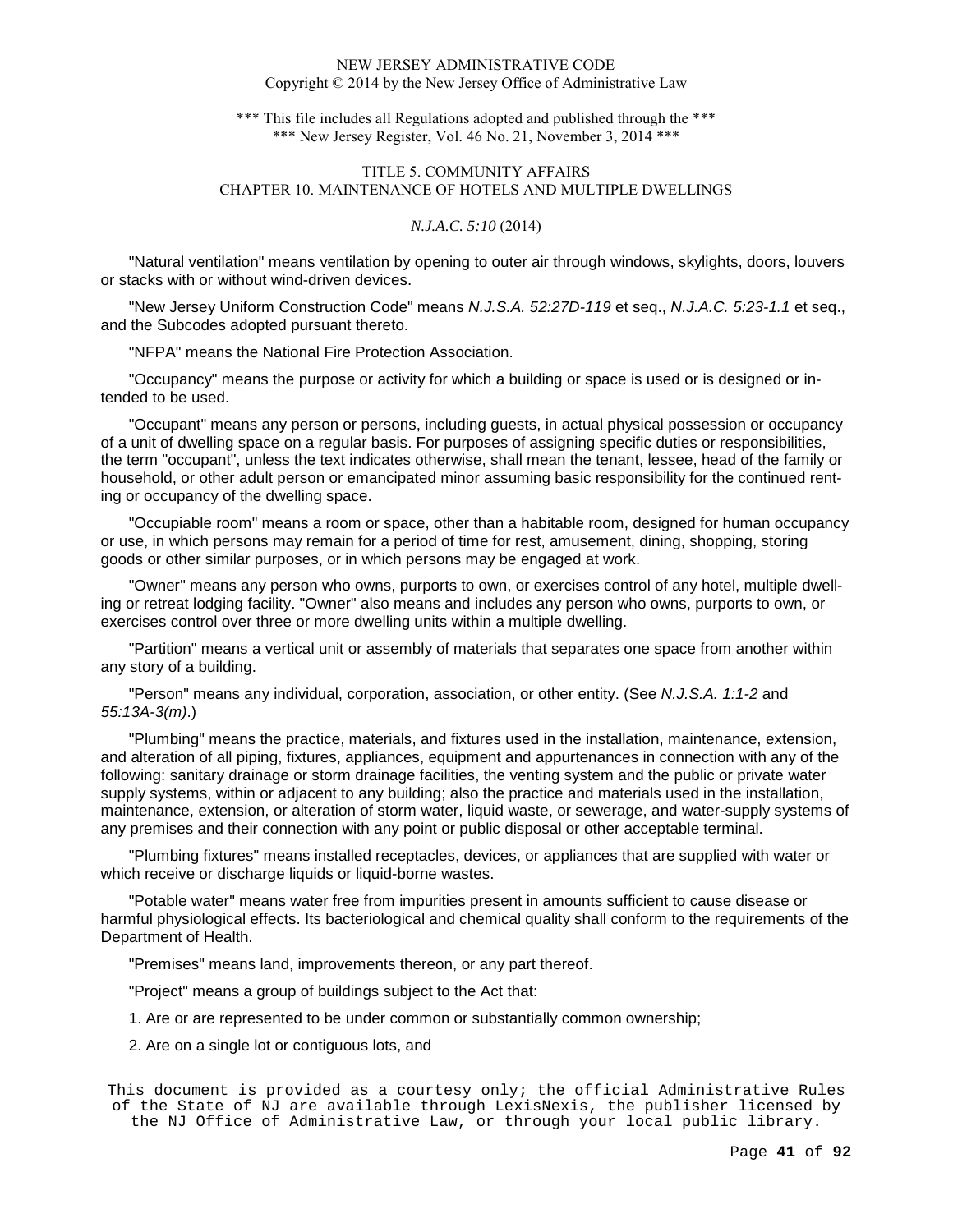"Natural ventilation" means ventilation by opening to outer air through windows, skylights, doors, louvers or stacks with or without wind-driven devices.

"New Jersey Uniform Construction Code" means *N.J.S.A. 52:27D-119* et seq., *N.J.A.C. 5:23-1.1* et seq., and the Subcodes adopted pursuant thereto.

"NFPA" means the National Fire Protection Association.

"Occupancy" means the purpose or activity for which a building or space is used or is designed or intended to be used.

"Occupant" means any person or persons, including guests, in actual physical possession or occupancy of a unit of dwelling space on a regular basis. For purposes of assigning specific duties or responsibilities, the term "occupant", unless the text indicates otherwise, shall mean the tenant, lessee, head of the family or household, or other adult person or emancipated minor assuming basic responsibility for the continued renting or occupancy of the dwelling space.

"Occupiable room" means a room or space, other than a habitable room, designed for human occupancy or use, in which persons may remain for a period of time for rest, amusement, dining, shopping, storing goods or other similar purposes, or in which persons may be engaged at work.

"Owner" means any person who owns, purports to own, or exercises control of any hotel, multiple dwelling or retreat lodging facility. "Owner" also means and includes any person who owns, purports to own, or exercises control over three or more dwelling units within a multiple dwelling.

"Partition" means a vertical unit or assembly of materials that separates one space from another within any story of a building.

"Person" means any individual, corporation, association, or other entity. (See *N.J.S.A. 1:1-2* and *55:13A-3(m)*.)

"Plumbing" means the practice, materials, and fixtures used in the installation, maintenance, extension, and alteration of all piping, fixtures, appliances, equipment and appurtenances in connection with any of the following: sanitary drainage or storm drainage facilities, the venting system and the public or private water supply systems, within or adjacent to any building; also the practice and materials used in the installation, maintenance, extension, or alteration of storm water, liquid waste, or sewerage, and water-supply systems of any premises and their connection with any point or public disposal or other acceptable terminal.

"Plumbing fixtures" means installed receptacles, devices, or appliances that are supplied with water or which receive or discharge liquids or liquid-borne wastes.

"Potable water" means water free from impurities present in amounts sufficient to cause disease or harmful physiological effects. Its bacteriological and chemical quality shall conform to the requirements of the Department of Health.

"Premises" means land, improvements thereon, or any part thereof.

"Project" means a group of buildings subject to the Act that:

1. Are or are represented to be under common or substantially common ownership;

2. Are on a single lot or contiguous lots, and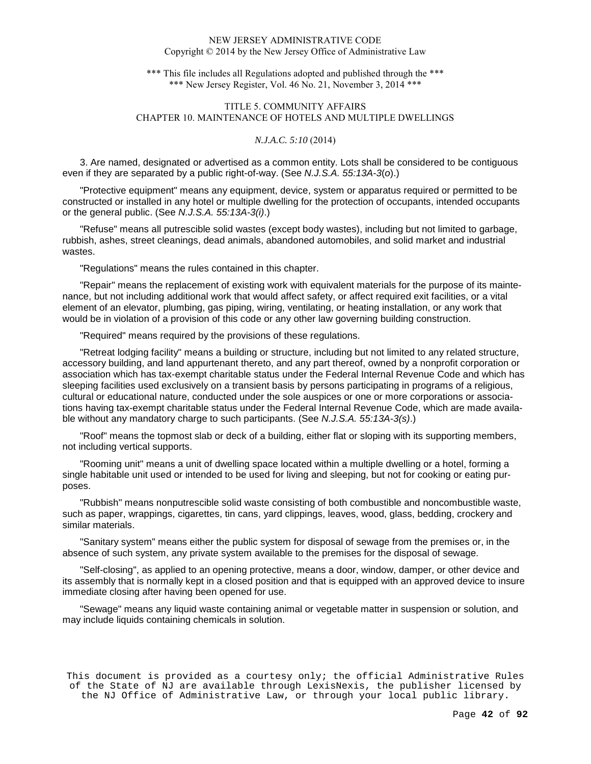3. Are named, designated or advertised as a common entity. Lots shall be considered to be contiguous even if they are separated by a public right-of-way. (See *N.J.S.A. 55:13A-3*(*o*).)

"Protective equipment" means any equipment, device, system or apparatus required or permitted to be constructed or installed in any hotel or multiple dwelling for the protection of occupants, intended occupants or the general public. (See *N.J.S.A. 55:13A-3(i)*.)

"Refuse" means all putrescible solid wastes (except body wastes), including but not limited to garbage, rubbish, ashes, street cleanings, dead animals, abandoned automobiles, and solid market and industrial wastes.

"Regulations" means the rules contained in this chapter.

"Repair" means the replacement of existing work with equivalent materials for the purpose of its maintenance, but not including additional work that would affect safety, or affect required exit facilities, or a vital element of an elevator, plumbing, gas piping, wiring, ventilating, or heating installation, or any work that would be in violation of a provision of this code or any other law governing building construction.

"Required" means required by the provisions of these regulations.

"Retreat lodging facility" means a building or structure, including but not limited to any related structure, accessory building, and land appurtenant thereto, and any part thereof, owned by a nonprofit corporation or association which has tax-exempt charitable status under the Federal Internal Revenue Code and which has sleeping facilities used exclusively on a transient basis by persons participating in programs of a religious, cultural or educational nature, conducted under the sole auspices or one or more corporations or associations having tax-exempt charitable status under the Federal Internal Revenue Code, which are made available without any mandatory charge to such participants. (See *N.J.S.A. 55:13A-3(s)*.)

"Roof" means the topmost slab or deck of a building, either flat or sloping with its supporting members, not including vertical supports.

"Rooming unit" means a unit of dwelling space located within a multiple dwelling or a hotel, forming a single habitable unit used or intended to be used for living and sleeping, but not for cooking or eating purposes.

"Rubbish" means nonputrescible solid waste consisting of both combustible and noncombustible waste, such as paper, wrappings, cigarettes, tin cans, yard clippings, leaves, wood, glass, bedding, crockery and similar materials.

"Sanitary system" means either the public system for disposal of sewage from the premises or, in the absence of such system, any private system available to the premises for the disposal of sewage.

"Self-closing", as applied to an opening protective, means a door, window, damper, or other device and its assembly that is normally kept in a closed position and that is equipped with an approved device to insure immediate closing after having been opened for use.

"Sewage" means any liquid waste containing animal or vegetable matter in suspension or solution, and may include liquids containing chemicals in solution.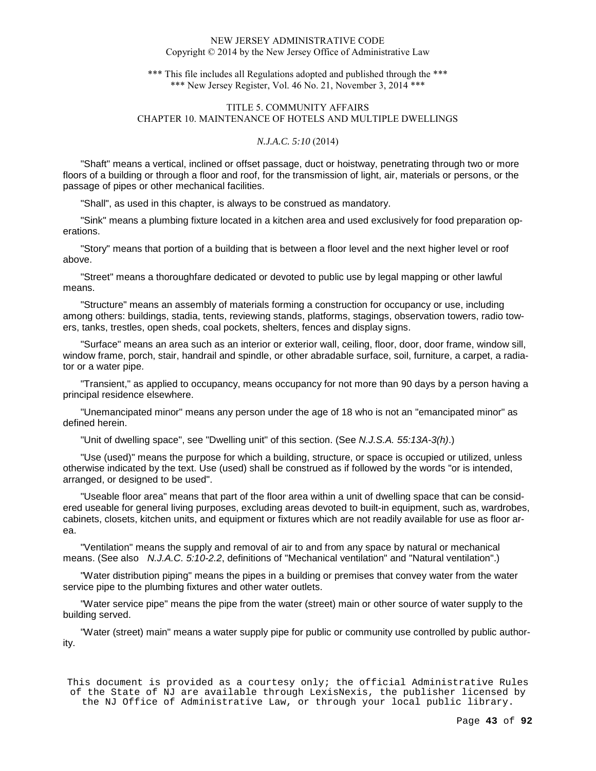"Shaft" means a vertical, inclined or offset passage, duct or hoistway, penetrating through two or more floors of a building or through a floor and roof, for the transmission of light, air, materials or persons, or the passage of pipes or other mechanical facilities.

"Shall", as used in this chapter, is always to be construed as mandatory.

"Sink" means a plumbing fixture located in a kitchen area and used exclusively for food preparation operations.

"Story" means that portion of a building that is between a floor level and the next higher level or roof above.

"Street" means a thoroughfare dedicated or devoted to public use by legal mapping or other lawful means.

"Structure" means an assembly of materials forming a construction for occupancy or use, including among others: buildings, stadia, tents, reviewing stands, platforms, stagings, observation towers, radio towers, tanks, trestles, open sheds, coal pockets, shelters, fences and display signs.

"Surface" means an area such as an interior or exterior wall, ceiling, floor, door, door frame, window sill, window frame, porch, stair, handrail and spindle, or other abradable surface, soil, furniture, a carpet, a radiator or a water pipe.

"Transient," as applied to occupancy, means occupancy for not more than 90 days by a person having a principal residence elsewhere.

"Unemancipated minor" means any person under the age of 18 who is not an "emancipated minor" as defined herein.

"Unit of dwelling space", see "Dwelling unit" of this section. (See *N.J.S.A. 55:13A-3(h)*.)

"Use (used)" means the purpose for which a building, structure, or space is occupied or utilized, unless otherwise indicated by the text. Use (used) shall be construed as if followed by the words "or is intended, arranged, or designed to be used".

"Useable floor area" means that part of the floor area within a unit of dwelling space that can be considered useable for general living purposes, excluding areas devoted to built-in equipment, such as, wardrobes, cabinets, closets, kitchen units, and equipment or fixtures which are not readily available for use as floor area.

"Ventilation" means the supply and removal of air to and from any space by natural or mechanical means. (See also *N.J.A.C. 5:10-2.2*, definitions of "Mechanical ventilation" and "Natural ventilation".)

"Water distribution piping" means the pipes in a building or premises that convey water from the water service pipe to the plumbing fixtures and other water outlets.

"Water service pipe" means the pipe from the water (street) main or other source of water supply to the building served.

"Water (street) main" means a water supply pipe for public or community use controlled by public authority.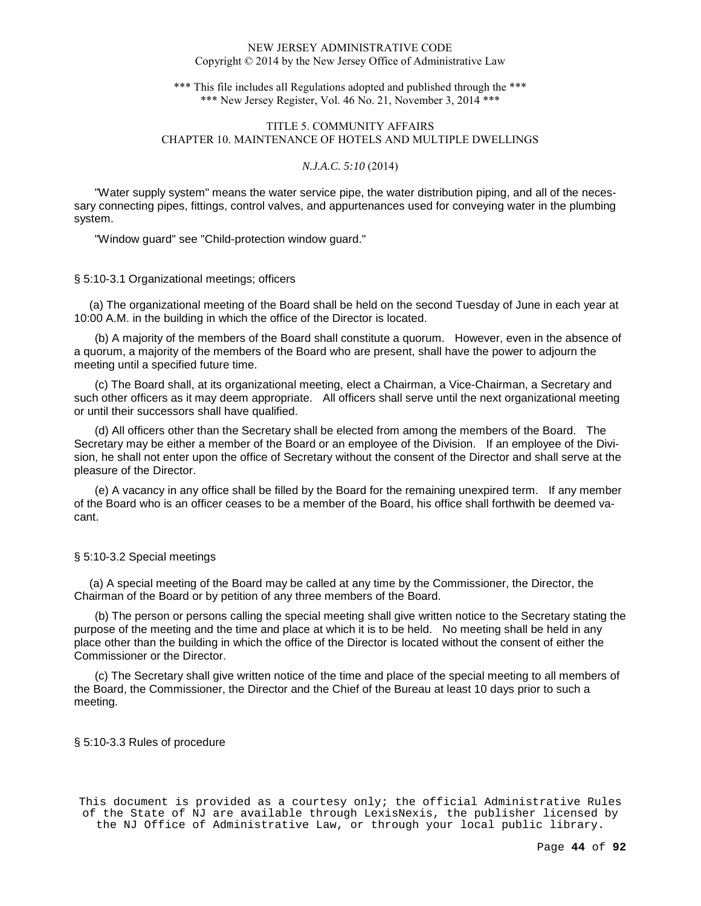"Water supply system" means the water service pipe, the water distribution piping, and all of the necessary connecting pipes, fittings, control valves, and appurtenances used for conveying water in the plumbing system.

"Window guard" see "Child-protection window guard."

## § 5:10-3.1 Organizational meetings; officers

(a) The organizational meeting of the Board shall be held on the second Tuesday of June in each year at 10:00 A.M. in the building in which the office of the Director is located.

(b) A majority of the members of the Board shall constitute a quorum. However, even in the absence of a quorum, a majority of the members of the Board who are present, shall have the power to adjourn the meeting until a specified future time.

(c) The Board shall, at its organizational meeting, elect a Chairman, a Vice-Chairman, a Secretary and such other officers as it may deem appropriate. All officers shall serve until the next organizational meeting or until their successors shall have qualified.

(d) All officers other than the Secretary shall be elected from among the members of the Board. The Secretary may be either a member of the Board or an employee of the Division. If an employee of the Division, he shall not enter upon the office of Secretary without the consent of the Director and shall serve at the pleasure of the Director.

(e) A vacancy in any office shall be filled by the Board for the remaining unexpired term. If any member of the Board who is an officer ceases to be a member of the Board, his office shall forthwith be deemed vacant.

## § 5:10-3.2 Special meetings

(a) A special meeting of the Board may be called at any time by the Commissioner, the Director, the Chairman of the Board or by petition of any three members of the Board.

(b) The person or persons calling the special meeting shall give written notice to the Secretary stating the purpose of the meeting and the time and place at which it is to be held. No meeting shall be held in any place other than the building in which the office of the Director is located without the consent of either the Commissioner or the Director.

(c) The Secretary shall give written notice of the time and place of the special meeting to all members of the Board, the Commissioner, the Director and the Chief of the Bureau at least 10 days prior to such a meeting.

## § 5:10-3.3 Rules of procedure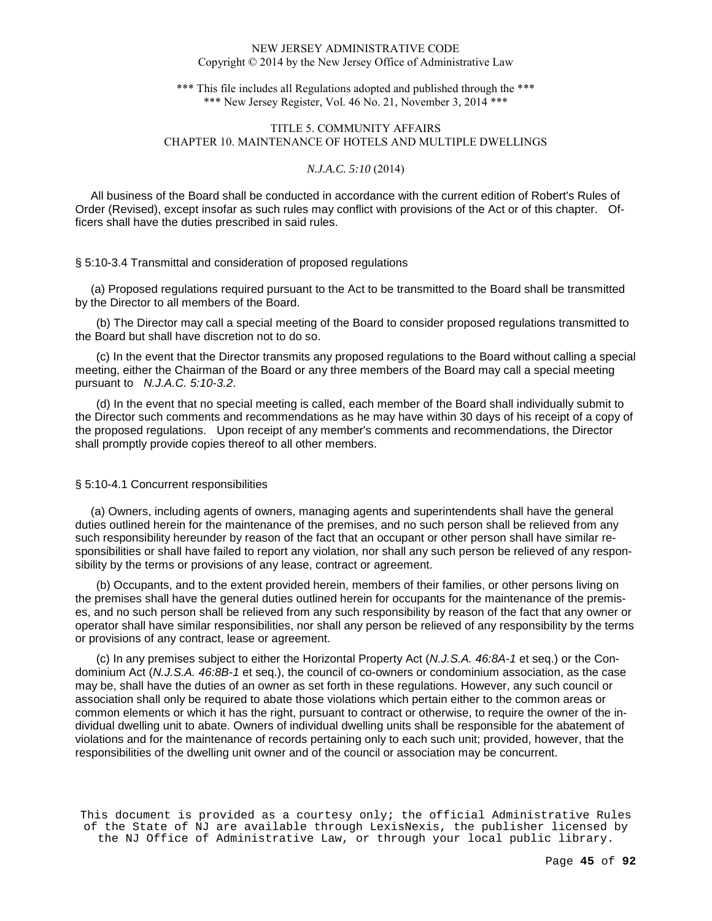All business of the Board shall be conducted in accordance with the current edition of Robert's Rules of Order (Revised), except insofar as such rules may conflict with provisions of the Act or of this chapter. Officers shall have the duties prescribed in said rules.

§ 5:10-3.4 Transmittal and consideration of proposed regulations

(a) Proposed regulations required pursuant to the Act to be transmitted to the Board shall be transmitted by the Director to all members of the Board.

(b) The Director may call a special meeting of the Board to consider proposed regulations transmitted to the Board but shall have discretion not to do so.

(c) In the event that the Director transmits any proposed regulations to the Board without calling a special meeting, either the Chairman of the Board or any three members of the Board may call a special meeting pursuant to *N.J.A.C. 5:10-3.2*.

(d) In the event that no special meeting is called, each member of the Board shall individually submit to the Director such comments and recommendations as he may have within 30 days of his receipt of a copy of the proposed regulations. Upon receipt of any member's comments and recommendations, the Director shall promptly provide copies thereof to all other members.

§ 5:10-4.1 Concurrent responsibilities

(a) Owners, including agents of owners, managing agents and superintendents shall have the general duties outlined herein for the maintenance of the premises, and no such person shall be relieved from any such responsibility hereunder by reason of the fact that an occupant or other person shall have similar responsibilities or shall have failed to report any violation, nor shall any such person be relieved of any responsibility by the terms or provisions of any lease, contract or agreement.

(b) Occupants, and to the extent provided herein, members of their families, or other persons living on the premises shall have the general duties outlined herein for occupants for the maintenance of the premises, and no such person shall be relieved from any such responsibility by reason of the fact that any owner or operator shall have similar responsibilities, nor shall any person be relieved of any responsibility by the terms or provisions of any contract, lease or agreement.

(c) In any premises subject to either the Horizontal Property Act (*N.J.S.A. 46:8A-1* et seq.) or the Condominium Act (*N.J.S.A. 46:8B-1* et seq.), the council of co-owners or condominium association, as the case may be, shall have the duties of an owner as set forth in these regulations. However, any such council or association shall only be required to abate those violations which pertain either to the common areas or common elements or which it has the right, pursuant to contract or otherwise, to require the owner of the individual dwelling unit to abate. Owners of individual dwelling units shall be responsible for the abatement of violations and for the maintenance of records pertaining only to each such unit; provided, however, that the responsibilities of the dwelling unit owner and of the council or association may be concurrent.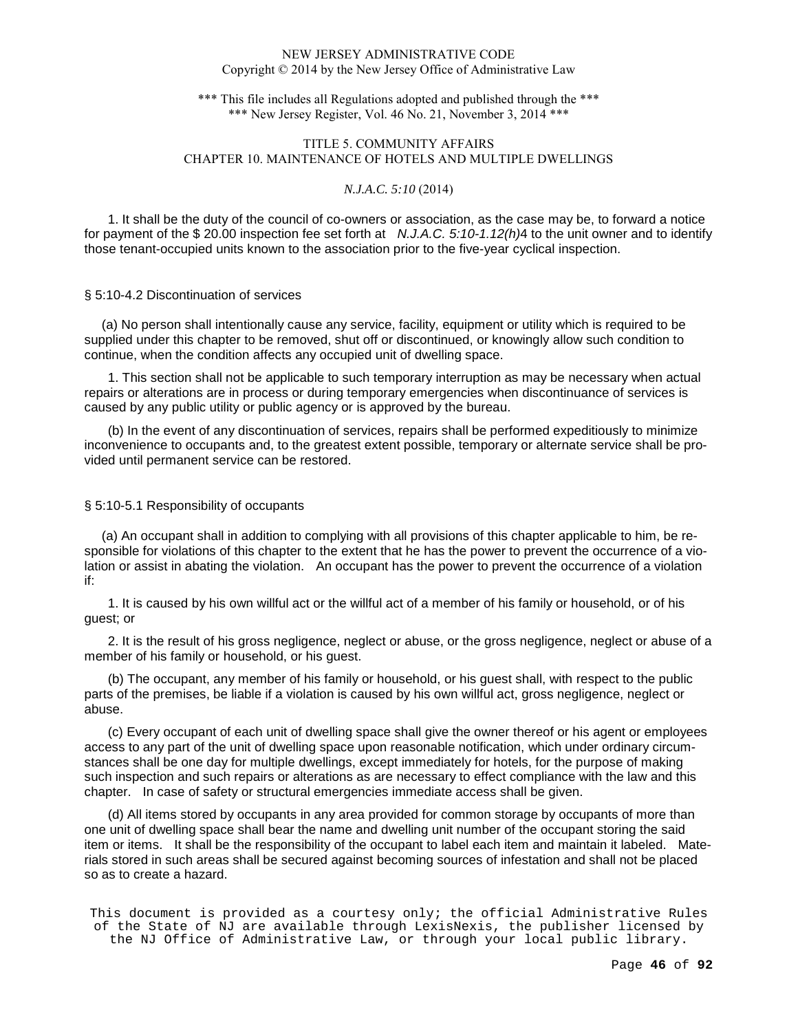1. It shall be the duty of the council of co-owners or association, as the case may be, to forward a notice for payment of the $ 20.00 inspection fee set forth at *N.J.A.C. 5:10-1.12(h)*4 to the unit owner and to identify those tenant-occupied units known to the association prior to the five-year cyclical inspection.

§ 5:10-4.2 Discontinuation of services

(a) No person shall intentionally cause any service, facility, equipment or utility which is required to be supplied under this chapter to be removed, shut off or discontinued, or knowingly allow such condition to continue, when the condition affects any occupied unit of dwelling space.

1. This section shall not be applicable to such temporary interruption as may be necessary when actual repairs or alterations are in process or during temporary emergencies when discontinuance of services is caused by any public utility or public agency or is approved by the bureau.

(b) In the event of any discontinuation of services, repairs shall be performed expeditiously to minimize inconvenience to occupants and, to the greatest extent possible, temporary or alternate service shall be provided until permanent service can be restored.

§ 5:10-5.1 Responsibility of occupants

(a) An occupant shall in addition to complying with all provisions of this chapter applicable to him, be responsible for violations of this chapter to the extent that he has the power to prevent the occurrence of a violation or assist in abating the violation. An occupant has the power to prevent the occurrence of a violation if:

1. It is caused by his own willful act or the willful act of a member of his family or household, or of his guest; or

2. It is the result of his gross negligence, neglect or abuse, or the gross negligence, neglect or abuse of a member of his family or household, or his guest.

(b) The occupant, any member of his family or household, or his guest shall, with respect to the public parts of the premises, be liable if a violation is caused by his own willful act, gross negligence, neglect or abuse.

(c) Every occupant of each unit of dwelling space shall give the owner thereof or his agent or employees access to any part of the unit of dwelling space upon reasonable notification, which under ordinary circumstances shall be one day for multiple dwellings, except immediately for hotels, for the purpose of making such inspection and such repairs or alterations as are necessary to effect compliance with the law and this chapter. In case of safety or structural emergencies immediate access shall be given.

(d) All items stored by occupants in any area provided for common storage by occupants of more than one unit of dwelling space shall bear the name and dwelling unit number of the occupant storing the said item or items. It shall be the responsibility of the occupant to label each item and maintain it labeled. Materials stored in such areas shall be secured against becoming sources of infestation and shall not be placed so as to create a hazard.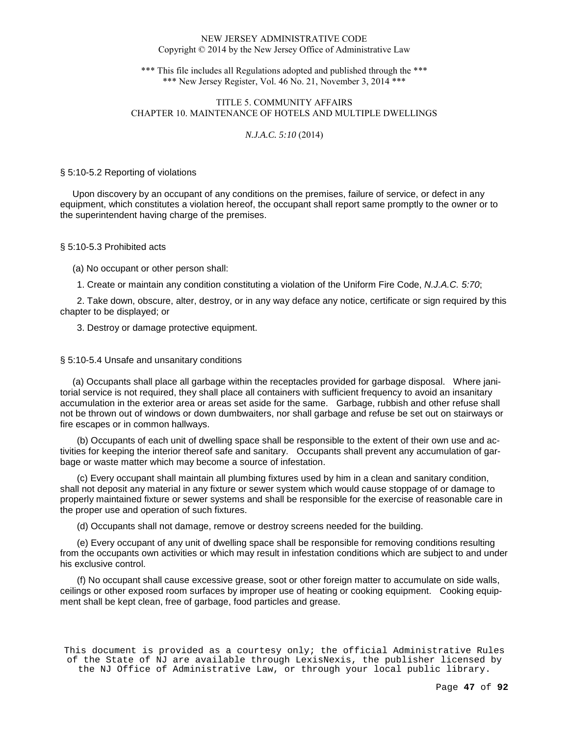## § 5:10-5.2 Reporting of violations

Upon discovery by an occupant of any conditions on the premises, failure of service, or defect in any equipment, which constitutes a violation hereof, the occupant shall report same promptly to the owner or to the superintendent having charge of the premises.

## § 5:10-5.3 Prohibited acts

(a) No occupant or other person shall:

1. Create or maintain any condition constituting a violation of the Uniform Fire Code, *N.J.A.C. 5:70*;

2. Take down, obscure, alter, destroy, or in any way deface any notice, certificate or sign required by this chapter to be displayed; or

3. Destroy or damage protective equipment.

## § 5:10-5.4 Unsafe and unsanitary conditions

(a) Occupants shall place all garbage within the receptacles provided for garbage disposal. Where janitorial service is not required, they shall place all containers with sufficient frequency to avoid an insanitary accumulation in the exterior area or areas set aside for the same. Garbage, rubbish and other refuse shall not be thrown out of windows or down dumbwaiters, nor shall garbage and refuse be set out on stairways or fire escapes or in common hallways.

(b) Occupants of each unit of dwelling space shall be responsible to the extent of their own use and activities for keeping the interior thereof safe and sanitary. Occupants shall prevent any accumulation of garbage or waste matter which may become a source of infestation.

(c) Every occupant shall maintain all plumbing fixtures used by him in a clean and sanitary condition, shall not deposit any material in any fixture or sewer system which would cause stoppage of or damage to properly maintained fixture or sewer systems and shall be responsible for the exercise of reasonable care in the proper use and operation of such fixtures.

(d) Occupants shall not damage, remove or destroy screens needed for the building.

(e) Every occupant of any unit of dwelling space shall be responsible for removing conditions resulting from the occupants own activities or which may result in infestation conditions which are subject to and under his exclusive control.

(f) No occupant shall cause excessive grease, soot or other foreign matter to accumulate on side walls, ceilings or other exposed room surfaces by improper use of heating or cooking equipment. Cooking equipment shall be kept clean, free of garbage, food particles and grease.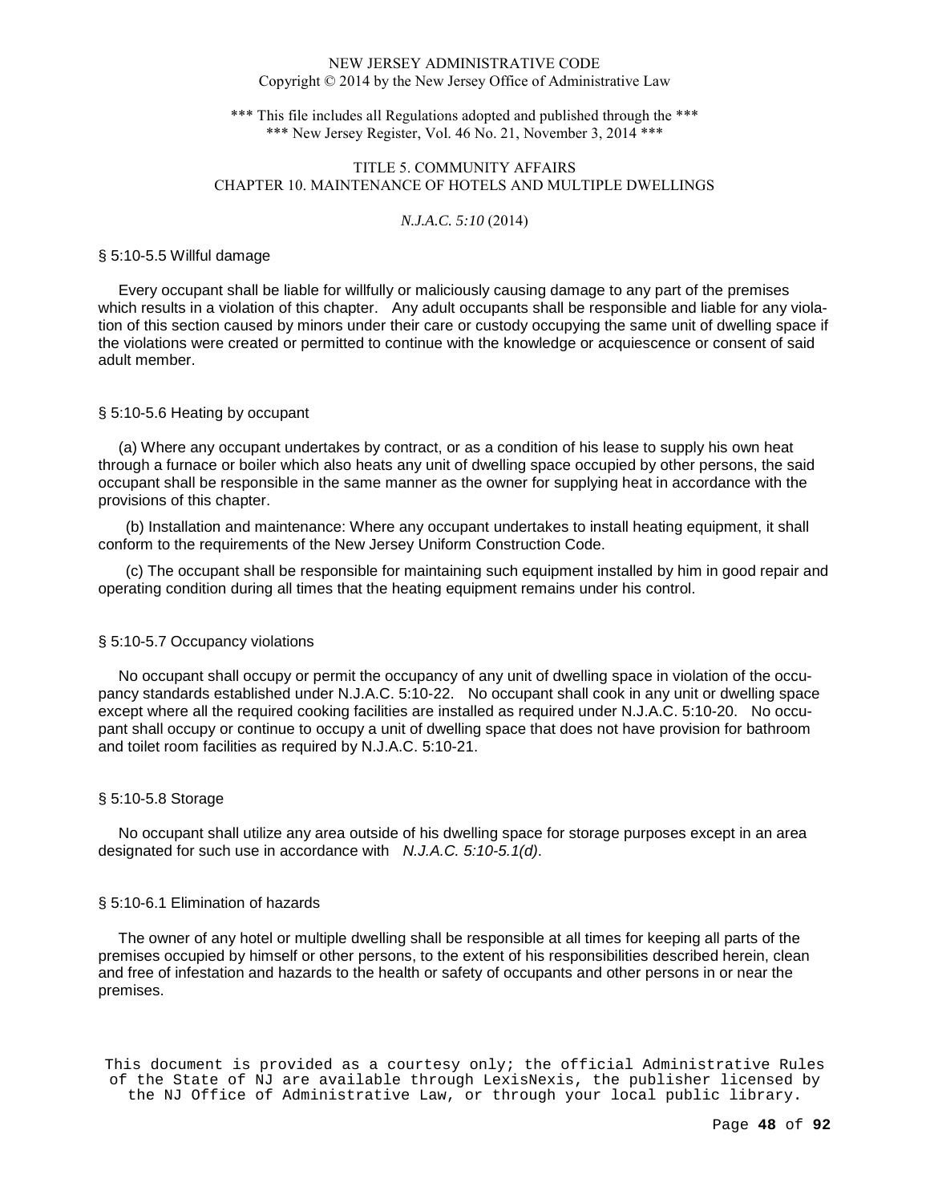### § 5:10-5.5 Willful damage

Every occupant shall be liable for willfully or maliciously causing damage to any part of the premises which results in a violation of this chapter. Any adult occupants shall be responsible and liable for any violation of this section caused by minors under their care or custody occupying the same unit of dwelling space if the violations were created or permitted to continue with the knowledge or acquiescence or consent of said adult member.

### § 5:10-5.6 Heating by occupant

(a) Where any occupant undertakes by contract, or as a condition of his lease to supply his own heat through a furnace or boiler which also heats any unit of dwelling space occupied by other persons, the said occupant shall be responsible in the same manner as the owner for supplying heat in accordance with the provisions of this chapter.

(b) Installation and maintenance: Where any occupant undertakes to install heating equipment, it shall conform to the requirements of the New Jersey Uniform Construction Code.

(c) The occupant shall be responsible for maintaining such equipment installed by him in good repair and operating condition during all times that the heating equipment remains under his control.

### § 5:10-5.7 Occupancy violations

No occupant shall occupy or permit the occupancy of any unit of dwelling space in violation of the occupancy standards established under N.J.A.C. 5:10-22. No occupant shall cook in any unit or dwelling space except where all the required cooking facilities are installed as required under N.J.A.C. 5:10-20. No occupant shall occupy or continue to occupy a unit of dwelling space that does not have provision for bathroom and toilet room facilities as required by N.J.A.C. 5:10-21.

### § 5:10-5.8 Storage

No occupant shall utilize any area outside of his dwelling space for storage purposes except in an area designated for such use in accordance with *N.J.A.C. 5:10-5.1(d)*.

### § 5:10-6.1 Elimination of hazards

The owner of any hotel or multiple dwelling shall be responsible at all times for keeping all parts of the premises occupied by himself or other persons, to the extent of his responsibilities described herein, clean and free of infestation and hazards to the health or safety of occupants and other persons in or near the premises.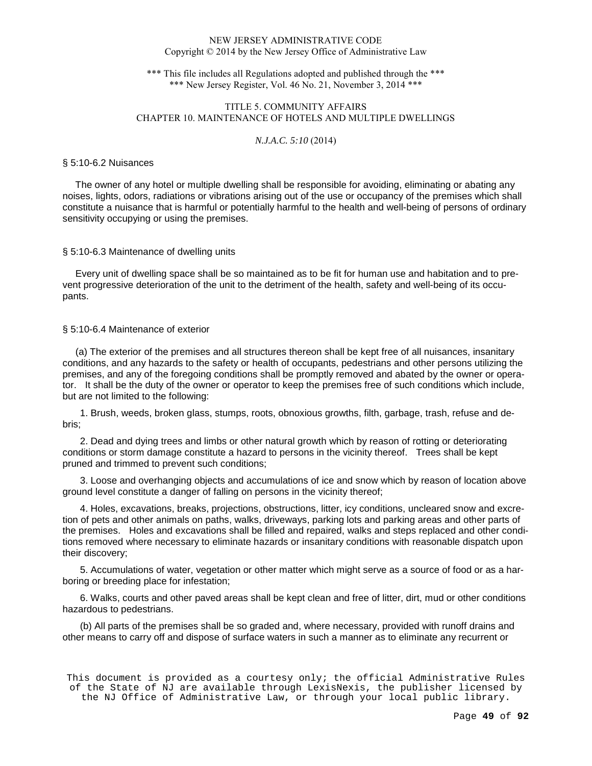NEW JERSEY ADMINISTRATIVE CODE
Copyright © 2014 by the New Jersey Office of Administrative Law

*** This file includes all Regulations adopted and published through the ***
*** New Jersey Register, Vol. 46 No. 21, November 3, 2014 ***

TITLE 5. COMMUNITY AFFAIRS
CHAPTER 10. MAINTENANCE OF HOTELS AND MULTIPLE DWELLINGS

*N.J.A.C. 5:10* (2014)

§ 5:10-6.2 Nuisances

The owner of any hotel or multiple dwelling shall be responsible for avoiding, eliminating or abating any noises, lights, odors, radiations or vibrations arising out of the use or occupancy of the premises which shall constitute a nuisance that is harmful or potentially harmful to the health and well-being of persons of ordinary sensitivity occupying or using the premises.

§ 5:10-6.3 Maintenance of dwelling units

Every unit of dwelling space shall be so maintained as to be fit for human use and habitation and to prevent progressive deterioration of the unit to the detriment of the health, safety and well-being of its occupants.

§ 5:10-6.4 Maintenance of exterior

(a) The exterior of the premises and all structures thereon shall be kept free of all nuisances, insanitary conditions, and any hazards to the safety or health of occupants, pedestrians and other persons utilizing the premises, and any of the foregoing conditions shall be promptly removed and abated by the owner or operator. It shall be the duty of the owner or operator to keep the premises free of such conditions which include, but are not limited to the following:

1. Brush, weeds, broken glass, stumps, roots, obnoxious growths, filth, garbage, trash, refuse and debris;

2. Dead and dying trees and limbs or other natural growth which by reason of rotting or deteriorating conditions or storm damage constitute a hazard to persons in the vicinity thereof. Trees shall be kept pruned and trimmed to prevent such conditions;

3. Loose and overhanging objects and accumulations of ice and snow which by reason of location above ground level constitute a danger of falling on persons in the vicinity thereof;

4. Holes, excavations, breaks, projections, obstructions, litter, icy conditions, uncleared snow and excretion of pets and other animals on paths, walks, driveways, parking lots and parking areas and other parts of the premises. Holes and excavations shall be filled and repaired, walks and steps replaced and other conditions removed where necessary to eliminate hazards or insanitary conditions with reasonable dispatch upon their discovery;

5. Accumulations of water, vegetation or other matter which might serve as a source of food or as a harboring or breeding place for infestation;

6. Walks, courts and other paved areas shall be kept clean and free of litter, dirt, mud or other conditions hazardous to pedestrians.

(b) All parts of the premises shall be so graded and, where necessary, provided with runoff drains and other means to carry off and dispose of surface waters in such a manner as to eliminate any recurrent or

This document is provided as a courtesy only; the official Administrative Rules of the State of NJ are available through LexisNexis, the publisher licensed by the NJ Office of Administrative Law, or through your local public library.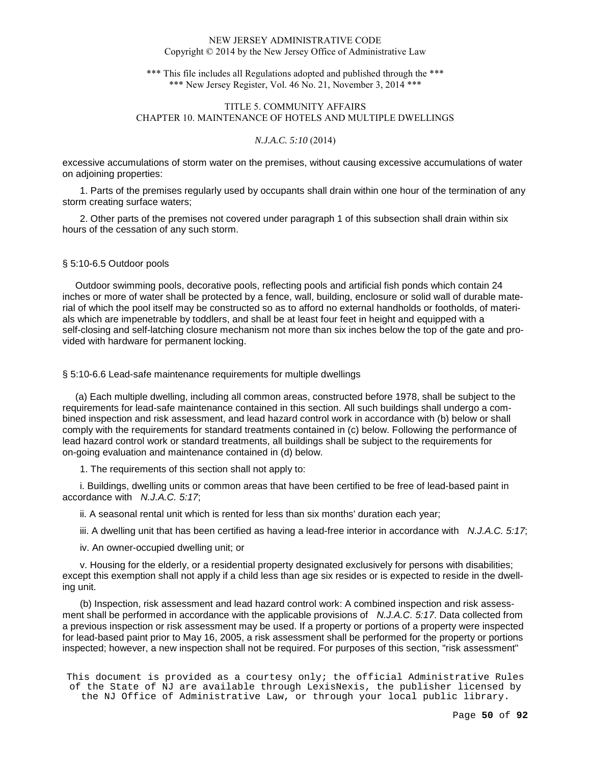excessive accumulations of storm water on the premises, without causing excessive accumulations of water on adjoining properties:

1. Parts of the premises regularly used by occupants shall drain within one hour of the termination of any storm creating surface waters;

2. Other parts of the premises not covered under paragraph 1 of this subsection shall drain within six hours of the cessation of any such storm.

§ 5:10-6.5 Outdoor pools

Outdoor swimming pools, decorative pools, reflecting pools and artificial fish ponds which contain 24 inches or more of water shall be protected by a fence, wall, building, enclosure or solid wall of durable material of which the pool itself may be constructed so as to afford no external handholds or footholds, of materials which are impenetrable by toddlers, and shall be at least four feet in height and equipped with a self-closing and self-latching closure mechanism not more than six inches below the top of the gate and provided with hardware for permanent locking.

§ 5:10-6.6 Lead-safe maintenance requirements for multiple dwellings

(a) Each multiple dwelling, including all common areas, constructed before 1978, shall be subject to the requirements for lead-safe maintenance contained in this section. All such buildings shall undergo a combined inspection and risk assessment, and lead hazard control work in accordance with (b) below or shall comply with the requirements for standard treatments contained in (c) below. Following the performance of lead hazard control work or standard treatments, all buildings shall be subject to the requirements for on-going evaluation and maintenance contained in (d) below.

1. The requirements of this section shall not apply to:

i. Buildings, dwelling units or common areas that have been certified to be free of lead-based paint in accordance with *N.J.A.C. 5:17*;

ii. A seasonal rental unit which is rented for less than six months' duration each year;

iii. A dwelling unit that has been certified as having a lead-free interior in accordance with *N.J.A.C. 5:17*;

iv. An owner-occupied dwelling unit; or

v. Housing for the elderly, or a residential property designated exclusively for persons with disabilities; except this exemption shall not apply if a child less than age six resides or is expected to reside in the dwelling unit.

(b) Inspection, risk assessment and lead hazard control work: A combined inspection and risk assessment shall be performed in accordance with the applicable provisions of *N.J.A.C. 5:17*. Data collected from a previous inspection or risk assessment may be used. If a property or portions of a property were inspected for lead-based paint prior to May 16, 2005, a risk assessment shall be performed for the property or portions inspected; however, a new inspection shall not be required. For purposes of this section, "risk assessment"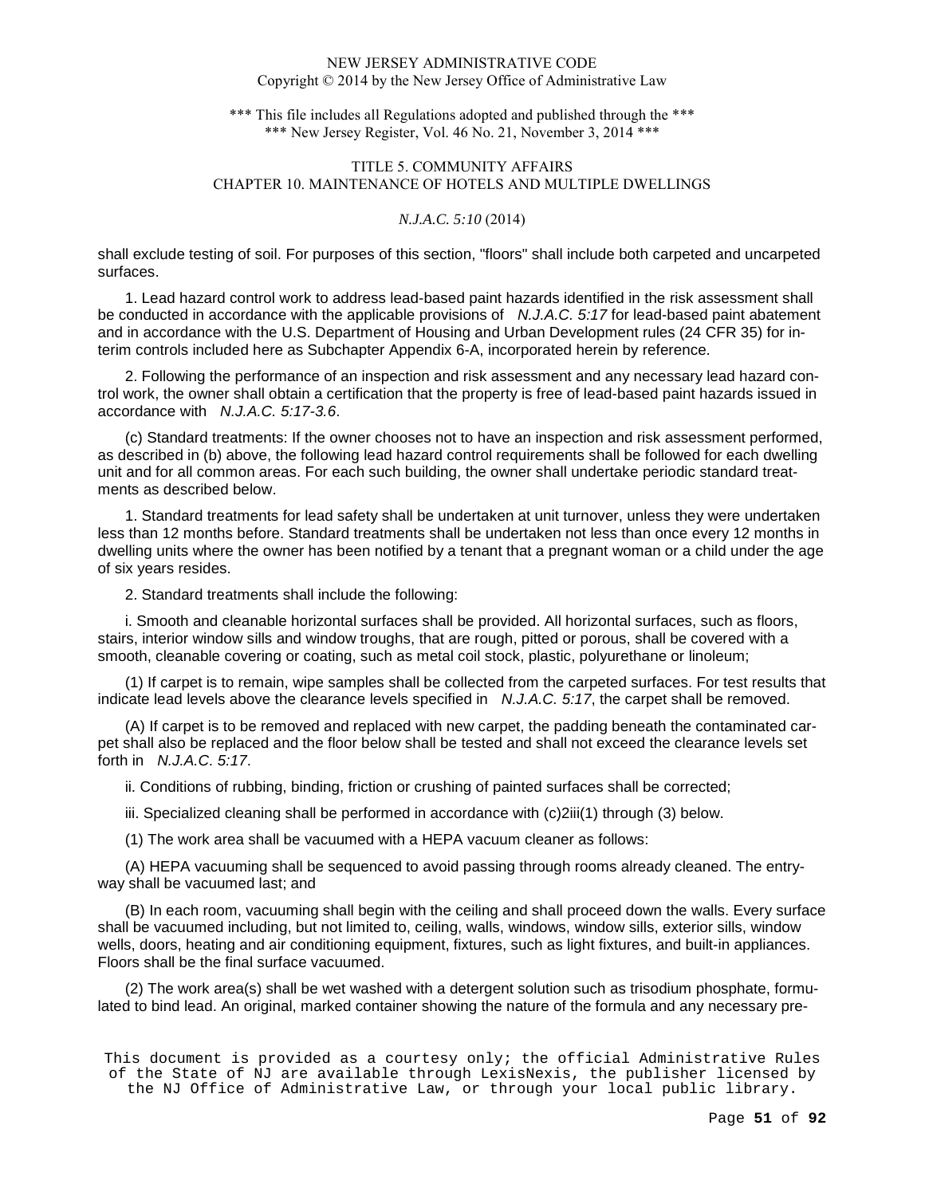shall exclude testing of soil. For purposes of this section, "floors" shall include both carpeted and uncarpeted surfaces.

1. Lead hazard control work to address lead-based paint hazards identified in the risk assessment shall be conducted in accordance with the applicable provisions of *N.J.A.C. 5:17* for lead-based paint abatement and in accordance with the U.S. Department of Housing and Urban Development rules (24 CFR 35) for interim controls included here as Subchapter Appendix 6-A, incorporated herein by reference.

2. Following the performance of an inspection and risk assessment and any necessary lead hazard control work, the owner shall obtain a certification that the property is free of lead-based paint hazards issued in accordance with *N.J.A.C. 5:17-3.6*.

(c) Standard treatments: If the owner chooses not to have an inspection and risk assessment performed, as described in (b) above, the following lead hazard control requirements shall be followed for each dwelling unit and for all common areas. For each such building, the owner shall undertake periodic standard treatments as described below.

1. Standard treatments for lead safety shall be undertaken at unit turnover, unless they were undertaken less than 12 months before. Standard treatments shall be undertaken not less than once every 12 months in dwelling units where the owner has been notified by a tenant that a pregnant woman or a child under the age of six years resides.

2. Standard treatments shall include the following:

i. Smooth and cleanable horizontal surfaces shall be provided. All horizontal surfaces, such as floors, stairs, interior window sills and window troughs, that are rough, pitted or porous, shall be covered with a smooth, cleanable covering or coating, such as metal coil stock, plastic, polyurethane or linoleum;

(1) If carpet is to remain, wipe samples shall be collected from the carpeted surfaces. For test results that indicate lead levels above the clearance levels specified in *N.J.A.C. 5:17*, the carpet shall be removed.

(A) If carpet is to be removed and replaced with new carpet, the padding beneath the contaminated carpet shall also be replaced and the floor below shall be tested and shall not exceed the clearance levels set forth in *N.J.A.C. 5:17*.

ii. Conditions of rubbing, binding, friction or crushing of painted surfaces shall be corrected;

iii. Specialized cleaning shall be performed in accordance with (c)2iii(1) through (3) below.

(1) The work area shall be vacuumed with a HEPA vacuum cleaner as follows:

(A) HEPA vacuuming shall be sequenced to avoid passing through rooms already cleaned. The entryway shall be vacuumed last; and

(B) In each room, vacuuming shall begin with the ceiling and shall proceed down the walls. Every surface shall be vacuumed including, but not limited to, ceiling, walls, windows, window sills, exterior sills, window wells, doors, heating and air conditioning equipment, fixtures, such as light fixtures, and built-in appliances. Floors shall be the final surface vacuumed.

(2) The work area(s) shall be wet washed with a detergent solution such as trisodium phosphate, formulated to bind lead. An original, marked container showing the nature of the formula and any necessary pre-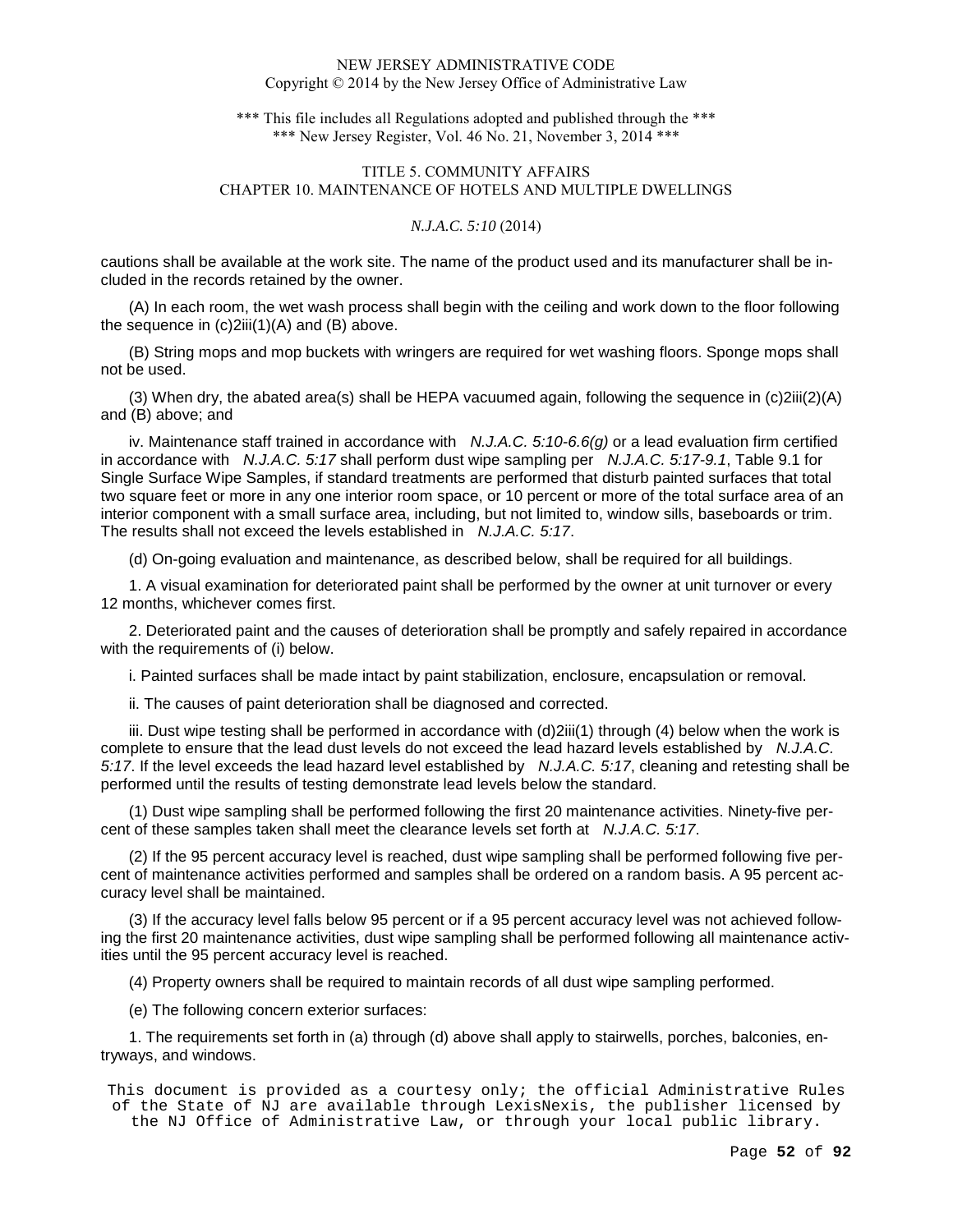cautions shall be available at the work site. The name of the product used and its manufacturer shall be included in the records retained by the owner.

(A) In each room, the wet wash process shall begin with the ceiling and work down to the floor following the sequence in (c)2iii(1)(A) and (B) above.

(B) String mops and mop buckets with wringers are required for wet washing floors. Sponge mops shall not be used.

(3) When dry, the abated area(s) shall be HEPA vacuumed again, following the sequence in (c)2iii(2)(A) and (B) above; and

iv. Maintenance staff trained in accordance with *N.J.A.C. 5:10-6.6(g)* or a lead evaluation firm certified in accordance with *N.J.A.C. 5:17* shall perform dust wipe sampling per *N.J.A.C. 5:17-9.1*, Table 9.1 for Single Surface Wipe Samples, if standard treatments are performed that disturb painted surfaces that total two square feet or more in any one interior room space, or 10 percent or more of the total surface area of an interior component with a small surface area, including, but not limited to, window sills, baseboards or trim. The results shall not exceed the levels established in *N.J.A.C. 5:17*.

(d) On-going evaluation and maintenance, as described below, shall be required for all buildings.

1. A visual examination for deteriorated paint shall be performed by the owner at unit turnover or every 12 months, whichever comes first.

2. Deteriorated paint and the causes of deterioration shall be promptly and safely repaired in accordance with the requirements of (i) below.

i. Painted surfaces shall be made intact by paint stabilization, enclosure, encapsulation or removal.

ii. The causes of paint deterioration shall be diagnosed and corrected.

iii. Dust wipe testing shall be performed in accordance with (d)2iii(1) through (4) below when the work is complete to ensure that the lead dust levels do not exceed the lead hazard levels established by *N.J.A.C. 5:17*. If the level exceeds the lead hazard level established by *N.J.A.C. 5:17*, cleaning and retesting shall be performed until the results of testing demonstrate lead levels below the standard.

(1) Dust wipe sampling shall be performed following the first 20 maintenance activities. Ninety-five percent of these samples taken shall meet the clearance levels set forth at *N.J.A.C. 5:17*.

(2) If the 95 percent accuracy level is reached, dust wipe sampling shall be performed following five percent of maintenance activities performed and samples shall be ordered on a random basis. A 95 percent accuracy level shall be maintained.

(3) If the accuracy level falls below 95 percent or if a 95 percent accuracy level was not achieved following the first 20 maintenance activities, dust wipe sampling shall be performed following all maintenance activities until the 95 percent accuracy level is reached.

(4) Property owners shall be required to maintain records of all dust wipe sampling performed.

(e) The following concern exterior surfaces:

1. The requirements set forth in (a) through (d) above shall apply to stairwells, porches, balconies, entryways, and windows.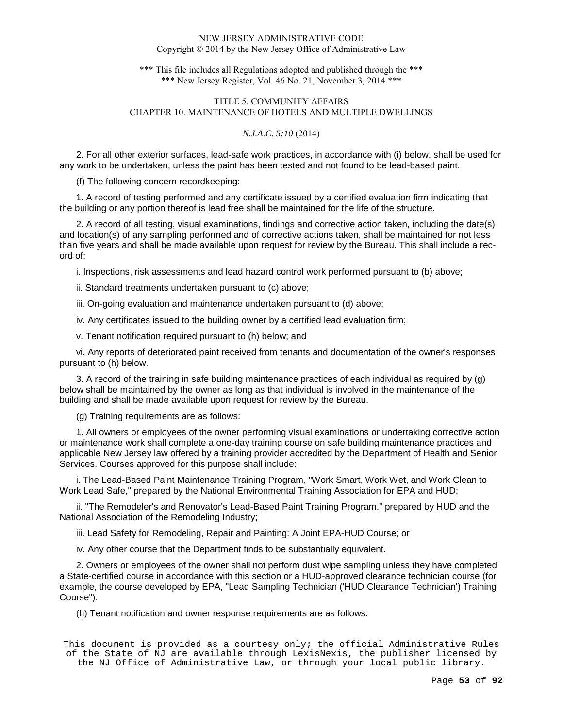2. For all other exterior surfaces, lead-safe work practices, in accordance with (i) below, shall be used for any work to be undertaken, unless the paint has been tested and not found to be lead-based paint.

(f) The following concern recordkeeping:

1. A record of testing performed and any certificate issued by a certified evaluation firm indicating that the building or any portion thereof is lead free shall be maintained for the life of the structure.

2. A record of all testing, visual examinations, findings and corrective action taken, including the date(s) and location(s) of any sampling performed and of corrective actions taken, shall be maintained for not less than five years and shall be made available upon request for review by the Bureau. This shall include a record of:

i. Inspections, risk assessments and lead hazard control work performed pursuant to (b) above;

ii. Standard treatments undertaken pursuant to (c) above;

iii. On-going evaluation and maintenance undertaken pursuant to (d) above;

iv. Any certificates issued to the building owner by a certified lead evaluation firm;

v. Tenant notification required pursuant to (h) below; and

vi. Any reports of deteriorated paint received from tenants and documentation of the owner's responses pursuant to (h) below.

3. A record of the training in safe building maintenance practices of each individual as required by (g) below shall be maintained by the owner as long as that individual is involved in the maintenance of the building and shall be made available upon request for review by the Bureau.

(g) Training requirements are as follows:

1. All owners or employees of the owner performing visual examinations or undertaking corrective action or maintenance work shall complete a one-day training course on safe building maintenance practices and applicable New Jersey law offered by a training provider accredited by the Department of Health and Senior Services. Courses approved for this purpose shall include:

i. The Lead-Based Paint Maintenance Training Program, "Work Smart, Work Wet, and Work Clean to Work Lead Safe," prepared by the National Environmental Training Association for EPA and HUD;

ii. "The Remodeler's and Renovator's Lead-Based Paint Training Program," prepared by HUD and the National Association of the Remodeling Industry;

iii. Lead Safety for Remodeling, Repair and Painting: A Joint EPA-HUD Course; or

iv. Any other course that the Department finds to be substantially equivalent.

2. Owners or employees of the owner shall not perform dust wipe sampling unless they have completed a State-certified course in accordance with this section or a HUD-approved clearance technician course (for example, the course developed by EPA, "Lead Sampling Technician ('HUD Clearance Technician') Training Course").

(h) Tenant notification and owner response requirements are as follows: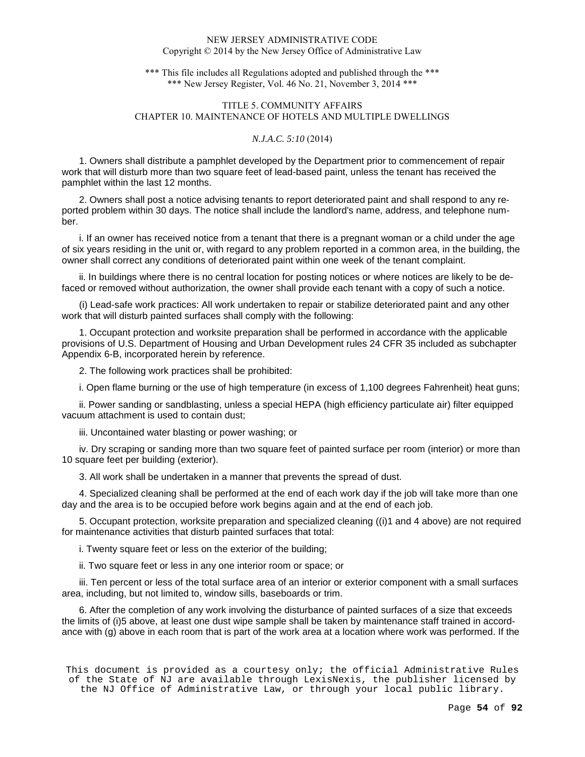1. Owners shall distribute a pamphlet developed by the Department prior to commencement of repair work that will disturb more than two square feet of lead-based paint, unless the tenant has received the pamphlet within the last 12 months.

2. Owners shall post a notice advising tenants to report deteriorated paint and shall respond to any reported problem within 30 days. The notice shall include the landlord's name, address, and telephone number.

i. If an owner has received notice from a tenant that there is a pregnant woman or a child under the age of six years residing in the unit or, with regard to any problem reported in a common area, in the building, the owner shall correct any conditions of deteriorated paint within one week of the tenant complaint.

ii. In buildings where there is no central location for posting notices or where notices are likely to be defaced or removed without authorization, the owner shall provide each tenant with a copy of such a notice.

(i) Lead-safe work practices: All work undertaken to repair or stabilize deteriorated paint and any other work that will disturb painted surfaces shall comply with the following:

1. Occupant protection and worksite preparation shall be performed in accordance with the applicable provisions of U.S. Department of Housing and Urban Development rules 24 CFR 35 included as subchapter Appendix 6-B, incorporated herein by reference.

2. The following work practices shall be prohibited:

i. Open flame burning or the use of high temperature (in excess of 1,100 degrees Fahrenheit) heat guns;

ii. Power sanding or sandblasting, unless a special HEPA (high efficiency particulate air) filter equipped vacuum attachment is used to contain dust;

iii. Uncontained water blasting or power washing; or

iv. Dry scraping or sanding more than two square feet of painted surface per room (interior) or more than 10 square feet per building (exterior).

3. All work shall be undertaken in a manner that prevents the spread of dust.

4. Specialized cleaning shall be performed at the end of each work day if the job will take more than one day and the area is to be occupied before work begins again and at the end of each job.

5. Occupant protection, worksite preparation and specialized cleaning ((i)1 and 4 above) are not required for maintenance activities that disturb painted surfaces that total:

i. Twenty square feet or less on the exterior of the building;

ii. Two square feet or less in any one interior room or space; or

iii. Ten percent or less of the total surface area of an interior or exterior component with a small surfaces area, including, but not limited to, window sills, baseboards or trim.

6. After the completion of any work involving the disturbance of painted surfaces of a size that exceeds the limits of (i)5 above, at least one dust wipe sample shall be taken by maintenance staff trained in accordance with (g) above in each room that is part of the work area at a location where work was performed. If the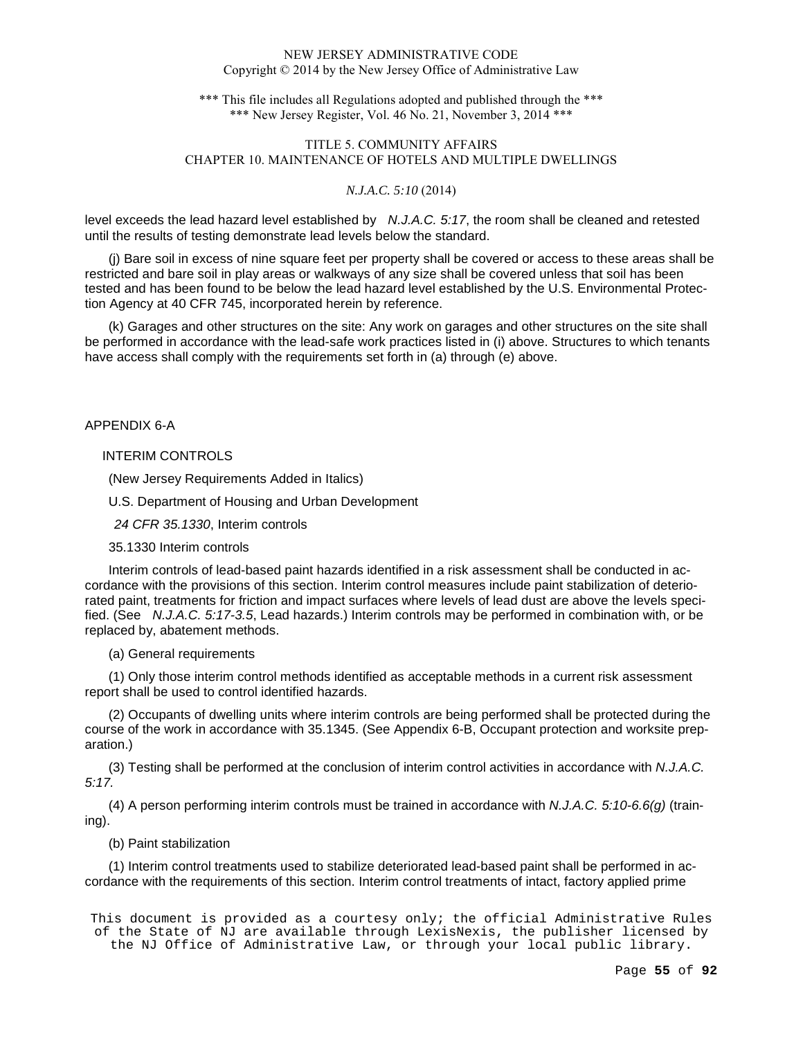level exceeds the lead hazard level established by *N.J.A.C. 5:17*, the room shall be cleaned and retested until the results of testing demonstrate lead levels below the standard.

(j) Bare soil in excess of nine square feet per property shall be covered or access to these areas shall be restricted and bare soil in play areas or walkways of any size shall be covered unless that soil has been tested and has been found to be below the lead hazard level established by the U.S. Environmental Protection Agency at 40 CFR 745, incorporated herein by reference.

(k) Garages and other structures on the site: Any work on garages and other structures on the site shall be performed in accordance with the lead-safe work practices listed in (i) above. Structures to which tenants have access shall comply with the requirements set forth in (a) through (e) above.

APPENDIX 6-A

INTERIM CONTROLS

(New Jersey Requirements Added in Italics)

U.S. Department of Housing and Urban Development

*24 CFR 35.1330*, Interim controls

35.1330 Interim controls

Interim controls of lead-based paint hazards identified in a risk assessment shall be conducted in accordance with the provisions of this section. Interim control measures include paint stabilization of deteriorated paint, treatments for friction and impact surfaces where levels of lead dust are above the levels specified. (See *N.J.A.C. 5:17-3.5*, Lead hazards.) Interim controls may be performed in combination with, or be replaced by, abatement methods.

(a) General requirements

(1) Only those interim control methods identified as acceptable methods in a current risk assessment report shall be used to control identified hazards.

(2) Occupants of dwelling units where interim controls are being performed shall be protected during the course of the work in accordance with 35.1345. (See Appendix 6-B, Occupant protection and worksite preparation.)

(3) Testing shall be performed at the conclusion of interim control activities in accordance with *N.J.A.C. 5:17.*

(4) A person performing interim controls must be trained in accordance with *N.J.A.C. 5:10-6.6(g)* (training).

(b) Paint stabilization

(1) Interim control treatments used to stabilize deteriorated lead-based paint shall be performed in accordance with the requirements of this section. Interim control treatments of intact, factory applied prime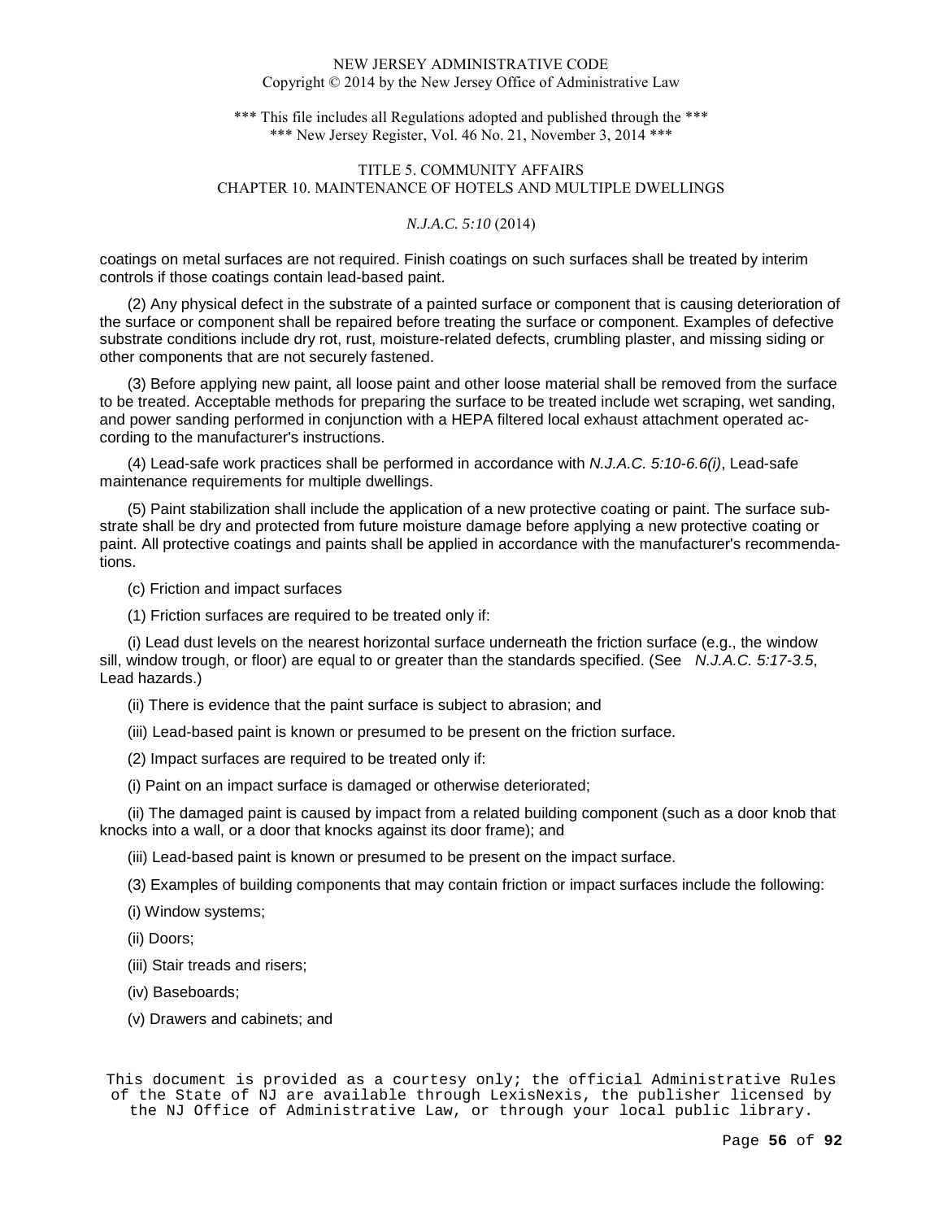coatings on metal surfaces are not required. Finish coatings on such surfaces shall be treated by interim controls if those coatings contain lead-based paint.

(2) Any physical defect in the substrate of a painted surface or component that is causing deterioration of the surface or component shall be repaired before treating the surface or component. Examples of defective substrate conditions include dry rot, rust, moisture-related defects, crumbling plaster, and missing siding or other components that are not securely fastened.

(3) Before applying new paint, all loose paint and other loose material shall be removed from the surface to be treated. Acceptable methods for preparing the surface to be treated include wet scraping, wet sanding, and power sanding performed in conjunction with a HEPA filtered local exhaust attachment operated according to the manufacturer's instructions.

(4) Lead-safe work practices shall be performed in accordance with *N.J.A.C. 5:10-6.6(i)*, Lead-safe maintenance requirements for multiple dwellings.

(5) Paint stabilization shall include the application of a new protective coating or paint. The surface substrate shall be dry and protected from future moisture damage before applying a new protective coating or paint. All protective coatings and paints shall be applied in accordance with the manufacturer's recommendations.

(c) Friction and impact surfaces

(1) Friction surfaces are required to be treated only if:

(i) Lead dust levels on the nearest horizontal surface underneath the friction surface (e.g., the window sill, window trough, or floor) are equal to or greater than the standards specified. (See *N.J.A.C. 5:17-3.5*, Lead hazards.)

(ii) There is evidence that the paint surface is subject to abrasion; and

(iii) Lead-based paint is known or presumed to be present on the friction surface.

(2) Impact surfaces are required to be treated only if:

(i) Paint on an impact surface is damaged or otherwise deteriorated;

(ii) The damaged paint is caused by impact from a related building component (such as a door knob that knocks into a wall, or a door that knocks against its door frame); and

(iii) Lead-based paint is known or presumed to be present on the impact surface.

(3) Examples of building components that may contain friction or impact surfaces include the following:

(i) Window systems;

(ii) Doors;

(iii) Stair treads and risers;

(iv) Baseboards;

(v) Drawers and cabinets; and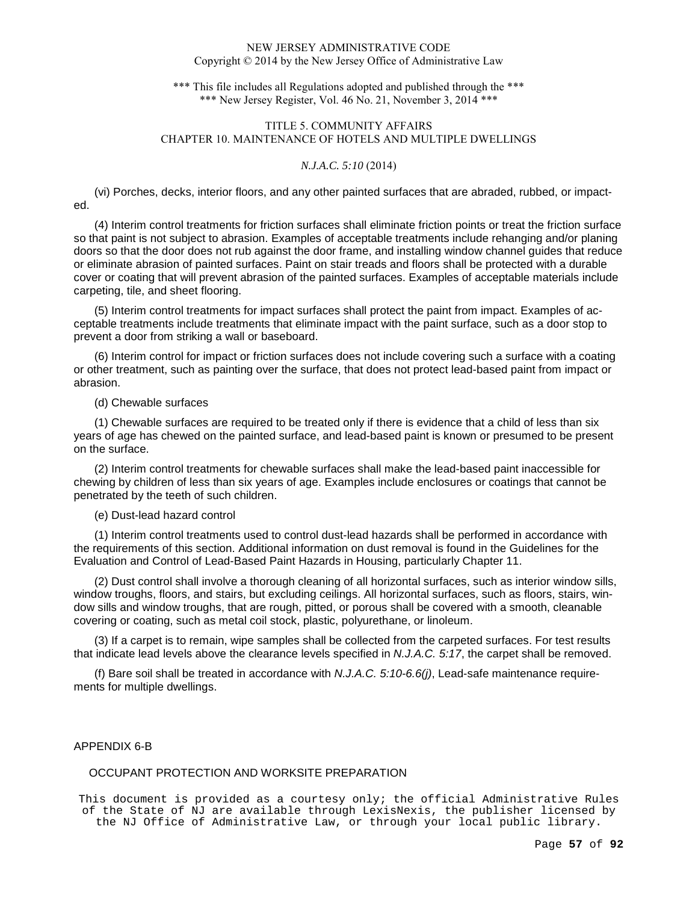(vi) Porches, decks, interior floors, and any other painted surfaces that are abraded, rubbed, or impacted.

(4) Interim control treatments for friction surfaces shall eliminate friction points or treat the friction surface so that paint is not subject to abrasion. Examples of acceptable treatments include rehanging and/or planing doors so that the door does not rub against the door frame, and installing window channel guides that reduce or eliminate abrasion of painted surfaces. Paint on stair treads and floors shall be protected with a durable cover or coating that will prevent abrasion of the painted surfaces. Examples of acceptable materials include carpeting, tile, and sheet flooring.

(5) Interim control treatments for impact surfaces shall protect the paint from impact. Examples of acceptable treatments include treatments that eliminate impact with the paint surface, such as a door stop to prevent a door from striking a wall or baseboard.

(6) Interim control for impact or friction surfaces does not include covering such a surface with a coating or other treatment, such as painting over the surface, that does not protect lead-based paint from impact or abrasion.

(d) Chewable surfaces

(1) Chewable surfaces are required to be treated only if there is evidence that a child of less than six years of age has chewed on the painted surface, and lead-based paint is known or presumed to be present on the surface.

(2) Interim control treatments for chewable surfaces shall make the lead-based paint inaccessible for chewing by children of less than six years of age. Examples include enclosures or coatings that cannot be penetrated by the teeth of such children.

(e) Dust-lead hazard control

(1) Interim control treatments used to control dust-lead hazards shall be performed in accordance with the requirements of this section. Additional information on dust removal is found in the Guidelines for the Evaluation and Control of Lead-Based Paint Hazards in Housing, particularly Chapter 11.

(2) Dust control shall involve a thorough cleaning of all horizontal surfaces, such as interior window sills, window troughs, floors, and stairs, but excluding ceilings. All horizontal surfaces, such as floors, stairs, window sills and window troughs, that are rough, pitted, or porous shall be covered with a smooth, cleanable covering or coating, such as metal coil stock, plastic, polyurethane, or linoleum.

(3) If a carpet is to remain, wipe samples shall be collected from the carpeted surfaces. For test results that indicate lead levels above the clearance levels specified in *N.J.A.C. 5:17*, the carpet shall be removed.

(f) Bare soil shall be treated in accordance with *N.J.A.C. 5:10-6.6(j)*, Lead-safe maintenance requirements for multiple dwellings.

APPENDIX 6-B

OCCUPANT PROTECTION AND WORKSITE PREPARATION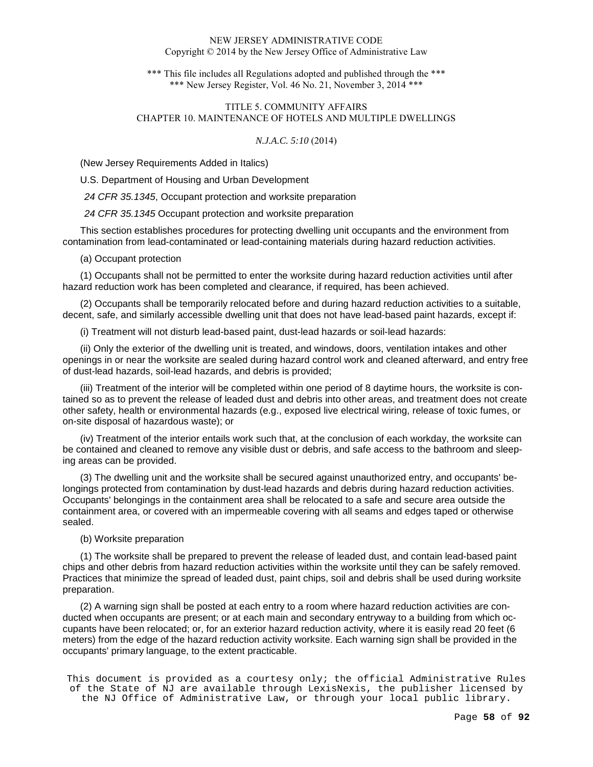NEW JERSEY ADMINISTRATIVE CODE
Copyright © 2014 by the New Jersey Office of Administrative Law

*** This file includes all Regulations adopted and published through the ***
*** New Jersey Register, Vol. 46 No. 21, November 3, 2014 ***

TITLE 5. COMMUNITY AFFAIRS
CHAPTER 10. MAINTENANCE OF HOTELS AND MULTIPLE DWELLINGS

*N.J.A.C. 5:10* (2014)

(New Jersey Requirements Added in Italics)

U.S. Department of Housing and Urban Development

*24 CFR 35.1345*, Occupant protection and worksite preparation

*24 CFR 35.1345* Occupant protection and worksite preparation

This section establishes procedures for protecting dwelling unit occupants and the environment from contamination from lead-contaminated or lead-containing materials during hazard reduction activities.

(a) Occupant protection

(1) Occupants shall not be permitted to enter the worksite during hazard reduction activities until after hazard reduction work has been completed and clearance, if required, has been achieved.

(2) Occupants shall be temporarily relocated before and during hazard reduction activities to a suitable, decent, safe, and similarly accessible dwelling unit that does not have lead-based paint hazards, except if:

(i) Treatment will not disturb lead-based paint, dust-lead hazards or soil-lead hazards:

(ii) Only the exterior of the dwelling unit is treated, and windows, doors, ventilation intakes and other openings in or near the worksite are sealed during hazard control work and cleaned afterward, and entry free of dust-lead hazards, soil-lead hazards, and debris is provided;

(iii) Treatment of the interior will be completed within one period of 8 daytime hours, the worksite is contained so as to prevent the release of leaded dust and debris into other areas, and treatment does not create other safety, health or environmental hazards (e.g., exposed live electrical wiring, release of toxic fumes, or on-site disposal of hazardous waste); or

(iv) Treatment of the interior entails work such that, at the conclusion of each workday, the worksite can be contained and cleaned to remove any visible dust or debris, and safe access to the bathroom and sleeping areas can be provided.

(3) The dwelling unit and the worksite shall be secured against unauthorized entry, and occupants' belongings protected from contamination by dust-lead hazards and debris during hazard reduction activities. Occupants' belongings in the containment area shall be relocated to a safe and secure area outside the containment area, or covered with an impermeable covering with all seams and edges taped or otherwise sealed.

(b) Worksite preparation

(1) The worksite shall be prepared to prevent the release of leaded dust, and contain lead-based paint chips and other debris from hazard reduction activities within the worksite until they can be safely removed. Practices that minimize the spread of leaded dust, paint chips, soil and debris shall be used during worksite preparation.

(2) A warning sign shall be posted at each entry to a room where hazard reduction activities are conducted when occupants are present; or at each main and secondary entryway to a building from which occupants have been relocated; or, for an exterior hazard reduction activity, where it is easily read 20 feet (6 meters) from the edge of the hazard reduction activity worksite. Each warning sign shall be provided in the occupants' primary language, to the extent practicable.

This document is provided as a courtesy only; the official Administrative Rules of the State of NJ are available through LexisNexis, the publisher licensed by the NJ Office of Administrative Law, or through your local public library.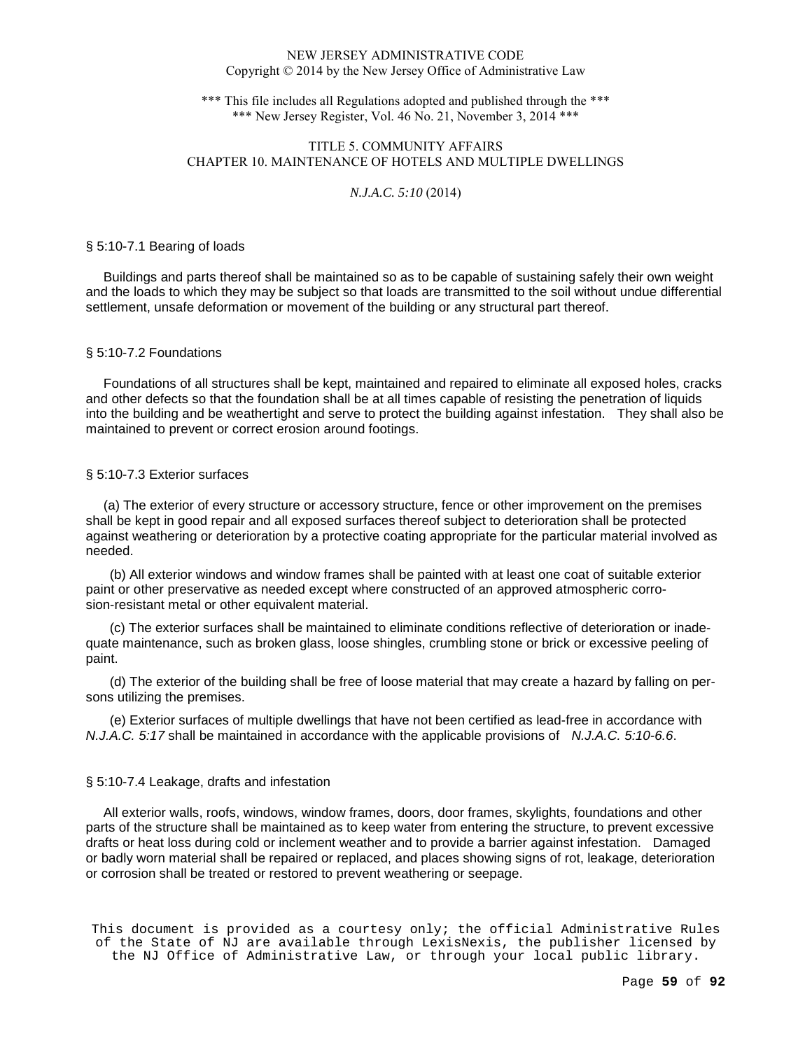## § 5:10-7.1 Bearing of loads

Buildings and parts thereof shall be maintained so as to be capable of sustaining safely their own weight and the loads to which they may be subject so that loads are transmitted to the soil without undue differential settlement, unsafe deformation or movement of the building or any structural part thereof.

## § 5:10-7.2 Foundations

Foundations of all structures shall be kept, maintained and repaired to eliminate all exposed holes, cracks and other defects so that the foundation shall be at all times capable of resisting the penetration of liquids into the building and be weathertight and serve to protect the building against infestation. They shall also be maintained to prevent or correct erosion around footings.

## § 5:10-7.3 Exterior surfaces

(a) The exterior of every structure or accessory structure, fence or other improvement on the premises shall be kept in good repair and all exposed surfaces thereof subject to deterioration shall be protected against weathering or deterioration by a protective coating appropriate for the particular material involved as needed.

(b) All exterior windows and window frames shall be painted with at least one coat of suitable exterior paint or other preservative as needed except where constructed of an approved atmospheric corrosion-resistant metal or other equivalent material.

(c) The exterior surfaces shall be maintained to eliminate conditions reflective of deterioration or inadequate maintenance, such as broken glass, loose shingles, crumbling stone or brick or excessive peeling of paint.

(d) The exterior of the building shall be free of loose material that may create a hazard by falling on persons utilizing the premises.

(e) Exterior surfaces of multiple dwellings that have not been certified as lead-free in accordance with *N.J.A.C. 5:17* shall be maintained in accordance with the applicable provisions of *N.J.A.C. 5:10-6.6*.

## § 5:10-7.4 Leakage, drafts and infestation

All exterior walls, roofs, windows, window frames, doors, door frames, skylights, foundations and other parts of the structure shall be maintained as to keep water from entering the structure, to prevent excessive drafts or heat loss during cold or inclement weather and to provide a barrier against infestation. Damaged or badly worn material shall be repaired or replaced, and places showing signs of rot, leakage, deterioration or corrosion shall be treated or restored to prevent weathering or seepage.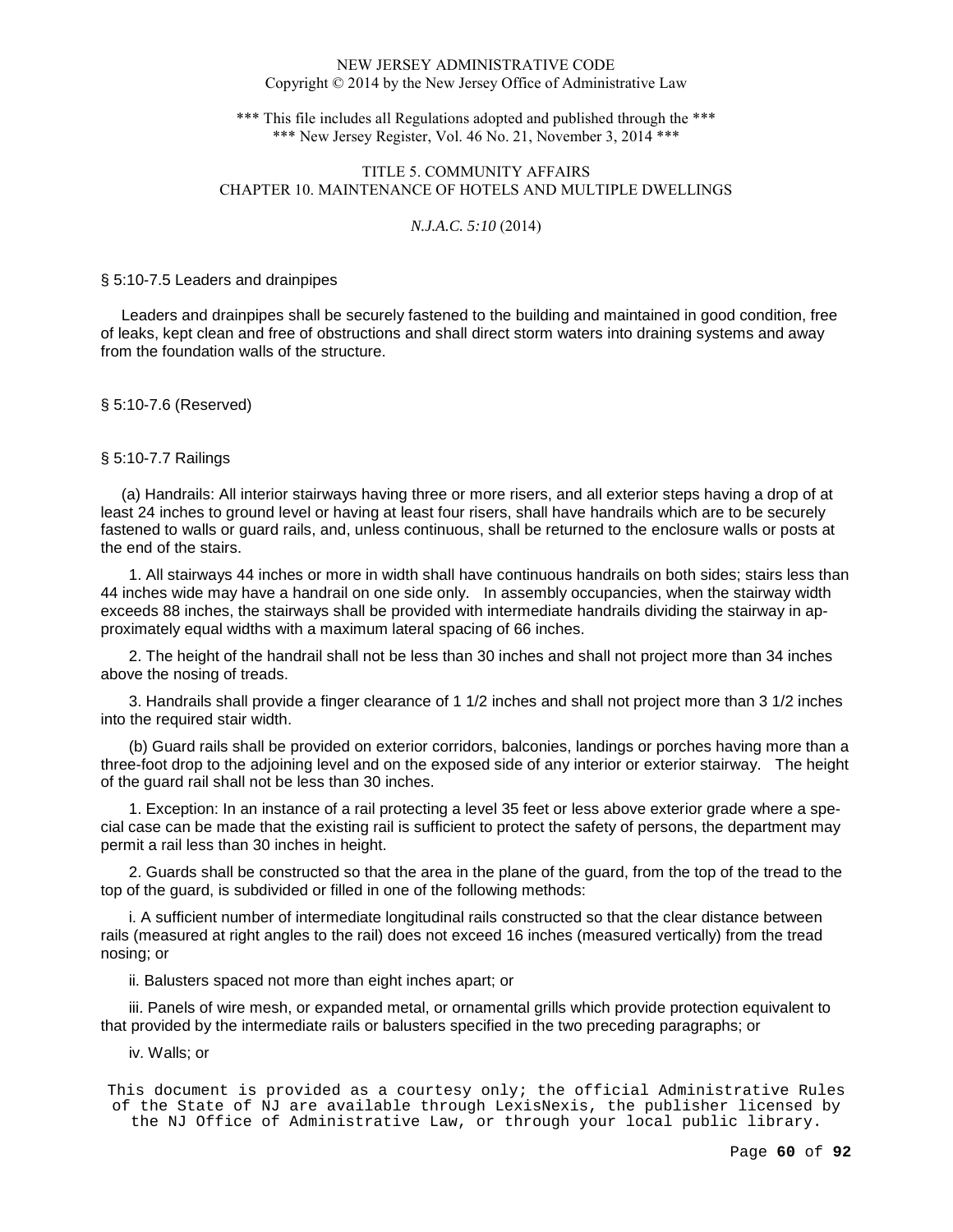§ 5:10-7.5 Leaders and drainpipes

Leaders and drainpipes shall be securely fastened to the building and maintained in good condition, free of leaks, kept clean and free of obstructions and shall direct storm waters into draining systems and away from the foundation walls of the structure.

§ 5:10-7.6 (Reserved)

§ 5:10-7.7 Railings

(a) Handrails: All interior stairways having three or more risers, and all exterior steps having a drop of at least 24 inches to ground level or having at least four risers, shall have handrails which are to be securely fastened to walls or guard rails, and, unless continuous, shall be returned to the enclosure walls or posts at the end of the stairs.

1. All stairways 44 inches or more in width shall have continuous handrails on both sides; stairs less than 44 inches wide may have a handrail on one side only. In assembly occupancies, when the stairway width exceeds 88 inches, the stairways shall be provided with intermediate handrails dividing the stairway in approximately equal widths with a maximum lateral spacing of 66 inches.

2. The height of the handrail shall not be less than 30 inches and shall not project more than 34 inches above the nosing of treads.

3. Handrails shall provide a finger clearance of 1 1/2 inches and shall not project more than 3 1/2 inches into the required stair width.

(b) Guard rails shall be provided on exterior corridors, balconies, landings or porches having more than a three-foot drop to the adjoining level and on the exposed side of any interior or exterior stairway. The height of the guard rail shall not be less than 30 inches.

1. Exception: In an instance of a rail protecting a level 35 feet or less above exterior grade where a special case can be made that the existing rail is sufficient to protect the safety of persons, the department may permit a rail less than 30 inches in height.

2. Guards shall be constructed so that the area in the plane of the guard, from the top of the tread to the top of the guard, is subdivided or filled in one of the following methods:

i. A sufficient number of intermediate longitudinal rails constructed so that the clear distance between rails (measured at right angles to the rail) does not exceed 16 inches (measured vertically) from the tread nosing; or

ii. Balusters spaced not more than eight inches apart; or

iii. Panels of wire mesh, or expanded metal, or ornamental grills which provide protection equivalent to that provided by the intermediate rails or balusters specified in the two preceding paragraphs; or

iv. Walls; or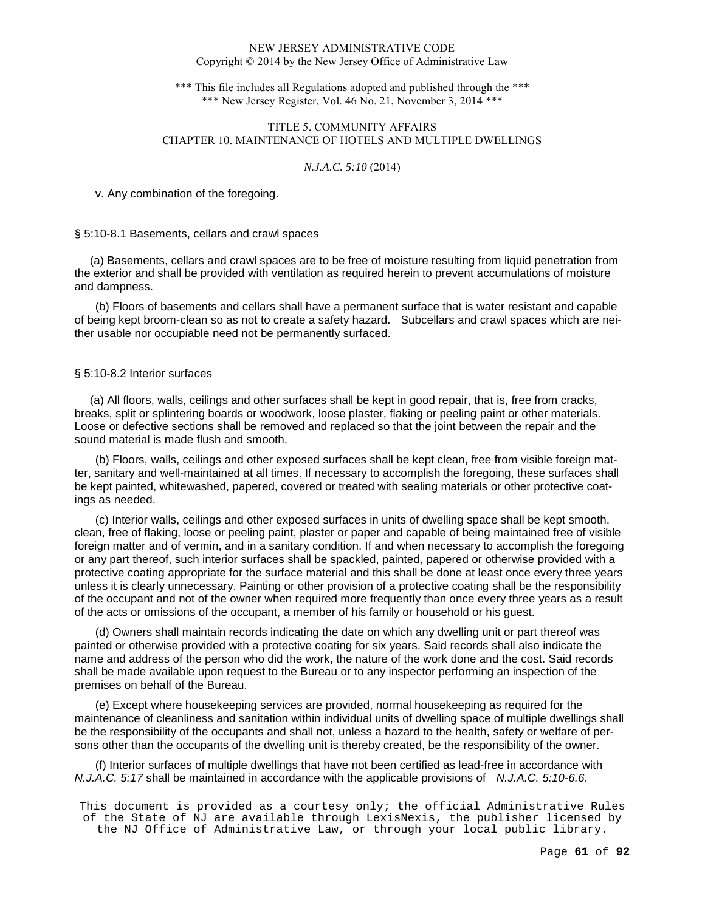v. Any combination of the foregoing.

### § 5:10-8.1 Basements, cellars and crawl spaces

(a) Basements, cellars and crawl spaces are to be free of moisture resulting from liquid penetration from the exterior and shall be provided with ventilation as required herein to prevent accumulations of moisture and dampness.

(b) Floors of basements and cellars shall have a permanent surface that is water resistant and capable of being kept broom-clean so as not to create a safety hazard. Subcellars and crawl spaces which are neither usable nor occupiable need not be permanently surfaced.

### § 5:10-8.2 Interior surfaces

(a) All floors, walls, ceilings and other surfaces shall be kept in good repair, that is, free from cracks, breaks, split or splintering boards or woodwork, loose plaster, flaking or peeling paint or other materials. Loose or defective sections shall be removed and replaced so that the joint between the repair and the sound material is made flush and smooth.

(b) Floors, walls, ceilings and other exposed surfaces shall be kept clean, free from visible foreign matter, sanitary and well-maintained at all times. If necessary to accomplish the foregoing, these surfaces shall be kept painted, whitewashed, papered, covered or treated with sealing materials or other protective coatings as needed.

(c) Interior walls, ceilings and other exposed surfaces in units of dwelling space shall be kept smooth, clean, free of flaking, loose or peeling paint, plaster or paper and capable of being maintained free of visible foreign matter and of vermin, and in a sanitary condition. If and when necessary to accomplish the foregoing or any part thereof, such interior surfaces shall be spackled, painted, papered or otherwise provided with a protective coating appropriate for the surface material and this shall be done at least once every three years unless it is clearly unnecessary. Painting or other provision of a protective coating shall be the responsibility of the occupant and not of the owner when required more frequently than once every three years as a result of the acts or omissions of the occupant, a member of his family or household or his guest.

(d) Owners shall maintain records indicating the date on which any dwelling unit or part thereof was painted or otherwise provided with a protective coating for six years. Said records shall also indicate the name and address of the person who did the work, the nature of the work done and the cost. Said records shall be made available upon request to the Bureau or to any inspector performing an inspection of the premises on behalf of the Bureau.

(e) Except where housekeeping services are provided, normal housekeeping as required for the maintenance of cleanliness and sanitation within individual units of dwelling space of multiple dwellings shall be the responsibility of the occupants and shall not, unless a hazard to the health, safety or welfare of persons other than the occupants of the dwelling unit is thereby created, be the responsibility of the owner.

(f) Interior surfaces of multiple dwellings that have not been certified as lead-free in accordance with *N.J.A.C. 5:17* shall be maintained in accordance with the applicable provisions of *N.J.A.C. 5:10-6.6*.

This document is provided as a courtesy only; the official Administrative Rules of the State of NJ are available through LexisNexis, the publisher licensed by the NJ Office of Administrative Law, or through your local public library.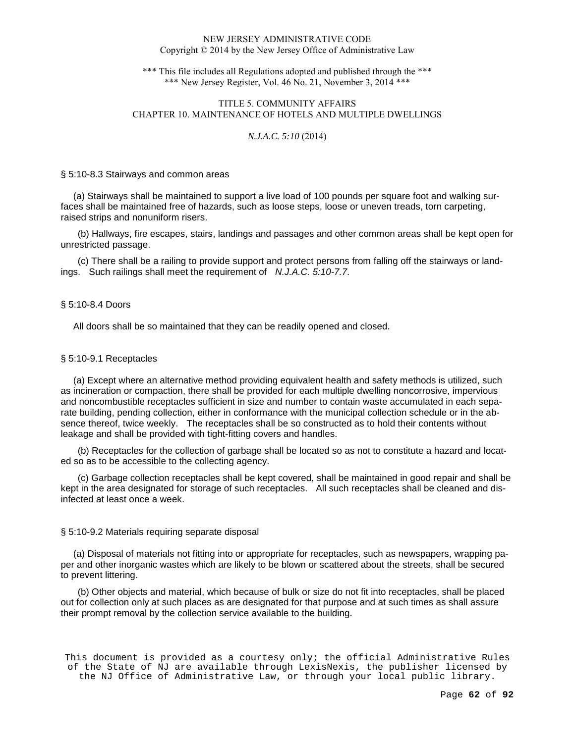§ 5:10-8.3 Stairways and common areas

(a) Stairways shall be maintained to support a live load of 100 pounds per square foot and walking surfaces shall be maintained free of hazards, such as loose steps, loose or uneven treads, torn carpeting, raised strips and nonuniform risers.

(b) Hallways, fire escapes, stairs, landings and passages and other common areas shall be kept open for unrestricted passage.

(c) There shall be a railing to provide support and protect persons from falling off the stairways or landings. Such railings shall meet the requirement of *N.J.A.C. 5:10-7.7*.

§ 5:10-8.4 Doors

All doors shall be so maintained that they can be readily opened and closed.

§ 5:10-9.1 Receptacles

(a) Except where an alternative method providing equivalent health and safety methods is utilized, such as incineration or compaction, there shall be provided for each multiple dwelling noncorrosive, impervious and noncombustible receptacles sufficient in size and number to contain waste accumulated in each separate building, pending collection, either in conformance with the municipal collection schedule or in the absence thereof, twice weekly. The receptacles shall be so constructed as to hold their contents without leakage and shall be provided with tight-fitting covers and handles.

(b) Receptacles for the collection of garbage shall be located so as not to constitute a hazard and located so as to be accessible to the collecting agency.

(c) Garbage collection receptacles shall be kept covered, shall be maintained in good repair and shall be kept in the area designated for storage of such receptacles. All such receptacles shall be cleaned and disinfected at least once a week.

§ 5:10-9.2 Materials requiring separate disposal

(a) Disposal of materials not fitting into or appropriate for receptacles, such as newspapers, wrapping paper and other inorganic wastes which are likely to be blown or scattered about the streets, shall be secured to prevent littering.

(b) Other objects and material, which because of bulk or size do not fit into receptacles, shall be placed out for collection only at such places as are designated for that purpose and at such times as shall assure their prompt removal by the collection service available to the building.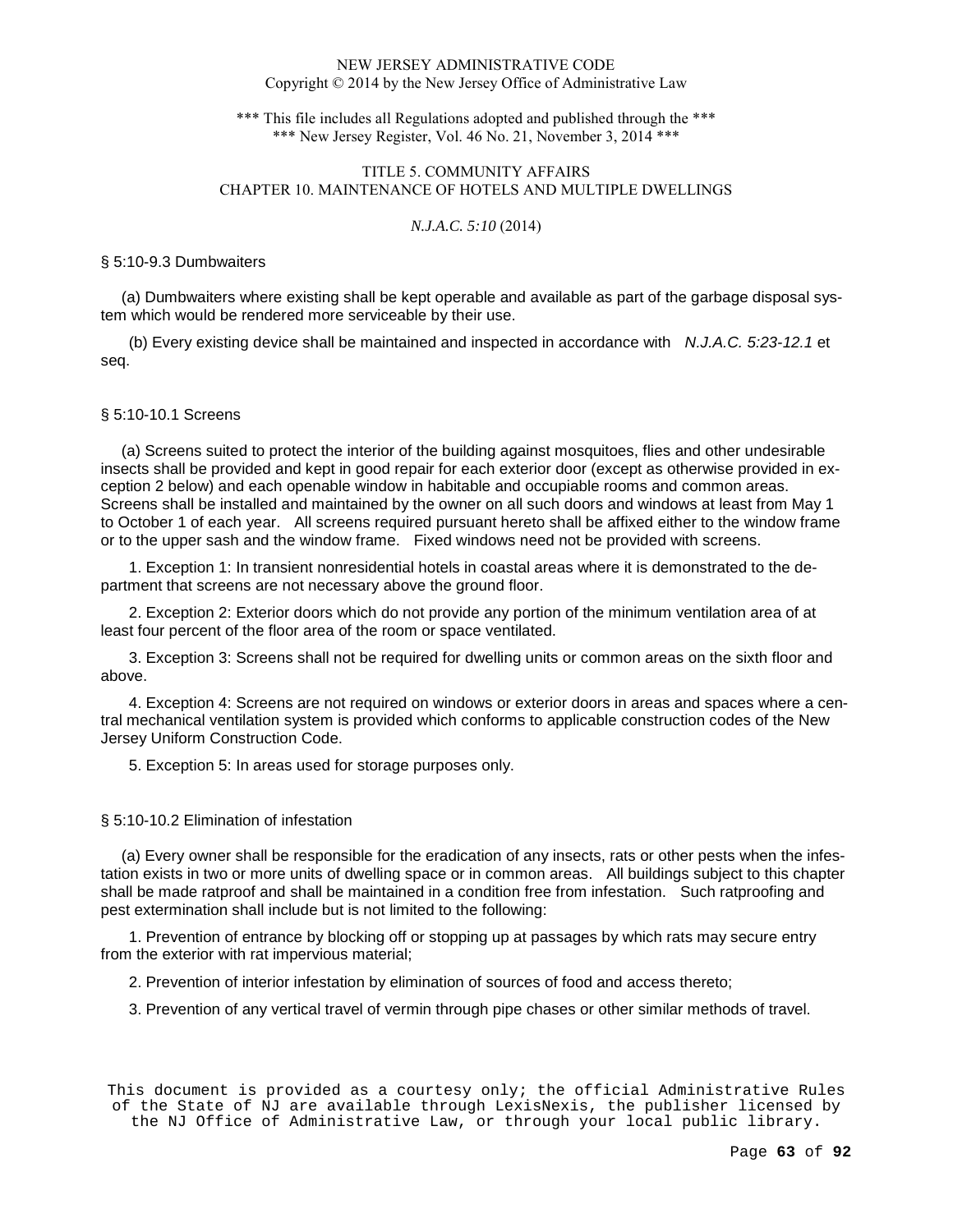§ 5:10-9.3 Dumbwaiters

(a) Dumbwaiters where existing shall be kept operable and available as part of the garbage disposal system which would be rendered more serviceable by their use.

(b) Every existing device shall be maintained and inspected in accordance with *N.J.A.C. 5:23-12.1* et seq.

§ 5:10-10.1 Screens

(a) Screens suited to protect the interior of the building against mosquitoes, flies and other undesirable insects shall be provided and kept in good repair for each exterior door (except as otherwise provided in exception 2 below) and each openable window in habitable and occupiable rooms and common areas. Screens shall be installed and maintained by the owner on all such doors and windows at least from May 1 to October 1 of each year. All screens required pursuant hereto shall be affixed either to the window frame or to the upper sash and the window frame. Fixed windows need not be provided with screens.

1. Exception 1: In transient nonresidential hotels in coastal areas where it is demonstrated to the department that screens are not necessary above the ground floor.

2. Exception 2: Exterior doors which do not provide any portion of the minimum ventilation area of at least four percent of the floor area of the room or space ventilated.

3. Exception 3: Screens shall not be required for dwelling units or common areas on the sixth floor and above.

4. Exception 4: Screens are not required on windows or exterior doors in areas and spaces where a central mechanical ventilation system is provided which conforms to applicable construction codes of the New Jersey Uniform Construction Code.

5. Exception 5: In areas used for storage purposes only.

§ 5:10-10.2 Elimination of infestation

(a) Every owner shall be responsible for the eradication of any insects, rats or other pests when the infestation exists in two or more units of dwelling space or in common areas. All buildings subject to this chapter shall be made ratproof and shall be maintained in a condition free from infestation. Such ratproofing and pest extermination shall include but is not limited to the following:

1. Prevention of entrance by blocking off or stopping up at passages by which rats may secure entry from the exterior with rat impervious material;

2. Prevention of interior infestation by elimination of sources of food and access thereto;

3. Prevention of any vertical travel of vermin through pipe chases or other similar methods of travel.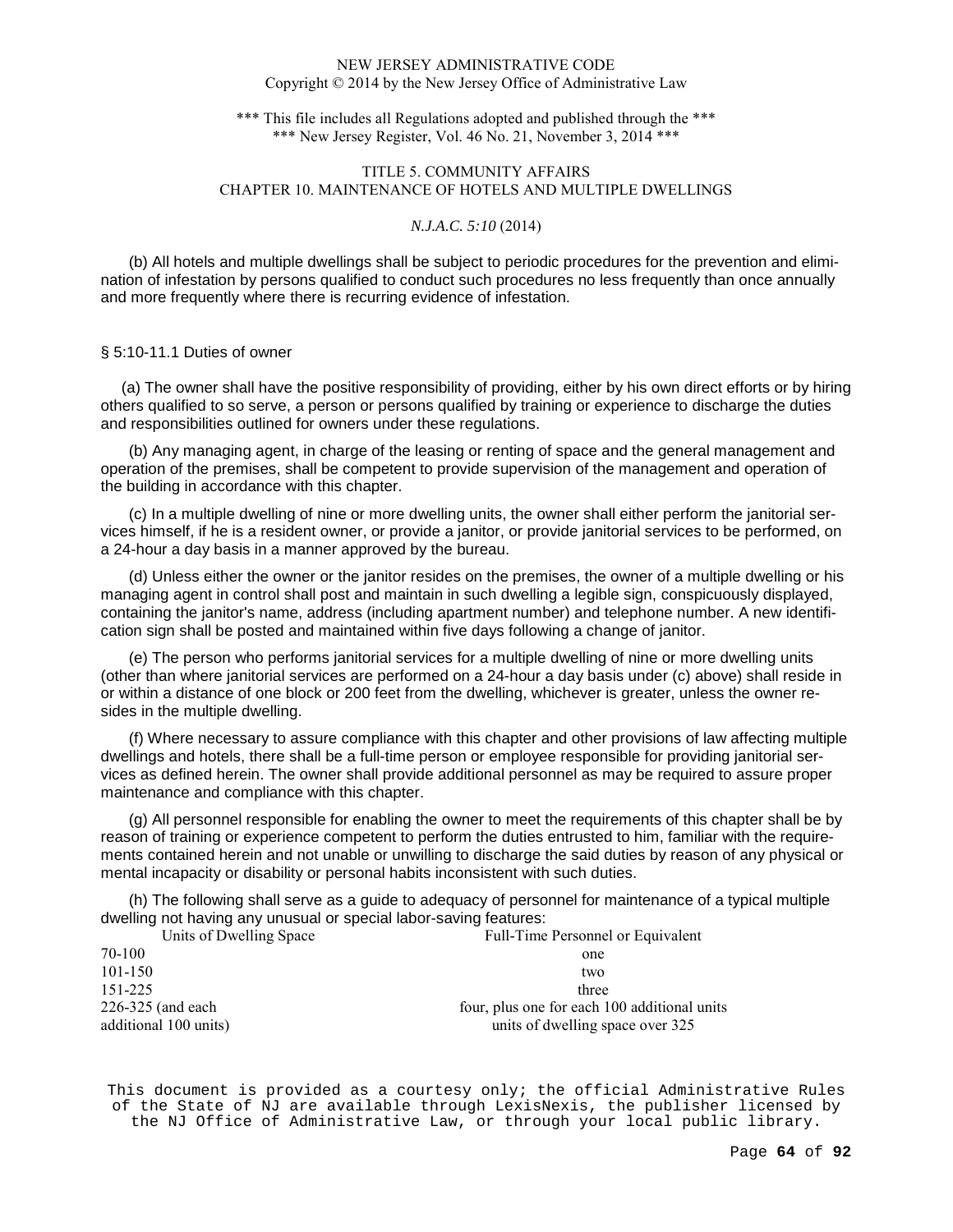(b) All hotels and multiple dwellings shall be subject to periodic procedures for the prevention and elimination of infestation by persons qualified to conduct such procedures no less frequently than once annually and more frequently where there is recurring evidence of infestation.

§ 5:10-11.1 Duties of owner

(a) The owner shall have the positive responsibility of providing, either by his own direct efforts or by hiring others qualified to so serve, a person or persons qualified by training or experience to discharge the duties and responsibilities outlined for owners under these regulations.

(b) Any managing agent, in charge of the leasing or renting of space and the general management and operation of the premises, shall be competent to provide supervision of the management and operation of the building in accordance with this chapter.

(c) In a multiple dwelling of nine or more dwelling units, the owner shall either perform the janitorial services himself, if he is a resident owner, or provide a janitor, or provide janitorial services to be performed, on a 24-hour a day basis in a manner approved by the bureau.

(d) Unless either the owner or the janitor resides on the premises, the owner of a multiple dwelling or his managing agent in control shall post and maintain in such dwelling a legible sign, conspicuously displayed, containing the janitor's name, address (including apartment number) and telephone number. A new identification sign shall be posted and maintained within five days following a change of janitor.

(e) The person who performs janitorial services for a multiple dwelling of nine or more dwelling units (other than where janitorial services are performed on a 24-hour a day basis under (c) above) shall reside in or within a distance of one block or 200 feet from the dwelling, whichever is greater, unless the owner resides in the multiple dwelling.

(f) Where necessary to assure compliance with this chapter and other provisions of law affecting multiple dwellings and hotels, there shall be a full-time person or employee responsible for providing janitorial services as defined herein. The owner shall provide additional personnel as may be required to assure proper maintenance and compliance with this chapter.

(g) All personnel responsible for enabling the owner to meet the requirements of this chapter shall be by reason of training or experience competent to perform the duties entrusted to him, familiar with the requirements contained herein and not unable or unwilling to discharge the said duties by reason of any physical or mental incapacity or disability or personal habits inconsistent with such duties.

(h) The following shall serve as a guide to adequacy of personnel for maintenance of a typical multiple dwelling not having any unusual or special labor-saving features:

| Units of Dwelling Space | Full-Time Personnel or Equivalent |
|---|---|
| 70-100 | one |
| 101-150 | two |
| 151-225 | three |
| 226-325 (and each additional 100 units) | four, plus one for each 100 additional units units of dwelling space over 325 |

This document is provided as a courtesy only; the official Administrative Rules of the State of NJ are available through LexisNexis, the publisher licensed by the NJ Office of Administrative Law, or through your local public library.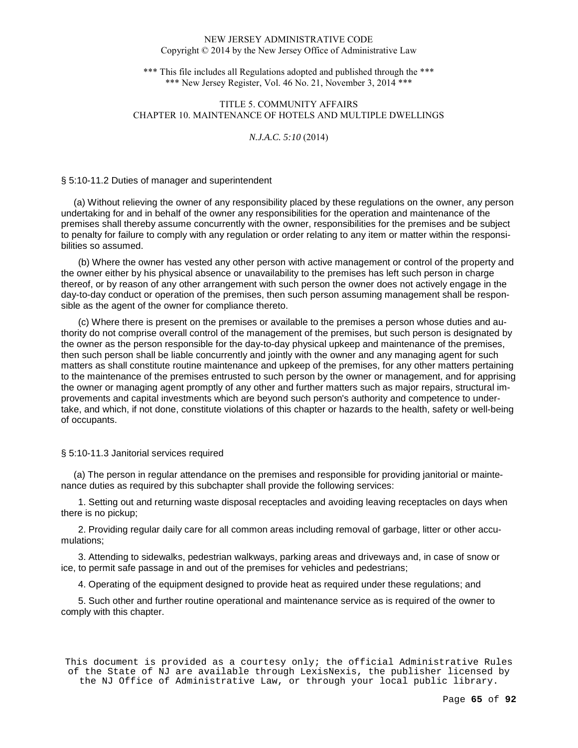§ 5:10-11.2 Duties of manager and superintendent

(a) Without relieving the owner of any responsibility placed by these regulations on the owner, any person undertaking for and in behalf of the owner any responsibilities for the operation and maintenance of the premises shall thereby assume concurrently with the owner, responsibilities for the premises and be subject to penalty for failure to comply with any regulation or order relating to any item or matter within the responsibilities so assumed.

(b) Where the owner has vested any other person with active management or control of the property and the owner either by his physical absence or unavailability to the premises has left such person in charge thereof, or by reason of any other arrangement with such person the owner does not actively engage in the day-to-day conduct or operation of the premises, then such person assuming management shall be responsible as the agent of the owner for compliance thereto.

(c) Where there is present on the premises or available to the premises a person whose duties and authority do not comprise overall control of the management of the premises, but such person is designated by the owner as the person responsible for the day-to-day physical upkeep and maintenance of the premises, then such person shall be liable concurrently and jointly with the owner and any managing agent for such matters as shall constitute routine maintenance and upkeep of the premises, for any other matters pertaining to the maintenance of the premises entrusted to such person by the owner or management, and for apprising the owner or managing agent promptly of any other and further matters such as major repairs, structural improvements and capital investments which are beyond such person's authority and competence to undertake, and which, if not done, constitute violations of this chapter or hazards to the health, safety or well-being of occupants.

§ 5:10-11.3 Janitorial services required

(a) The person in regular attendance on the premises and responsible for providing janitorial or maintenance duties as required by this subchapter shall provide the following services:

1. Setting out and returning waste disposal receptacles and avoiding leaving receptacles on days when there is no pickup;

2. Providing regular daily care for all common areas including removal of garbage, litter or other accumulations;

3. Attending to sidewalks, pedestrian walkways, parking areas and driveways and, in case of snow or ice, to permit safe passage in and out of the premises for vehicles and pedestrians;

4. Operating of the equipment designed to provide heat as required under these regulations; and

5. Such other and further routine operational and maintenance service as is required of the owner to comply with this chapter.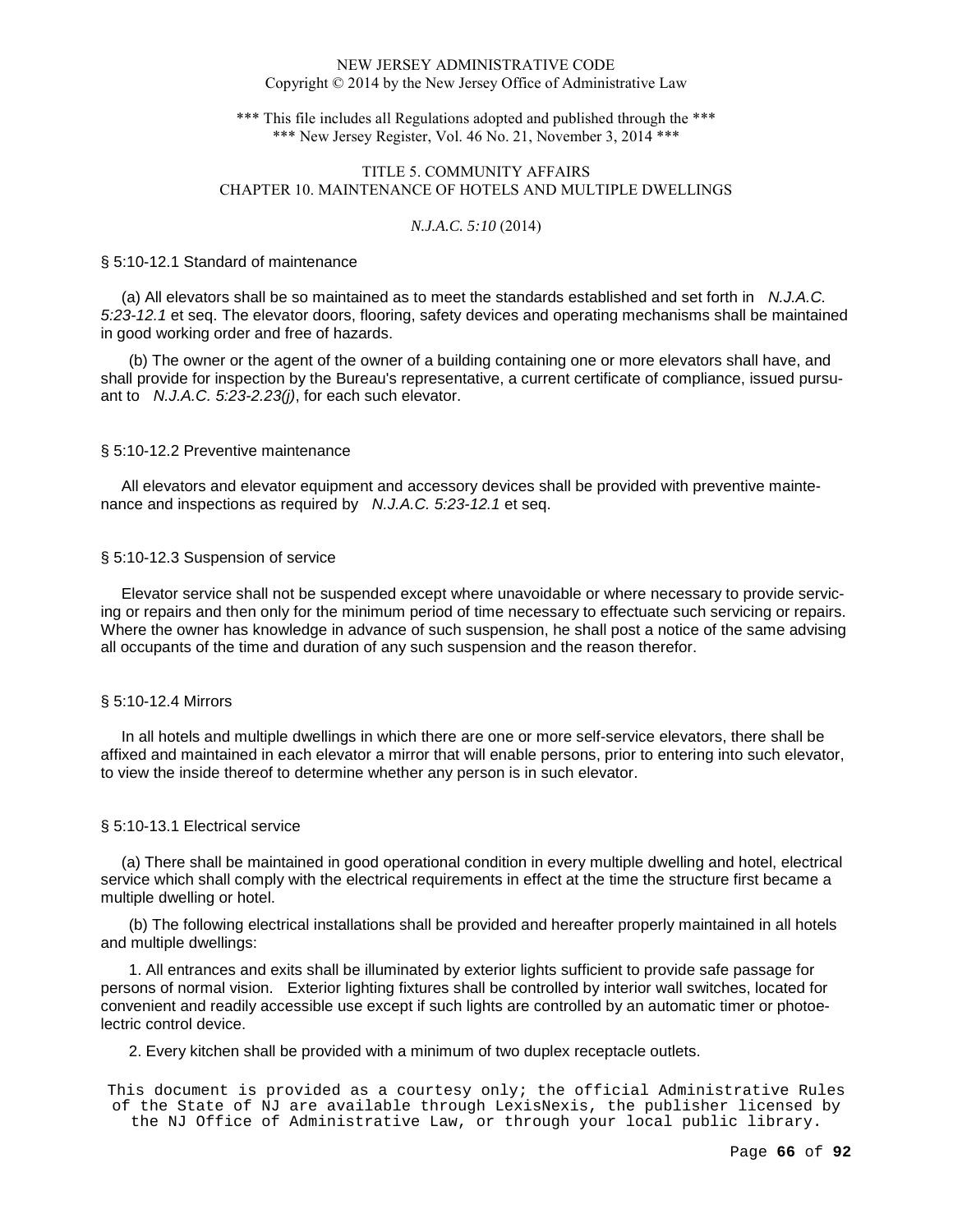NEW JERSEY ADMINISTRATIVE CODE
Copyright © 2014 by the New Jersey Office of Administrative Law

*** This file includes all Regulations adopted and published through the ***
*** New Jersey Register, Vol. 46 No. 21, November 3, 2014 ***

TITLE 5. COMMUNITY AFFAIRS
CHAPTER 10. MAINTENANCE OF HOTELS AND MULTIPLE DWELLINGS

*N.J.A.C. 5:10* (2014)

## § 5:10-12.1 Standard of maintenance

(a) All elevators shall be so maintained as to meet the standards established and set forth in *N.J.A.C. 5:23-12.1* et seq. The elevator doors, flooring, safety devices and operating mechanisms shall be maintained in good working order and free of hazards.

(b) The owner or the agent of the owner of a building containing one or more elevators shall have, and shall provide for inspection by the Bureau's representative, a current certificate of compliance, issued pursuant to *N.J.A.C. 5:23-2.23(j)*, for each such elevator.

## § 5:10-12.2 Preventive maintenance

All elevators and elevator equipment and accessory devices shall be provided with preventive maintenance and inspections as required by *N.J.A.C. 5:23-12.1* et seq.

## § 5:10-12.3 Suspension of service

Elevator service shall not be suspended except where unavoidable or where necessary to provide servicing or repairs and then only for the minimum period of time necessary to effectuate such servicing or repairs. Where the owner has knowledge in advance of such suspension, he shall post a notice of the same advising all occupants of the time and duration of any such suspension and the reason therefor.

## § 5:10-12.4 Mirrors

In all hotels and multiple dwellings in which there are one or more self-service elevators, there shall be affixed and maintained in each elevator a mirror that will enable persons, prior to entering into such elevator, to view the inside thereof to determine whether any person is in such elevator.

## § 5:10-13.1 Electrical service

(a) There shall be maintained in good operational condition in every multiple dwelling and hotel, electrical service which shall comply with the electrical requirements in effect at the time the structure first became a multiple dwelling or hotel.

(b) The following electrical installations shall be provided and hereafter properly maintained in all hotels and multiple dwellings:

1. All entrances and exits shall be illuminated by exterior lights sufficient to provide safe passage for persons of normal vision. Exterior lighting fixtures shall be controlled by interior wall switches, located for convenient and readily accessible use except if such lights are controlled by an automatic timer or photoelectric control device.

2. Every kitchen shall be provided with a minimum of two duplex receptacle outlets.

This document is provided as a courtesy only; the official Administrative Rules of the State of NJ are available through LexisNexis, the publisher licensed by the NJ Office of Administrative Law, or through your local public library.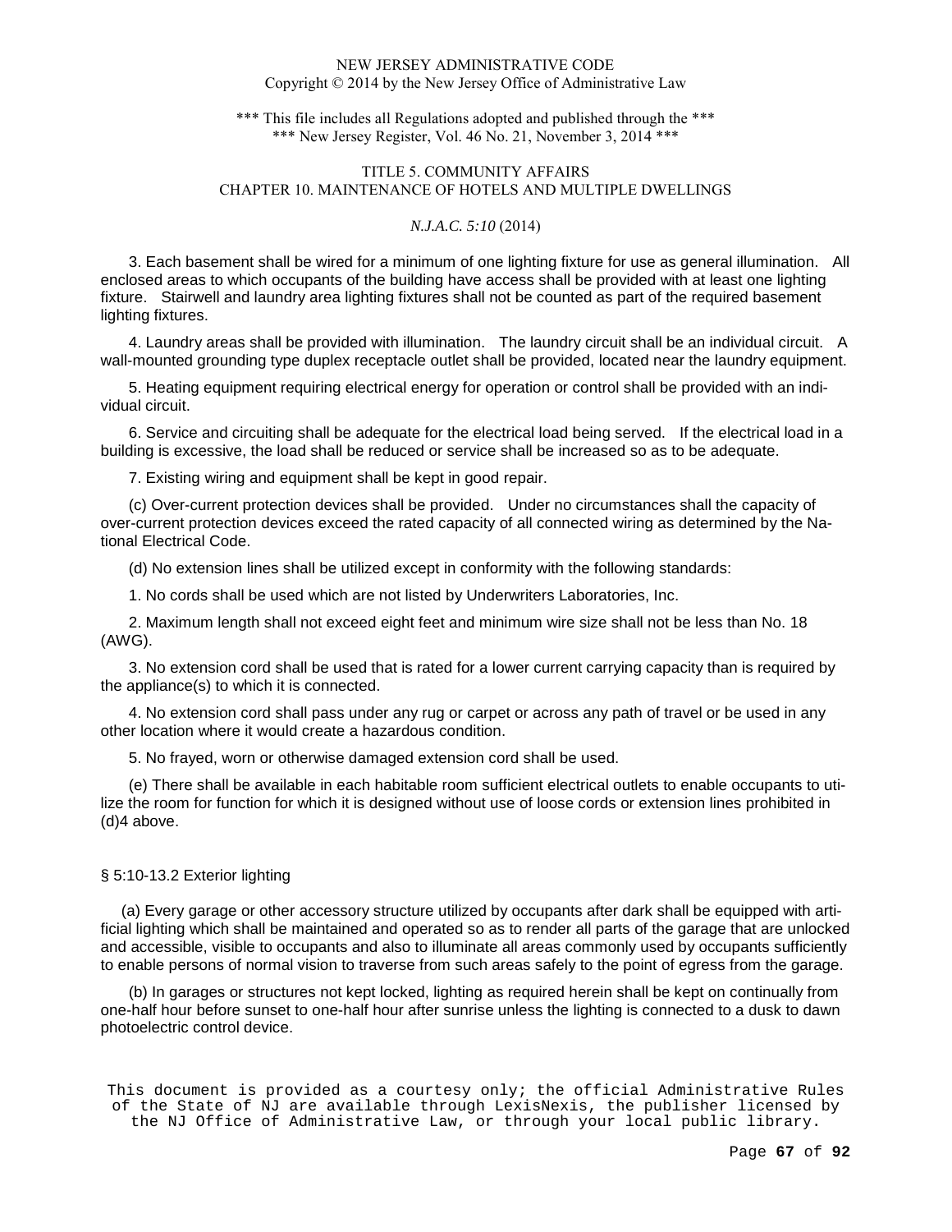3. Each basement shall be wired for a minimum of one lighting fixture for use as general illumination. All enclosed areas to which occupants of the building have access shall be provided with at least one lighting fixture. Stairwell and laundry area lighting fixtures shall not be counted as part of the required basement lighting fixtures.

4. Laundry areas shall be provided with illumination. The laundry circuit shall be an individual circuit. A wall-mounted grounding type duplex receptacle outlet shall be provided, located near the laundry equipment.

5. Heating equipment requiring electrical energy for operation or control shall be provided with an individual circuit.

6. Service and circuiting shall be adequate for the electrical load being served. If the electrical load in a building is excessive, the load shall be reduced or service shall be increased so as to be adequate.

7. Existing wiring and equipment shall be kept in good repair.

(c) Over-current protection devices shall be provided. Under no circumstances shall the capacity of over-current protection devices exceed the rated capacity of all connected wiring as determined by the National Electrical Code.

(d) No extension lines shall be utilized except in conformity with the following standards:

1. No cords shall be used which are not listed by Underwriters Laboratories, Inc.

2. Maximum length shall not exceed eight feet and minimum wire size shall not be less than No. 18 (AWG).

3. No extension cord shall be used that is rated for a lower current carrying capacity than is required by the appliance(s) to which it is connected.

4. No extension cord shall pass under any rug or carpet or across any path of travel or be used in any other location where it would create a hazardous condition.

5. No frayed, worn or otherwise damaged extension cord shall be used.

(e) There shall be available in each habitable room sufficient electrical outlets to enable occupants to utilize the room for function for which it is designed without use of loose cords or extension lines prohibited in (d)4 above.

## § 5:10-13.2 Exterior lighting

(a) Every garage or other accessory structure utilized by occupants after dark shall be equipped with artificial lighting which shall be maintained and operated so as to render all parts of the garage that are unlocked and accessible, visible to occupants and also to illuminate all areas commonly used by occupants sufficiently to enable persons of normal vision to traverse from such areas safely to the point of egress from the garage.

(b) In garages or structures not kept locked, lighting as required herein shall be kept on continually from one-half hour before sunset to one-half hour after sunrise unless the lighting is connected to a dusk to dawn photoelectric control device.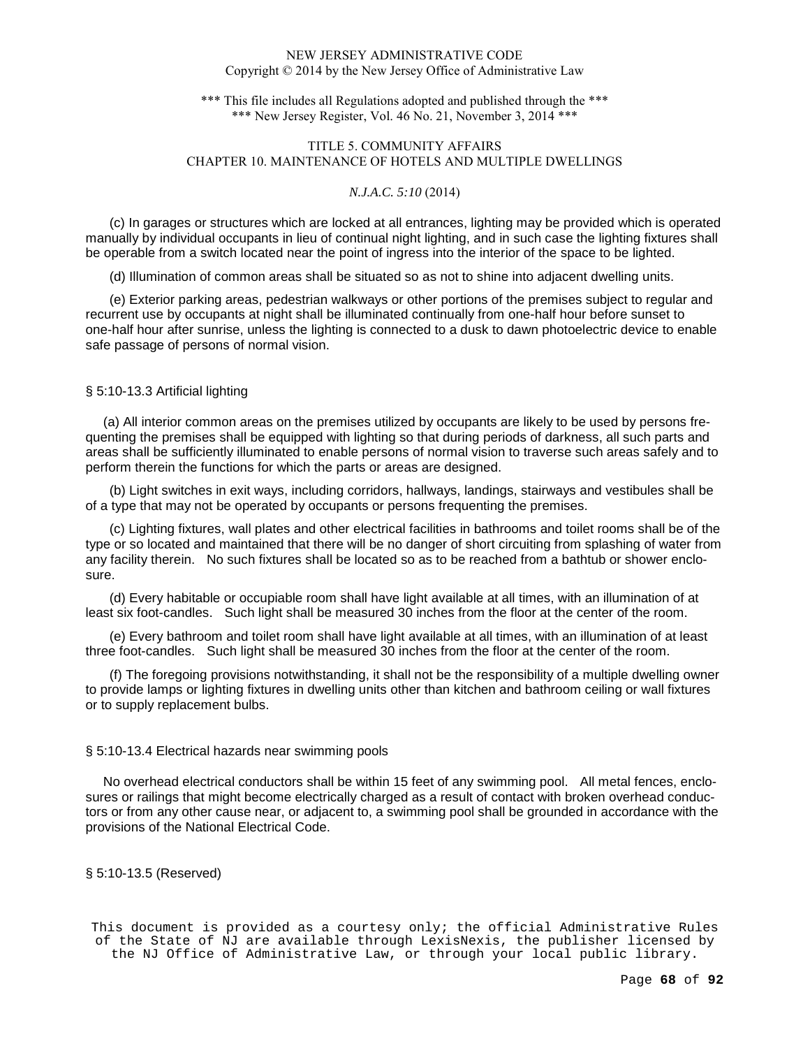(c) In garages or structures which are locked at all entrances, lighting may be provided which is operated manually by individual occupants in lieu of continual night lighting, and in such case the lighting fixtures shall be operable from a switch located near the point of ingress into the interior of the space to be lighted.

(d) Illumination of common areas shall be situated so as not to shine into adjacent dwelling units.

(e) Exterior parking areas, pedestrian walkways or other portions of the premises subject to regular and recurrent use by occupants at night shall be illuminated continually from one-half hour before sunset to one-half hour after sunrise, unless the lighting is connected to a dusk to dawn photoelectric device to enable safe passage of persons of normal vision.

## § 5:10-13.3 Artificial lighting

(a) All interior common areas on the premises utilized by occupants are likely to be used by persons frequenting the premises shall be equipped with lighting so that during periods of darkness, all such parts and areas shall be sufficiently illuminated to enable persons of normal vision to traverse such areas safely and to perform therein the functions for which the parts or areas are designed.

(b) Light switches in exit ways, including corridors, hallways, landings, stairways and vestibules shall be of a type that may not be operated by occupants or persons frequenting the premises.

(c) Lighting fixtures, wall plates and other electrical facilities in bathrooms and toilet rooms shall be of the type or so located and maintained that there will be no danger of short circuiting from splashing of water from any facility therein. No such fixtures shall be located so as to be reached from a bathtub or shower enclosure.

(d) Every habitable or occupiable room shall have light available at all times, with an illumination of at least six foot-candles. Such light shall be measured 30 inches from the floor at the center of the room.

(e) Every bathroom and toilet room shall have light available at all times, with an illumination of at least three foot-candles. Such light shall be measured 30 inches from the floor at the center of the room.

(f) The foregoing provisions notwithstanding, it shall not be the responsibility of a multiple dwelling owner to provide lamps or lighting fixtures in dwelling units other than kitchen and bathroom ceiling or wall fixtures or to supply replacement bulbs.

## § 5:10-13.4 Electrical hazards near swimming pools

No overhead electrical conductors shall be within 15 feet of any swimming pool. All metal fences, enclosures or railings that might become electrically charged as a result of contact with broken overhead conductors or from any other cause near, or adjacent to, a swimming pool shall be grounded in accordance with the provisions of the National Electrical Code.

## § 5:10-13.5 (Reserved)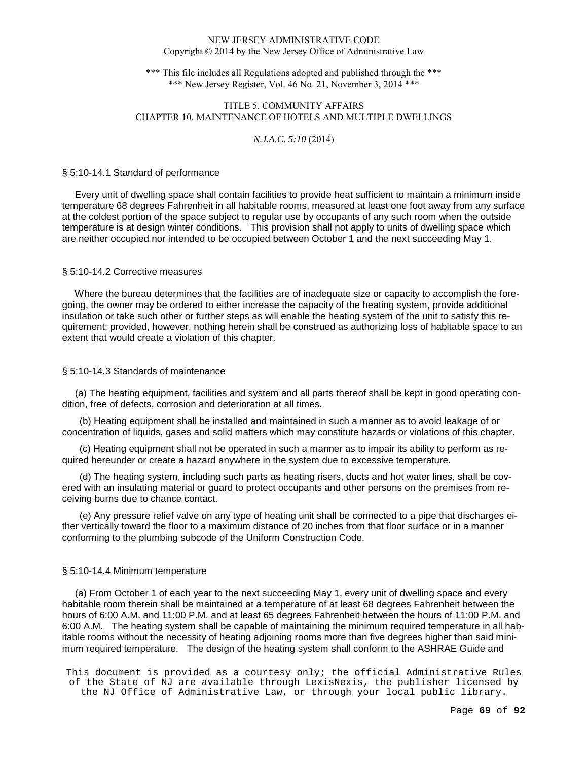NEW JERSEY ADMINISTRATIVE CODE
Copyright © 2014 by the New Jersey Office of Administrative Law

*** This file includes all Regulations adopted and published through the ***
*** New Jersey Register, Vol. 46 No. 21, November 3, 2014 ***

TITLE 5. COMMUNITY AFFAIRS
CHAPTER 10. MAINTENANCE OF HOTELS AND MULTIPLE DWELLINGS

*N.J.A.C. 5:10* (2014)

### § 5:10-14.1 Standard of performance

Every unit of dwelling space shall contain facilities to provide heat sufficient to maintain a minimum inside temperature 68 degrees Fahrenheit in all habitable rooms, measured at least one foot away from any surface at the coldest portion of the space subject to regular use by occupants of any such room when the outside temperature is at design winter conditions. This provision shall not apply to units of dwelling space which are neither occupied nor intended to be occupied between October 1 and the next succeeding May 1.

### § 5:10-14.2 Corrective measures

Where the bureau determines that the facilities are of inadequate size or capacity to accomplish the foregoing, the owner may be ordered to either increase the capacity of the heating system, provide additional insulation or take such other or further steps as will enable the heating system of the unit to satisfy this requirement; provided, however, nothing herein shall be construed as authorizing loss of habitable space to an extent that would create a violation of this chapter.

### § 5:10-14.3 Standards of maintenance

(a) The heating equipment, facilities and system and all parts thereof shall be kept in good operating condition, free of defects, corrosion and deterioration at all times.

(b) Heating equipment shall be installed and maintained in such a manner as to avoid leakage of or concentration of liquids, gases and solid matters which may constitute hazards or violations of this chapter.

(c) Heating equipment shall not be operated in such a manner as to impair its ability to perform as required hereunder or create a hazard anywhere in the system due to excessive temperature.

(d) The heating system, including such parts as heating risers, ducts and hot water lines, shall be covered with an insulating material or guard to protect occupants and other persons on the premises from receiving burns due to chance contact.

(e) Any pressure relief valve on any type of heating unit shall be connected to a pipe that discharges either vertically toward the floor to a maximum distance of 20 inches from that floor surface or in a manner conforming to the plumbing subcode of the Uniform Construction Code.

### § 5:10-14.4 Minimum temperature

(a) From October 1 of each year to the next succeeding May 1, every unit of dwelling space and every habitable room therein shall be maintained at a temperature of at least 68 degrees Fahrenheit between the hours of 6:00 A.M. and 11:00 P.M. and at least 65 degrees Fahrenheit between the hours of 11:00 P.M. and 6:00 A.M. The heating system shall be capable of maintaining the minimum required temperature in all habitable rooms without the necessity of heating adjoining rooms more than five degrees higher than said minimum required temperature. The design of the heating system shall conform to the ASHRAE Guide and

This document is provided as a courtesy only; the official Administrative Rules of the State of NJ are available through LexisNexis, the publisher licensed by the NJ Office of Administrative Law, or through your local public library.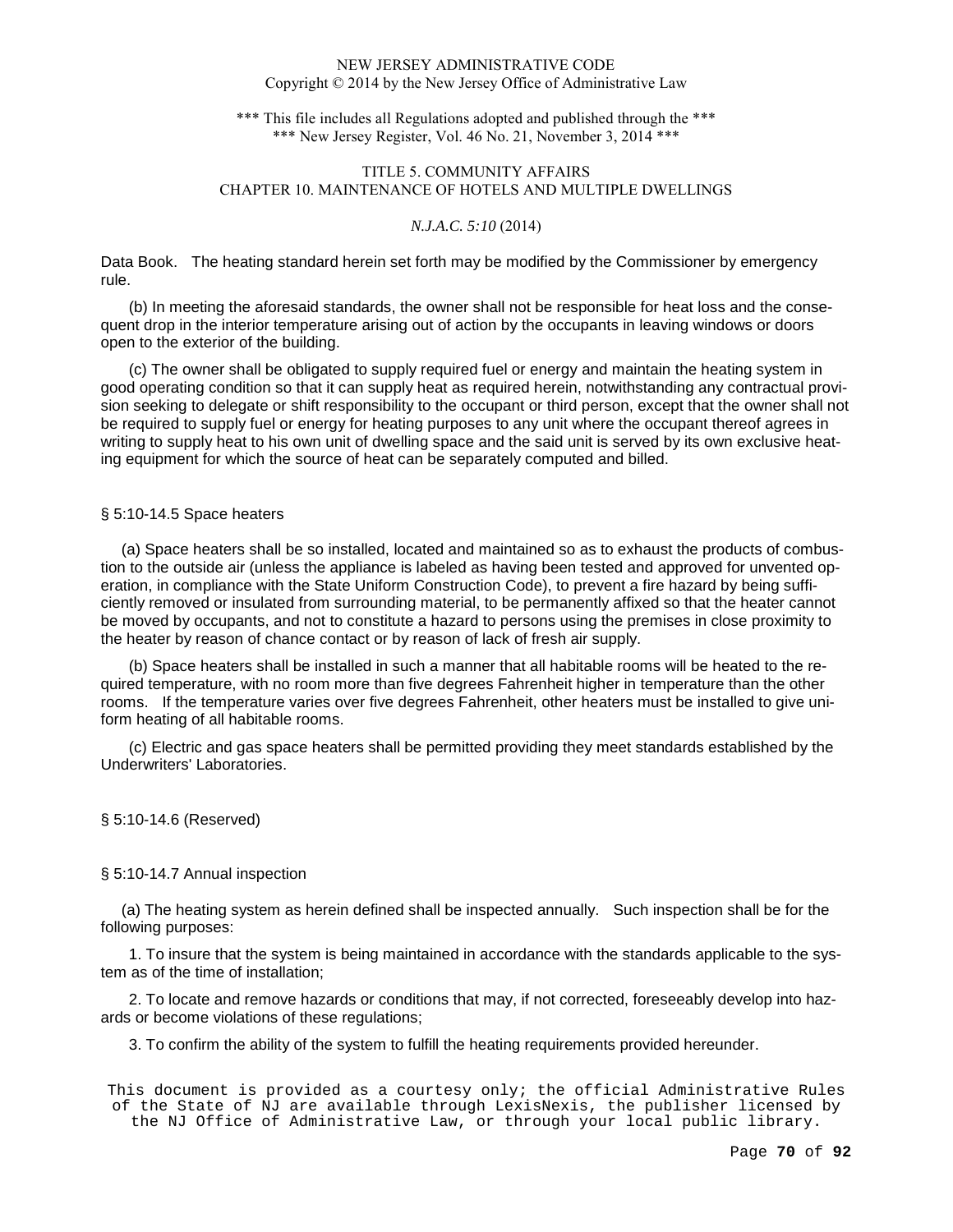Data Book. The heating standard herein set forth may be modified by the Commissioner by emergency rule.

(b) In meeting the aforesaid standards, the owner shall not be responsible for heat loss and the consequent drop in the interior temperature arising out of action by the occupants in leaving windows or doors open to the exterior of the building.

(c) The owner shall be obligated to supply required fuel or energy and maintain the heating system in good operating condition so that it can supply heat as required herein, notwithstanding any contractual provision seeking to delegate or shift responsibility to the occupant or third person, except that the owner shall not be required to supply fuel or energy for heating purposes to any unit where the occupant thereof agrees in writing to supply heat to his own unit of dwelling space and the said unit is served by its own exclusive heating equipment for which the source of heat can be separately computed and billed.

## § 5:10-14.5 Space heaters

(a) Space heaters shall be so installed, located and maintained so as to exhaust the products of combustion to the outside air (unless the appliance is labeled as having been tested and approved for unvented operation, in compliance with the State Uniform Construction Code), to prevent a fire hazard by being sufficiently removed or insulated from surrounding material, to be permanently affixed so that the heater cannot be moved by occupants, and not to constitute a hazard to persons using the premises in close proximity to the heater by reason of chance contact or by reason of lack of fresh air supply.

(b) Space heaters shall be installed in such a manner that all habitable rooms will be heated to the required temperature, with no room more than five degrees Fahrenheit higher in temperature than the other rooms. If the temperature varies over five degrees Fahrenheit, other heaters must be installed to give uniform heating of all habitable rooms.

(c) Electric and gas space heaters shall be permitted providing they meet standards established by the Underwriters' Laboratories.

## § 5:10-14.6 (Reserved)

## § 5:10-14.7 Annual inspection

(a) The heating system as herein defined shall be inspected annually. Such inspection shall be for the following purposes:

1. To insure that the system is being maintained in accordance with the standards applicable to the system as of the time of installation;

2. To locate and remove hazards or conditions that may, if not corrected, foreseeably develop into hazards or become violations of these regulations;

3. To confirm the ability of the system to fulfill the heating requirements provided hereunder.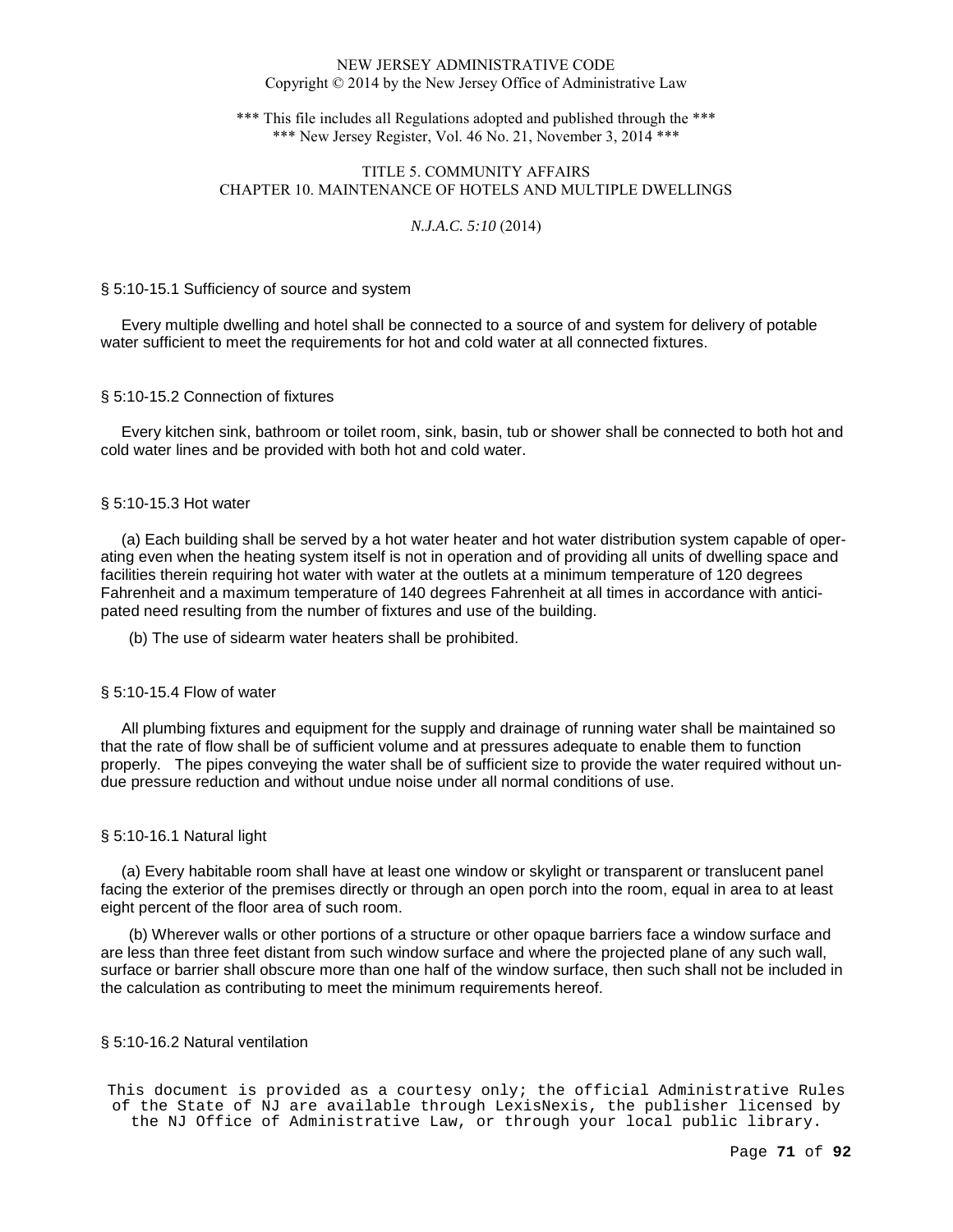§ 5:10-15.1 Sufficiency of source and system

Every multiple dwelling and hotel shall be connected to a source of and system for delivery of potable water sufficient to meet the requirements for hot and cold water at all connected fixtures.

§ 5:10-15.2 Connection of fixtures

Every kitchen sink, bathroom or toilet room, sink, basin, tub or shower shall be connected to both hot and cold water lines and be provided with both hot and cold water.

§ 5:10-15.3 Hot water

(a) Each building shall be served by a hot water heater and hot water distribution system capable of operating even when the heating system itself is not in operation and of providing all units of dwelling space and facilities therein requiring hot water with water at the outlets at a minimum temperature of 120 degrees Fahrenheit and a maximum temperature of 140 degrees Fahrenheit at all times in accordance with anticipated need resulting from the number of fixtures and use of the building.

(b) The use of sidearm water heaters shall be prohibited.

§ 5:10-15.4 Flow of water

All plumbing fixtures and equipment for the supply and drainage of running water shall be maintained so that the rate of flow shall be of sufficient volume and at pressures adequate to enable them to function properly. The pipes conveying the water shall be of sufficient size to provide the water required without undue pressure reduction and without undue noise under all normal conditions of use.

§ 5:10-16.1 Natural light

(a) Every habitable room shall have at least one window or skylight or transparent or translucent panel facing the exterior of the premises directly or through an open porch into the room, equal in area to at least eight percent of the floor area of such room.

(b) Wherever walls or other portions of a structure or other opaque barriers face a window surface and are less than three feet distant from such window surface and where the projected plane of any such wall, surface or barrier shall obscure more than one half of the window surface, then such shall not be included in the calculation as contributing to meet the minimum requirements hereof.

§ 5:10-16.2 Natural ventilation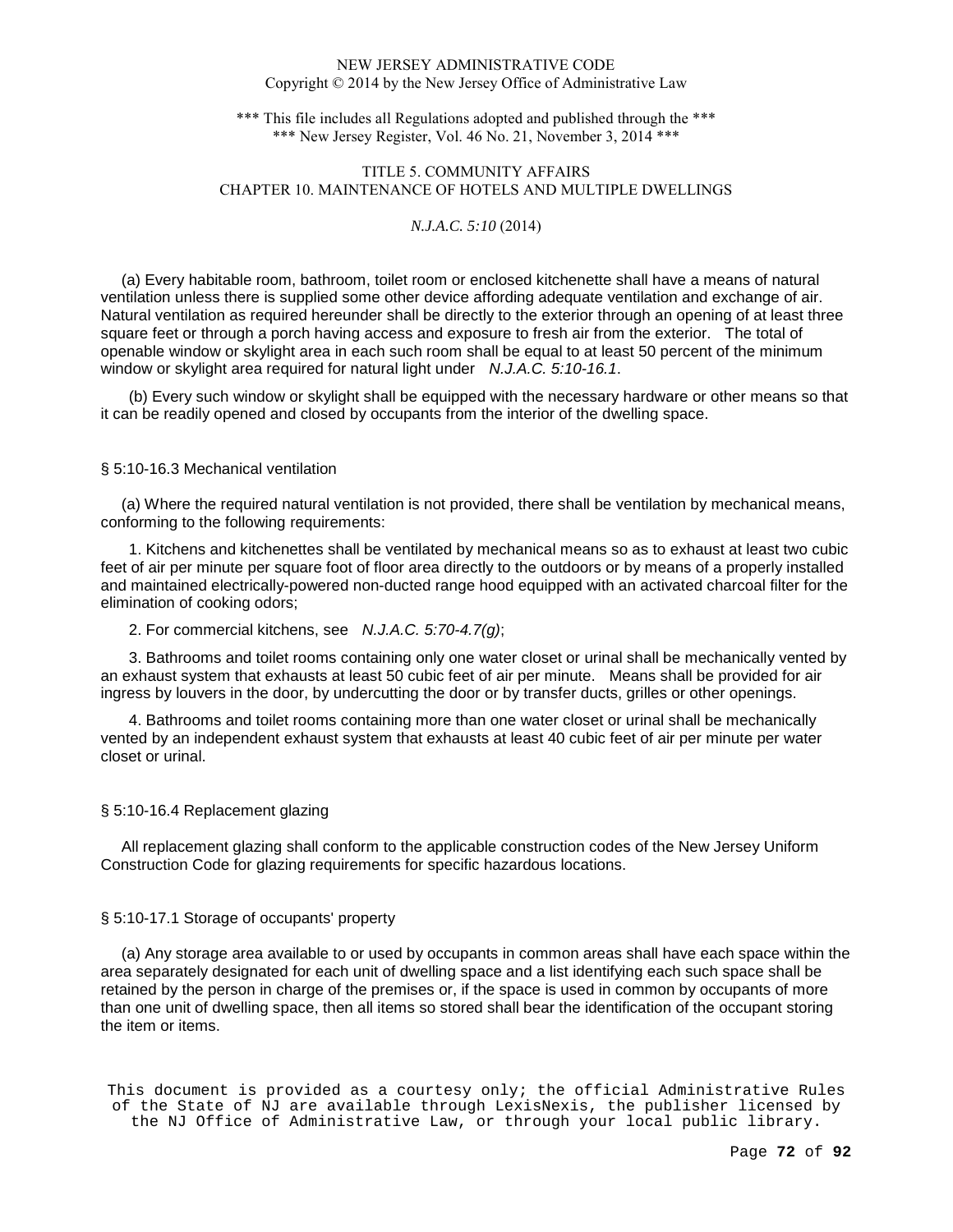(a) Every habitable room, bathroom, toilet room or enclosed kitchenette shall have a means of natural ventilation unless there is supplied some other device affording adequate ventilation and exchange of air. Natural ventilation as required hereunder shall be directly to the exterior through an opening of at least three square feet or through a porch having access and exposure to fresh air from the exterior. The total of openable window or skylight area in each such room shall be equal to at least 50 percent of the minimum window or skylight area required for natural light under *N.J.A.C. 5:10-16.1*.

(b) Every such window or skylight shall be equipped with the necessary hardware or other means so that it can be readily opened and closed by occupants from the interior of the dwelling space.

### § 5:10-16.3 Mechanical ventilation

(a) Where the required natural ventilation is not provided, there shall be ventilation by mechanical means, conforming to the following requirements:

1. Kitchens and kitchenettes shall be ventilated by mechanical means so as to exhaust at least two cubic feet of air per minute per square foot of floor area directly to the outdoors or by means of a properly installed and maintained electrically-powered non-ducted range hood equipped with an activated charcoal filter for the elimination of cooking odors;

2. For commercial kitchens, see *N.J.A.C. 5:70-4.7(g)*;

3. Bathrooms and toilet rooms containing only one water closet or urinal shall be mechanically vented by an exhaust system that exhausts at least 50 cubic feet of air per minute. Means shall be provided for air ingress by louvers in the door, by undercutting the door or by transfer ducts, grilles or other openings.

4. Bathrooms and toilet rooms containing more than one water closet or urinal shall be mechanically vented by an independent exhaust system that exhausts at least 40 cubic feet of air per minute per water closet or urinal.

### § 5:10-16.4 Replacement glazing

All replacement glazing shall conform to the applicable construction codes of the New Jersey Uniform Construction Code for glazing requirements for specific hazardous locations.

### § 5:10-17.1 Storage of occupants' property

(a) Any storage area available to or used by occupants in common areas shall have each space within the area separately designated for each unit of dwelling space and a list identifying each such space shall be retained by the person in charge of the premises or, if the space is used in common by occupants of more than one unit of dwelling space, then all items so stored shall bear the identification of the occupant storing the item or items.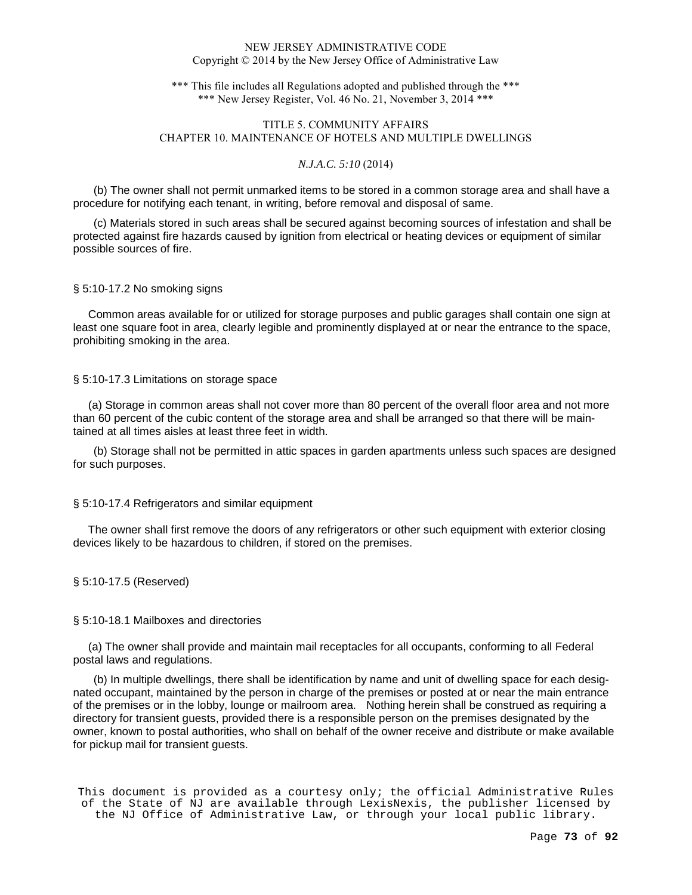(b) The owner shall not permit unmarked items to be stored in a common storage area and shall have a procedure for notifying each tenant, in writing, before removal and disposal of same.

(c) Materials stored in such areas shall be secured against becoming sources of infestation and shall be protected against fire hazards caused by ignition from electrical or heating devices or equipment of similar possible sources of fire.

### § 5:10-17.2 No smoking signs

Common areas available for or utilized for storage purposes and public garages shall contain one sign at least one square foot in area, clearly legible and prominently displayed at or near the entrance to the space, prohibiting smoking in the area.

### § 5:10-17.3 Limitations on storage space

(a) Storage in common areas shall not cover more than 80 percent of the overall floor area and not more than 60 percent of the cubic content of the storage area and shall be arranged so that there will be maintained at all times aisles at least three feet in width.

(b) Storage shall not be permitted in attic spaces in garden apartments unless such spaces are designed for such purposes.

### § 5:10-17.4 Refrigerators and similar equipment

The owner shall first remove the doors of any refrigerators or other such equipment with exterior closing devices likely to be hazardous to children, if stored on the premises.

### § 5:10-17.5 (Reserved)

### § 5:10-18.1 Mailboxes and directories

(a) The owner shall provide and maintain mail receptacles for all occupants, conforming to all Federal postal laws and regulations.

(b) In multiple dwellings, there shall be identification by name and unit of dwelling space for each designated occupant, maintained by the person in charge of the premises or posted at or near the main entrance of the premises or in the lobby, lounge or mailroom area. Nothing herein shall be construed as requiring a directory for transient guests, provided there is a responsible person on the premises designated by the owner, known to postal authorities, who shall on behalf of the owner receive and distribute or make available for pickup mail for transient guests.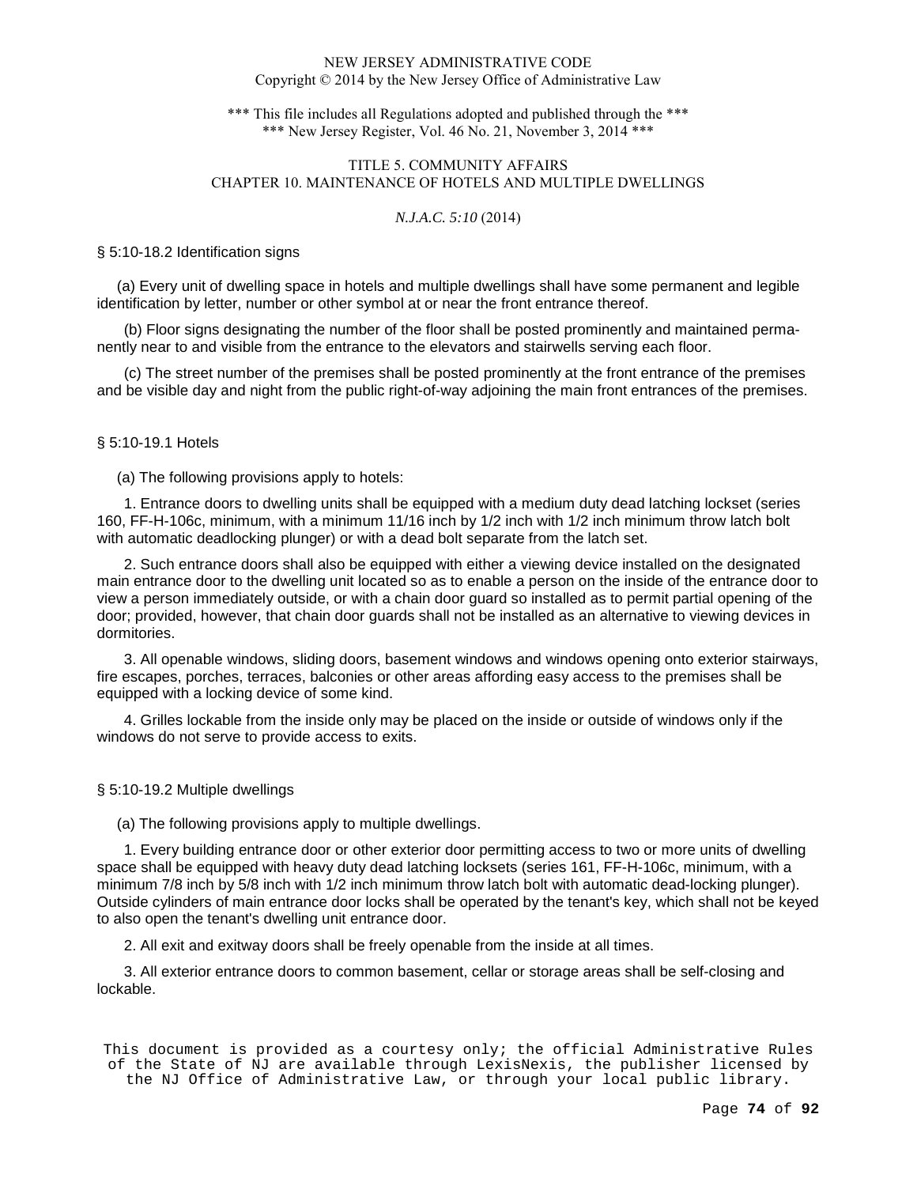§ 5:10-18.2 Identification signs

(a) Every unit of dwelling space in hotels and multiple dwellings shall have some permanent and legible identification by letter, number or other symbol at or near the front entrance thereof.

(b) Floor signs designating the number of the floor shall be posted prominently and maintained permanently near to and visible from the entrance to the elevators and stairwells serving each floor.

(c) The street number of the premises shall be posted prominently at the front entrance of the premises and be visible day and night from the public right-of-way adjoining the main front entrances of the premises.

§ 5:10-19.1 Hotels

(a) The following provisions apply to hotels:

1. Entrance doors to dwelling units shall be equipped with a medium duty dead latching lockset (series 160, FF-H-106c, minimum, with a minimum 11/16 inch by 1/2 inch with 1/2 inch minimum throw latch bolt with automatic deadlocking plunger) or with a dead bolt separate from the latch set.

2. Such entrance doors shall also be equipped with either a viewing device installed on the designated main entrance door to the dwelling unit located so as to enable a person on the inside of the entrance door to view a person immediately outside, or with a chain door guard so installed as to permit partial opening of the door; provided, however, that chain door guards shall not be installed as an alternative to viewing devices in dormitories.

3. All openable windows, sliding doors, basement windows and windows opening onto exterior stairways, fire escapes, porches, terraces, balconies or other areas affording easy access to the premises shall be equipped with a locking device of some kind.

4. Grilles lockable from the inside only may be placed on the inside or outside of windows only if the windows do not serve to provide access to exits.

§ 5:10-19.2 Multiple dwellings

(a) The following provisions apply to multiple dwellings.

1. Every building entrance door or other exterior door permitting access to two or more units of dwelling space shall be equipped with heavy duty dead latching locksets (series 161, FF-H-106c, minimum, with a minimum 7/8 inch by 5/8 inch with 1/2 inch minimum throw latch bolt with automatic dead-locking plunger). Outside cylinders of main entrance door locks shall be operated by the tenant's key, which shall not be keyed to also open the tenant's dwelling unit entrance door.

2. All exit and exitway doors shall be freely openable from the inside at all times.

3. All exterior entrance doors to common basement, cellar or storage areas shall be self-closing and lockable.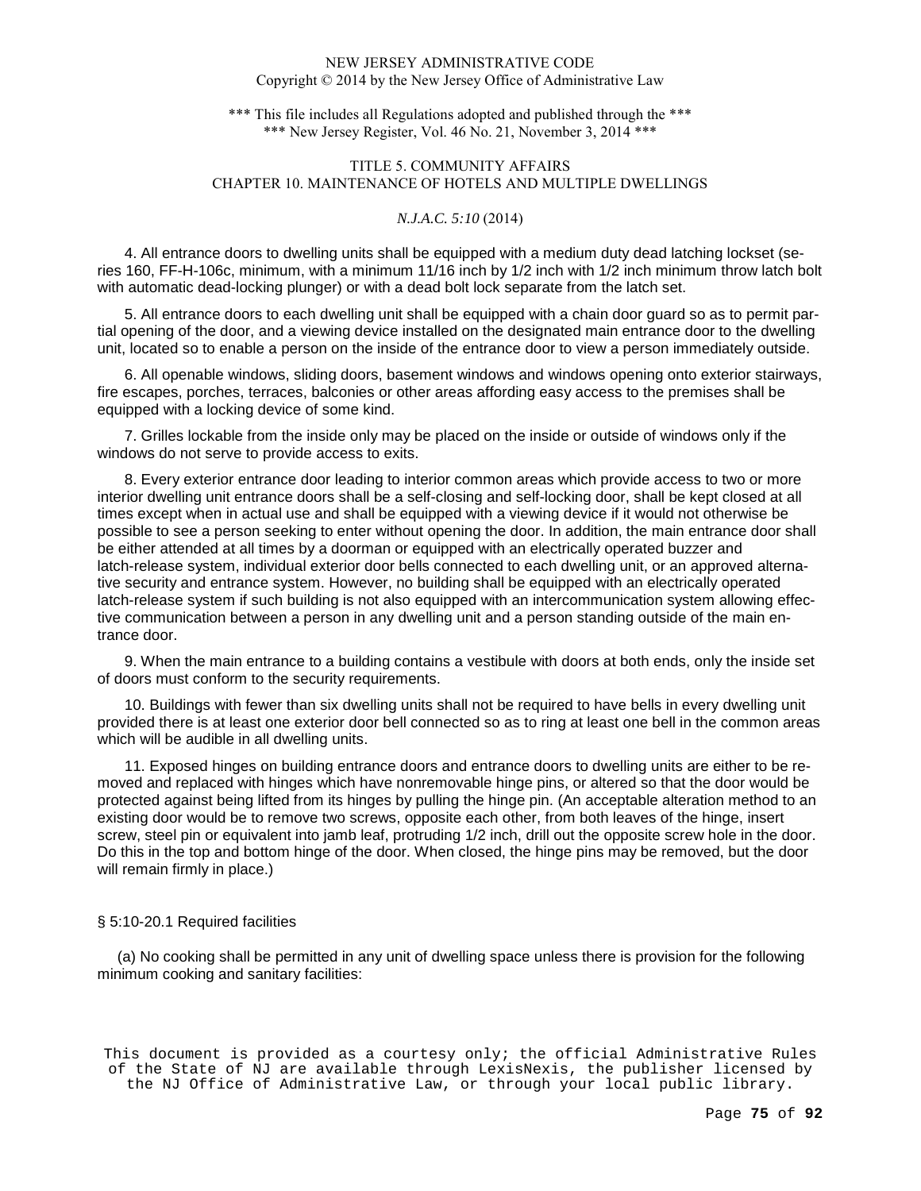4. All entrance doors to dwelling units shall be equipped with a medium duty dead latching lockset (series 160, FF-H-106c, minimum, with a minimum 11/16 inch by 1/2 inch with 1/2 inch minimum throw latch bolt with automatic dead-locking plunger) or with a dead bolt lock separate from the latch set.

5. All entrance doors to each dwelling unit shall be equipped with a chain door guard so as to permit partial opening of the door, and a viewing device installed on the designated main entrance door to the dwelling unit, located so to enable a person on the inside of the entrance door to view a person immediately outside.

6. All openable windows, sliding doors, basement windows and windows opening onto exterior stairways, fire escapes, porches, terraces, balconies or other areas affording easy access to the premises shall be equipped with a locking device of some kind.

7. Grilles lockable from the inside only may be placed on the inside or outside of windows only if the windows do not serve to provide access to exits.

8. Every exterior entrance door leading to interior common areas which provide access to two or more interior dwelling unit entrance doors shall be a self-closing and self-locking door, shall be kept closed at all times except when in actual use and shall be equipped with a viewing device if it would not otherwise be possible to see a person seeking to enter without opening the door. In addition, the main entrance door shall be either attended at all times by a doorman or equipped with an electrically operated buzzer and latch-release system, individual exterior door bells connected to each dwelling unit, or an approved alternative security and entrance system. However, no building shall be equipped with an electrically operated latch-release system if such building is not also equipped with an intercommunication system allowing effective communication between a person in any dwelling unit and a person standing outside of the main entrance door.

9. When the main entrance to a building contains a vestibule with doors at both ends, only the inside set of doors must conform to the security requirements.

10. Buildings with fewer than six dwelling units shall not be required to have bells in every dwelling unit provided there is at least one exterior door bell connected so as to ring at least one bell in the common areas which will be audible in all dwelling units.

11. Exposed hinges on building entrance doors and entrance doors to dwelling units are either to be removed and replaced with hinges which have nonremovable hinge pins, or altered so that the door would be protected against being lifted from its hinges by pulling the hinge pin. (An acceptable alteration method to an existing door would be to remove two screws, opposite each other, from both leaves of the hinge, insert screw, steel pin or equivalent into jamb leaf, protruding 1/2 inch, drill out the opposite screw hole in the door. Do this in the top and bottom hinge of the door. When closed, the hinge pins may be removed, but the door will remain firmly in place.)

## § 5:10-20.1 Required facilities

(a) No cooking shall be permitted in any unit of dwelling space unless there is provision for the following minimum cooking and sanitary facilities: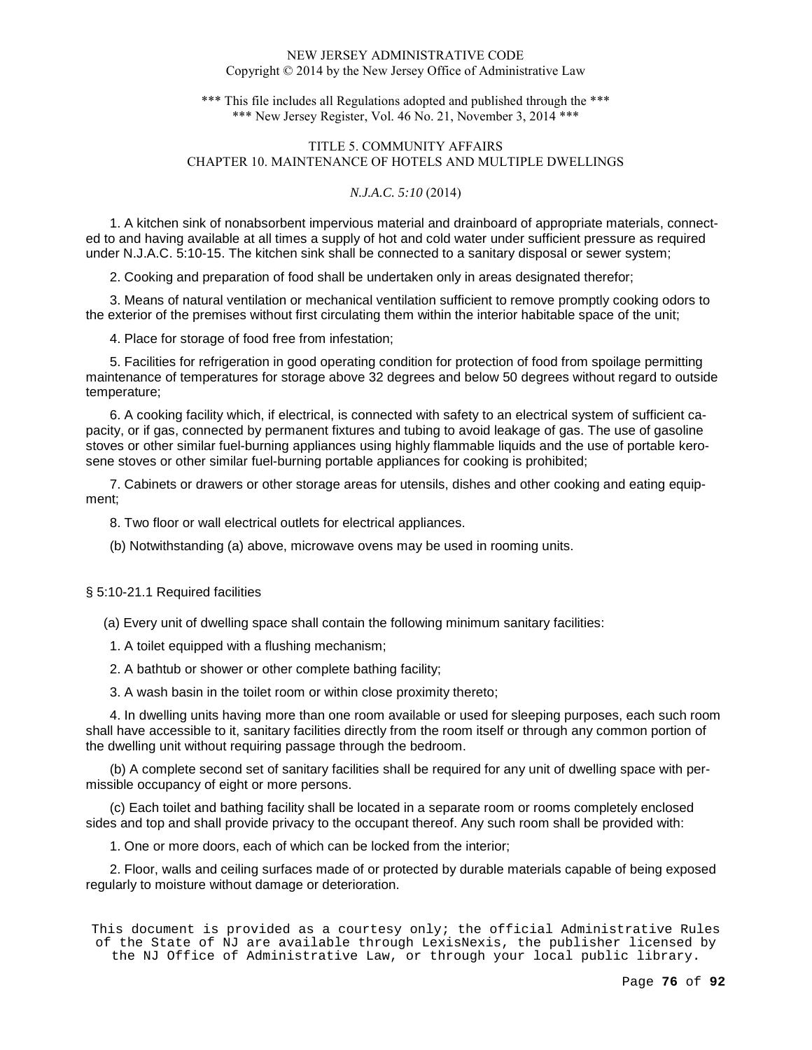1. A kitchen sink of nonabsorbent impervious material and drainboard of appropriate materials, connected to and having available at all times a supply of hot and cold water under sufficient pressure as required under N.J.A.C. 5:10-15. The kitchen sink shall be connected to a sanitary disposal or sewer system;

2. Cooking and preparation of food shall be undertaken only in areas designated therefor;

3. Means of natural ventilation or mechanical ventilation sufficient to remove promptly cooking odors to the exterior of the premises without first circulating them within the interior habitable space of the unit;

4. Place for storage of food free from infestation;

5. Facilities for refrigeration in good operating condition for protection of food from spoilage permitting maintenance of temperatures for storage above 32 degrees and below 50 degrees without regard to outside temperature;

6. A cooking facility which, if electrical, is connected with safety to an electrical system of sufficient capacity, or if gas, connected by permanent fixtures and tubing to avoid leakage of gas. The use of gasoline stoves or other similar fuel-burning appliances using highly flammable liquids and the use of portable kerosene stoves or other similar fuel-burning portable appliances for cooking is prohibited;

7. Cabinets or drawers or other storage areas for utensils, dishes and other cooking and eating equipment;

8. Two floor or wall electrical outlets for electrical appliances.

(b) Notwithstanding (a) above, microwave ovens may be used in rooming units.

## § 5:10-21.1 Required facilities

(a) Every unit of dwelling space shall contain the following minimum sanitary facilities:

1. A toilet equipped with a flushing mechanism;

2. A bathtub or shower or other complete bathing facility;

3. A wash basin in the toilet room or within close proximity thereto;

4. In dwelling units having more than one room available or used for sleeping purposes, each such room shall have accessible to it, sanitary facilities directly from the room itself or through any common portion of the dwelling unit without requiring passage through the bedroom.

(b) A complete second set of sanitary facilities shall be required for any unit of dwelling space with permissible occupancy of eight or more persons.

(c) Each toilet and bathing facility shall be located in a separate room or rooms completely enclosed sides and top and shall provide privacy to the occupant thereof. Any such room shall be provided with:

1. One or more doors, each of which can be locked from the interior;

2. Floor, walls and ceiling surfaces made of or protected by durable materials capable of being exposed regularly to moisture without damage or deterioration.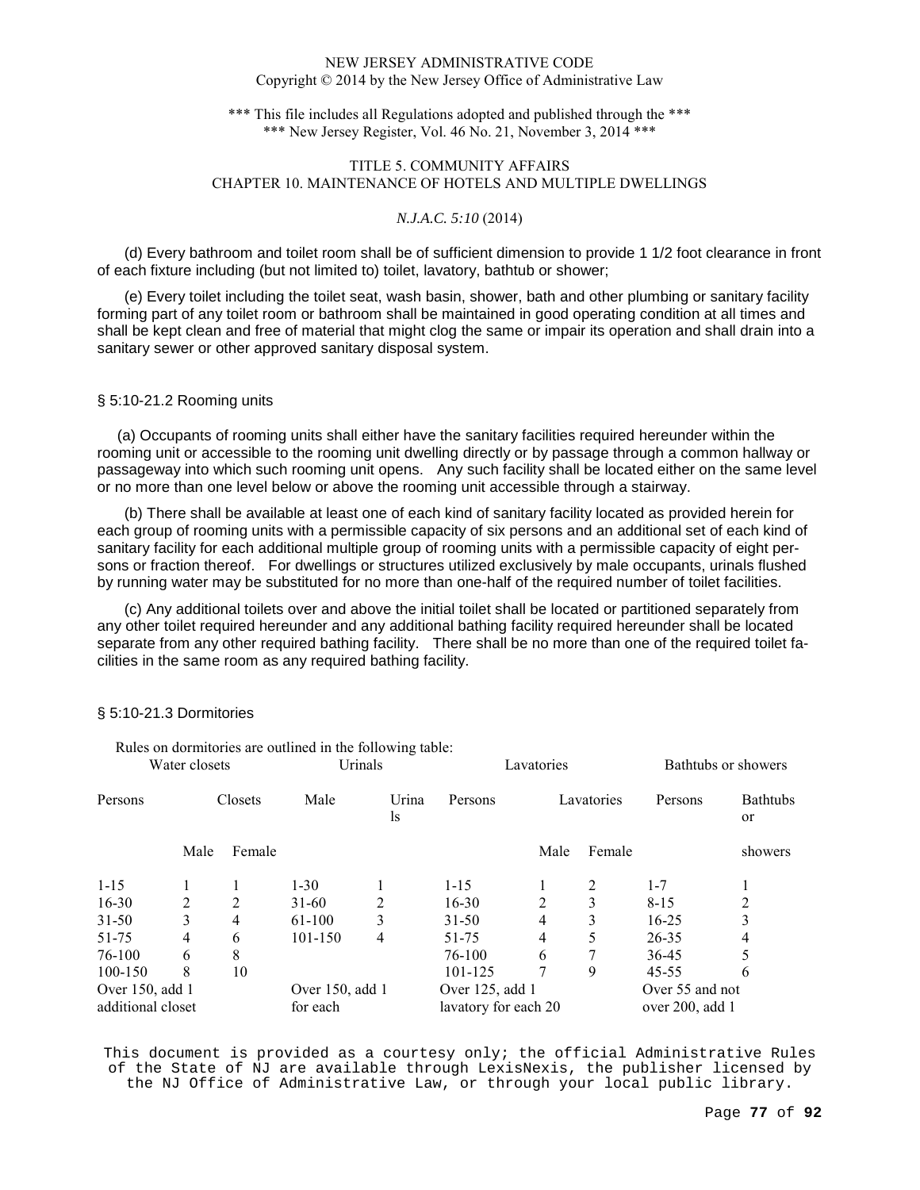(d) Every bathroom and toilet room shall be of sufficient dimension to provide 1 1/2 foot clearance in front of each fixture including (but not limited to) toilet, lavatory, bathtub or shower;

(e) Every toilet including the toilet seat, wash basin, shower, bath and other plumbing or sanitary facility forming part of any toilet room or bathroom shall be maintained in good operating condition at all times and shall be kept clean and free of material that might clog the same or impair its operation and shall drain into a sanitary sewer or other approved sanitary disposal system.

### § 5:10-21.2 Rooming units

(a) Occupants of rooming units shall either have the sanitary facilities required hereunder within the rooming unit or accessible to the rooming unit dwelling directly or by passage through a common hallway or passageway into which such rooming unit opens. Any such facility shall be located either on the same level or no more than one level below or above the rooming unit accessible through a stairway.

(b) There shall be available at least one of each kind of sanitary facility located as provided herein for each group of rooming units with a permissible capacity of six persons and an additional set of each kind of sanitary facility for each additional multiple group of rooming units with a permissible capacity of eight persons or fraction thereof. For dwellings or structures utilized exclusively by male occupants, urinals flushed by running water may be substituted for no more than one-half of the required number of toilet facilities.

(c) Any additional toilets over and above the initial toilet shall be located or partitioned separately from any other toilet required hereunder and any additional bathing facility required hereunder shall be located separate from any other required bathing facility. There shall be no more than one of the required toilet facilities in the same room as any required bathing facility.

### § 5:10-21.3 Dormitories

Rules on dormitories are outlined in the following table:

| Water closets | | | Urinals | | Lavatories | | | Bathtubs or showers | |
|---|---|---|---|---|---|---|---|---|---|
| Persons | Closets | | Male | Urinals | Persons | Lavatories | | Persons | Bathtubs or showers |
| | Male | Female | | | | Male | Female | | |
| 1-15 | 1 | 1 | 1-30 | 1 | 1-15 | 1 | 2 | 1-7 | 1 |
| 16-30 | 2 | 2 | 31-60 | 2 | 16-30 | 2 | 3 | 8-15 | 2 |
| 31-50 | 3 | 4 | 61-100 | 3 | 31-50 | 4 | 3 | 16-25 | 3 |
| 51-75 | 4 | 6 | 101-150 | 4 | 51-75 | 4 | 5 | 26-35 | 4 |
| 76-100 | 6 | 8 | | | 76-100 | 6 | 7 | 36-45 | 5 |
| 100-150 | 8 | 10 | | | 101-125 | 7 | 9 | 45-55 | 6 |
| Over 150, add 1 additional closet | | | Over 150, add 1 for each | | Over 125, add 1 lavatory for each 20 | | | Over 55 and not over 200, add 1 | |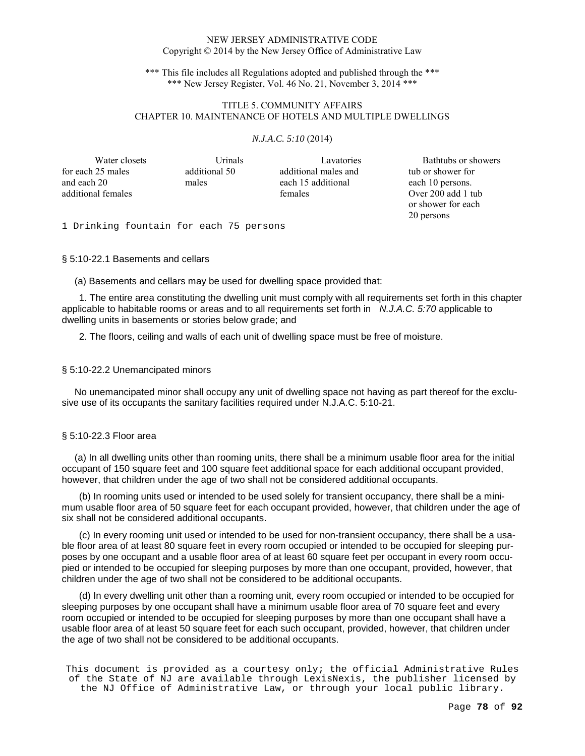| Water closets | Urinals | Lavatories | Bathtubs or showers |
|---|---|---|---|
| for each 25 males and each 20 additional females | additional 50 males | additional males and each 15 additional females | tub or shower for each 10 persons. Over 200 add 1 tub or shower for each 20 persons |

1 Drinking fountain for each 75 persons

§ 5:10-22.1 Basements and cellars

(a) Basements and cellars may be used for dwelling space provided that:

1. The entire area constituting the dwelling unit must comply with all requirements set forth in this chapter applicable to habitable rooms or areas and to all requirements set forth in *N.J.A.C. 5:70* applicable to dwelling units in basements or stories below grade; and

2. The floors, ceiling and walls of each unit of dwelling space must be free of moisture.

§ 5:10-22.2 Unemancipated minors

No unemancipated minor shall occupy any unit of dwelling space not having as part thereof for the exclusive use of its occupants the sanitary facilities required under N.J.A.C. 5:10-21.

§ 5:10-22.3 Floor area

(a) In all dwelling units other than rooming units, there shall be a minimum usable floor area for the initial occupant of 150 square feet and 100 square feet additional space for each additional occupant provided, however, that children under the age of two shall not be considered additional occupants.

(b) In rooming units used or intended to be used solely for transient occupancy, there shall be a minimum usable floor area of 50 square feet for each occupant provided, however, that children under the age of six shall not be considered additional occupants.

(c) In every rooming unit used or intended to be used for non-transient occupancy, there shall be a usable floor area of at least 80 square feet in every room occupied or intended to be occupied for sleeping purposes by one occupant and a usable floor area of at least 60 square feet per occupant in every room occupied or intended to be occupied for sleeping purposes by more than one occupant, provided, however, that children under the age of two shall not be considered to be additional occupants.

(d) In every dwelling unit other than a rooming unit, every room occupied or intended to be occupied for sleeping purposes by one occupant shall have a minimum usable floor area of 70 square feet and every room occupied or intended to be occupied for sleeping purposes by more than one occupant shall have a usable floor area of at least 50 square feet for each such occupant, provided, however, that children under the age of two shall not be considered to be additional occupants.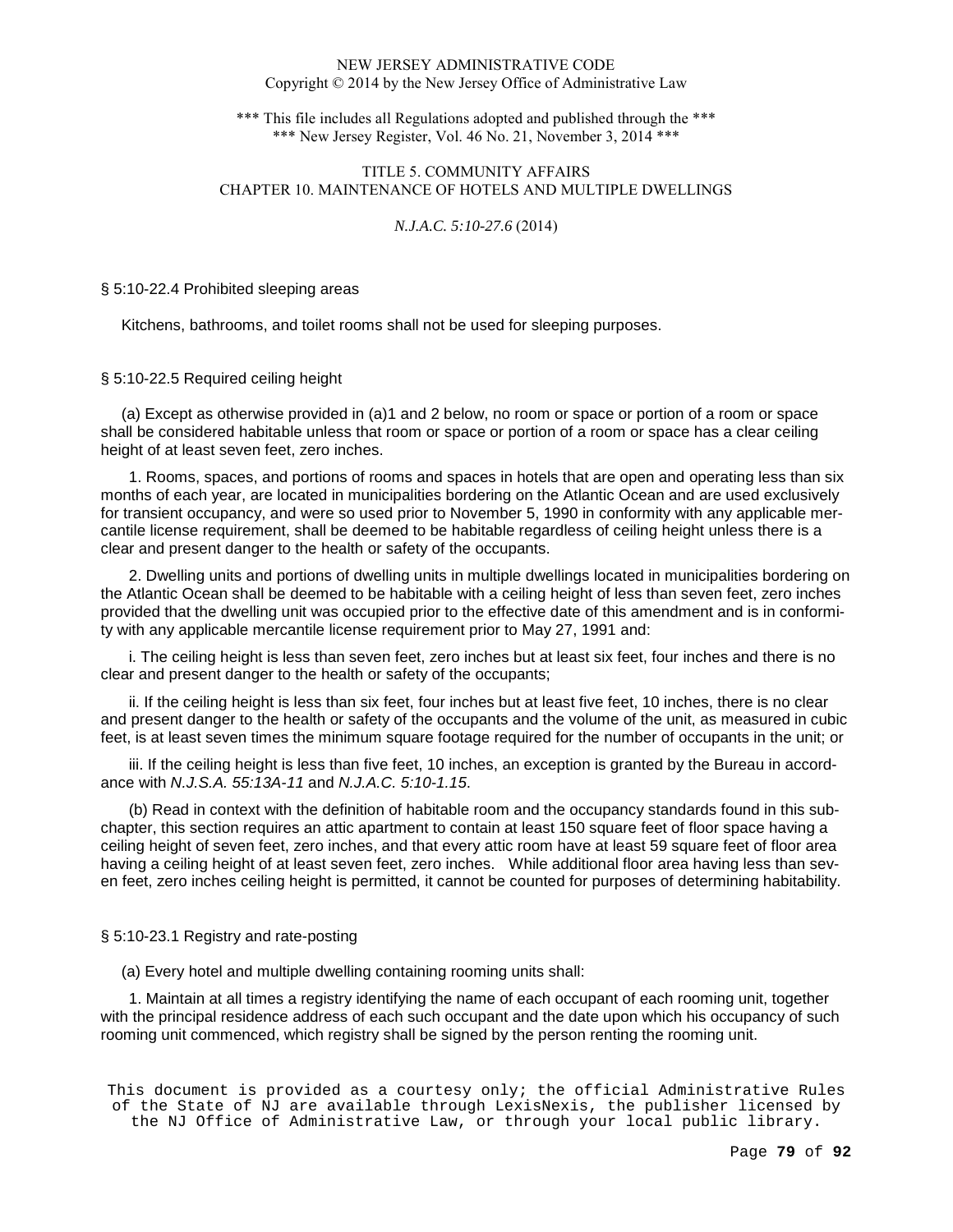§ 5:10-22.4 Prohibited sleeping areas

Kitchens, bathrooms, and toilet rooms shall not be used for sleeping purposes.

§ 5:10-22.5 Required ceiling height

(a) Except as otherwise provided in (a)1 and 2 below, no room or space or portion of a room or space shall be considered habitable unless that room or space or portion of a room or space has a clear ceiling height of at least seven feet, zero inches.

1. Rooms, spaces, and portions of rooms and spaces in hotels that are open and operating less than six months of each year, are located in municipalities bordering on the Atlantic Ocean and are used exclusively for transient occupancy, and were so used prior to November 5, 1990 in conformity with any applicable mercantile license requirement, shall be deemed to be habitable regardless of ceiling height unless there is a clear and present danger to the health or safety of the occupants.

2. Dwelling units and portions of dwelling units in multiple dwellings located in municipalities bordering on the Atlantic Ocean shall be deemed to be habitable with a ceiling height of less than seven feet, zero inches provided that the dwelling unit was occupied prior to the effective date of this amendment and is in conformity with any applicable mercantile license requirement prior to May 27, 1991 and:

i. The ceiling height is less than seven feet, zero inches but at least six feet, four inches and there is no clear and present danger to the health or safety of the occupants;

ii. If the ceiling height is less than six feet, four inches but at least five feet, 10 inches, there is no clear and present danger to the health or safety of the occupants and the volume of the unit, as measured in cubic feet, is at least seven times the minimum square footage required for the number of occupants in the unit; or

iii. If the ceiling height is less than five feet, 10 inches, an exception is granted by the Bureau in accordance with *N.J.S.A. 55:13A-11* and *N.J.A.C. 5:10-1.15*.

(b) Read in context with the definition of habitable room and the occupancy standards found in this subchapter, this section requires an attic apartment to contain at least 150 square feet of floor space having a ceiling height of seven feet, zero inches, and that every attic room have at least 59 square feet of floor area having a ceiling height of at least seven feet, zero inches. While additional floor area having less than seven feet, zero inches ceiling height is permitted, it cannot be counted for purposes of determining habitability.

§ 5:10-23.1 Registry and rate-posting

(a) Every hotel and multiple dwelling containing rooming units shall:

1. Maintain at all times a registry identifying the name of each occupant of each rooming unit, together with the principal residence address of each such occupant and the date upon which his occupancy of such rooming unit commenced, which registry shall be signed by the person renting the rooming unit.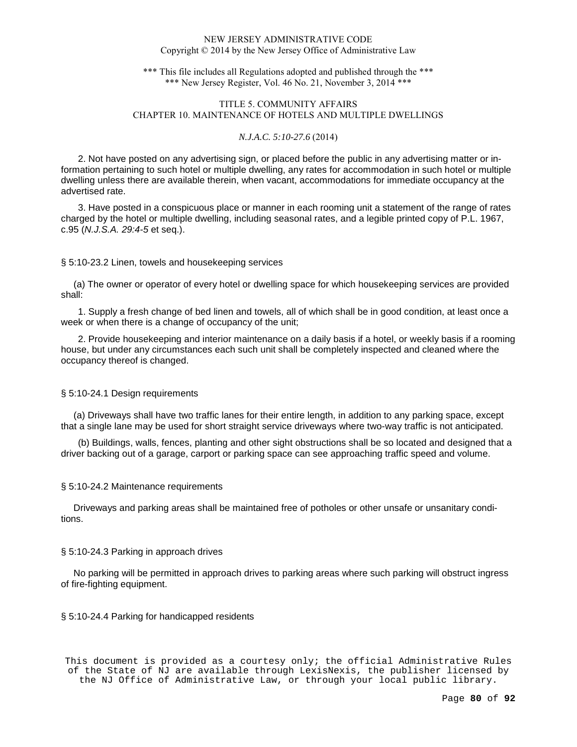2. Not have posted on any advertising sign, or placed before the public in any advertising matter or information pertaining to such hotel or multiple dwelling, any rates for accommodation in such hotel or multiple dwelling unless there are available therein, when vacant, accommodations for immediate occupancy at the advertised rate.

3. Have posted in a conspicuous place or manner in each rooming unit a statement of the range of rates charged by the hotel or multiple dwelling, including seasonal rates, and a legible printed copy of P.L. 1967, c.95 (*N.J.S.A. 29:4-5* et seq.).

### § 5:10-23.2 Linen, towels and housekeeping services

(a) The owner or operator of every hotel or dwelling space for which housekeeping services are provided shall:

1. Supply a fresh change of bed linen and towels, all of which shall be in good condition, at least once a week or when there is a change of occupancy of the unit;

2. Provide housekeeping and interior maintenance on a daily basis if a hotel, or weekly basis if a rooming house, but under any circumstances each such unit shall be completely inspected and cleaned where the occupancy thereof is changed.

### § 5:10-24.1 Design requirements

(a) Driveways shall have two traffic lanes for their entire length, in addition to any parking space, except that a single lane may be used for short straight service driveways where two-way traffic is not anticipated.

(b) Buildings, walls, fences, planting and other sight obstructions shall be so located and designed that a driver backing out of a garage, carport or parking space can see approaching traffic speed and volume.

### § 5:10-24.2 Maintenance requirements

Driveways and parking areas shall be maintained free of potholes or other unsafe or unsanitary conditions.

### § 5:10-24.3 Parking in approach drives

No parking will be permitted in approach drives to parking areas where such parking will obstruct ingress of fire-fighting equipment.

### § 5:10-24.4 Parking for handicapped residents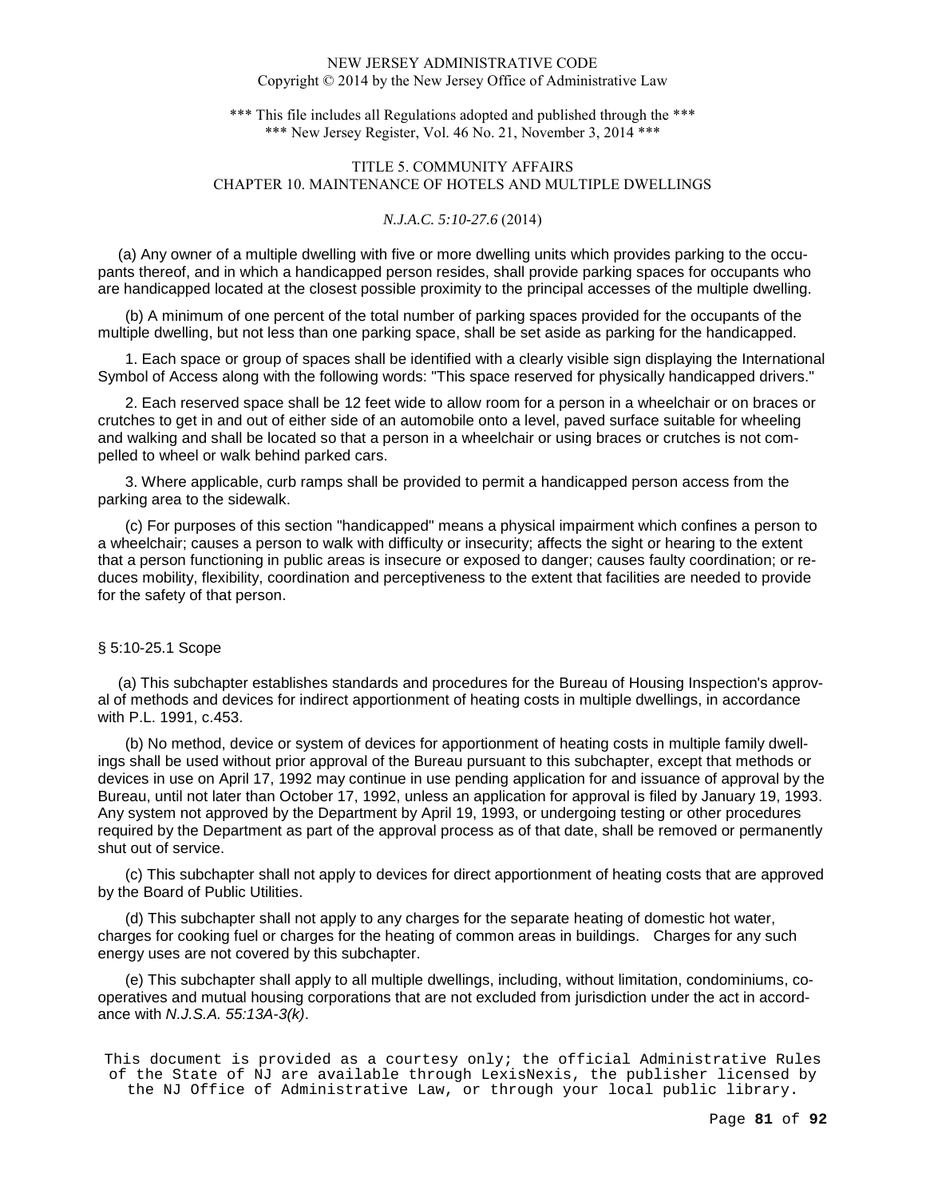NEW JERSEY ADMINISTRATIVE CODE
Copyright © 2014 by the New Jersey Office of Administrative Law

*** This file includes all Regulations adopted and published through the ***
*** New Jersey Register, Vol. 46 No. 21, November 3, 2014 ***

TITLE 5. COMMUNITY AFFAIRS
CHAPTER 10. MAINTENANCE OF HOTELS AND MULTIPLE DWELLINGS

*N.J.A.C. 5:10-27.6* (2014)

(a) Any owner of a multiple dwelling with five or more dwelling units which provides parking to the occupants thereof, and in which a handicapped person resides, shall provide parking spaces for occupants who are handicapped located at the closest possible proximity to the principal accesses of the multiple dwelling.

(b) A minimum of one percent of the total number of parking spaces provided for the occupants of the multiple dwelling, but not less than one parking space, shall be set aside as parking for the handicapped.

1. Each space or group of spaces shall be identified with a clearly visible sign displaying the International Symbol of Access along with the following words: "This space reserved for physically handicapped drivers."

2. Each reserved space shall be 12 feet wide to allow room for a person in a wheelchair or on braces or crutches to get in and out of either side of an automobile onto a level, paved surface suitable for wheeling and walking and shall be located so that a person in a wheelchair or using braces or crutches is not compelled to wheel or walk behind parked cars.

3. Where applicable, curb ramps shall be provided to permit a handicapped person access from the parking area to the sidewalk.

(c) For purposes of this section "handicapped" means a physical impairment which confines a person to a wheelchair; causes a person to walk with difficulty or insecurity; affects the sight or hearing to the extent that a person functioning in public areas is insecure or exposed to danger; causes faulty coordination; or reduces mobility, flexibility, coordination and perceptiveness to the extent that facilities are needed to provide for the safety of that person.

§ 5:10-25.1 Scope

(a) This subchapter establishes standards and procedures for the Bureau of Housing Inspection's approval of methods and devices for indirect apportionment of heating costs in multiple dwellings, in accordance with P.L. 1991, c.453.

(b) No method, device or system of devices for apportionment of heating costs in multiple family dwellings shall be used without prior approval of the Bureau pursuant to this subchapter, except that methods or devices in use on April 17, 1992 may continue in use pending application for and issuance of approval by the Bureau, until not later than October 17, 1992, unless an application for approval is filed by January 19, 1993. Any system not approved by the Department by April 19, 1993, or undergoing testing or other procedures required by the Department as part of the approval process as of that date, shall be removed or permanently shut out of service.

(c) This subchapter shall not apply to devices for direct apportionment of heating costs that are approved by the Board of Public Utilities.

(d) This subchapter shall not apply to any charges for the separate heating of domestic hot water, charges for cooking fuel or charges for the heating of common areas in buildings. Charges for any such energy uses are not covered by this subchapter.

(e) This subchapter shall apply to all multiple dwellings, including, without limitation, condominiums, cooperatives and mutual housing corporations that are not excluded from jurisdiction under the act in accordance with *N.J.S.A. 55:13A-3(k)*.

This document is provided as a courtesy only; the official Administrative Rules of the State of NJ are available through LexisNexis, the publisher licensed by the NJ Office of Administrative Law, or through your local public library.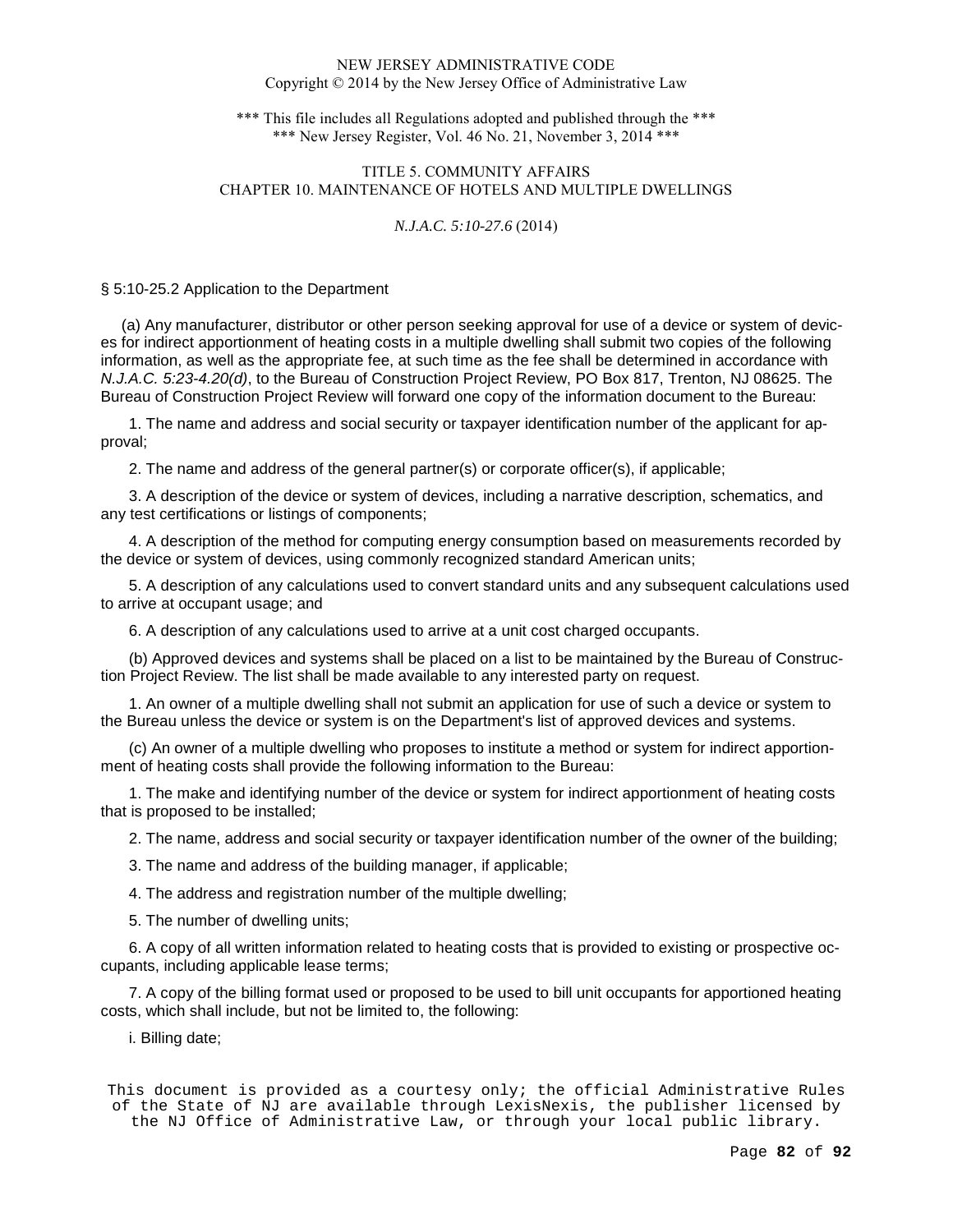§ 5:10-25.2 Application to the Department

(a) Any manufacturer, distributor or other person seeking approval for use of a device or system of devices for indirect apportionment of heating costs in a multiple dwelling shall submit two copies of the following information, as well as the appropriate fee, at such time as the fee shall be determined in accordance with *N.J.A.C. 5:23-4.20(d)*, to the Bureau of Construction Project Review, PO Box 817, Trenton, NJ 08625. The Bureau of Construction Project Review will forward one copy of the information document to the Bureau:

1. The name and address and social security or taxpayer identification number of the applicant for approval;

2. The name and address of the general partner(s) or corporate officer(s), if applicable;

3. A description of the device or system of devices, including a narrative description, schematics, and any test certifications or listings of components;

4. A description of the method for computing energy consumption based on measurements recorded by the device or system of devices, using commonly recognized standard American units;

5. A description of any calculations used to convert standard units and any subsequent calculations used to arrive at occupant usage; and

6. A description of any calculations used to arrive at a unit cost charged occupants.

(b) Approved devices and systems shall be placed on a list to be maintained by the Bureau of Construction Project Review. The list shall be made available to any interested party on request.

1. An owner of a multiple dwelling shall not submit an application for use of such a device or system to the Bureau unless the device or system is on the Department's list of approved devices and systems.

(c) An owner of a multiple dwelling who proposes to institute a method or system for indirect apportionment of heating costs shall provide the following information to the Bureau:

1. The make and identifying number of the device or system for indirect apportionment of heating costs that is proposed to be installed;

2. The name, address and social security or taxpayer identification number of the owner of the building;

3. The name and address of the building manager, if applicable;

4. The address and registration number of the multiple dwelling;

5. The number of dwelling units;

6. A copy of all written information related to heating costs that is provided to existing or prospective occupants, including applicable lease terms;

7. A copy of the billing format used or proposed to be used to bill unit occupants for apportioned heating costs, which shall include, but not be limited to, the following:

i. Billing date;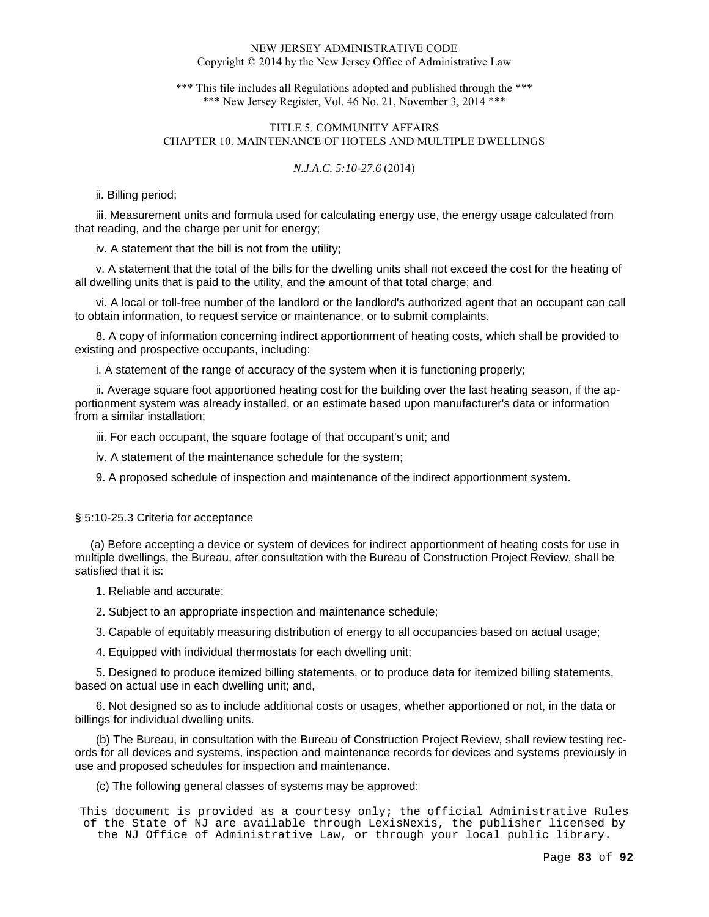ii. Billing period;

iii. Measurement units and formula used for calculating energy use, the energy usage calculated from that reading, and the charge per unit for energy;

iv. A statement that the bill is not from the utility;

v. A statement that the total of the bills for the dwelling units shall not exceed the cost for the heating of all dwelling units that is paid to the utility, and the amount of that total charge; and

vi. A local or toll-free number of the landlord or the landlord's authorized agent that an occupant can call to obtain information, to request service or maintenance, or to submit complaints.

8. A copy of information concerning indirect apportionment of heating costs, which shall be provided to existing and prospective occupants, including:

i. A statement of the range of accuracy of the system when it is functioning properly;

ii. Average square foot apportioned heating cost for the building over the last heating season, if the apportionment system was already installed, or an estimate based upon manufacturer's data or information from a similar installation;

iii. For each occupant, the square footage of that occupant's unit; and

iv. A statement of the maintenance schedule for the system;

9. A proposed schedule of inspection and maintenance of the indirect apportionment system.

§ 5:10-25.3 Criteria for acceptance

(a) Before accepting a device or system of devices for indirect apportionment of heating costs for use in multiple dwellings, the Bureau, after consultation with the Bureau of Construction Project Review, shall be satisfied that it is:

1. Reliable and accurate;

2. Subject to an appropriate inspection and maintenance schedule;

3. Capable of equitably measuring distribution of energy to all occupancies based on actual usage;

4. Equipped with individual thermostats for each dwelling unit;

5. Designed to produce itemized billing statements, or to produce data for itemized billing statements, based on actual use in each dwelling unit; and,

6. Not designed so as to include additional costs or usages, whether apportioned or not, in the data or billings for individual dwelling units.

(b) The Bureau, in consultation with the Bureau of Construction Project Review, shall review testing records for all devices and systems, inspection and maintenance records for devices and systems previously in use and proposed schedules for inspection and maintenance.

(c) The following general classes of systems may be approved: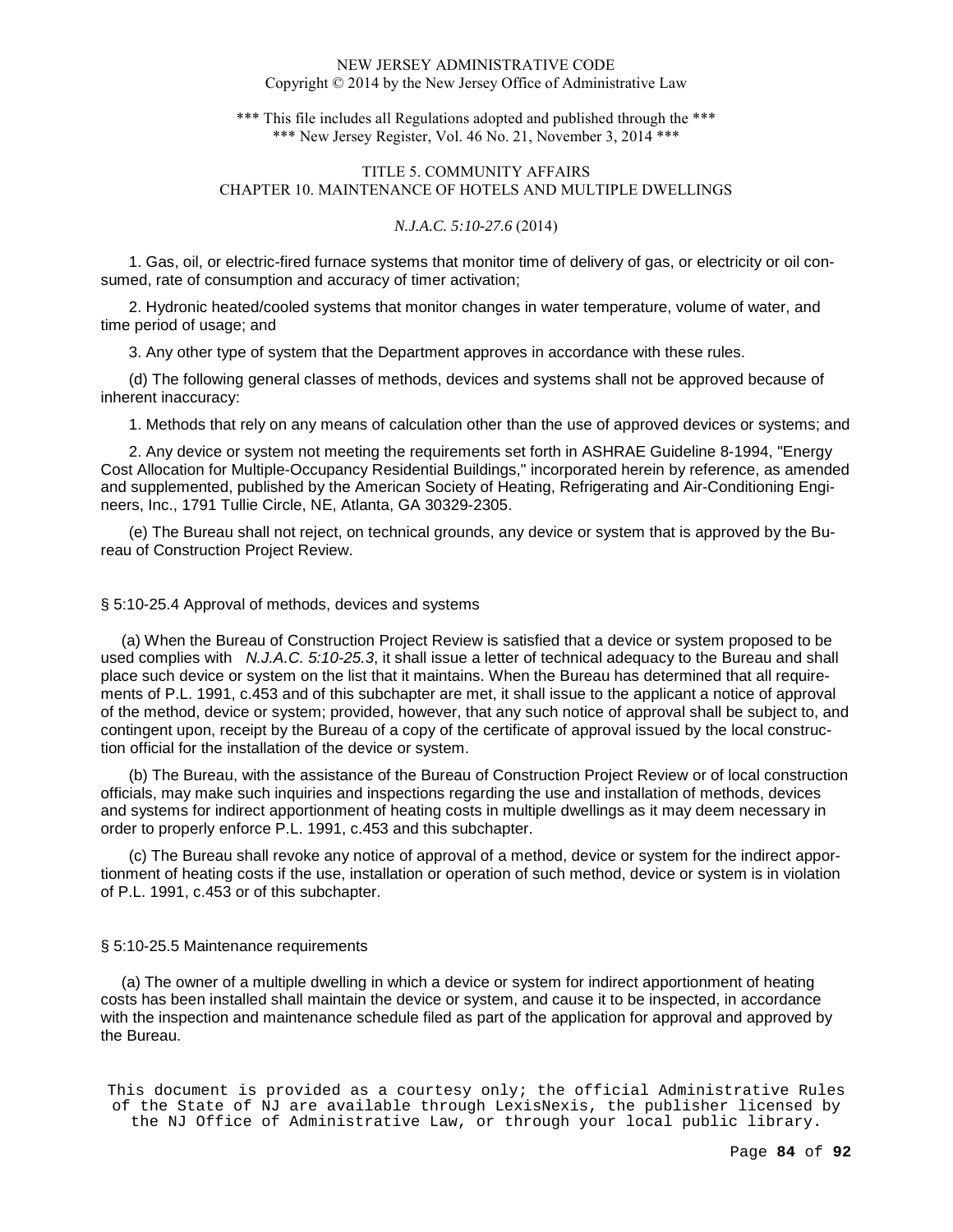1. Gas, oil, or electric-fired furnace systems that monitor time of delivery of gas, or electricity or oil consumed, rate of consumption and accuracy of timer activation;

2. Hydronic heated/cooled systems that monitor changes in water temperature, volume of water, and time period of usage; and

3. Any other type of system that the Department approves in accordance with these rules.

(d) The following general classes of methods, devices and systems shall not be approved because of inherent inaccuracy:

1. Methods that rely on any means of calculation other than the use of approved devices or systems; and

2. Any device or system not meeting the requirements set forth in ASHRAE Guideline 8-1994, "Energy Cost Allocation for Multiple-Occupancy Residential Buildings," incorporated herein by reference, as amended and supplemented, published by the American Society of Heating, Refrigerating and Air-Conditioning Engineers, Inc., 1791 Tullie Circle, NE, Atlanta, GA 30329-2305.

(e) The Bureau shall not reject, on technical grounds, any device or system that is approved by the Bureau of Construction Project Review.

## § 5:10-25.4 Approval of methods, devices and systems

(a) When the Bureau of Construction Project Review is satisfied that a device or system proposed to be used complies with *N.J.A.C. 5:10-25.3*, it shall issue a letter of technical adequacy to the Bureau and shall place such device or system on the list that it maintains. When the Bureau has determined that all requirements of P.L. 1991, c.453 and of this subchapter are met, it shall issue to the applicant a notice of approval of the method, device or system; provided, however, that any such notice of approval shall be subject to, and contingent upon, receipt by the Bureau of a copy of the certificate of approval issued by the local construction official for the installation of the device or system.

(b) The Bureau, with the assistance of the Bureau of Construction Project Review or of local construction officials, may make such inquiries and inspections regarding the use and installation of methods, devices and systems for indirect apportionment of heating costs in multiple dwellings as it may deem necessary in order to properly enforce P.L. 1991, c.453 and this subchapter.

(c) The Bureau shall revoke any notice of approval of a method, device or system for the indirect apportionment of heating costs if the use, installation or operation of such method, device or system is in violation of P.L. 1991, c.453 or of this subchapter.

## § 5:10-25.5 Maintenance requirements

(a) The owner of a multiple dwelling in which a device or system for indirect apportionment of heating costs has been installed shall maintain the device or system, and cause it to be inspected, in accordance with the inspection and maintenance schedule filed as part of the application for approval and approved by the Bureau.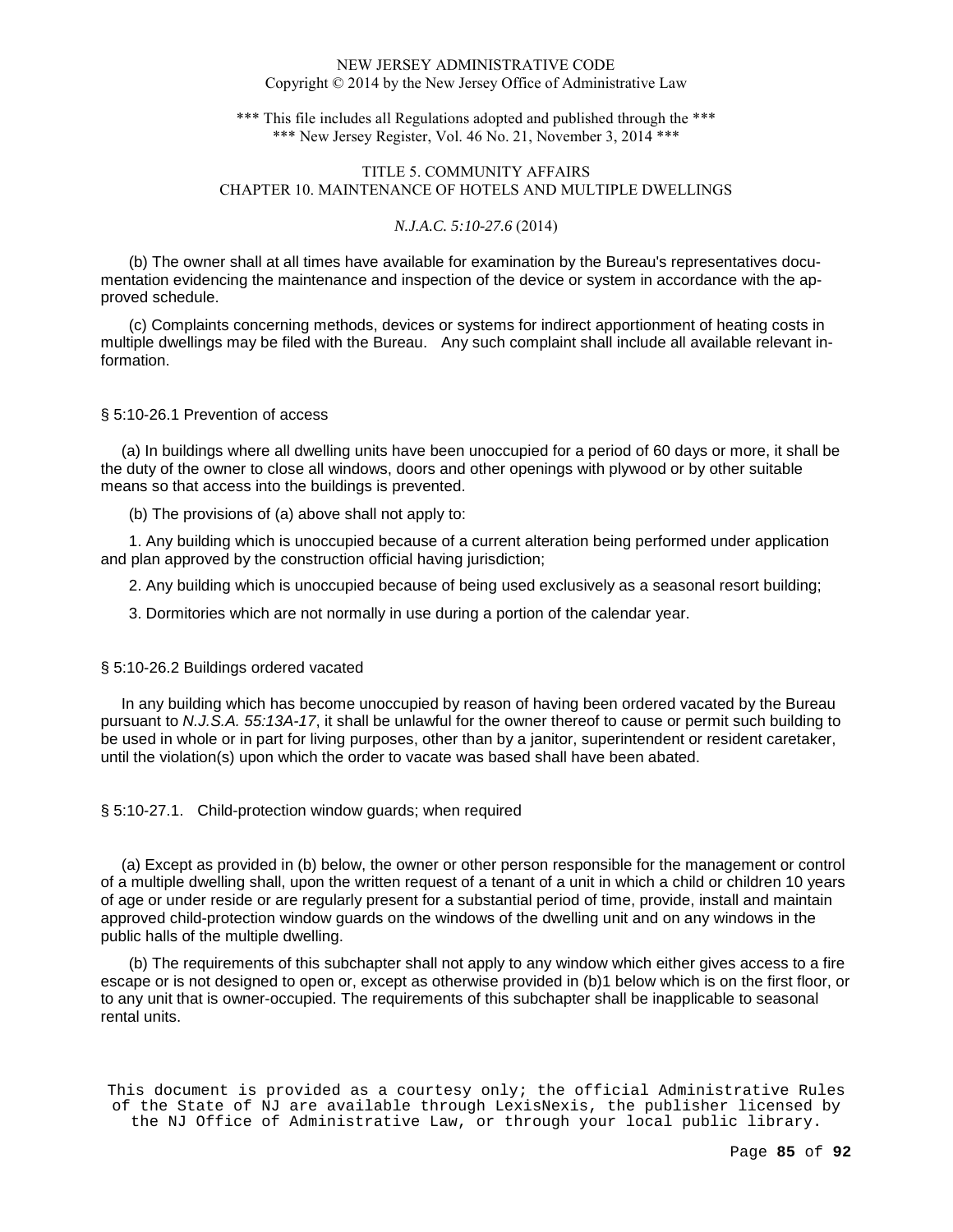(b) The owner shall at all times have available for examination by the Bureau's representatives documentation evidencing the maintenance and inspection of the device or system in accordance with the approved schedule.

(c) Complaints concerning methods, devices or systems for indirect apportionment of heating costs in multiple dwellings may be filed with the Bureau. Any such complaint shall include all available relevant information.

§ 5:10-26.1 Prevention of access

(a) In buildings where all dwelling units have been unoccupied for a period of 60 days or more, it shall be the duty of the owner to close all windows, doors and other openings with plywood or by other suitable means so that access into the buildings is prevented.

(b) The provisions of (a) above shall not apply to:

1. Any building which is unoccupied because of a current alteration being performed under application and plan approved by the construction official having jurisdiction;

2. Any building which is unoccupied because of being used exclusively as a seasonal resort building;

3. Dormitories which are not normally in use during a portion of the calendar year.

§ 5:10-26.2 Buildings ordered vacated

In any building which has become unoccupied by reason of having been ordered vacated by the Bureau pursuant to *N.J.S.A. 55:13A-17*, it shall be unlawful for the owner thereof to cause or permit such building to be used in whole or in part for living purposes, other than by a janitor, superintendent or resident caretaker, until the violation(s) upon which the order to vacate was based shall have been abated.

§ 5:10-27.1. Child-protection window guards; when required

(a) Except as provided in (b) below, the owner or other person responsible for the management or control of a multiple dwelling shall, upon the written request of a tenant of a unit in which a child or children 10 years of age or under reside or are regularly present for a substantial period of time, provide, install and maintain approved child-protection window guards on the windows of the dwelling unit and on any windows in the public halls of the multiple dwelling.

(b) The requirements of this subchapter shall not apply to any window which either gives access to a fire escape or is not designed to open or, except as otherwise provided in (b)1 below which is on the first floor, or to any unit that is owner-occupied. The requirements of this subchapter shall be inapplicable to seasonal rental units.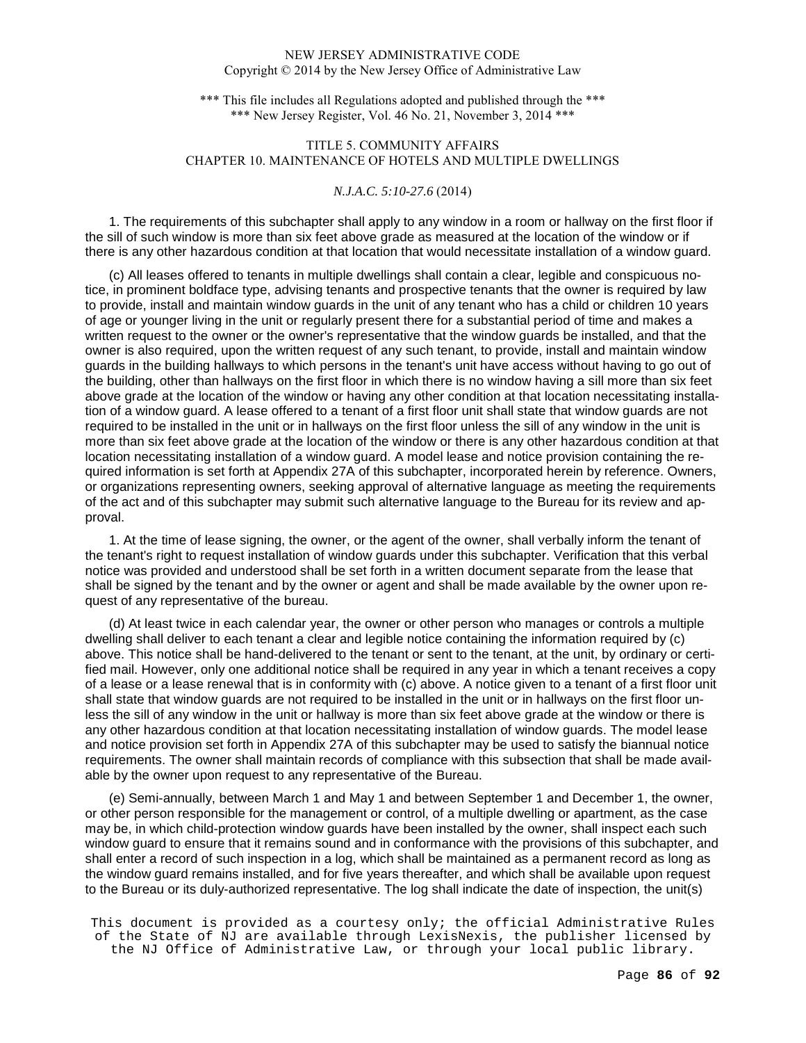NEW JERSEY ADMINISTRATIVE CODE
Copyright © 2014 by the New Jersey Office of Administrative Law

*** This file includes all Regulations adopted and published through the ***
*** New Jersey Register, Vol. 46 No. 21, November 3, 2014 ***

TITLE 5. COMMUNITY AFFAIRS
CHAPTER 10. MAINTENANCE OF HOTELS AND MULTIPLE DWELLINGS

*N.J.A.C. 5:10-27.6* (2014)

1. The requirements of this subchapter shall apply to any window in a room or hallway on the first floor if the sill of such window is more than six feet above grade as measured at the location of the window or if there is any other hazardous condition at that location that would necessitate installation of a window guard.

(c) All leases offered to tenants in multiple dwellings shall contain a clear, legible and conspicuous notice, in prominent boldface type, advising tenants and prospective tenants that the owner is required by law to provide, install and maintain window guards in the unit of any tenant who has a child or children 10 years of age or younger living in the unit or regularly present there for a substantial period of time and makes a written request to the owner or the owner's representative that the window guards be installed, and that the owner is also required, upon the written request of any such tenant, to provide, install and maintain window guards in the building hallways to which persons in the tenant's unit have access without having to go out of the building, other than hallways on the first floor in which there is no window having a sill more than six feet above grade at the location of the window or having any other condition at that location necessitating installation of a window guard. A lease offered to a tenant of a first floor unit shall state that window guards are not required to be installed in the unit or in hallways on the first floor unless the sill of any window in the unit is more than six feet above grade at the location of the window or there is any other hazardous condition at that location necessitating installation of a window guard. A model lease and notice provision containing the required information is set forth at Appendix 27A of this subchapter, incorporated herein by reference. Owners, or organizations representing owners, seeking approval of alternative language as meeting the requirements of the act and of this subchapter may submit such alternative language to the Bureau for its review and approval.

1. At the time of lease signing, the owner, or the agent of the owner, shall verbally inform the tenant of the tenant's right to request installation of window guards under this subchapter. Verification that this verbal notice was provided and understood shall be set forth in a written document separate from the lease that shall be signed by the tenant and by the owner or agent and shall be made available by the owner upon request of any representative of the bureau.

(d) At least twice in each calendar year, the owner or other person who manages or controls a multiple dwelling shall deliver to each tenant a clear and legible notice containing the information required by (c) above. This notice shall be hand-delivered to the tenant or sent to the tenant, at the unit, by ordinary or certified mail. However, only one additional notice shall be required in any year in which a tenant receives a copy of a lease or a lease renewal that is in conformity with (c) above. A notice given to a tenant of a first floor unit shall state that window guards are not required to be installed in the unit or in hallways on the first floor unless the sill of any window in the unit or hallway is more than six feet above grade at the window or there is any other hazardous condition at that location necessitating installation of window guards. The model lease and notice provision set forth in Appendix 27A of this subchapter may be used to satisfy the biannual notice requirements. The owner shall maintain records of compliance with this subsection that shall be made available by the owner upon request to any representative of the Bureau.

(e) Semi-annually, between March 1 and May 1 and between September 1 and December 1, the owner, or other person responsible for the management or control, of a multiple dwelling or apartment, as the case may be, in which child-protection window guards have been installed by the owner, shall inspect each such window guard to ensure that it remains sound and in conformance with the provisions of this subchapter, and shall enter a record of such inspection in a log, which shall be maintained as a permanent record as long as the window guard remains installed, and for five years thereafter, and which shall be available upon request to the Bureau or its duly-authorized representative. The log shall indicate the date of inspection, the unit(s)

This document is provided as a courtesy only; the official Administrative Rules of the State of NJ are available through LexisNexis, the publisher licensed by the NJ Office of Administrative Law, or through your local public library.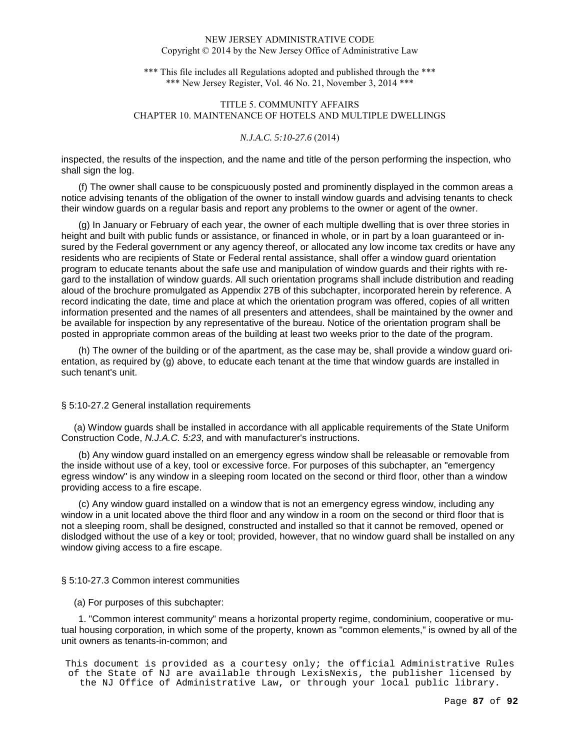inspected, the results of the inspection, and the name and title of the person performing the inspection, who shall sign the log.

(f) The owner shall cause to be conspicuously posted and prominently displayed in the common areas a notice advising tenants of the obligation of the owner to install window guards and advising tenants to check their window guards on a regular basis and report any problems to the owner or agent of the owner.

(g) In January or February of each year, the owner of each multiple dwelling that is over three stories in height and built with public funds or assistance, or financed in whole, or in part by a loan guaranteed or insured by the Federal government or any agency thereof, or allocated any low income tax credits or have any residents who are recipients of State or Federal rental assistance, shall offer a window guard orientation program to educate tenants about the safe use and manipulation of window guards and their rights with regard to the installation of window guards. All such orientation programs shall include distribution and reading aloud of the brochure promulgated as Appendix 27B of this subchapter, incorporated herein by reference. A record indicating the date, time and place at which the orientation program was offered, copies of all written information presented and the names of all presenters and attendees, shall be maintained by the owner and be available for inspection by any representative of the bureau. Notice of the orientation program shall be posted in appropriate common areas of the building at least two weeks prior to the date of the program.

(h) The owner of the building or of the apartment, as the case may be, shall provide a window guard orientation, as required by (g) above, to educate each tenant at the time that window guards are installed in such tenant's unit.

## § 5:10-27.2 General installation requirements

(a) Window guards shall be installed in accordance with all applicable requirements of the State Uniform Construction Code, *N.J.A.C. 5:23*, and with manufacturer's instructions.

(b) Any window guard installed on an emergency egress window shall be releasable or removable from the inside without use of a key, tool or excessive force. For purposes of this subchapter, an "emergency egress window" is any window in a sleeping room located on the second or third floor, other than a window providing access to a fire escape.

(c) Any window guard installed on a window that is not an emergency egress window, including any window in a unit located above the third floor and any window in a room on the second or third floor that is not a sleeping room, shall be designed, constructed and installed so that it cannot be removed, opened or dislodged without the use of a key or tool; provided, however, that no window guard shall be installed on any window giving access to a fire escape.

## § 5:10-27.3 Common interest communities

(a) For purposes of this subchapter:

1. "Common interest community" means a horizontal property regime, condominium, cooperative or mutual housing corporation, in which some of the property, known as "common elements," is owned by all of the unit owners as tenants-in-common; and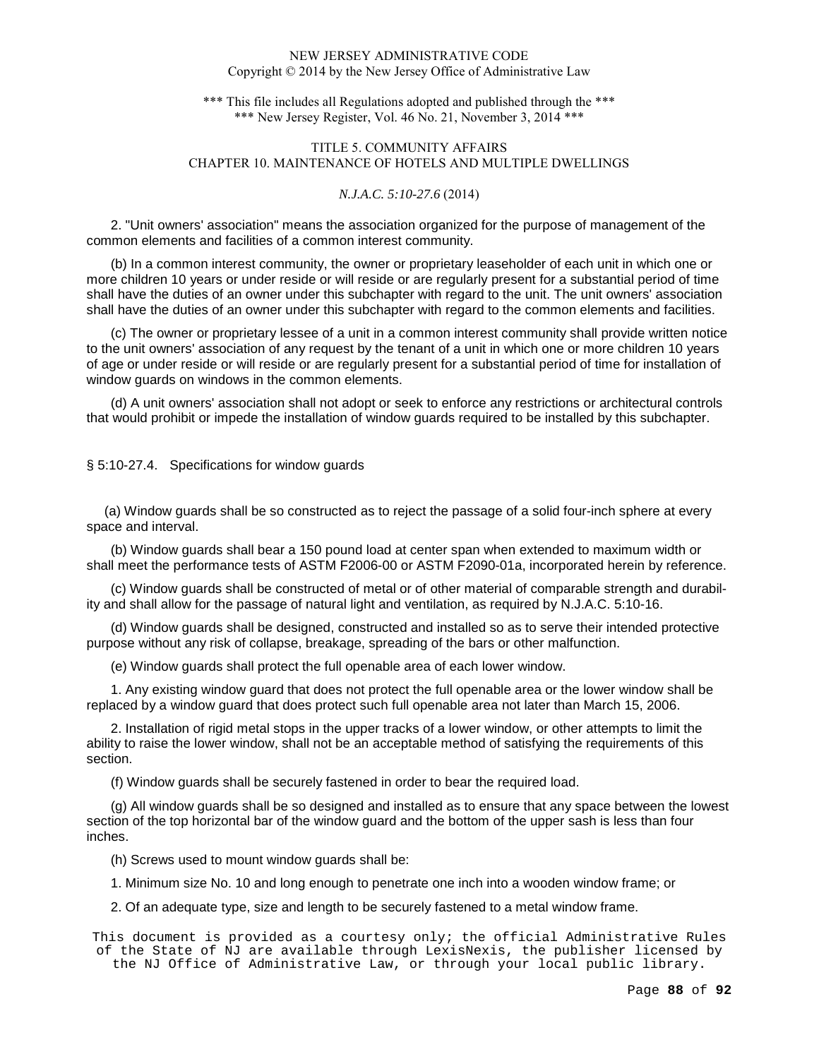2. "Unit owners' association" means the association organized for the purpose of management of the common elements and facilities of a common interest community.

(b) In a common interest community, the owner or proprietary leaseholder of each unit in which one or more children 10 years or under reside or will reside or are regularly present for a substantial period of time shall have the duties of an owner under this subchapter with regard to the unit. The unit owners' association shall have the duties of an owner under this subchapter with regard to the common elements and facilities.

(c) The owner or proprietary lessee of a unit in a common interest community shall provide written notice to the unit owners' association of any request by the tenant of a unit in which one or more children 10 years of age or under reside or will reside or are regularly present for a substantial period of time for installation of window guards on windows in the common elements.

(d) A unit owners' association shall not adopt or seek to enforce any restrictions or architectural controls that would prohibit or impede the installation of window guards required to be installed by this subchapter.

§ 5:10-27.4. Specifications for window guards

(a) Window guards shall be so constructed as to reject the passage of a solid four-inch sphere at every space and interval.

(b) Window guards shall bear a 150 pound load at center span when extended to maximum width or shall meet the performance tests of ASTM F2006-00 or ASTM F2090-01a, incorporated herein by reference.

(c) Window guards shall be constructed of metal or of other material of comparable strength and durability and shall allow for the passage of natural light and ventilation, as required by N.J.A.C. 5:10-16.

(d) Window guards shall be designed, constructed and installed so as to serve their intended protective purpose without any risk of collapse, breakage, spreading of the bars or other malfunction.

(e) Window guards shall protect the full openable area of each lower window.

1. Any existing window guard that does not protect the full openable area or the lower window shall be replaced by a window guard that does protect such full openable area not later than March 15, 2006.

2. Installation of rigid metal stops in the upper tracks of a lower window, or other attempts to limit the ability to raise the lower window, shall not be an acceptable method of satisfying the requirements of this section.

(f) Window guards shall be securely fastened in order to bear the required load.

(g) All window guards shall be so designed and installed as to ensure that any space between the lowest section of the top horizontal bar of the window guard and the bottom of the upper sash is less than four inches.

(h) Screws used to mount window guards shall be:

1. Minimum size No. 10 and long enough to penetrate one inch into a wooden window frame; or

2. Of an adequate type, size and length to be securely fastened to a metal window frame.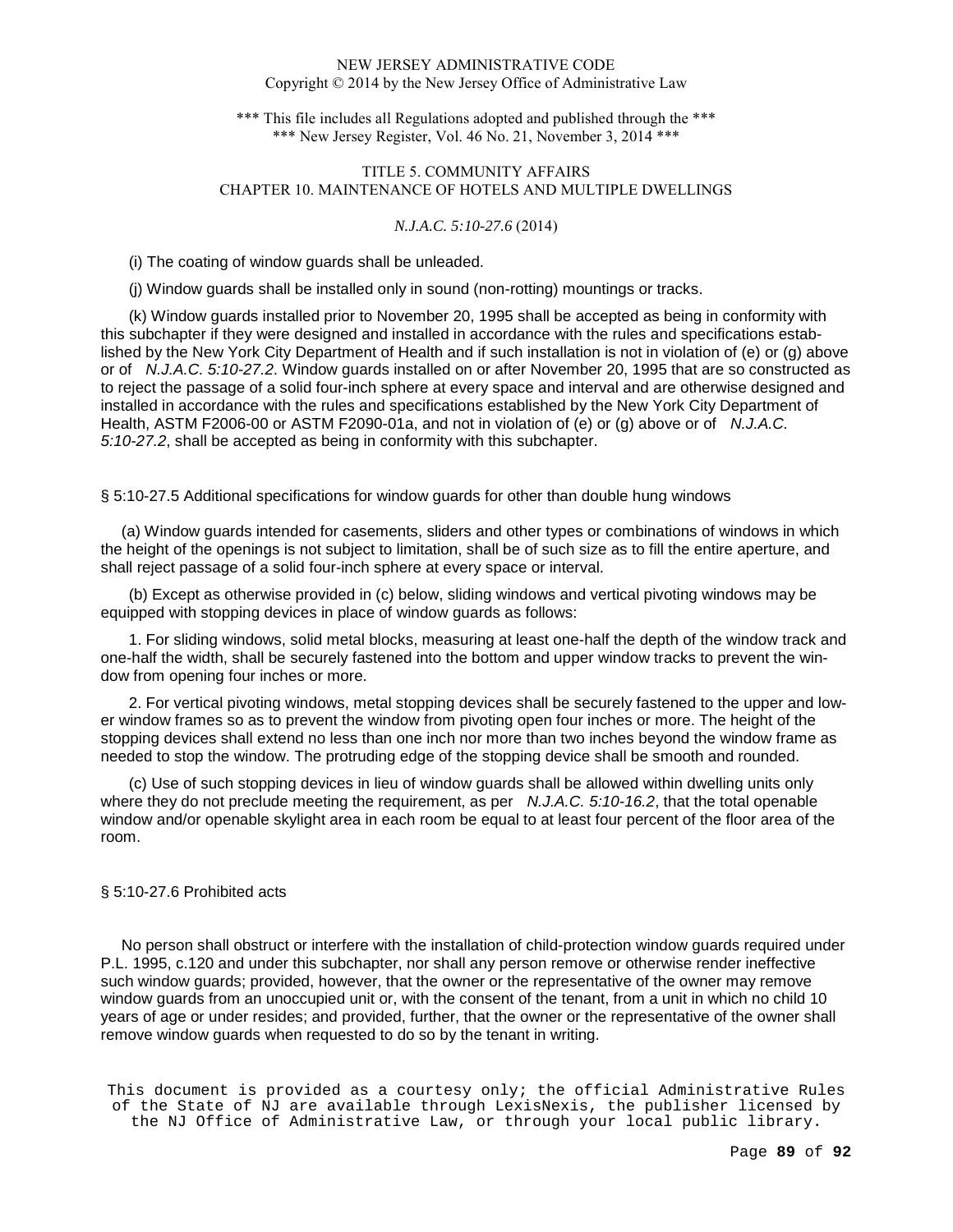(i) The coating of window guards shall be unleaded.

(j) Window guards shall be installed only in sound (non-rotting) mountings or tracks.

(k) Window guards installed prior to November 20, 1995 shall be accepted as being in conformity with this subchapter if they were designed and installed in accordance with the rules and specifications established by the New York City Department of Health and if such installation is not in violation of (e) or (g) above or of *N.J.A.C. 5:10-27.2*. Window guards installed on or after November 20, 1995 that are so constructed as to reject the passage of a solid four-inch sphere at every space and interval and are otherwise designed and installed in accordance with the rules and specifications established by the New York City Department of Health, ASTM F2006-00 or ASTM F2090-01a, and not in violation of (e) or (g) above or of *N.J.A.C. 5:10-27.2*, shall be accepted as being in conformity with this subchapter.

## § 5:10-27.5 Additional specifications for window guards for other than double hung windows

(a) Window guards intended for casements, sliders and other types or combinations of windows in which the height of the openings is not subject to limitation, shall be of such size as to fill the entire aperture, and shall reject passage of a solid four-inch sphere at every space or interval.

(b) Except as otherwise provided in (c) below, sliding windows and vertical pivoting windows may be equipped with stopping devices in place of window guards as follows:

1. For sliding windows, solid metal blocks, measuring at least one-half the depth of the window track and one-half the width, shall be securely fastened into the bottom and upper window tracks to prevent the window from opening four inches or more.

2. For vertical pivoting windows, metal stopping devices shall be securely fastened to the upper and lower window frames so as to prevent the window from pivoting open four inches or more. The height of the stopping devices shall extend no less than one inch nor more than two inches beyond the window frame as needed to stop the window. The protruding edge of the stopping device shall be smooth and rounded.

(c) Use of such stopping devices in lieu of window guards shall be allowed within dwelling units only where they do not preclude meeting the requirement, as per *N.J.A.C. 5:10-16.2*, that the total openable window and/or openable skylight area in each room be equal to at least four percent of the floor area of the room.

## § 5:10-27.6 Prohibited acts

No person shall obstruct or interfere with the installation of child-protection window guards required under P.L. 1995, c.120 and under this subchapter, nor shall any person remove or otherwise render ineffective such window guards; provided, however, that the owner or the representative of the owner may remove window guards from an unoccupied unit or, with the consent of the tenant, from a unit in which no child 10 years of age or under resides; and provided, further, that the owner or the representative of the owner shall remove window guards when requested to do so by the tenant in writing.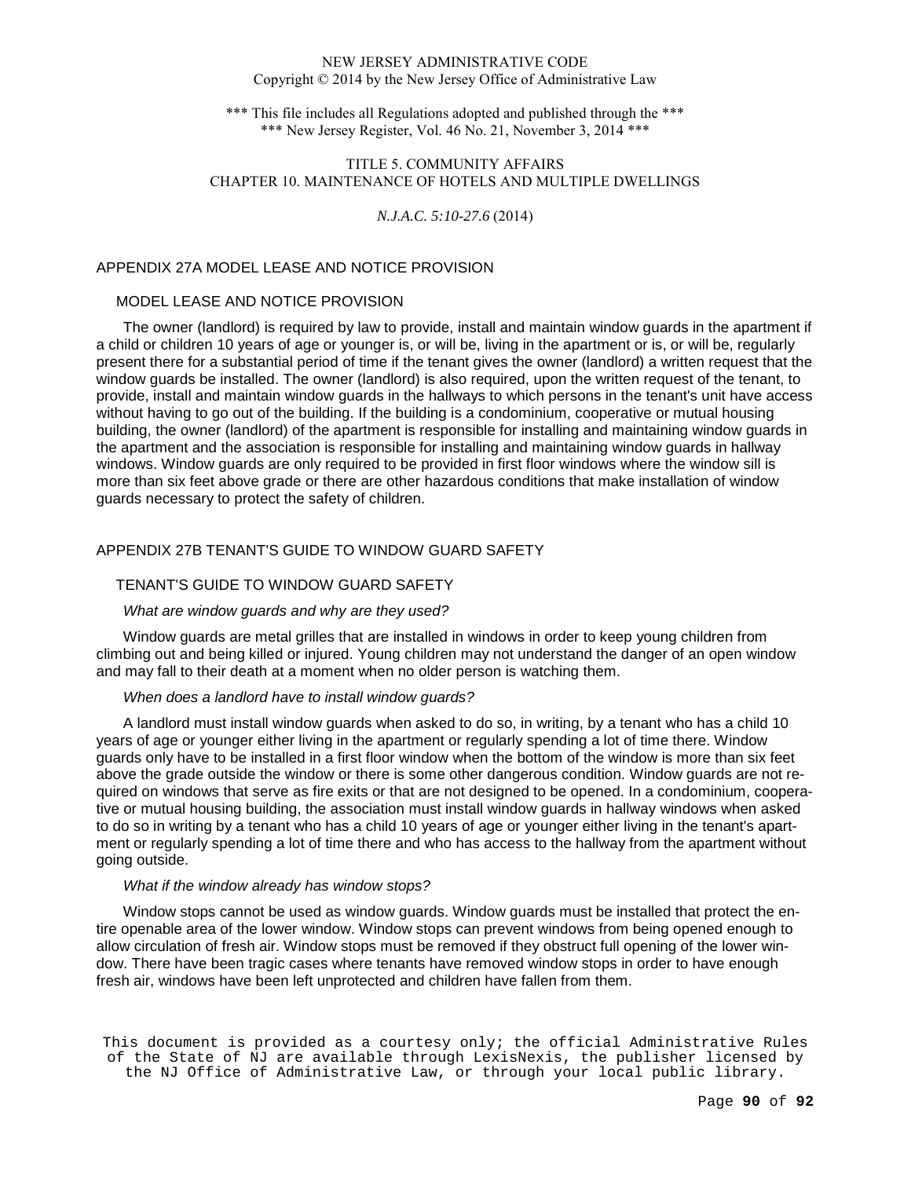NEW JERSEY ADMINISTRATIVE CODE
Copyright © 2014 by the New Jersey Office of Administrative Law

*** This file includes all Regulations adopted and published through the ***
*** New Jersey Register, Vol. 46 No. 21, November 3, 2014 ***

TITLE 5. COMMUNITY AFFAIRS
CHAPTER 10. MAINTENANCE OF HOTELS AND MULTIPLE DWELLINGS

*N.J.A.C. 5:10-27.6* (2014)

## APPENDIX 27A MODEL LEASE AND NOTICE PROVISION

### MODEL LEASE AND NOTICE PROVISION

The owner (landlord) is required by law to provide, install and maintain window guards in the apartment if a child or children 10 years of age or younger is, or will be, living in the apartment or is, or will be, regularly present there for a substantial period of time if the tenant gives the owner (landlord) a written request that the window guards be installed. The owner (landlord) is also required, upon the written request of the tenant, to provide, install and maintain window guards in the hallways to which persons in the tenant's unit have access without having to go out of the building. If the building is a condominium, cooperative or mutual housing building, the owner (landlord) of the apartment is responsible for installing and maintaining window guards in the apartment and the association is responsible for installing and maintaining window guards in hallway windows. Window guards are only required to be provided in first floor windows where the window sill is more than six feet above grade or there are other hazardous conditions that make installation of window guards necessary to protect the safety of children.

## APPENDIX 27B TENANT'S GUIDE TO WINDOW GUARD SAFETY

### TENANT'S GUIDE TO WINDOW GUARD SAFETY

*What are window guards and why are they used?*

Window guards are metal grilles that are installed in windows in order to keep young children from climbing out and being killed or injured. Young children may not understand the danger of an open window and may fall to their death at a moment when no older person is watching them.

*When does a landlord have to install window guards?*

A landlord must install window guards when asked to do so, in writing, by a tenant who has a child 10 years of age or younger either living in the apartment or regularly spending a lot of time there. Window guards only have to be installed in a first floor window when the bottom of the window is more than six feet above the grade outside the window or there is some other dangerous condition. Window guards are not required on windows that serve as fire exits or that are not designed to be opened. In a condominium, cooperative or mutual housing building, the association must install window guards in hallway windows when asked to do so in writing by a tenant who has a child 10 years of age or younger either living in the tenant's apartment or regularly spending a lot of time there and who has access to the hallway from the apartment without going outside.

*What if the window already has window stops?*

Window stops cannot be used as window guards. Window guards must be installed that protect the entire openable area of the lower window. Window stops can prevent windows from being opened enough to allow circulation of fresh air. Window stops must be removed if they obstruct full opening of the lower window. There have been tragic cases where tenants have removed window stops in order to have enough fresh air, windows have been left unprotected and children have fallen from them.

This document is provided as a courtesy only; the official Administrative Rules of the State of NJ are available through LexisNexis, the publisher licensed by the NJ Office of Administrative Law, or through your local public library.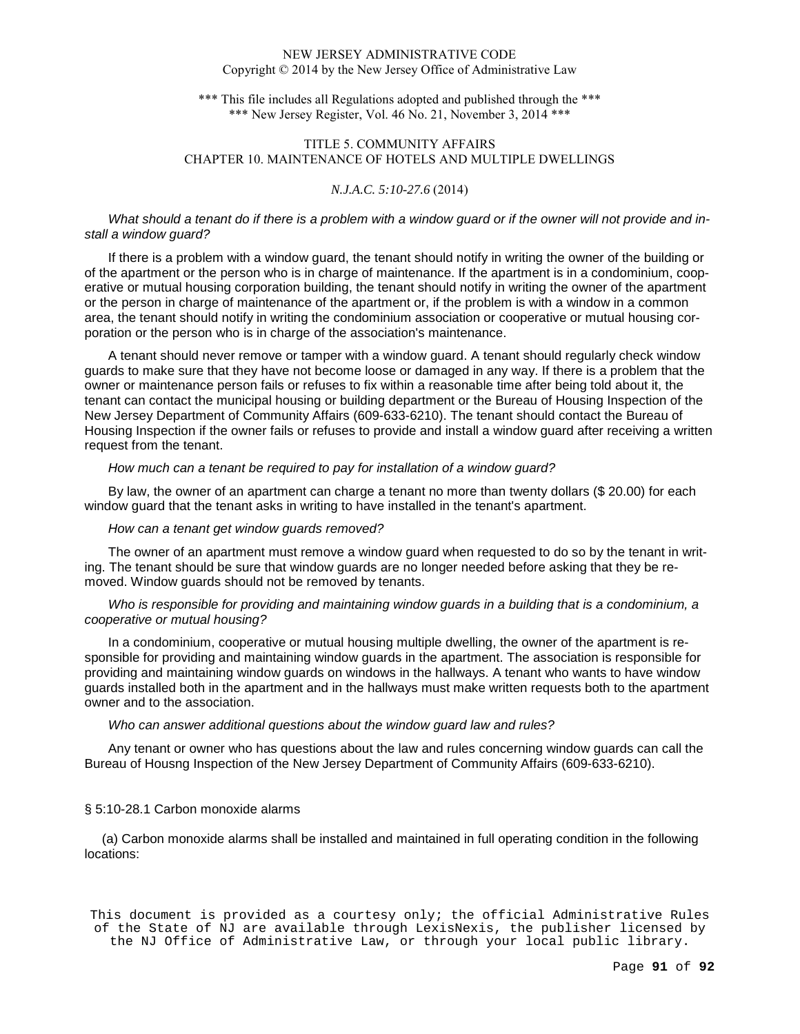NEW JERSEY ADMINISTRATIVE CODE
Copyright © 2014 by the New Jersey Office of Administrative Law

*** This file includes all Regulations adopted and published through the ***
*** New Jersey Register, Vol. 46 No. 21, November 3, 2014 ***

TITLE 5. COMMUNITY AFFAIRS
CHAPTER 10. MAINTENANCE OF HOTELS AND MULTIPLE DWELLINGS

*N.J.A.C. 5:10-27.6* (2014)

*What should a tenant do if there is a problem with a window guard or if the owner will not provide and install a window guard?*

If there is a problem with a window guard, the tenant should notify in writing the owner of the building or of the apartment or the person who is in charge of maintenance. If the apartment is in a condominium, cooperative or mutual housing corporation building, the tenant should notify in writing the owner of the apartment or the person in charge of maintenance of the apartment or, if the problem is with a window in a common area, the tenant should notify in writing the condominium association or cooperative or mutual housing corporation or the person who is in charge of the association's maintenance.

A tenant should never remove or tamper with a window guard. A tenant should regularly check window guards to make sure that they have not become loose or damaged in any way. If there is a problem that the owner or maintenance person fails or refuses to fix within a reasonable time after being told about it, the tenant can contact the municipal housing or building department or the Bureau of Housing Inspection of the New Jersey Department of Community Affairs (609-633-6210). The tenant should contact the Bureau of Housing Inspection if the owner fails or refuses to provide and install a window guard after receiving a written request from the tenant.

*How much can a tenant be required to pay for installation of a window guard?*

By law, the owner of an apartment can charge a tenant no more than twenty dollars ($ 20.00) for each window guard that the tenant asks in writing to have installed in the tenant's apartment.

*How can a tenant get window guards removed?*

The owner of an apartment must remove a window guard when requested to do so by the tenant in writing. The tenant should be sure that window guards are no longer needed before asking that they be removed. Window guards should not be removed by tenants.

*Who is responsible for providing and maintaining window guards in a building that is a condominium, a cooperative or mutual housing?*

In a condominium, cooperative or mutual housing multiple dwelling, the owner of the apartment is responsible for providing and maintaining window guards in the apartment. The association is responsible for providing and maintaining window guards on windows in the hallways. A tenant who wants to have window guards installed both in the apartment and in the hallways must make written requests both to the apartment owner and to the association.

*Who can answer additional questions about the window guard law and rules?*

Any tenant or owner who has questions about the law and rules concerning window guards can call the Bureau of Housng Inspection of the New Jersey Department of Community Affairs (609-633-6210).

§ 5:10-28.1 Carbon monoxide alarms

(a) Carbon monoxide alarms shall be installed and maintained in full operating condition in the following locations:

This document is provided as a courtesy only; the official Administrative Rules of the State of NJ are available through LexisNexis, the publisher licensed by the NJ Office of Administrative Law, or through your local public library.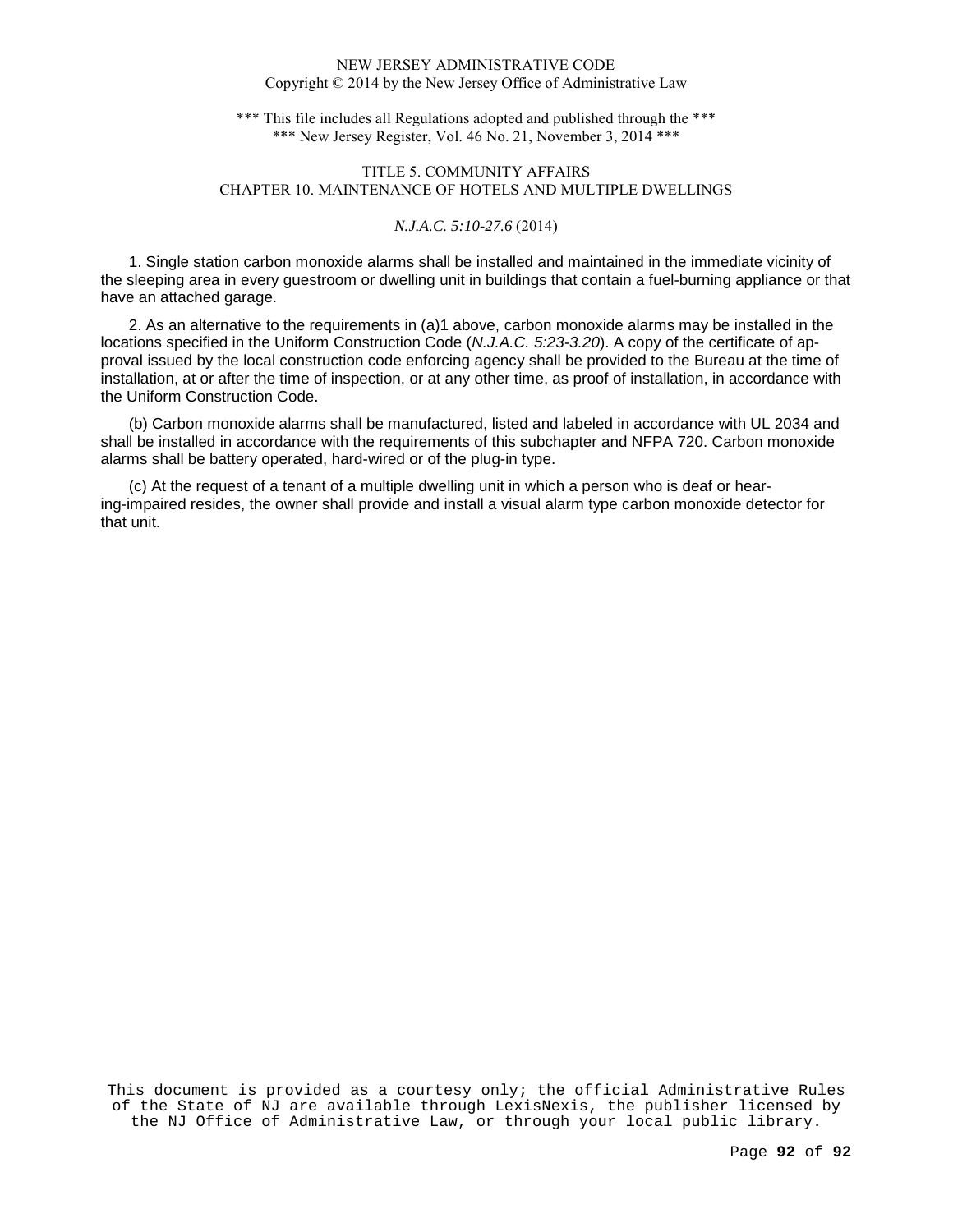NEW JERSEY ADMINISTRATIVE CODE
Copyright © 2014 by the New Jersey Office of Administrative Law

*** This file includes all Regulations adopted and published through the ***
*** New Jersey Register, Vol. 46 No. 21, November 3, 2014 ***

TITLE 5. COMMUNITY AFFAIRS
CHAPTER 10. MAINTENANCE OF HOTELS AND MULTIPLE DWELLINGS

*N.J.A.C. 5:10-27.6* (2014)

1. Single station carbon monoxide alarms shall be installed and maintained in the immediate vicinity of the sleeping area in every guestroom or dwelling unit in buildings that contain a fuel-burning appliance or that have an attached garage.

2. As an alternative to the requirements in (a)1 above, carbon monoxide alarms may be installed in the locations specified in the Uniform Construction Code (*N.J.A.C. 5:23-3.20*). A copy of the certificate of approval issued by the local construction code enforcing agency shall be provided to the Bureau at the time of installation, at or after the time of inspection, or at any other time, as proof of installation, in accordance with the Uniform Construction Code.

(b) Carbon monoxide alarms shall be manufactured, listed and labeled in accordance with UL 2034 and shall be installed in accordance with the requirements of this subchapter and NFPA 720. Carbon monoxide alarms shall be battery operated, hard-wired or of the plug-in type.

(c) At the request of a tenant of a multiple dwelling unit in which a person who is deaf or hearing-impaired resides, the owner shall provide and install a visual alarm type carbon monoxide detector for that unit.

This document is provided as a courtesy only; the official Administrative Rules of the State of NJ are available through LexisNexis, the publisher licensed by the NJ Office of Administrative Law, or through your local public library.